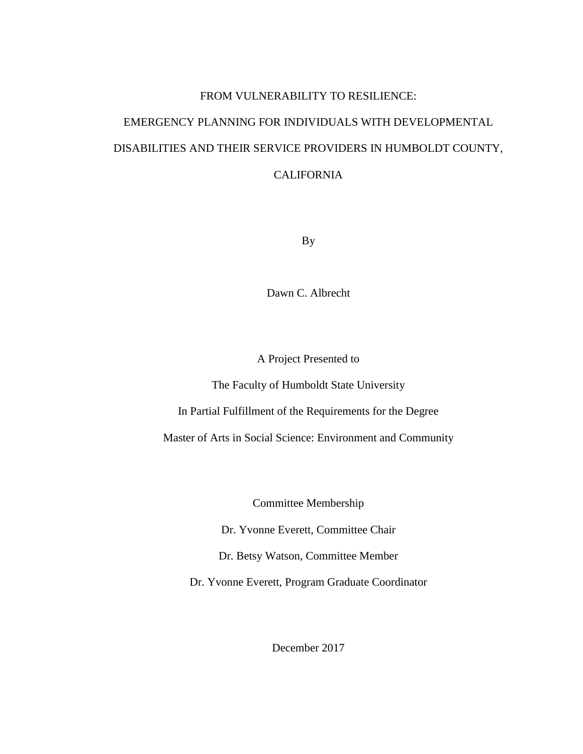# FROM VULNERABILITY TO RESILIENCE:

# EMERGENCY PLANNING FOR INDIVIDUALS WITH DEVELOPMENTAL DISABILITIES AND THEIR SERVICE PROVIDERS IN HUMBOLDT COUNTY, CALIFORNIA

By

Dawn C. Albrecht

A Project Presented to

The Faculty of Humboldt State University

In Partial Fulfillment of the Requirements for the Degree

Master of Arts in Social Science: Environment and Community

Committee Membership

Dr. Yvonne Everett, Committee Chair

Dr. Betsy Watson, Committee Member

Dr. Yvonne Everett, Program Graduate Coordinator

December 2017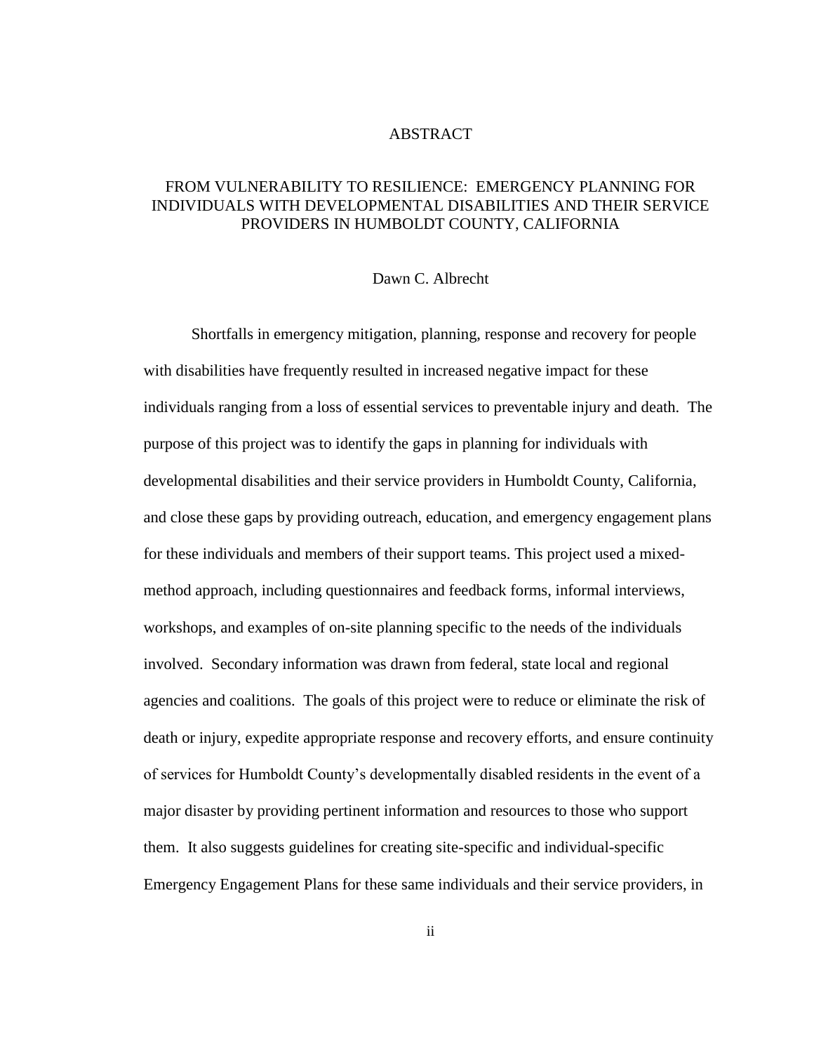# ABSTRACT

## FROM VULNERABILITY TO RESILIENCE: EMERGENCY PLANNING FOR INDIVIDUALS WITH DEVELOPMENTAL DISABILITIES AND THEIR SERVICE PROVIDERS IN HUMBOLDT COUNTY, CALIFORNIA

Dawn C. Albrecht

Shortfalls in emergency mitigation, planning, response and recovery for people with disabilities have frequently resulted in increased negative impact for these individuals ranging from a loss of essential services to preventable injury and death. The purpose of this project was to identify the gaps in planning for individuals with developmental disabilities and their service providers in Humboldt County, California, and close these gaps by providing outreach, education, and emergency engagement plans for these individuals and members of their support teams. This project used a mixed-method approach, including questionnaires and feedback forms, informal interviews, workshops, and examples of on-site planning specific to the needs of the individuals involved. Secondary information was drawn from federal, state local and regional agencies and coalitions. The goals of this project were to reduce or eliminate the risk of death or injury, expedite appropriate response and recovery efforts, and ensure continuity of services for Humboldt County's developmentally disabled residents in the event of a major disaster by providing pertinent information and resources to those who support them. It also suggests guidelines for creating site-specific and individual-specific Emergency Engagement Plans for these same individuals and their service providers, in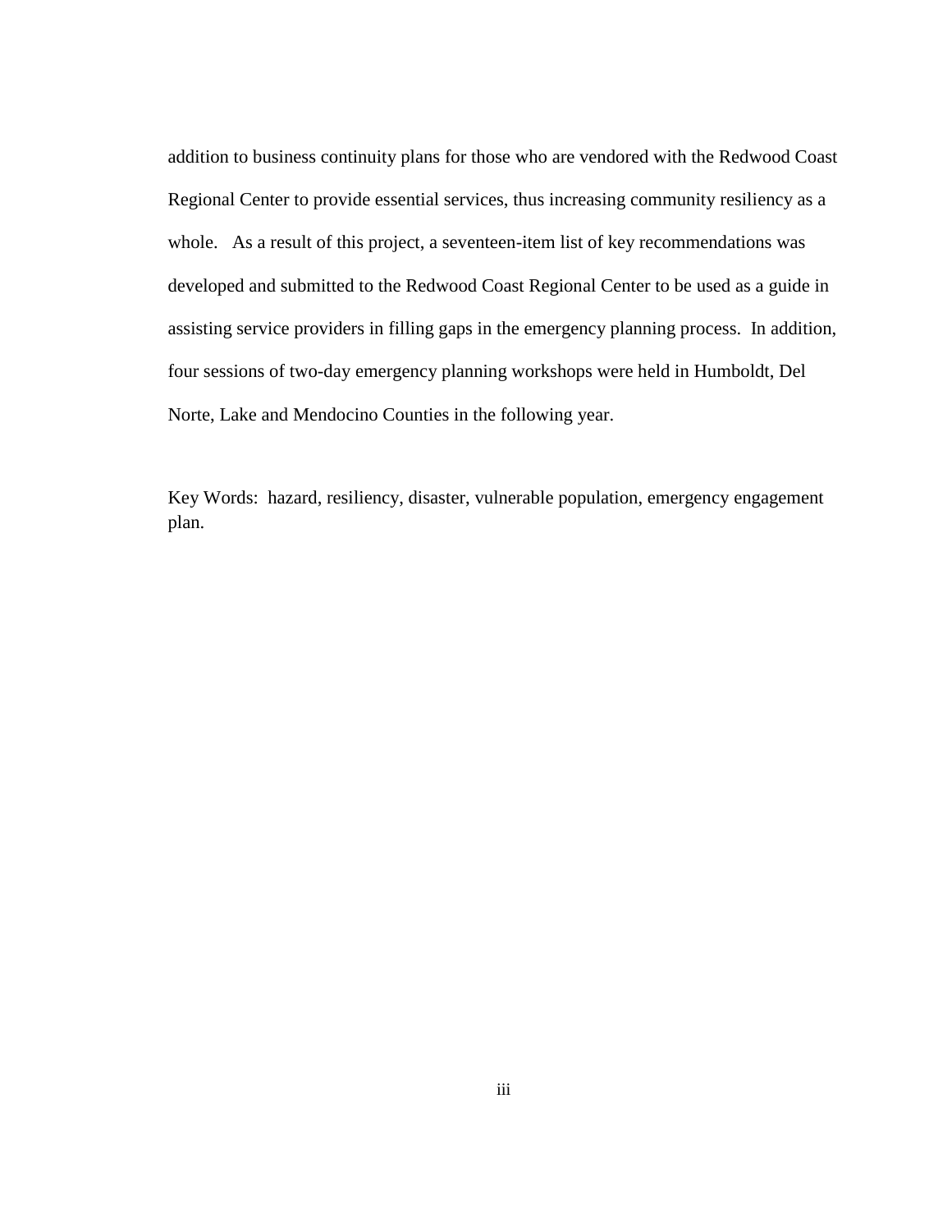addition to business continuity plans for those who are vendored with the Redwood Coast Regional Center to provide essential services, thus increasing community resiliency as a whole. As a result of this project, a seventeen-item list of key recommendations was developed and submitted to the Redwood Coast Regional Center to be used as a guide in assisting service providers in filling gaps in the emergency planning process. In addition, four sessions of two-day emergency planning workshops were held in Humboldt, Del Norte, Lake and Mendocino Counties in the following year.

Key Words: hazard, resiliency, disaster, vulnerable population, emergency engagement plan.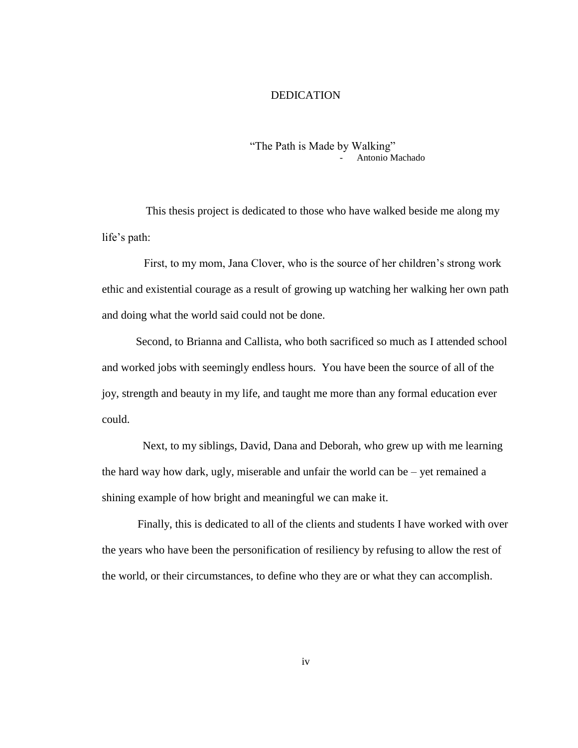# DEDICATION

"The Path is Made by Walking"
- Antonio Machado

This thesis project is dedicated to those who have walked beside me along my life's path:

First, to my mom, Jana Clover, who is the source of her children's strong work ethic and existential courage as a result of growing up watching her walking her own path and doing what the world said could not be done.

Second, to Brianna and Callista, who both sacrificed so much as I attended school and worked jobs with seemingly endless hours. You have been the source of all of the joy, strength and beauty in my life, and taught me more than any formal education ever could.

Next, to my siblings, David, Dana and Deborah, who grew up with me learning the hard way how dark, ugly, miserable and unfair the world can be – yet remained a shining example of how bright and meaningful we can make it.

Finally, this is dedicated to all of the clients and students I have worked with over the years who have been the personification of resiliency by refusing to allow the rest of the world, or their circumstances, to define who they are or what they can accomplish.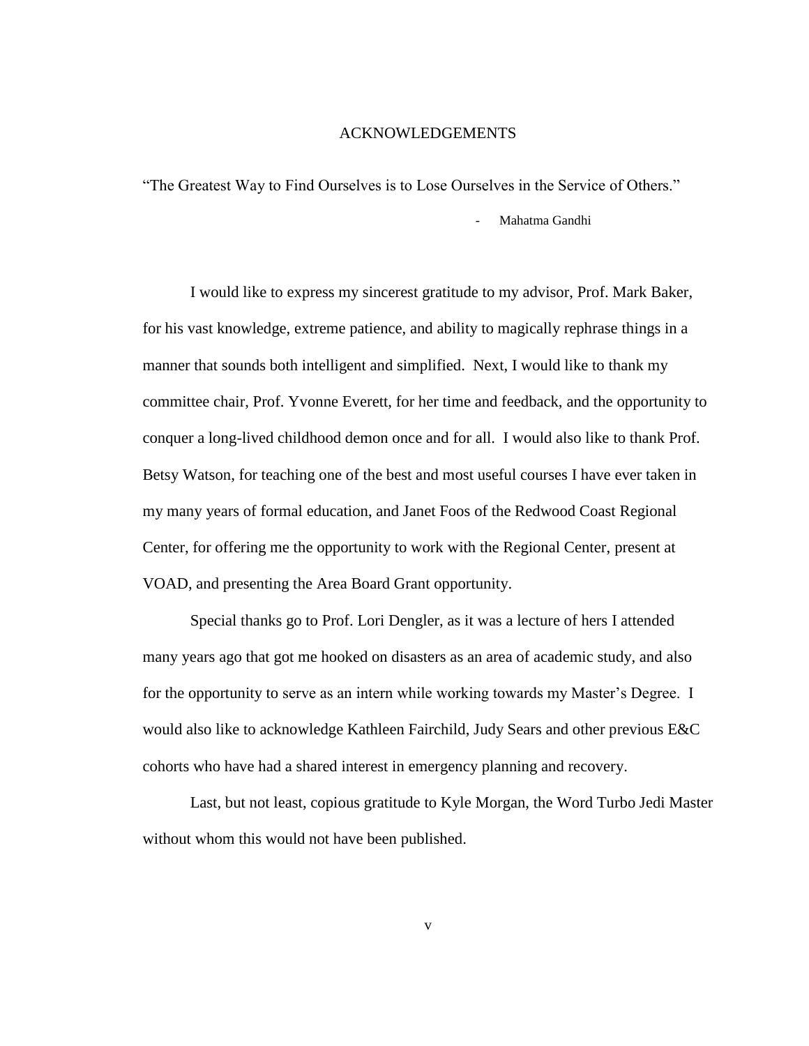# ACKNOWLEDGEMENTS

"The Greatest Way to Find Ourselves is to Lose Ourselves in the Service of Others."

- Mahatma Gandhi

I would like to express my sincerest gratitude to my advisor, Prof. Mark Baker, for his vast knowledge, extreme patience, and ability to magically rephrase things in a manner that sounds both intelligent and simplified. Next, I would like to thank my committee chair, Prof. Yvonne Everett, for her time and feedback, and the opportunity to conquer a long-lived childhood demon once and for all. I would also like to thank Prof. Betsy Watson, for teaching one of the best and most useful courses I have ever taken in my many years of formal education, and Janet Foos of the Redwood Coast Regional Center, for offering me the opportunity to work with the Regional Center, present at VOAD, and presenting the Area Board Grant opportunity.

Special thanks go to Prof. Lori Dengler, as it was a lecture of hers I attended many years ago that got me hooked on disasters as an area of academic study, and also for the opportunity to serve as an intern while working towards my Master's Degree. I would also like to acknowledge Kathleen Fairchild, Judy Sears and other previous E&C cohorts who have had a shared interest in emergency planning and recovery.

Last, but not least, copious gratitude to Kyle Morgan, the Word Turbo Jedi Master without whom this would not have been published.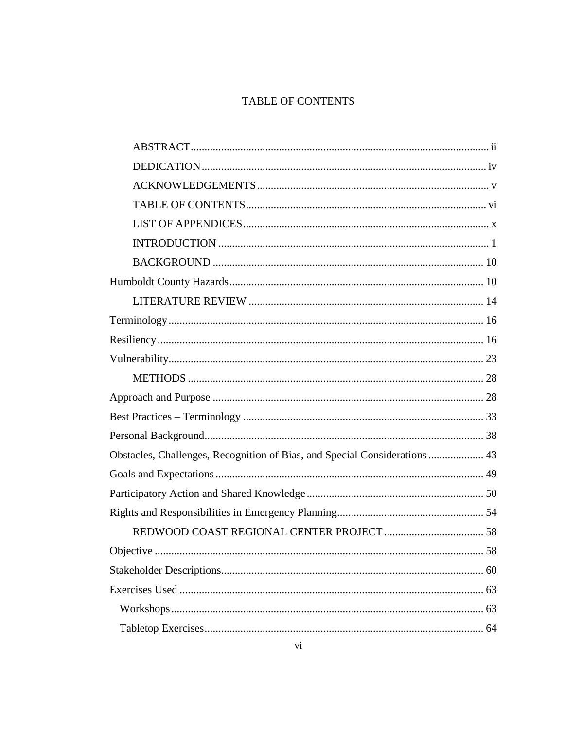# TABLE OF CONTENTS

ABSTRACT ... ii

DEDICATION ... iv

ACKNOWLEDGEMENTS ... v

TABLE OF CONTENTS ... vi

LIST OF APPENDICES ... x

INTRODUCTION ... 1

BACKGROUND ... 10

Humboldt County Hazards ... 10

LITERATURE REVIEW ... 14

Terminology ... 16

Resiliency ... 16

Vulnerability ... 23

METHODS ... 28

Approach and Purpose ... 28

Best Practices – Terminology ... 33

Personal Background ... 38

Obstacles, Challenges, Recognition of Bias, and Special Considerations ... 43

Goals and Expectations ... 49

Participatory Action and Shared Knowledge ... 50

Rights and Responsibilities in Emergency Planning ... 54

REDWOOD COAST REGIONAL CENTER PROJECT ... 58

Objective ... 58

Stakeholder Descriptions ... 60

Exercises Used ... 63

- Workshops ... 63
- Tabletop Exercises ... 64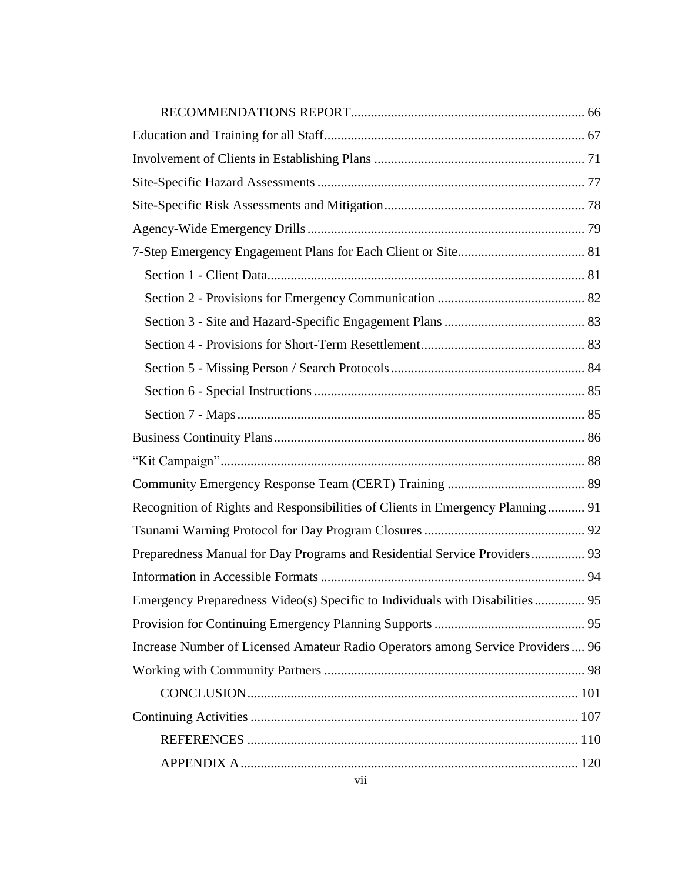RECOMMENDATIONS REPORT ..... 66

Education and Training for all Staff ..... 67

Involvement of Clients in Establishing Plans ..... 71

Site-Specific Hazard Assessments ..... 77

Site-Specific Risk Assessments and Mitigation ..... 78

Agency-Wide Emergency Drills ..... 79

7-Step Emergency Engagement Plans for Each Client or Site ..... 81

- Section 1 - Client Data ..... 81
- Section 2 - Provisions for Emergency Communication ..... 82
- Section 3 - Site and Hazard-Specific Engagement Plans ..... 83
- Section 4 - Provisions for Short-Term Resettlement ..... 83
- Section 5 - Missing Person / Search Protocols ..... 84
- Section 6 - Special Instructions ..... 85
- Section 7 - Maps ..... 85

Business Continuity Plans ..... 86

"Kit Campaign" ..... 88

Community Emergency Response Team (CERT) Training ..... 89

Recognition of Rights and Responsibilities of Clients in Emergency Planning ..... 91

Tsunami Warning Protocol for Day Program Closures ..... 92

Preparedness Manual for Day Programs and Residential Service Providers ..... 93

Information in Accessible Formats ..... 94

Emergency Preparedness Video(s) Specific to Individuals with Disabilities ..... 95

Provision for Continuing Emergency Planning Supports ..... 95

Increase Number of Licensed Amateur Radio Operators among Service Providers ..... 96

Working with Community Partners ..... 98

CONCLUSION ..... 101

Continuing Activities ..... 107

REFERENCES ..... 110

APPENDIX A ..... 120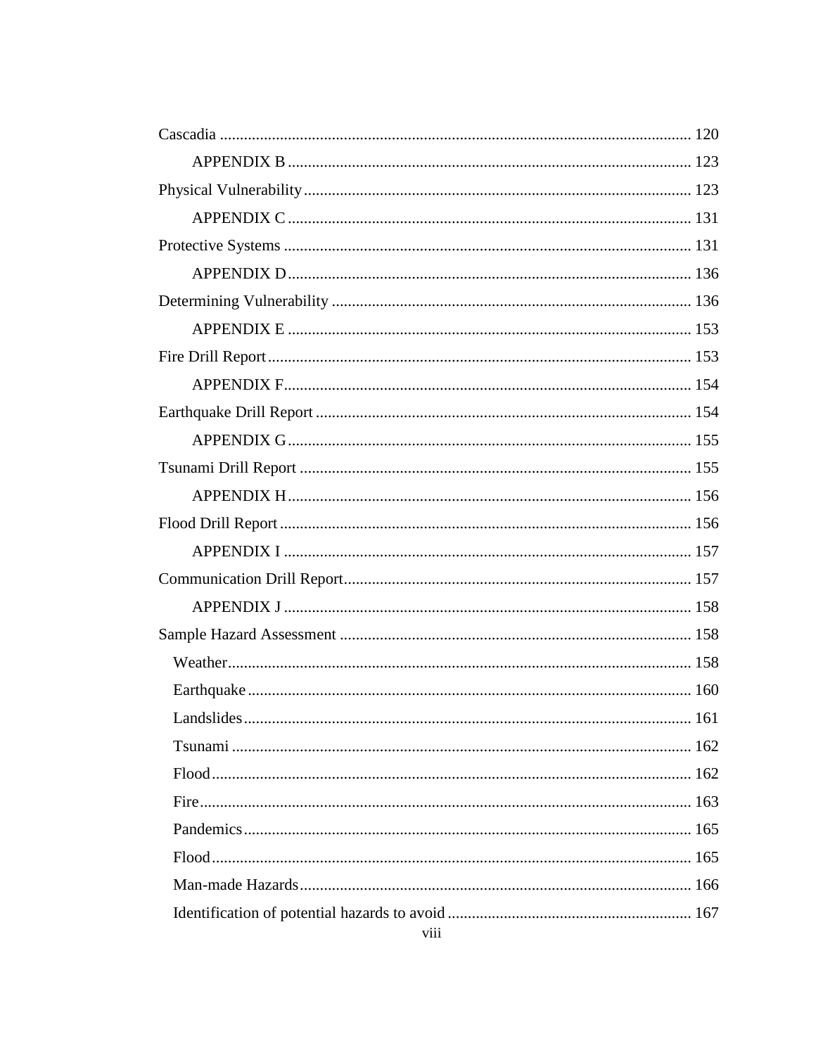Cascadia ........................................................................................................ 120

APPENDIX B ........................................................................................... 123

Physical Vulnerability ................................................................................... 123

APPENDIX C ........................................................................................... 131

Protective Systems ........................................................................................ 131

APPENDIX D ........................................................................................... 136

Determining Vulnerability ............................................................................ 136

APPENDIX E ........................................................................................... 153

Fire Drill Report ............................................................................................ 153

APPENDIX F ............................................................................................ 154

Earthquake Drill Report ................................................................................ 154

APPENDIX G ........................................................................................... 155

Tsunami Drill Report .................................................................................... 155

APPENDIX H ........................................................................................... 156

Flood Drill Report ......................................................................................... 156

APPENDIX I ............................................................................................ 157

Communication Drill Report ......................................................................... 157

APPENDIX J ............................................................................................ 158

Sample Hazard Assessment .......................................................................... 158

- Weather ...................................................................................................... 158
- Earthquake ................................................................................................. 160
- Landslides .................................................................................................. 161
- Tsunami ..................................................................................................... 162
- Flood .......................................................................................................... 162
- Fire ............................................................................................................. 163
- Pandemics .................................................................................................. 165
- Flood .......................................................................................................... 165
- Man-made Hazards .................................................................................... 166
- Identification of potential hazards to avoid ............................................... 167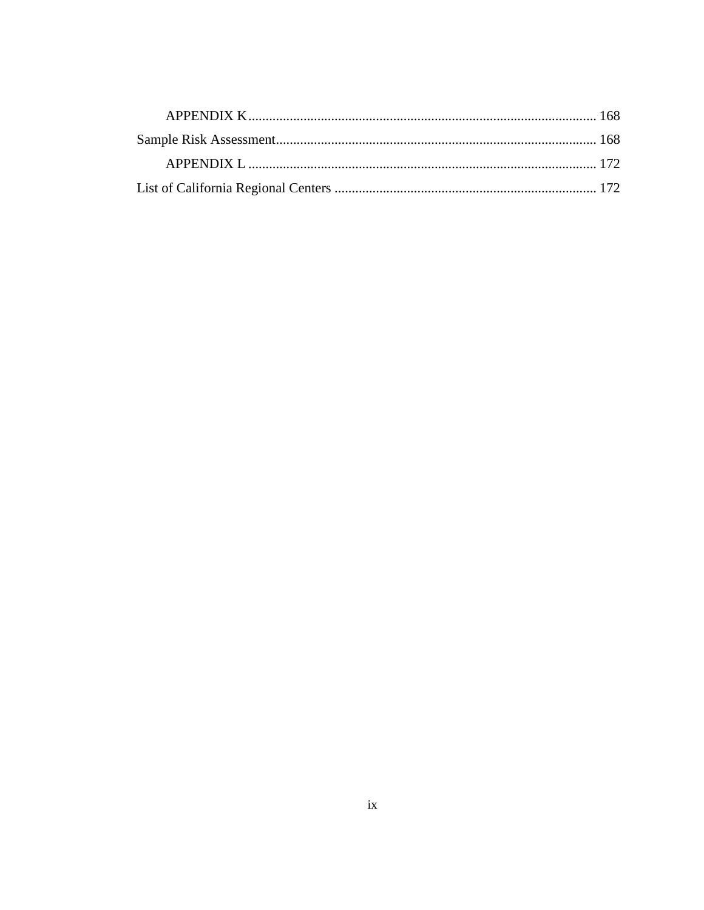APPENDIX K ..................................................................................................... 168

Sample Risk Assessment ............................................................................................ 168

APPENDIX L ..................................................................................................... 172

List of California Regional Centers ........................................................................... 172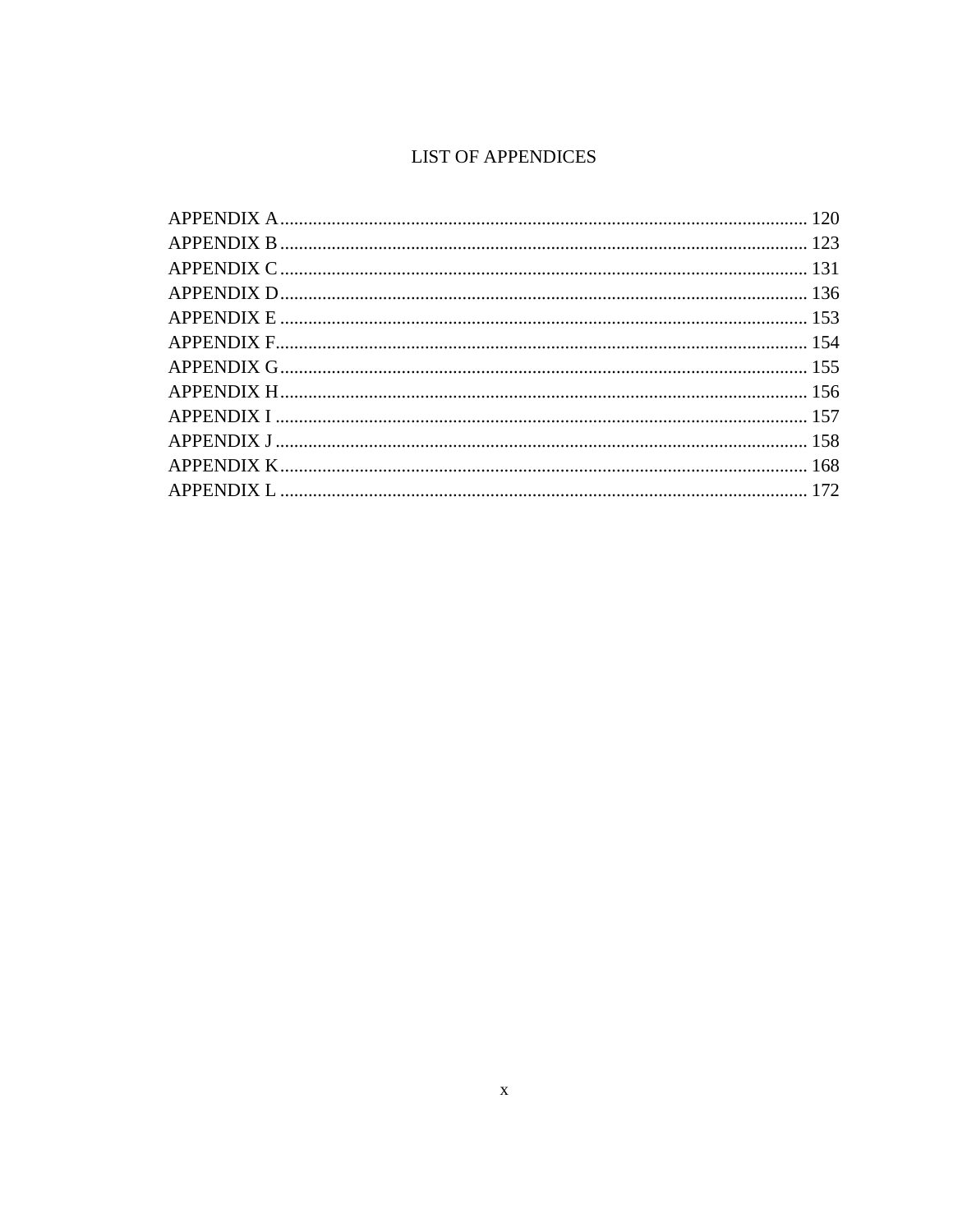# LIST OF APPENDICES

APPENDIX A ................................................................................................................ 120
APPENDIX B ................................................................................................................ 123
APPENDIX C ................................................................................................................ 131
APPENDIX D ................................................................................................................ 136
APPENDIX E ................................................................................................................ 153
APPENDIX F ................................................................................................................ 154
APPENDIX G ................................................................................................................ 155
APPENDIX H ................................................................................................................ 156
APPENDIX I ................................................................................................................. 157
APPENDIX J ................................................................................................................. 158
APPENDIX K ................................................................................................................ 168
APPENDIX L ................................................................................................................ 172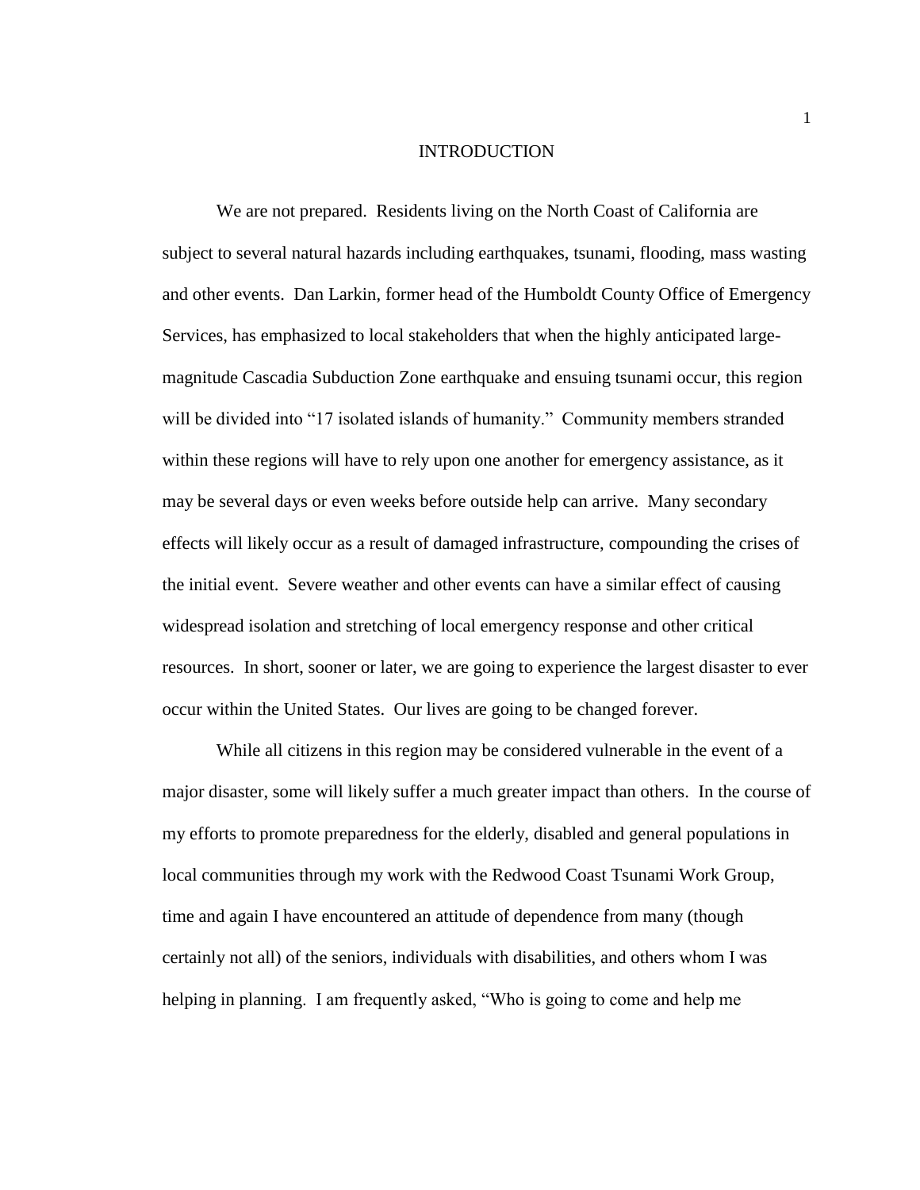# INTRODUCTION

We are not prepared. Residents living on the North Coast of California are subject to several natural hazards including earthquakes, tsunami, flooding, mass wasting and other events. Dan Larkin, former head of the Humboldt County Office of Emergency Services, has emphasized to local stakeholders that when the highly anticipated large-magnitude Cascadia Subduction Zone earthquake and ensuing tsunami occur, this region will be divided into "17 isolated islands of humanity." Community members stranded within these regions will have to rely upon one another for emergency assistance, as it may be several days or even weeks before outside help can arrive. Many secondary effects will likely occur as a result of damaged infrastructure, compounding the crises of the initial event. Severe weather and other events can have a similar effect of causing widespread isolation and stretching of local emergency response and other critical resources. In short, sooner or later, we are going to experience the largest disaster to ever occur within the United States. Our lives are going to be changed forever.

While all citizens in this region may be considered vulnerable in the event of a major disaster, some will likely suffer a much greater impact than others. In the course of my efforts to promote preparedness for the elderly, disabled and general populations in local communities through my work with the Redwood Coast Tsunami Work Group, time and again I have encountered an attitude of dependence from many (though certainly not all) of the seniors, individuals with disabilities, and others whom I was helping in planning. I am frequently asked, "Who is going to come and help me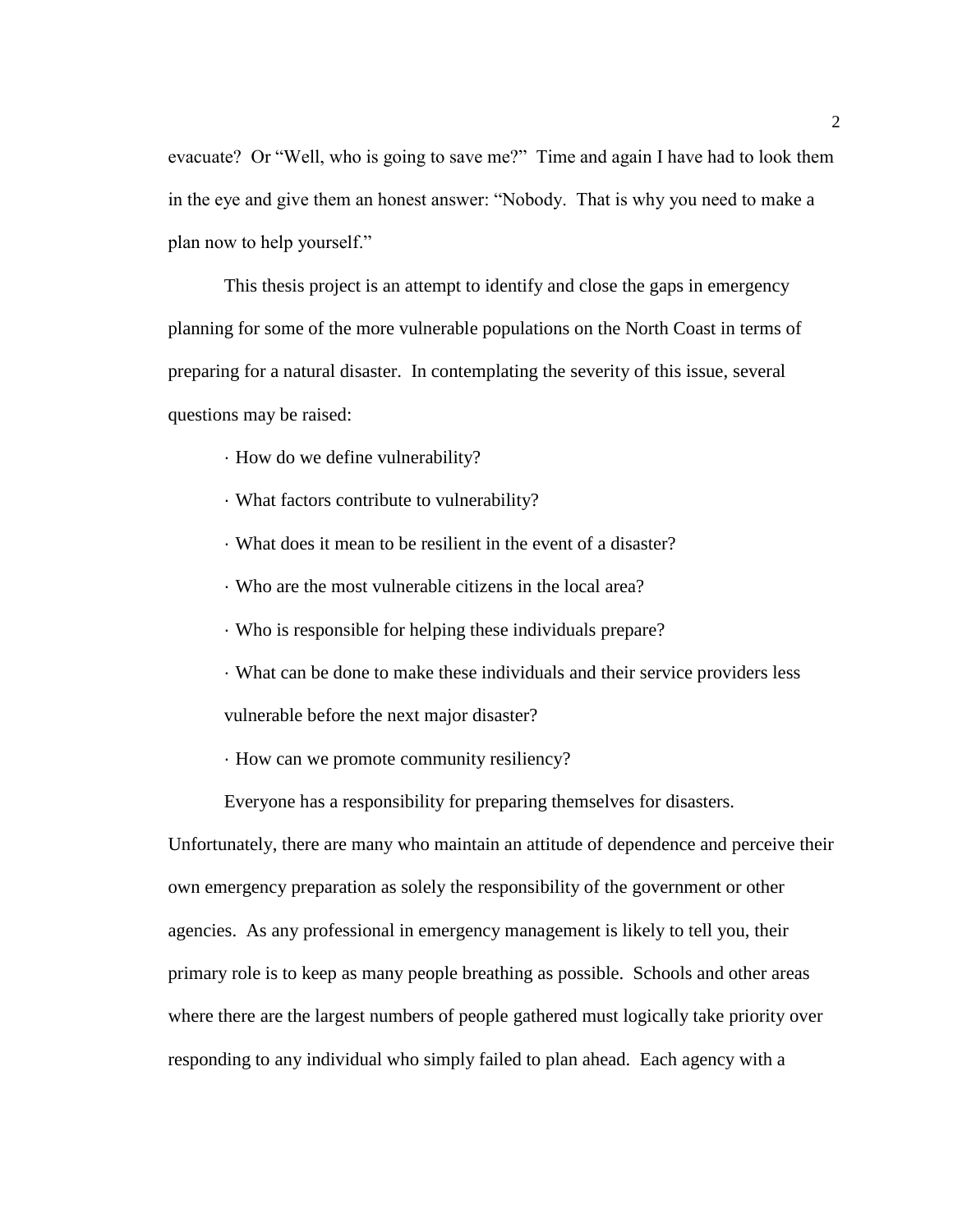evacuate? Or "Well, who is going to save me?" Time and again I have had to look them in the eye and give them an honest answer: "Nobody. That is why you need to make a plan now to help yourself."

This thesis project is an attempt to identify and close the gaps in emergency planning for some of the more vulnerable populations on the North Coast in terms of preparing for a natural disaster. In contemplating the severity of this issue, several questions may be raised:

- How do we define vulnerability?
- What factors contribute to vulnerability?
- What does it mean to be resilient in the event of a disaster?
- Who are the most vulnerable citizens in the local area?
- Who is responsible for helping these individuals prepare?
- What can be done to make these individuals and their service providers less vulnerable before the next major disaster?
- How can we promote community resiliency?

Everyone has a responsibility for preparing themselves for disasters. Unfortunately, there are many who maintain an attitude of dependence and perceive their own emergency preparation as solely the responsibility of the government or other agencies. As any professional in emergency management is likely to tell you, their primary role is to keep as many people breathing as possible. Schools and other areas where there are the largest numbers of people gathered must logically take priority over responding to any individual who simply failed to plan ahead. Each agency with a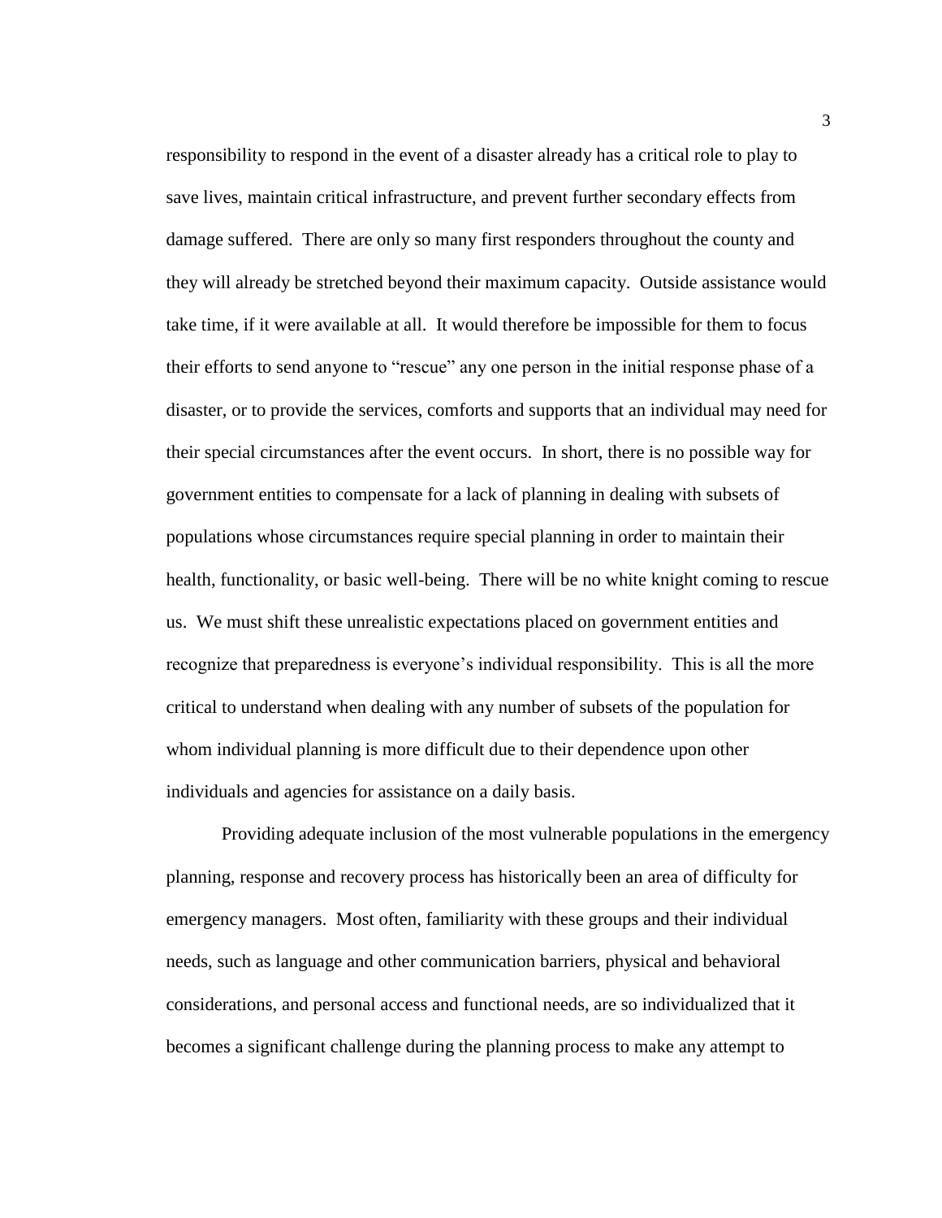responsibility to respond in the event of a disaster already has a critical role to play to save lives, maintain critical infrastructure, and prevent further secondary effects from damage suffered. There are only so many first responders throughout the county and they will already be stretched beyond their maximum capacity. Outside assistance would take time, if it were available at all. It would therefore be impossible for them to focus their efforts to send anyone to "rescue" any one person in the initial response phase of a disaster, or to provide the services, comforts and supports that an individual may need for their special circumstances after the event occurs. In short, there is no possible way for government entities to compensate for a lack of planning in dealing with subsets of populations whose circumstances require special planning in order to maintain their health, functionality, or basic well-being. There will be no white knight coming to rescue us. We must shift these unrealistic expectations placed on government entities and recognize that preparedness is everyone's individual responsibility. This is all the more critical to understand when dealing with any number of subsets of the population for whom individual planning is more difficult due to their dependence upon other individuals and agencies for assistance on a daily basis.

Providing adequate inclusion of the most vulnerable populations in the emergency planning, response and recovery process has historically been an area of difficulty for emergency managers. Most often, familiarity with these groups and their individual needs, such as language and other communication barriers, physical and behavioral considerations, and personal access and functional needs, are so individualized that it becomes a significant challenge during the planning process to make any attempt to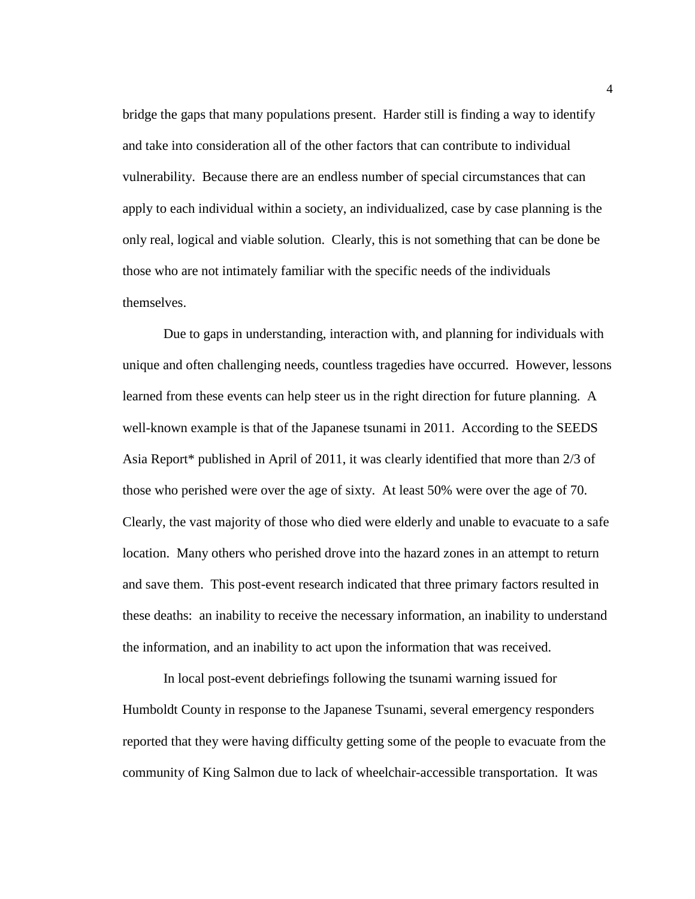bridge the gaps that many populations present. Harder still is finding a way to identify and take into consideration all of the other factors that can contribute to individual vulnerability. Because there are an endless number of special circumstances that can apply to each individual within a society, an individualized, case by case planning is the only real, logical and viable solution. Clearly, this is not something that can be done be those who are not intimately familiar with the specific needs of the individuals themselves.

Due to gaps in understanding, interaction with, and planning for individuals with unique and often challenging needs, countless tragedies have occurred. However, lessons learned from these events can help steer us in the right direction for future planning. A well-known example is that of the Japanese tsunami in 2011. According to the SEEDS Asia Report* published in April of 2011, it was clearly identified that more than 2/3 of those who perished were over the age of sixty. At least 50% were over the age of 70. Clearly, the vast majority of those who died were elderly and unable to evacuate to a safe location. Many others who perished drove into the hazard zones in an attempt to return and save them. This post-event research indicated that three primary factors resulted in these deaths: an inability to receive the necessary information, an inability to understand the information, and an inability to act upon the information that was received.

In local post-event debriefings following the tsunami warning issued for Humboldt County in response to the Japanese Tsunami, several emergency responders reported that they were having difficulty getting some of the people to evacuate from the community of King Salmon due to lack of wheelchair-accessible transportation. It was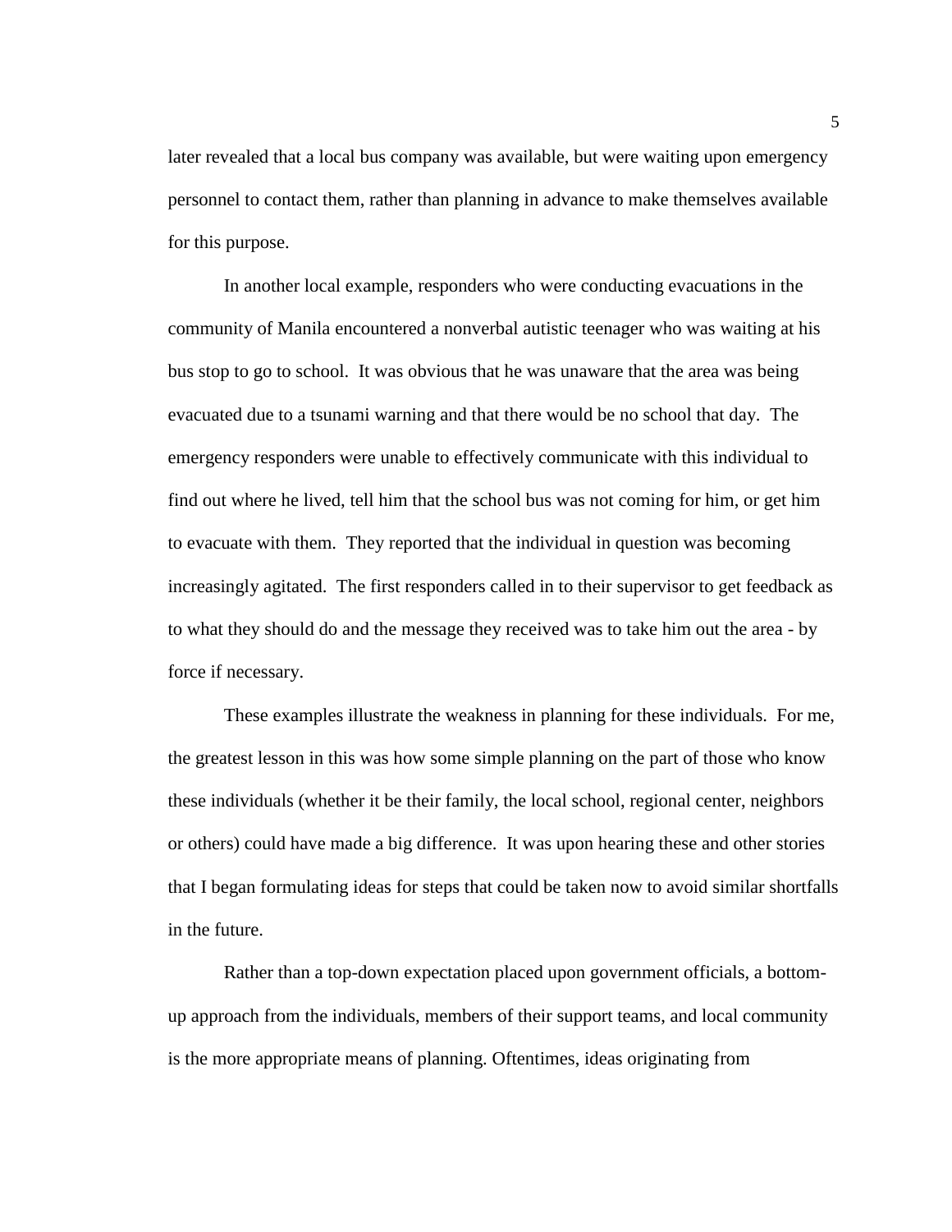later revealed that a local bus company was available, but were waiting upon emergency personnel to contact them, rather than planning in advance to make themselves available for this purpose.

In another local example, responders who were conducting evacuations in the community of Manila encountered a nonverbal autistic teenager who was waiting at his bus stop to go to school. It was obvious that he was unaware that the area was being evacuated due to a tsunami warning and that there would be no school that day. The emergency responders were unable to effectively communicate with this individual to find out where he lived, tell him that the school bus was not coming for him, or get him to evacuate with them. They reported that the individual in question was becoming increasingly agitated. The first responders called in to their supervisor to get feedback as to what they should do and the message they received was to take him out the area - by force if necessary.

These examples illustrate the weakness in planning for these individuals. For me, the greatest lesson in this was how some simple planning on the part of those who know these individuals (whether it be their family, the local school, regional center, neighbors or others) could have made a big difference. It was upon hearing these and other stories that I began formulating ideas for steps that could be taken now to avoid similar shortfalls in the future.

Rather than a top-down expectation placed upon government officials, a bottom-up approach from the individuals, members of their support teams, and local community is the more appropriate means of planning. Oftentimes, ideas originating from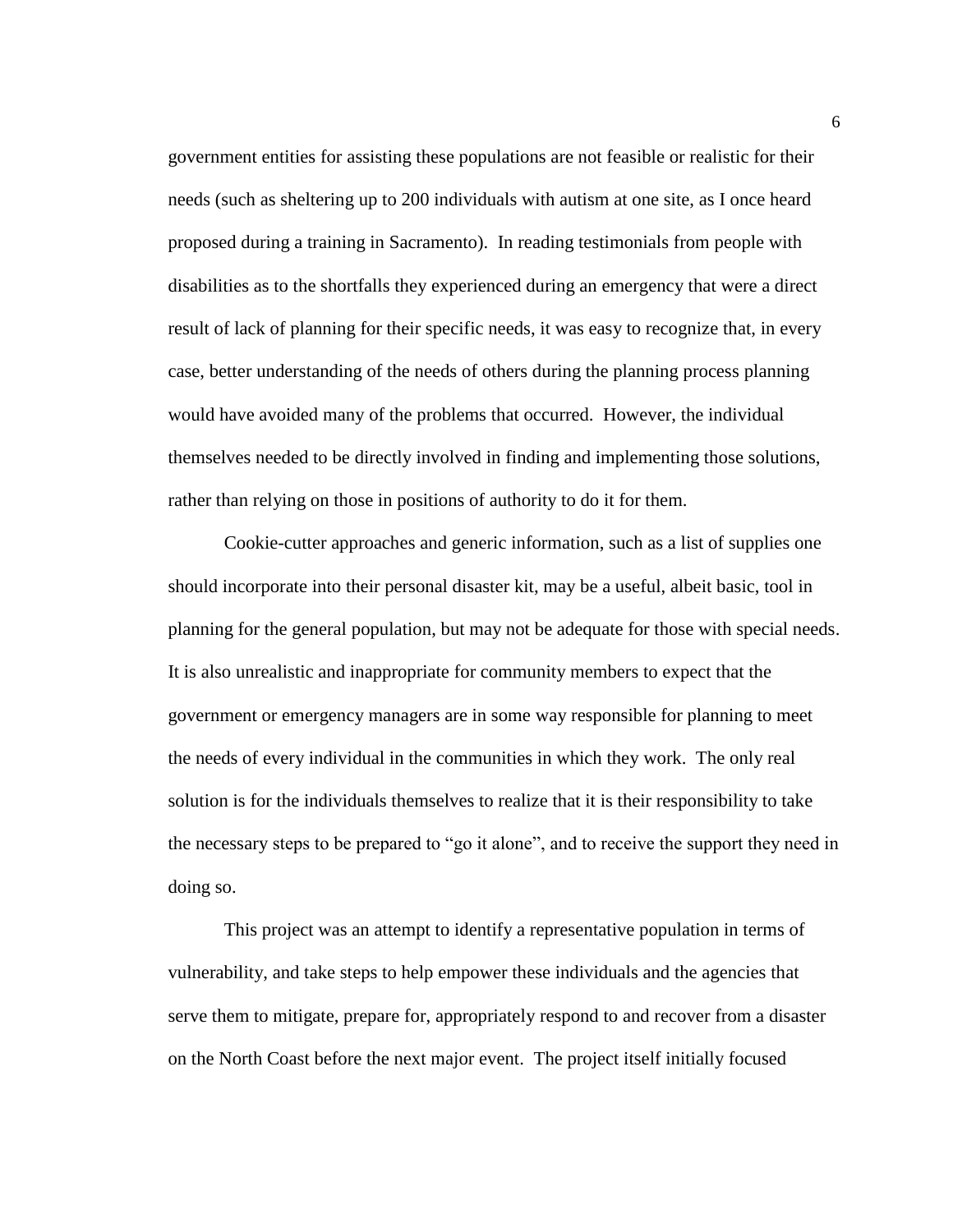government entities for assisting these populations are not feasible or realistic for their needs (such as sheltering up to 200 individuals with autism at one site, as I once heard proposed during a training in Sacramento). In reading testimonials from people with disabilities as to the shortfalls they experienced during an emergency that were a direct result of lack of planning for their specific needs, it was easy to recognize that, in every case, better understanding of the needs of others during the planning process planning would have avoided many of the problems that occurred. However, the individual themselves needed to be directly involved in finding and implementing those solutions, rather than relying on those in positions of authority to do it for them.

Cookie-cutter approaches and generic information, such as a list of supplies one should incorporate into their personal disaster kit, may be a useful, albeit basic, tool in planning for the general population, but may not be adequate for those with special needs. It is also unrealistic and inappropriate for community members to expect that the government or emergency managers are in some way responsible for planning to meet the needs of every individual in the communities in which they work. The only real solution is for the individuals themselves to realize that it is their responsibility to take the necessary steps to be prepared to "go it alone", and to receive the support they need in doing so.

This project was an attempt to identify a representative population in terms of vulnerability, and take steps to help empower these individuals and the agencies that serve them to mitigate, prepare for, appropriately respond to and recover from a disaster on the North Coast before the next major event. The project itself initially focused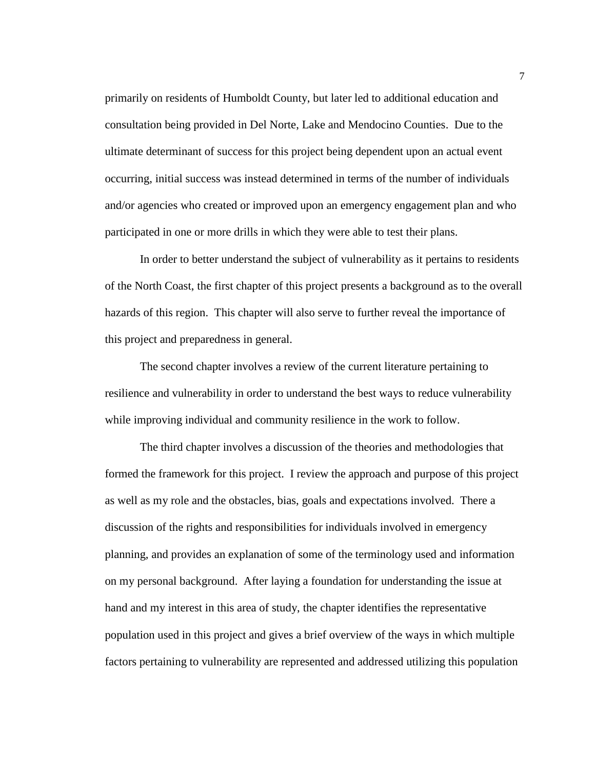primarily on residents of Humboldt County, but later led to additional education and consultation being provided in Del Norte, Lake and Mendocino Counties. Due to the ultimate determinant of success for this project being dependent upon an actual event occurring, initial success was instead determined in terms of the number of individuals and/or agencies who created or improved upon an emergency engagement plan and who participated in one or more drills in which they were able to test their plans.

In order to better understand the subject of vulnerability as it pertains to residents of the North Coast, the first chapter of this project presents a background as to the overall hazards of this region. This chapter will also serve to further reveal the importance of this project and preparedness in general.

The second chapter involves a review of the current literature pertaining to resilience and vulnerability in order to understand the best ways to reduce vulnerability while improving individual and community resilience in the work to follow.

The third chapter involves a discussion of the theories and methodologies that formed the framework for this project. I review the approach and purpose of this project as well as my role and the obstacles, bias, goals and expectations involved. There a discussion of the rights and responsibilities for individuals involved in emergency planning, and provides an explanation of some of the terminology used and information on my personal background. After laying a foundation for understanding the issue at hand and my interest in this area of study, the chapter identifies the representative population used in this project and gives a brief overview of the ways in which multiple factors pertaining to vulnerability are represented and addressed utilizing this population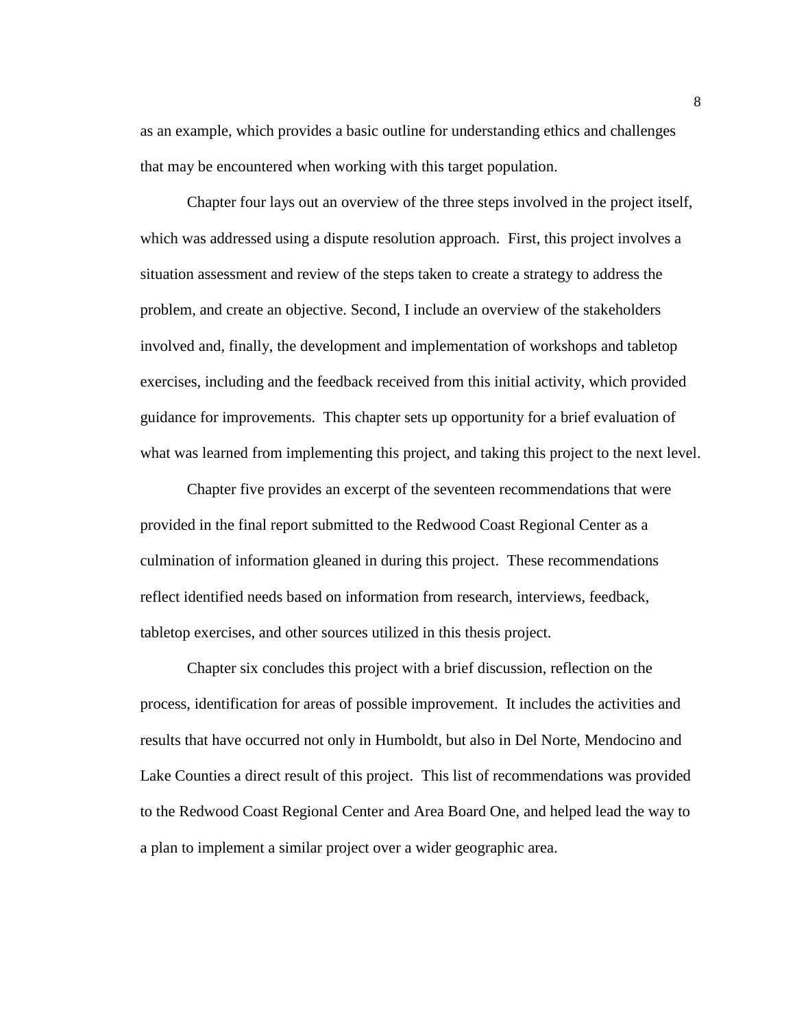as an example, which provides a basic outline for understanding ethics and challenges that may be encountered when working with this target population.

Chapter four lays out an overview of the three steps involved in the project itself, which was addressed using a dispute resolution approach. First, this project involves a situation assessment and review of the steps taken to create a strategy to address the problem, and create an objective. Second, I include an overview of the stakeholders involved and, finally, the development and implementation of workshops and tabletop exercises, including and the feedback received from this initial activity, which provided guidance for improvements. This chapter sets up opportunity for a brief evaluation of what was learned from implementing this project, and taking this project to the next level.

Chapter five provides an excerpt of the seventeen recommendations that were provided in the final report submitted to the Redwood Coast Regional Center as a culmination of information gleaned in during this project. These recommendations reflect identified needs based on information from research, interviews, feedback, tabletop exercises, and other sources utilized in this thesis project.

Chapter six concludes this project with a brief discussion, reflection on the process, identification for areas of possible improvement. It includes the activities and results that have occurred not only in Humboldt, but also in Del Norte, Mendocino and Lake Counties a direct result of this project. This list of recommendations was provided to the Redwood Coast Regional Center and Area Board One, and helped lead the way to a plan to implement a similar project over a wider geographic area.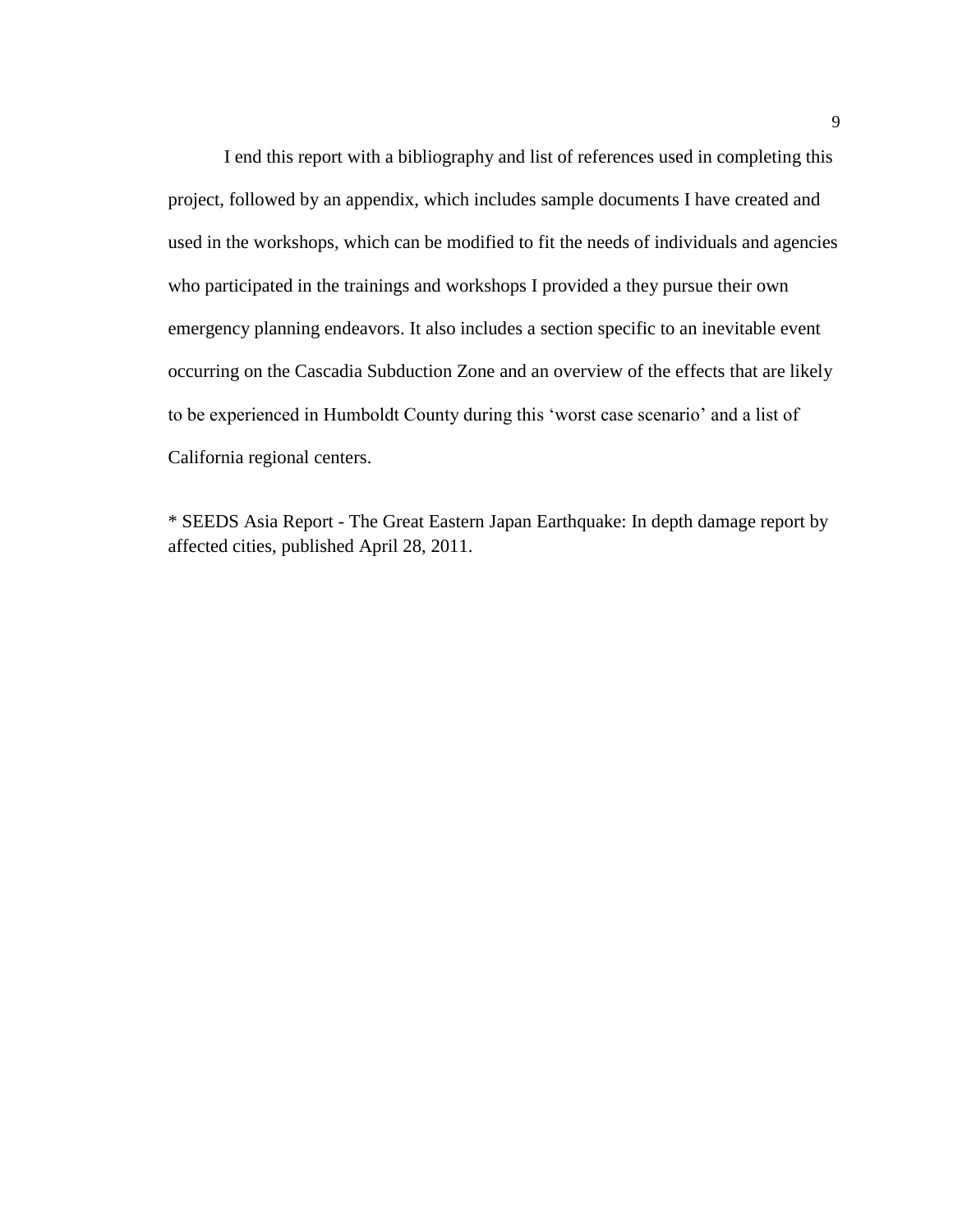I end this report with a bibliography and list of references used in completing this project, followed by an appendix, which includes sample documents I have created and used in the workshops, which can be modified to fit the needs of individuals and agencies who participated in the trainings and workshops I provided a they pursue their own emergency planning endeavors. It also includes a section specific to an inevitable event occurring on the Cascadia Subduction Zone and an overview of the effects that are likely to be experienced in Humboldt County during this 'worst case scenario' and a list of California regional centers.

* SEEDS Asia Report - The Great Eastern Japan Earthquake: In depth damage report by affected cities, published April 28, 2011.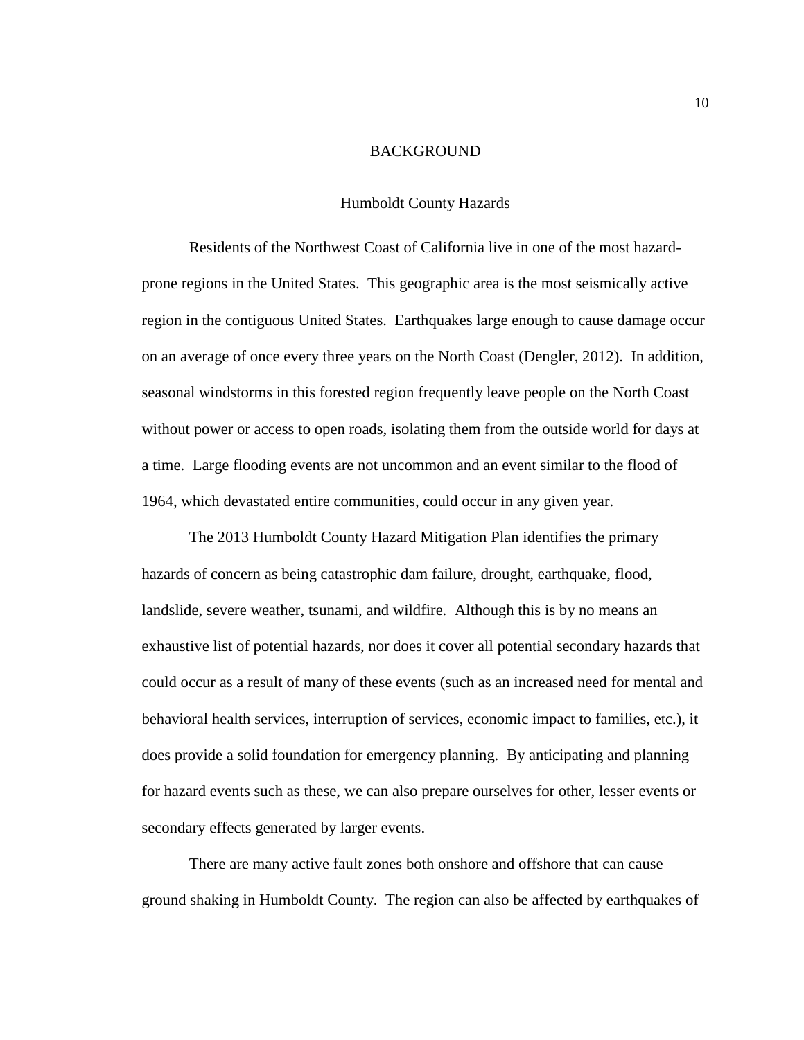# BACKGROUND

## Humboldt County Hazards

Residents of the Northwest Coast of California live in one of the most hazard-prone regions in the United States. This geographic area is the most seismically active region in the contiguous United States. Earthquakes large enough to cause damage occur on an average of once every three years on the North Coast (Dengler, 2012). In addition, seasonal windstorms in this forested region frequently leave people on the North Coast without power or access to open roads, isolating them from the outside world for days at a time. Large flooding events are not uncommon and an event similar to the flood of 1964, which devastated entire communities, could occur in any given year.

The 2013 Humboldt County Hazard Mitigation Plan identifies the primary hazards of concern as being catastrophic dam failure, drought, earthquake, flood, landslide, severe weather, tsunami, and wildfire. Although this is by no means an exhaustive list of potential hazards, nor does it cover all potential secondary hazards that could occur as a result of many of these events (such as an increased need for mental and behavioral health services, interruption of services, economic impact to families, etc.), it does provide a solid foundation for emergency planning. By anticipating and planning for hazard events such as these, we can also prepare ourselves for other, lesser events or secondary effects generated by larger events.

There are many active fault zones both onshore and offshore that can cause ground shaking in Humboldt County. The region can also be affected by earthquakes of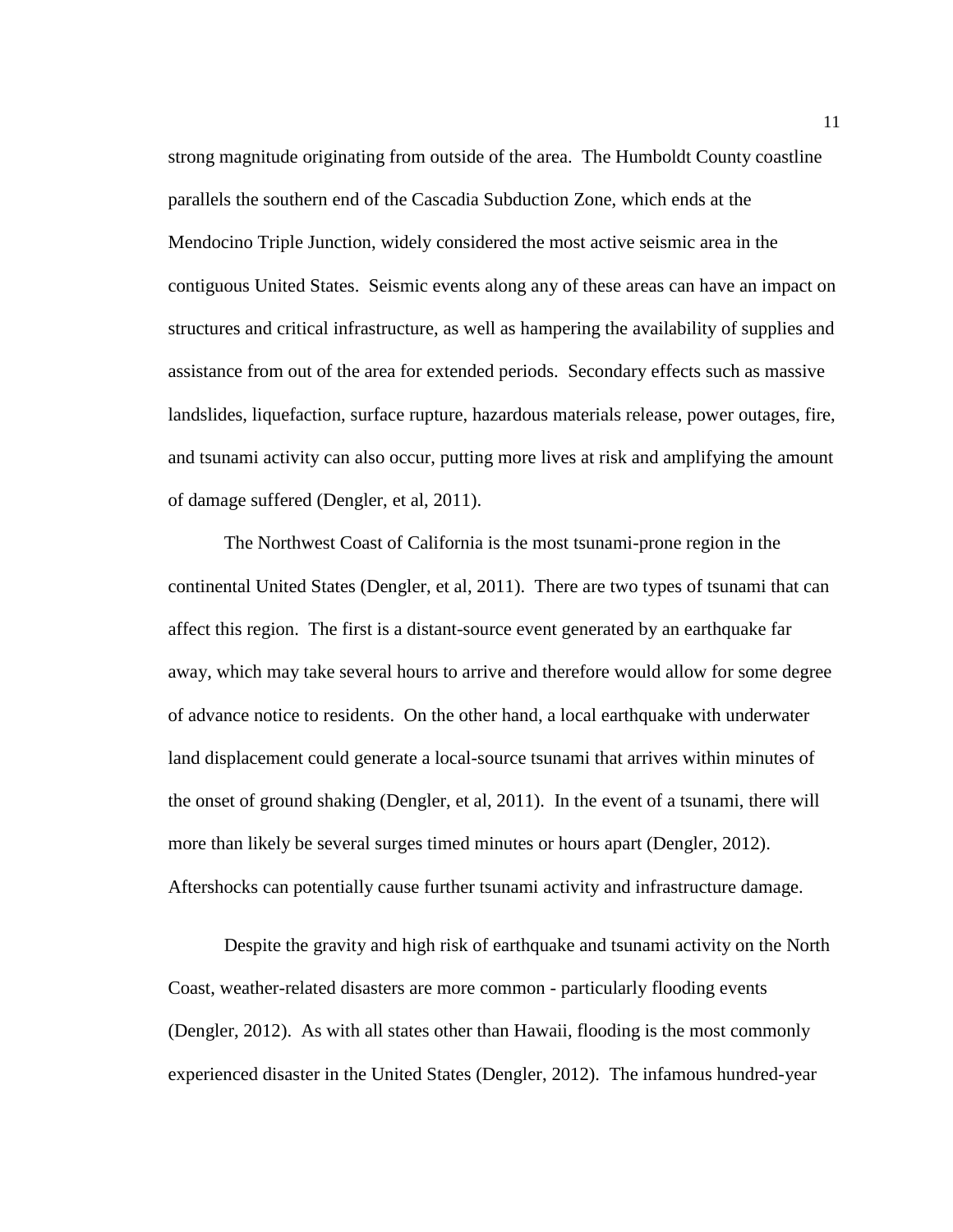strong magnitude originating from outside of the area. The Humboldt County coastline parallels the southern end of the Cascadia Subduction Zone, which ends at the Mendocino Triple Junction, widely considered the most active seismic area in the contiguous United States. Seismic events along any of these areas can have an impact on structures and critical infrastructure, as well as hampering the availability of supplies and assistance from out of the area for extended periods. Secondary effects such as massive landslides, liquefaction, surface rupture, hazardous materials release, power outages, fire, and tsunami activity can also occur, putting more lives at risk and amplifying the amount of damage suffered (Dengler, et al, 2011).

The Northwest Coast of California is the most tsunami-prone region in the continental United States (Dengler, et al, 2011). There are two types of tsunami that can affect this region. The first is a distant-source event generated by an earthquake far away, which may take several hours to arrive and therefore would allow for some degree of advance notice to residents. On the other hand, a local earthquake with underwater land displacement could generate a local-source tsunami that arrives within minutes of the onset of ground shaking (Dengler, et al, 2011). In the event of a tsunami, there will more than likely be several surges timed minutes or hours apart (Dengler, 2012). Aftershocks can potentially cause further tsunami activity and infrastructure damage.

Despite the gravity and high risk of earthquake and tsunami activity on the North Coast, weather-related disasters are more common - particularly flooding events (Dengler, 2012). As with all states other than Hawaii, flooding is the most commonly experienced disaster in the United States (Dengler, 2012). The infamous hundred-year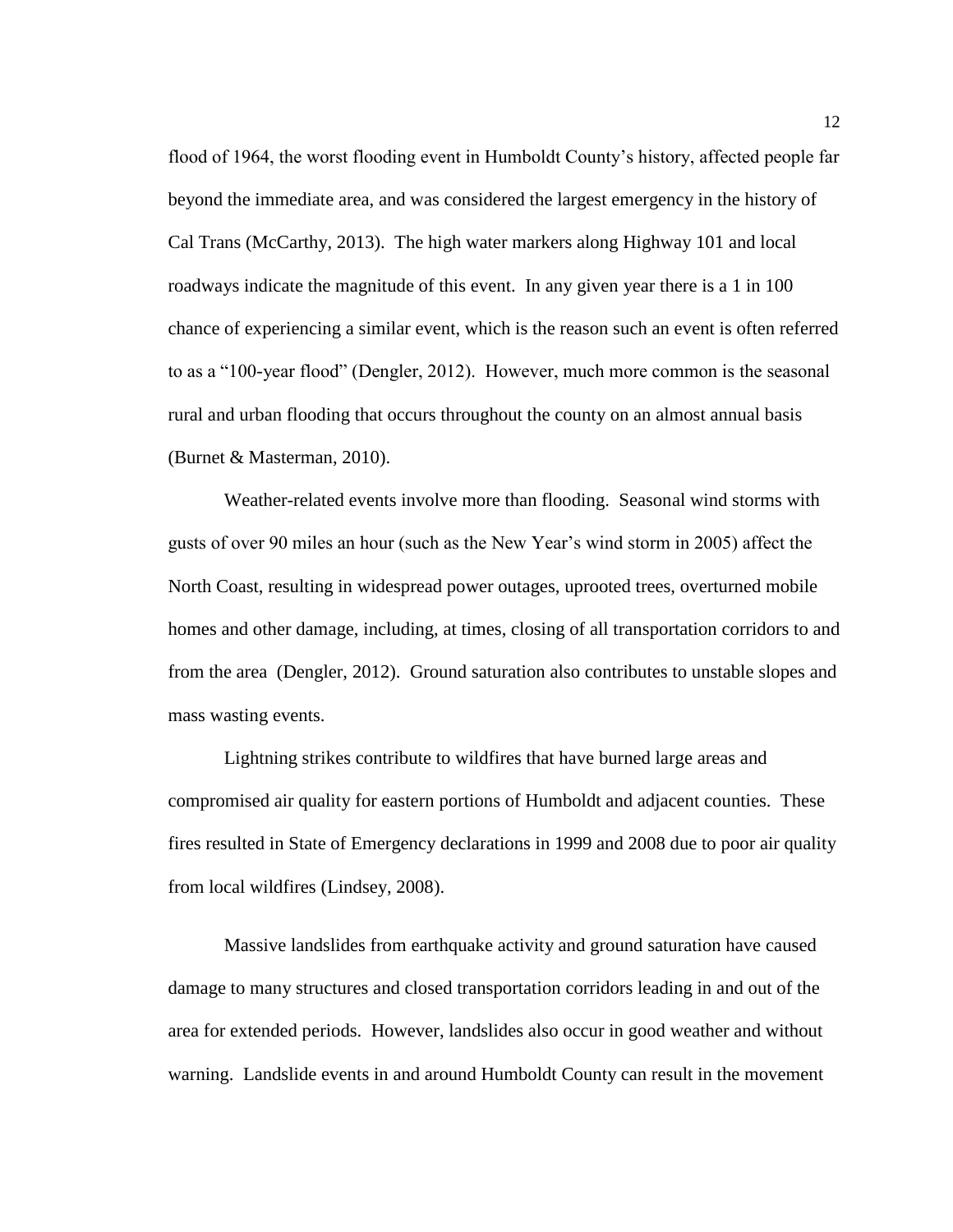flood of 1964, the worst flooding event in Humboldt County's history, affected people far beyond the immediate area, and was considered the largest emergency in the history of Cal Trans (McCarthy, 2013). The high water markers along Highway 101 and local roadways indicate the magnitude of this event. In any given year there is a 1 in 100 chance of experiencing a similar event, which is the reason such an event is often referred to as a "100-year flood" (Dengler, 2012). However, much more common is the seasonal rural and urban flooding that occurs throughout the county on an almost annual basis (Burnet & Masterman, 2010).

Weather-related events involve more than flooding. Seasonal wind storms with gusts of over 90 miles an hour (such as the New Year's wind storm in 2005) affect the North Coast, resulting in widespread power outages, uprooted trees, overturned mobile homes and other damage, including, at times, closing of all transportation corridors to and from the area (Dengler, 2012). Ground saturation also contributes to unstable slopes and mass wasting events.

Lightning strikes contribute to wildfires that have burned large areas and compromised air quality for eastern portions of Humboldt and adjacent counties. These fires resulted in State of Emergency declarations in 1999 and 2008 due to poor air quality from local wildfires (Lindsey, 2008).

Massive landslides from earthquake activity and ground saturation have caused damage to many structures and closed transportation corridors leading in and out of the area for extended periods. However, landslides also occur in good weather and without warning. Landslide events in and around Humboldt County can result in the movement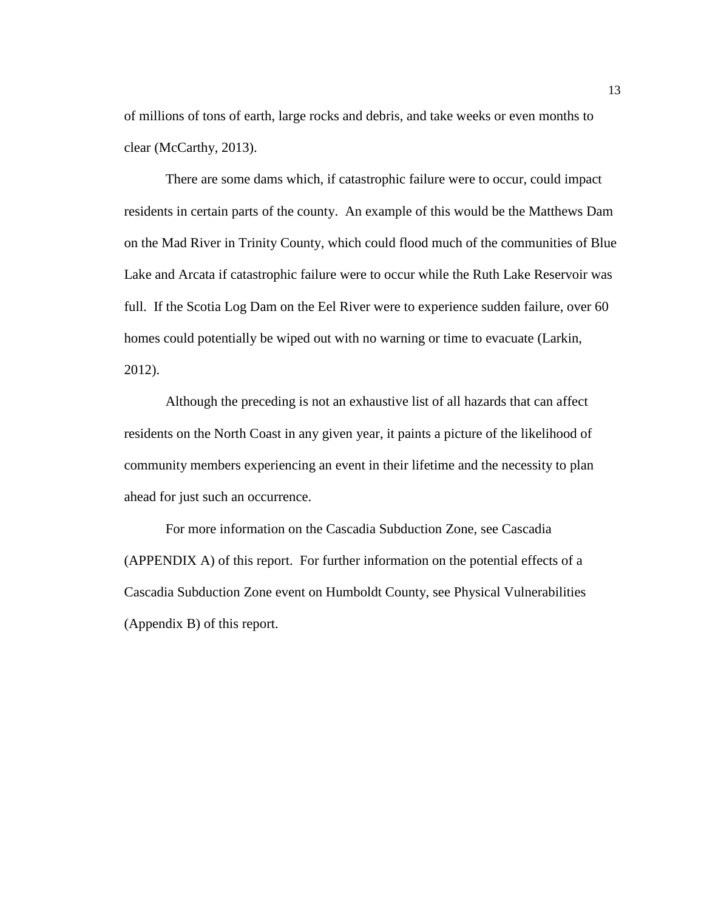of millions of tons of earth, large rocks and debris, and take weeks or even months to clear (McCarthy, 2013).

There are some dams which, if catastrophic failure were to occur, could impact residents in certain parts of the county. An example of this would be the Matthews Dam on the Mad River in Trinity County, which could flood much of the communities of Blue Lake and Arcata if catastrophic failure were to occur while the Ruth Lake Reservoir was full. If the Scotia Log Dam on the Eel River were to experience sudden failure, over 60 homes could potentially be wiped out with no warning or time to evacuate (Larkin, 2012).

Although the preceding is not an exhaustive list of all hazards that can affect residents on the North Coast in any given year, it paints a picture of the likelihood of community members experiencing an event in their lifetime and the necessity to plan ahead for just such an occurrence.

For more information on the Cascadia Subduction Zone, see Cascadia (APPENDIX A) of this report. For further information on the potential effects of a Cascadia Subduction Zone event on Humboldt County, see Physical Vulnerabilities (Appendix B) of this report.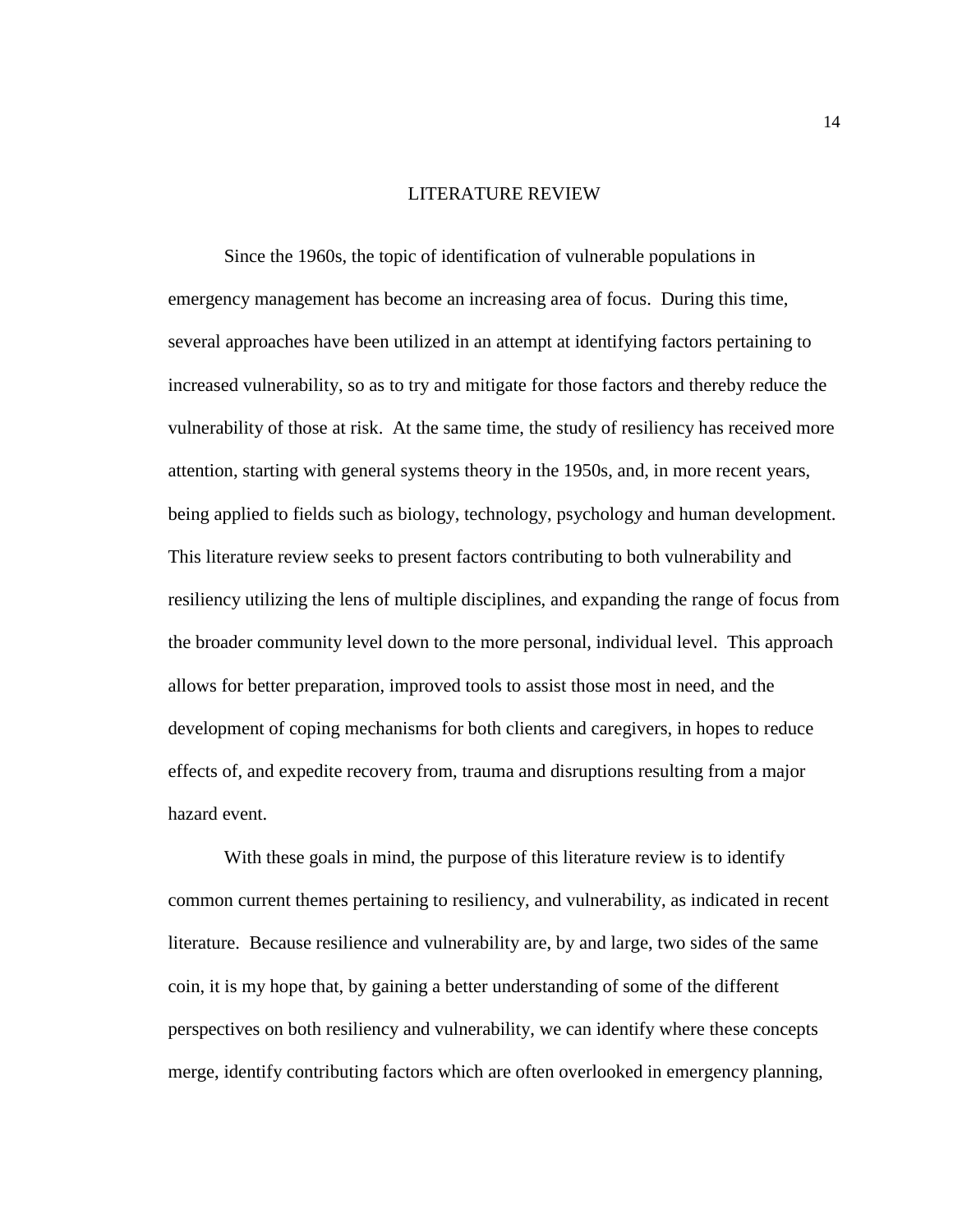# LITERATURE REVIEW

Since the 1960s, the topic of identification of vulnerable populations in emergency management has become an increasing area of focus. During this time, several approaches have been utilized in an attempt at identifying factors pertaining to increased vulnerability, so as to try and mitigate for those factors and thereby reduce the vulnerability of those at risk. At the same time, the study of resiliency has received more attention, starting with general systems theory in the 1950s, and, in more recent years, being applied to fields such as biology, technology, psychology and human development. This literature review seeks to present factors contributing to both vulnerability and resiliency utilizing the lens of multiple disciplines, and expanding the range of focus from the broader community level down to the more personal, individual level. This approach allows for better preparation, improved tools to assist those most in need, and the development of coping mechanisms for both clients and caregivers, in hopes to reduce effects of, and expedite recovery from, trauma and disruptions resulting from a major hazard event.

With these goals in mind, the purpose of this literature review is to identify common current themes pertaining to resiliency, and vulnerability, as indicated in recent literature. Because resilience and vulnerability are, by and large, two sides of the same coin, it is my hope that, by gaining a better understanding of some of the different perspectives on both resiliency and vulnerability, we can identify where these concepts merge, identify contributing factors which are often overlooked in emergency planning,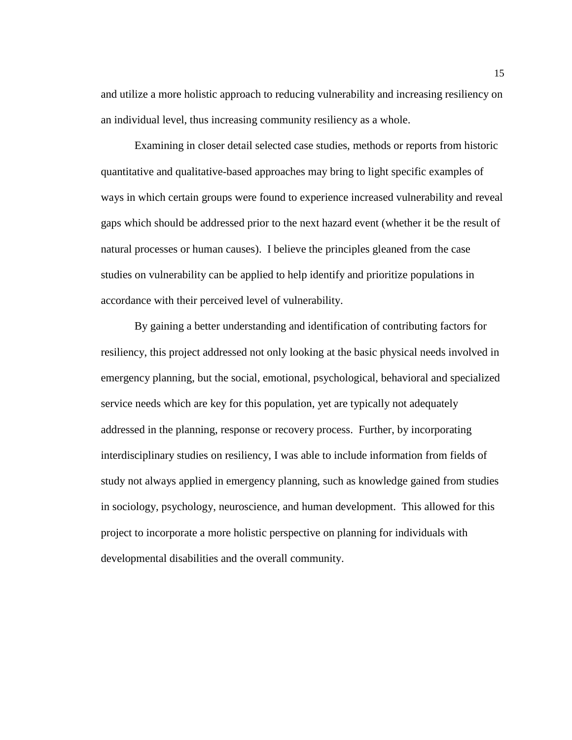and utilize a more holistic approach to reducing vulnerability and increasing resiliency on an individual level, thus increasing community resiliency as a whole.

Examining in closer detail selected case studies, methods or reports from historic quantitative and qualitative-based approaches may bring to light specific examples of ways in which certain groups were found to experience increased vulnerability and reveal gaps which should be addressed prior to the next hazard event (whether it be the result of natural processes or human causes). I believe the principles gleaned from the case studies on vulnerability can be applied to help identify and prioritize populations in accordance with their perceived level of vulnerability.

By gaining a better understanding and identification of contributing factors for resiliency, this project addressed not only looking at the basic physical needs involved in emergency planning, but the social, emotional, psychological, behavioral and specialized service needs which are key for this population, yet are typically not adequately addressed in the planning, response or recovery process. Further, by incorporating interdisciplinary studies on resiliency, I was able to include information from fields of study not always applied in emergency planning, such as knowledge gained from studies in sociology, psychology, neuroscience, and human development. This allowed for this project to incorporate a more holistic perspective on planning for individuals with developmental disabilities and the overall community.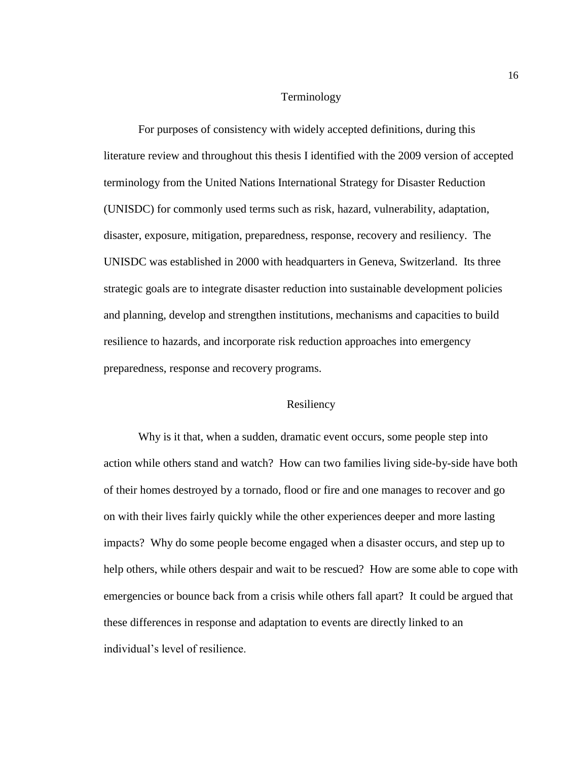## Terminology

For purposes of consistency with widely accepted definitions, during this literature review and throughout this thesis I identified with the 2009 version of accepted terminology from the United Nations International Strategy for Disaster Reduction (UNISDC) for commonly used terms such as risk, hazard, vulnerability, adaptation, disaster, exposure, mitigation, preparedness, response, recovery and resiliency. The UNISDC was established in 2000 with headquarters in Geneva, Switzerland. Its three strategic goals are to integrate disaster reduction into sustainable development policies and planning, develop and strengthen institutions, mechanisms and capacities to build resilience to hazards, and incorporate risk reduction approaches into emergency preparedness, response and recovery programs.

## Resiliency

Why is it that, when a sudden, dramatic event occurs, some people step into action while others stand and watch? How can two families living side-by-side have both of their homes destroyed by a tornado, flood or fire and one manages to recover and go on with their lives fairly quickly while the other experiences deeper and more lasting impacts? Why do some people become engaged when a disaster occurs, and step up to help others, while others despair and wait to be rescued? How are some able to cope with emergencies or bounce back from a crisis while others fall apart? It could be argued that these differences in response and adaptation to events are directly linked to an individual's level of resilience.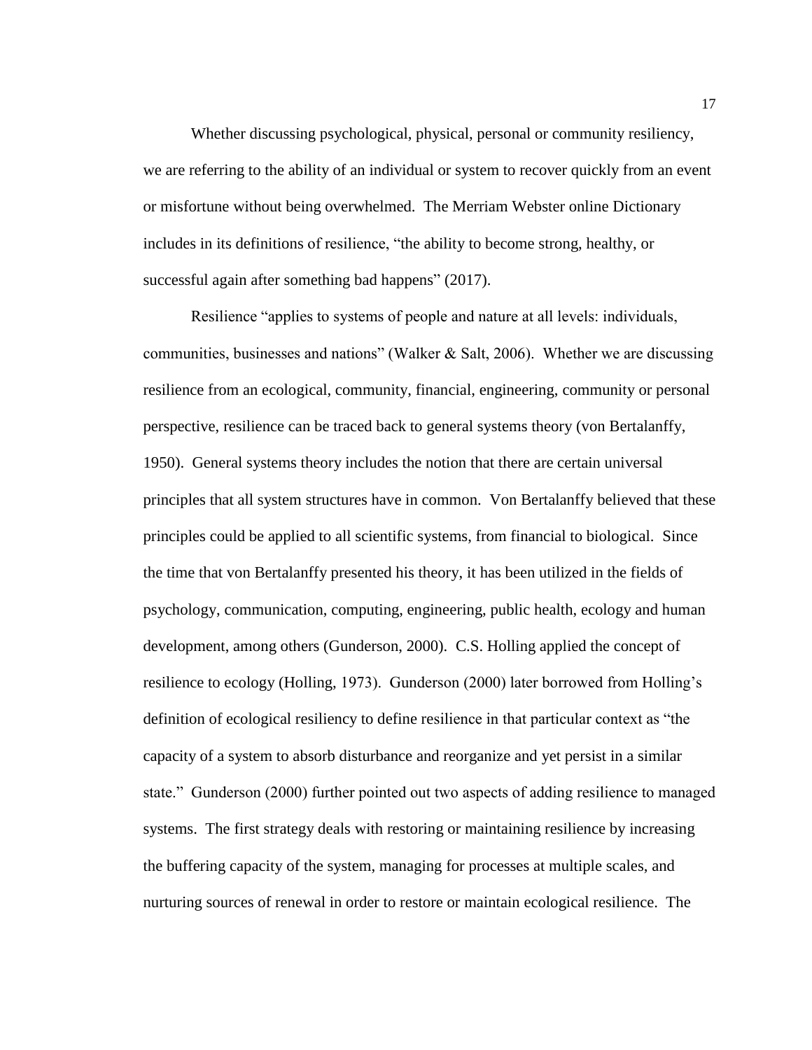Whether discussing psychological, physical, personal or community resiliency, we are referring to the ability of an individual or system to recover quickly from an event or misfortune without being overwhelmed. The Merriam Webster online Dictionary includes in its definitions of resilience, "the ability to become strong, healthy, or successful again after something bad happens" (2017).

Resilience "applies to systems of people and nature at all levels: individuals, communities, businesses and nations" (Walker & Salt, 2006). Whether we are discussing resilience from an ecological, community, financial, engineering, community or personal perspective, resilience can be traced back to general systems theory (von Bertalanffy, 1950). General systems theory includes the notion that there are certain universal principles that all system structures have in common. Von Bertalanffy believed that these principles could be applied to all scientific systems, from financial to biological. Since the time that von Bertalanffy presented his theory, it has been utilized in the fields of psychology, communication, computing, engineering, public health, ecology and human development, among others (Gunderson, 2000). C.S. Holling applied the concept of resilience to ecology (Holling, 1973). Gunderson (2000) later borrowed from Holling's definition of ecological resiliency to define resilience in that particular context as "the capacity of a system to absorb disturbance and reorganize and yet persist in a similar state." Gunderson (2000) further pointed out two aspects of adding resilience to managed systems. The first strategy deals with restoring or maintaining resilience by increasing the buffering capacity of the system, managing for processes at multiple scales, and nurturing sources of renewal in order to restore or maintain ecological resilience. The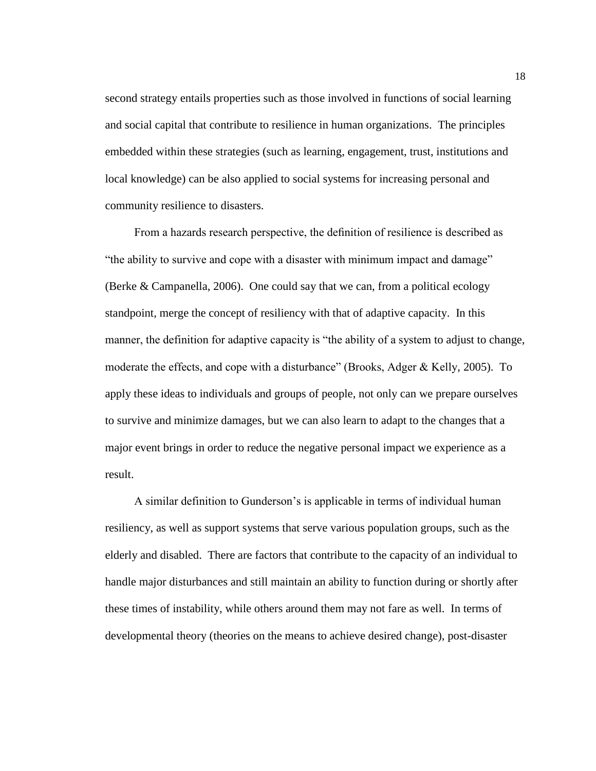second strategy entails properties such as those involved in functions of social learning and social capital that contribute to resilience in human organizations. The principles embedded within these strategies (such as learning, engagement, trust, institutions and local knowledge) can be also applied to social systems for increasing personal and community resilience to disasters.

From a hazards research perspective, the definition of resilience is described as "the ability to survive and cope with a disaster with minimum impact and damage" (Berke & Campanella, 2006). One could say that we can, from a political ecology standpoint, merge the concept of resiliency with that of adaptive capacity. In this manner, the definition for adaptive capacity is "the ability of a system to adjust to change, moderate the effects, and cope with a disturbance" (Brooks, Adger & Kelly, 2005). To apply these ideas to individuals and groups of people, not only can we prepare ourselves to survive and minimize damages, but we can also learn to adapt to the changes that a major event brings in order to reduce the negative personal impact we experience as a result.

A similar definition to Gunderson's is applicable in terms of individual human resiliency, as well as support systems that serve various population groups, such as the elderly and disabled. There are factors that contribute to the capacity of an individual to handle major disturbances and still maintain an ability to function during or shortly after these times of instability, while others around them may not fare as well. In terms of developmental theory (theories on the means to achieve desired change), post-disaster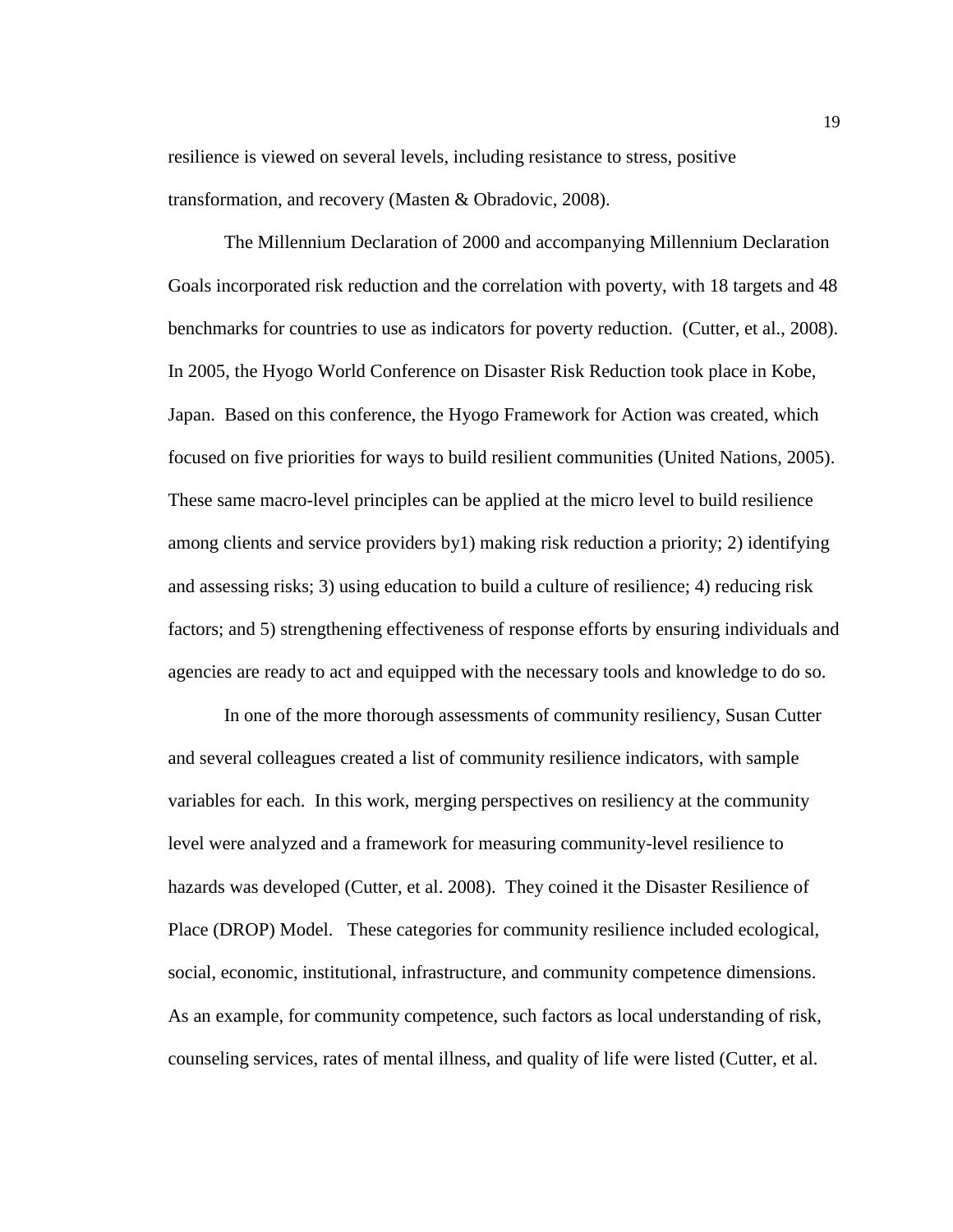resilience is viewed on several levels, including resistance to stress, positive transformation, and recovery (Masten & Obradovic, 2008).

The Millennium Declaration of 2000 and accompanying Millennium Declaration Goals incorporated risk reduction and the correlation with poverty, with 18 targets and 48 benchmarks for countries to use as indicators for poverty reduction. (Cutter, et al., 2008). In 2005, the Hyogo World Conference on Disaster Risk Reduction took place in Kobe, Japan. Based on this conference, the Hyogo Framework for Action was created, which focused on five priorities for ways to build resilient communities (United Nations, 2005). These same macro-level principles can be applied at the micro level to build resilience among clients and service providers by1) making risk reduction a priority; 2) identifying and assessing risks; 3) using education to build a culture of resilience; 4) reducing risk factors; and 5) strengthening effectiveness of response efforts by ensuring individuals and agencies are ready to act and equipped with the necessary tools and knowledge to do so.

In one of the more thorough assessments of community resiliency, Susan Cutter and several colleagues created a list of community resilience indicators, with sample variables for each. In this work, merging perspectives on resiliency at the community level were analyzed and a framework for measuring community-level resilience to hazards was developed (Cutter, et al. 2008). They coined it the Disaster Resilience of Place (DROP) Model. These categories for community resilience included ecological, social, economic, institutional, infrastructure, and community competence dimensions. As an example, for community competence, such factors as local understanding of risk, counseling services, rates of mental illness, and quality of life were listed (Cutter, et al.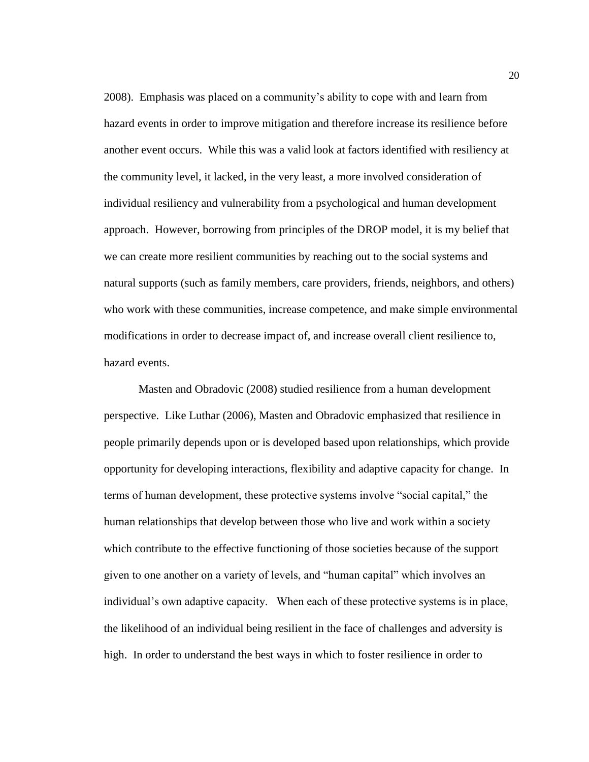2008). Emphasis was placed on a community's ability to cope with and learn from hazard events in order to improve mitigation and therefore increase its resilience before another event occurs. While this was a valid look at factors identified with resiliency at the community level, it lacked, in the very least, a more involved consideration of individual resiliency and vulnerability from a psychological and human development approach. However, borrowing from principles of the DROP model, it is my belief that we can create more resilient communities by reaching out to the social systems and natural supports (such as family members, care providers, friends, neighbors, and others) who work with these communities, increase competence, and make simple environmental modifications in order to decrease impact of, and increase overall client resilience to, hazard events.

Masten and Obradovic (2008) studied resilience from a human development perspective. Like Luthar (2006), Masten and Obradovic emphasized that resilience in people primarily depends upon or is developed based upon relationships, which provide opportunity for developing interactions, flexibility and adaptive capacity for change. In terms of human development, these protective systems involve "social capital," the human relationships that develop between those who live and work within a society which contribute to the effective functioning of those societies because of the support given to one another on a variety of levels, and "human capital" which involves an individual's own adaptive capacity. When each of these protective systems is in place, the likelihood of an individual being resilient in the face of challenges and adversity is high. In order to understand the best ways in which to foster resilience in order to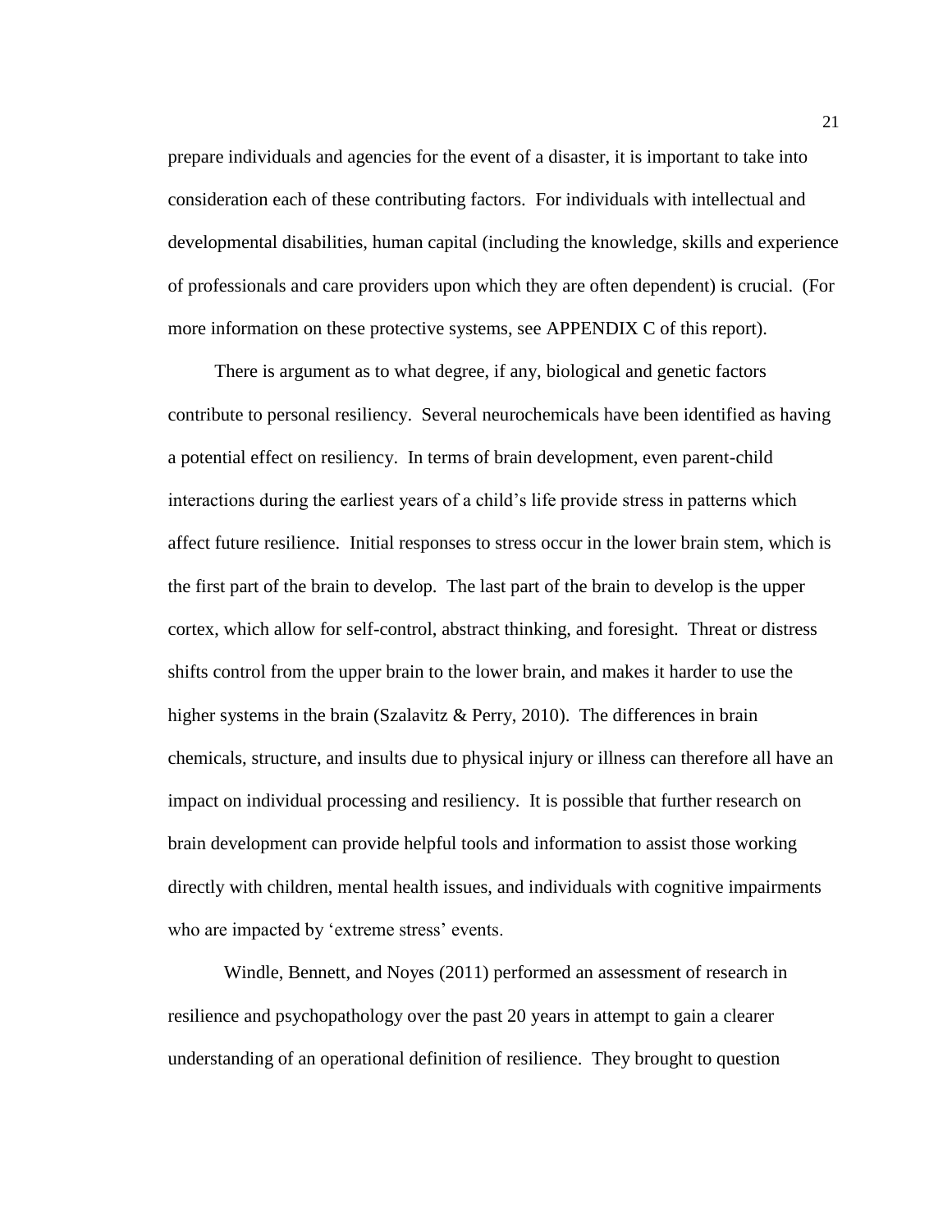prepare individuals and agencies for the event of a disaster, it is important to take into consideration each of these contributing factors. For individuals with intellectual and developmental disabilities, human capital (including the knowledge, skills and experience of professionals and care providers upon which they are often dependent) is crucial. (For more information on these protective systems, see APPENDIX C of this report).

There is argument as to what degree, if any, biological and genetic factors contribute to personal resiliency. Several neurochemicals have been identified as having a potential effect on resiliency. In terms of brain development, even parent-child interactions during the earliest years of a child's life provide stress in patterns which affect future resilience. Initial responses to stress occur in the lower brain stem, which is the first part of the brain to develop. The last part of the brain to develop is the upper cortex, which allow for self-control, abstract thinking, and foresight. Threat or distress shifts control from the upper brain to the lower brain, and makes it harder to use the higher systems in the brain (Szalavitz & Perry, 2010). The differences in brain chemicals, structure, and insults due to physical injury or illness can therefore all have an impact on individual processing and resiliency. It is possible that further research on brain development can provide helpful tools and information to assist those working directly with children, mental health issues, and individuals with cognitive impairments who are impacted by 'extreme stress' events.

Windle, Bennett, and Noyes (2011) performed an assessment of research in resilience and psychopathology over the past 20 years in attempt to gain a clearer understanding of an operational definition of resilience. They brought to question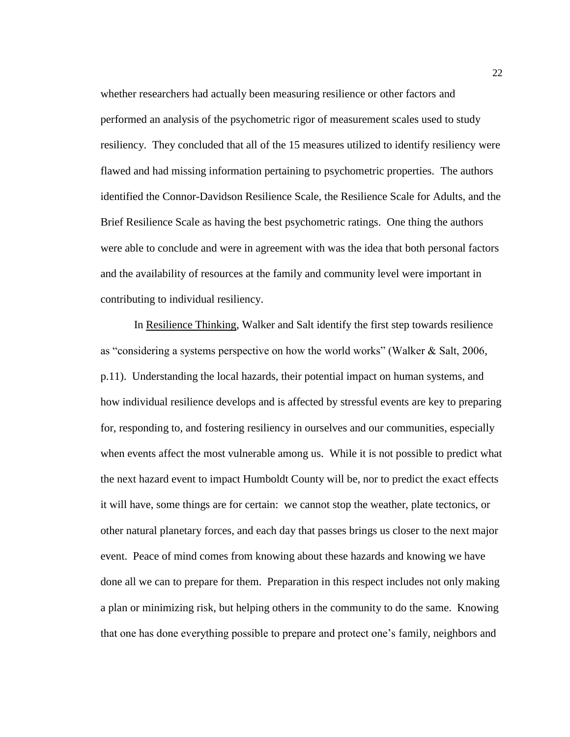whether researchers had actually been measuring resilience or other factors and performed an analysis of the psychometric rigor of measurement scales used to study resiliency. They concluded that all of the 15 measures utilized to identify resiliency were flawed and had missing information pertaining to psychometric properties. The authors identified the Connor-Davidson Resilience Scale, the Resilience Scale for Adults, and the Brief Resilience Scale as having the best psychometric ratings. One thing the authors were able to conclude and were in agreement with was the idea that both personal factors and the availability of resources at the family and community level were important in contributing to individual resiliency.

In Resilience Thinking, Walker and Salt identify the first step towards resilience as "considering a systems perspective on how the world works" (Walker & Salt, 2006, p.11). Understanding the local hazards, their potential impact on human systems, and how individual resilience develops and is affected by stressful events are key to preparing for, responding to, and fostering resiliency in ourselves and our communities, especially when events affect the most vulnerable among us. While it is not possible to predict what the next hazard event to impact Humboldt County will be, nor to predict the exact effects it will have, some things are for certain: we cannot stop the weather, plate tectonics, or other natural planetary forces, and each day that passes brings us closer to the next major event. Peace of mind comes from knowing about these hazards and knowing we have done all we can to prepare for them. Preparation in this respect includes not only making a plan or minimizing risk, but helping others in the community to do the same. Knowing that one has done everything possible to prepare and protect one's family, neighbors and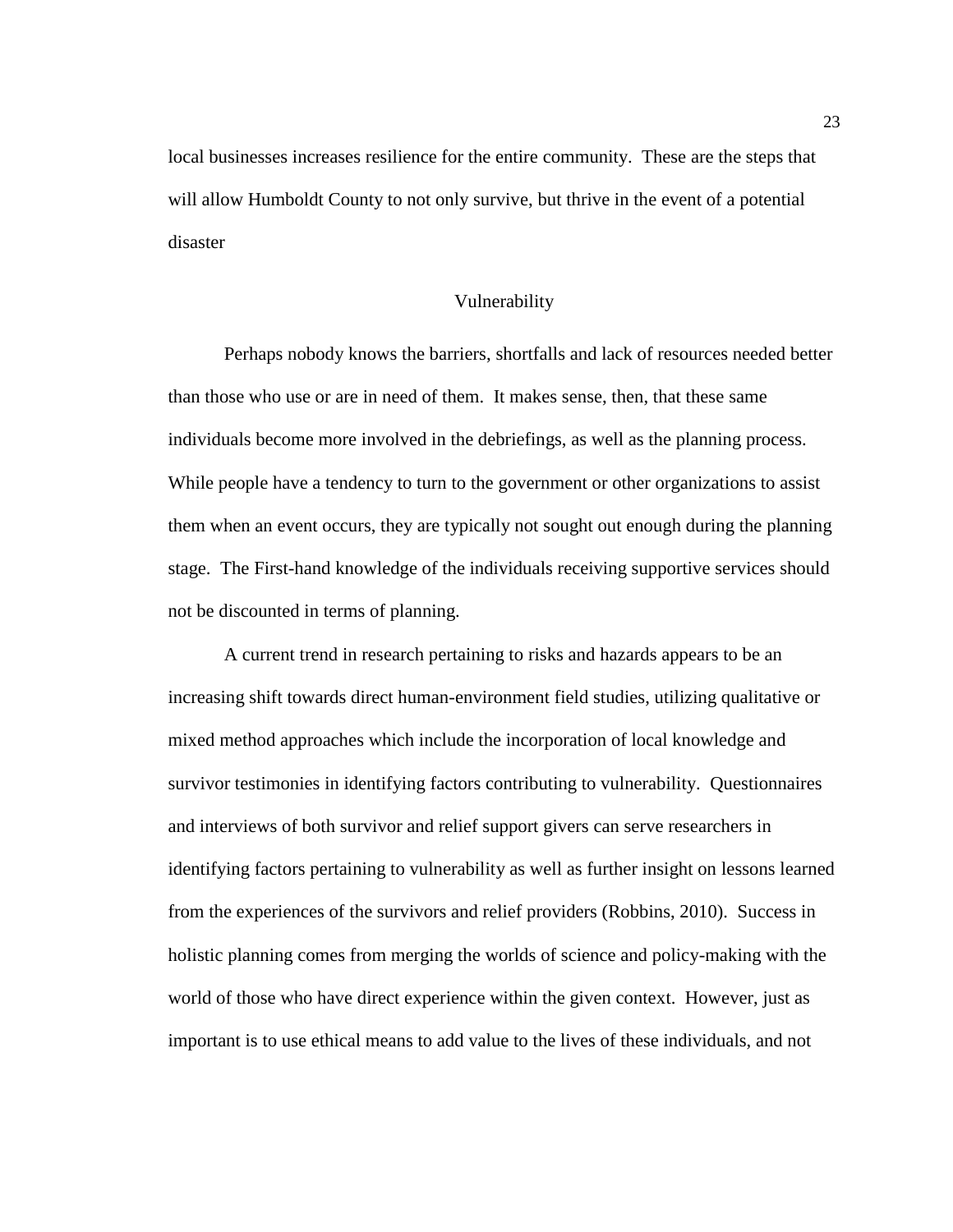local businesses increases resilience for the entire community. These are the steps that will allow Humboldt County to not only survive, but thrive in the event of a potential disaster

## Vulnerability

Perhaps nobody knows the barriers, shortfalls and lack of resources needed better than those who use or are in need of them. It makes sense, then, that these same individuals become more involved in the debriefings, as well as the planning process. While people have a tendency to turn to the government or other organizations to assist them when an event occurs, they are typically not sought out enough during the planning stage. The First-hand knowledge of the individuals receiving supportive services should not be discounted in terms of planning.

A current trend in research pertaining to risks and hazards appears to be an increasing shift towards direct human-environment field studies, utilizing qualitative or mixed method approaches which include the incorporation of local knowledge and survivor testimonies in identifying factors contributing to vulnerability. Questionnaires and interviews of both survivor and relief support givers can serve researchers in identifying factors pertaining to vulnerability as well as further insight on lessons learned from the experiences of the survivors and relief providers (Robbins, 2010). Success in holistic planning comes from merging the worlds of science and policy-making with the world of those who have direct experience within the given context. However, just as important is to use ethical means to add value to the lives of these individuals, and not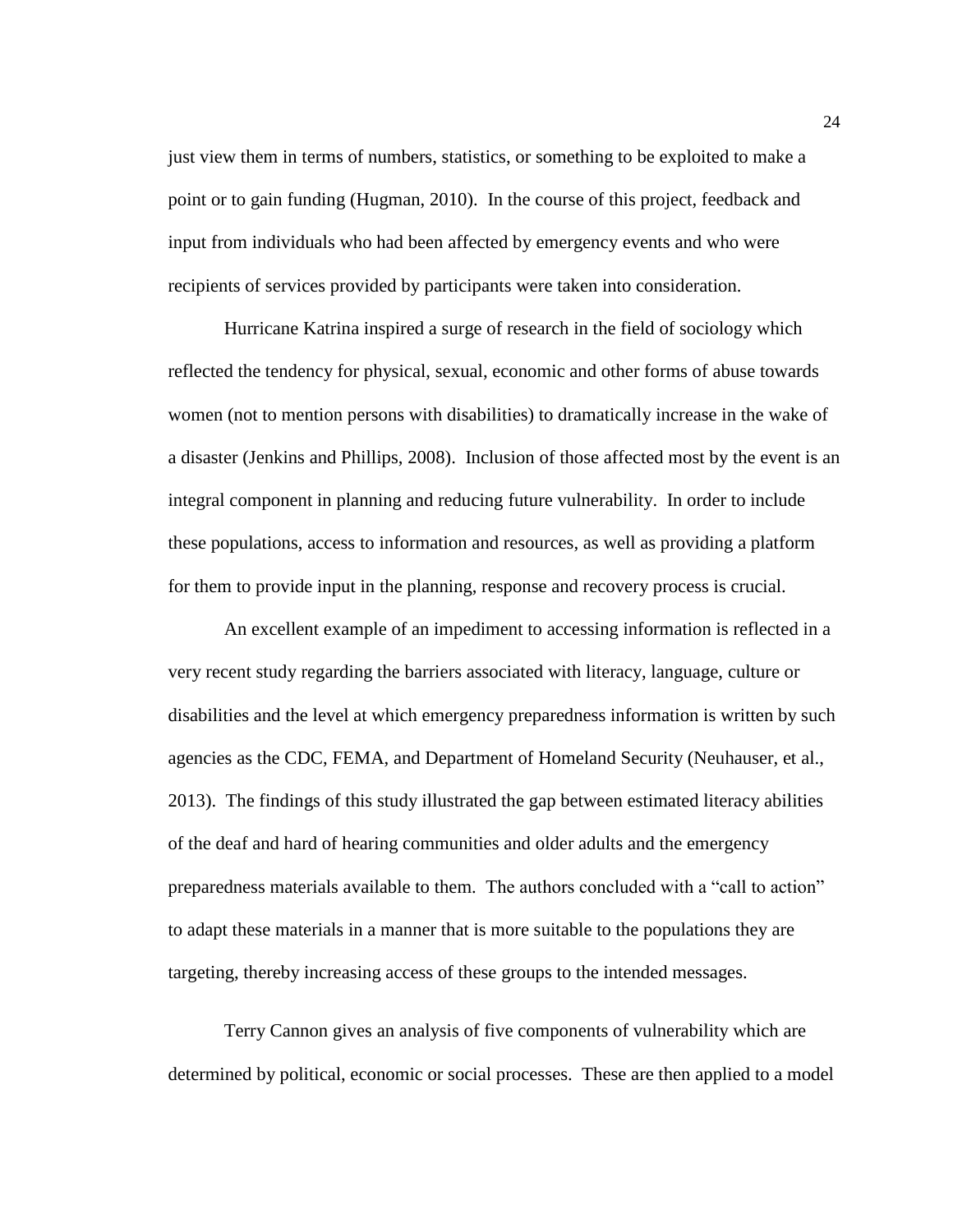just view them in terms of numbers, statistics, or something to be exploited to make a point or to gain funding (Hugman, 2010). In the course of this project, feedback and input from individuals who had been affected by emergency events and who were recipients of services provided by participants were taken into consideration.

Hurricane Katrina inspired a surge of research in the field of sociology which reflected the tendency for physical, sexual, economic and other forms of abuse towards women (not to mention persons with disabilities) to dramatically increase in the wake of a disaster (Jenkins and Phillips, 2008). Inclusion of those affected most by the event is an integral component in planning and reducing future vulnerability. In order to include these populations, access to information and resources, as well as providing a platform for them to provide input in the planning, response and recovery process is crucial.

An excellent example of an impediment to accessing information is reflected in a very recent study regarding the barriers associated with literacy, language, culture or disabilities and the level at which emergency preparedness information is written by such agencies as the CDC, FEMA, and Department of Homeland Security (Neuhauser, et al., 2013). The findings of this study illustrated the gap between estimated literacy abilities of the deaf and hard of hearing communities and older adults and the emergency preparedness materials available to them. The authors concluded with a "call to action" to adapt these materials in a manner that is more suitable to the populations they are targeting, thereby increasing access of these groups to the intended messages.

Terry Cannon gives an analysis of five components of vulnerability which are determined by political, economic or social processes. These are then applied to a model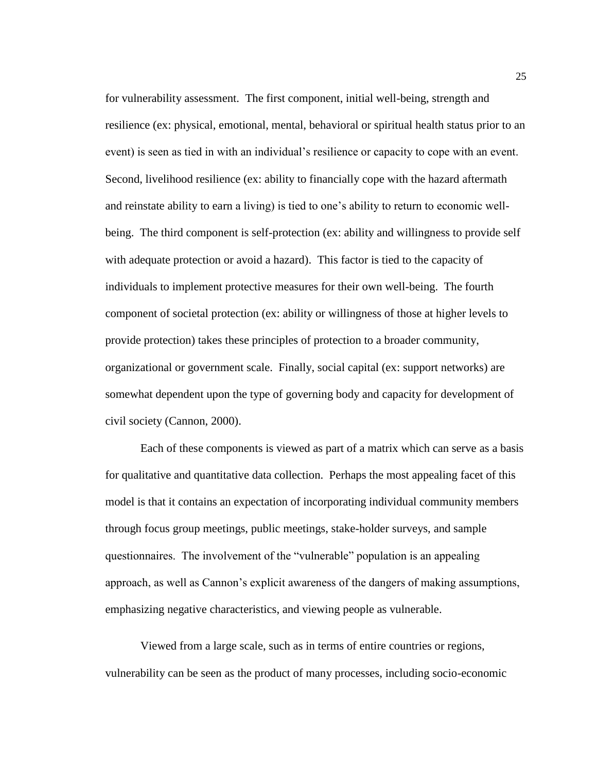for vulnerability assessment. The first component, initial well-being, strength and resilience (ex: physical, emotional, mental, behavioral or spiritual health status prior to an event) is seen as tied in with an individual's resilience or capacity to cope with an event. Second, livelihood resilience (ex: ability to financially cope with the hazard aftermath and reinstate ability to earn a living) is tied to one's ability to return to economic well-being. The third component is self-protection (ex: ability and willingness to provide self with adequate protection or avoid a hazard). This factor is tied to the capacity of individuals to implement protective measures for their own well-being. The fourth component of societal protection (ex: ability or willingness of those at higher levels to provide protection) takes these principles of protection to a broader community, organizational or government scale. Finally, social capital (ex: support networks) are somewhat dependent upon the type of governing body and capacity for development of civil society (Cannon, 2000).

Each of these components is viewed as part of a matrix which can serve as a basis for qualitative and quantitative data collection. Perhaps the most appealing facet of this model is that it contains an expectation of incorporating individual community members through focus group meetings, public meetings, stake-holder surveys, and sample questionnaires. The involvement of the "vulnerable" population is an appealing approach, as well as Cannon's explicit awareness of the dangers of making assumptions, emphasizing negative characteristics, and viewing people as vulnerable.

Viewed from a large scale, such as in terms of entire countries or regions, vulnerability can be seen as the product of many processes, including socio-economic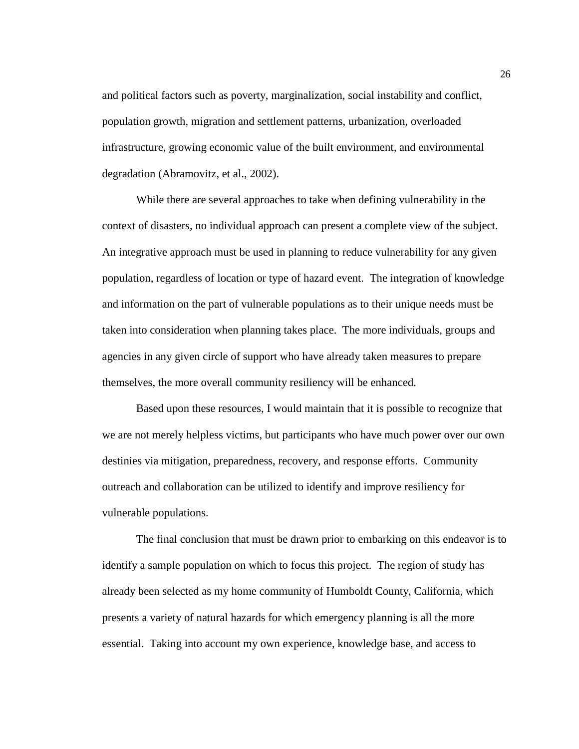and political factors such as poverty, marginalization, social instability and conflict, population growth, migration and settlement patterns, urbanization, overloaded infrastructure, growing economic value of the built environment, and environmental degradation (Abramovitz, et al., 2002).

While there are several approaches to take when defining vulnerability in the context of disasters, no individual approach can present a complete view of the subject. An integrative approach must be used in planning to reduce vulnerability for any given population, regardless of location or type of hazard event. The integration of knowledge and information on the part of vulnerable populations as to their unique needs must be taken into consideration when planning takes place. The more individuals, groups and agencies in any given circle of support who have already taken measures to prepare themselves, the more overall community resiliency will be enhanced.

Based upon these resources, I would maintain that it is possible to recognize that we are not merely helpless victims, but participants who have much power over our own destinies via mitigation, preparedness, recovery, and response efforts. Community outreach and collaboration can be utilized to identify and improve resiliency for vulnerable populations.

The final conclusion that must be drawn prior to embarking on this endeavor is to identify a sample population on which to focus this project. The region of study has already been selected as my home community of Humboldt County, California, which presents a variety of natural hazards for which emergency planning is all the more essential. Taking into account my own experience, knowledge base, and access to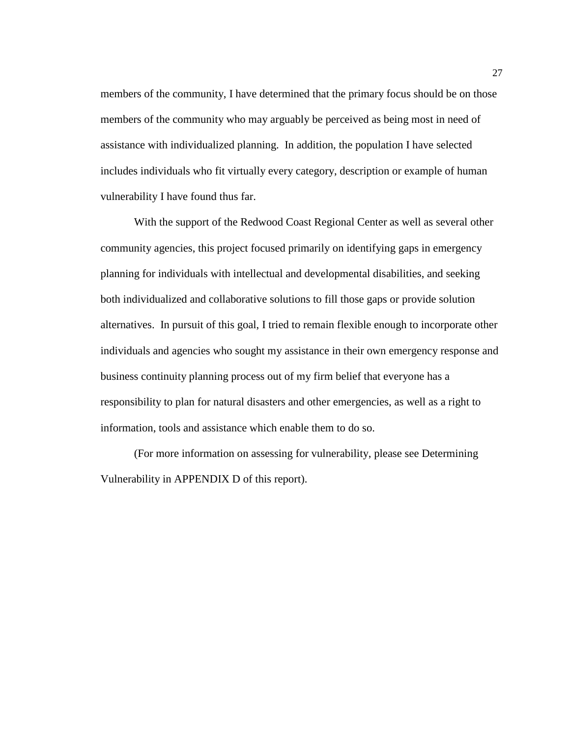members of the community, I have determined that the primary focus should be on those members of the community who may arguably be perceived as being most in need of assistance with individualized planning. In addition, the population I have selected includes individuals who fit virtually every category, description or example of human vulnerability I have found thus far.

With the support of the Redwood Coast Regional Center as well as several other community agencies, this project focused primarily on identifying gaps in emergency planning for individuals with intellectual and developmental disabilities, and seeking both individualized and collaborative solutions to fill those gaps or provide solution alternatives. In pursuit of this goal, I tried to remain flexible enough to incorporate other individuals and agencies who sought my assistance in their own emergency response and business continuity planning process out of my firm belief that everyone has a responsibility to plan for natural disasters and other emergencies, as well as a right to information, tools and assistance which enable them to do so.

(For more information on assessing for vulnerability, please see Determining Vulnerability in APPENDIX D of this report).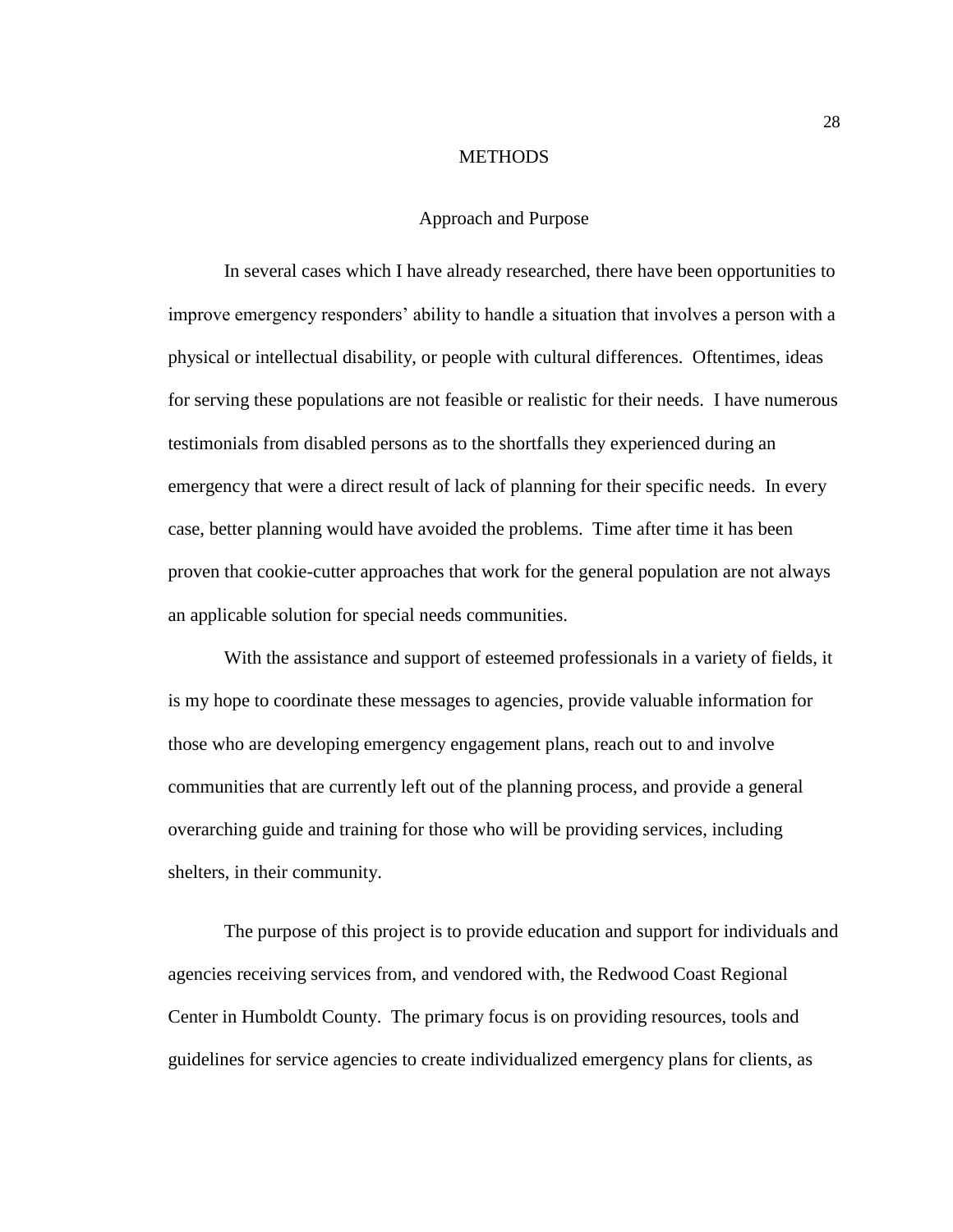# METHODS

## Approach and Purpose

In several cases which I have already researched, there have been opportunities to improve emergency responders' ability to handle a situation that involves a person with a physical or intellectual disability, or people with cultural differences. Oftentimes, ideas for serving these populations are not feasible or realistic for their needs. I have numerous testimonials from disabled persons as to the shortfalls they experienced during an emergency that were a direct result of lack of planning for their specific needs. In every case, better planning would have avoided the problems. Time after time it has been proven that cookie-cutter approaches that work for the general population are not always an applicable solution for special needs communities.

With the assistance and support of esteemed professionals in a variety of fields, it is my hope to coordinate these messages to agencies, provide valuable information for those who are developing emergency engagement plans, reach out to and involve communities that are currently left out of the planning process, and provide a general overarching guide and training for those who will be providing services, including shelters, in their community.

The purpose of this project is to provide education and support for individuals and agencies receiving services from, and vendored with, the Redwood Coast Regional Center in Humboldt County. The primary focus is on providing resources, tools and guidelines for service agencies to create individualized emergency plans for clients, as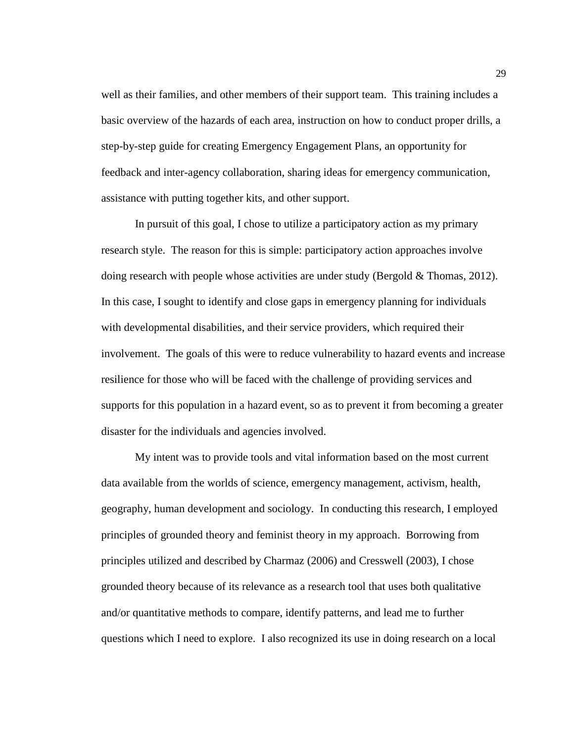well as their families, and other members of their support team. This training includes a basic overview of the hazards of each area, instruction on how to conduct proper drills, a step-by-step guide for creating Emergency Engagement Plans, an opportunity for feedback and inter-agency collaboration, sharing ideas for emergency communication, assistance with putting together kits, and other support.

In pursuit of this goal, I chose to utilize a participatory action as my primary research style. The reason for this is simple: participatory action approaches involve doing research with people whose activities are under study (Bergold & Thomas, 2012). In this case, I sought to identify and close gaps in emergency planning for individuals with developmental disabilities, and their service providers, which required their involvement. The goals of this were to reduce vulnerability to hazard events and increase resilience for those who will be faced with the challenge of providing services and supports for this population in a hazard event, so as to prevent it from becoming a greater disaster for the individuals and agencies involved.

My intent was to provide tools and vital information based on the most current data available from the worlds of science, emergency management, activism, health, geography, human development and sociology. In conducting this research, I employed principles of grounded theory and feminist theory in my approach. Borrowing from principles utilized and described by Charmaz (2006) and Cresswell (2003), I chose grounded theory because of its relevance as a research tool that uses both qualitative and/or quantitative methods to compare, identify patterns, and lead me to further questions which I need to explore. I also recognized its use in doing research on a local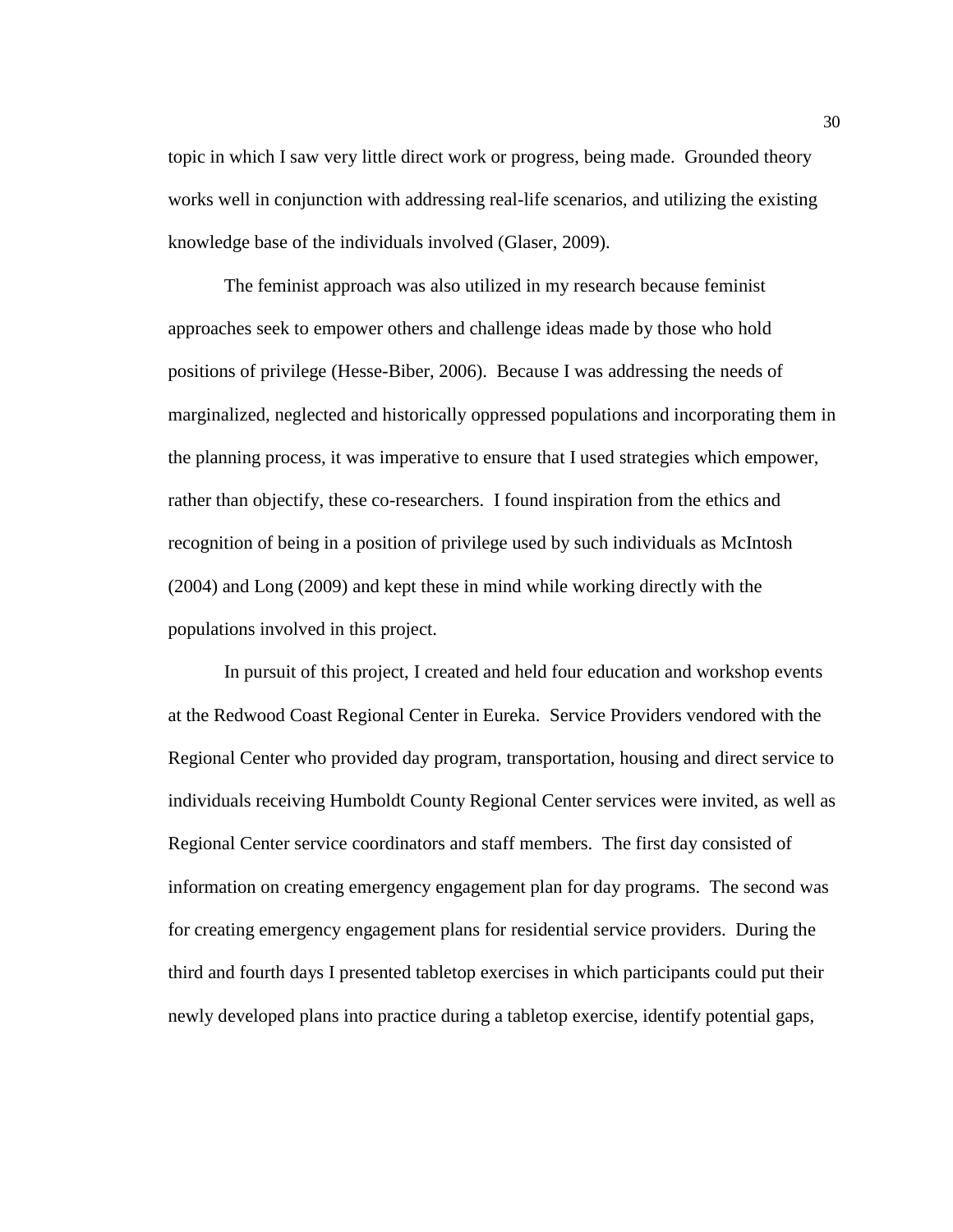topic in which I saw very little direct work or progress, being made. Grounded theory works well in conjunction with addressing real-life scenarios, and utilizing the existing knowledge base of the individuals involved (Glaser, 2009).

The feminist approach was also utilized in my research because feminist approaches seek to empower others and challenge ideas made by those who hold positions of privilege (Hesse-Biber, 2006). Because I was addressing the needs of marginalized, neglected and historically oppressed populations and incorporating them in the planning process, it was imperative to ensure that I used strategies which empower, rather than objectify, these co-researchers. I found inspiration from the ethics and recognition of being in a position of privilege used by such individuals as McIntosh (2004) and Long (2009) and kept these in mind while working directly with the populations involved in this project.

In pursuit of this project, I created and held four education and workshop events at the Redwood Coast Regional Center in Eureka. Service Providers vendored with the Regional Center who provided day program, transportation, housing and direct service to individuals receiving Humboldt County Regional Center services were invited, as well as Regional Center service coordinators and staff members. The first day consisted of information on creating emergency engagement plan for day programs. The second was for creating emergency engagement plans for residential service providers. During the third and fourth days I presented tabletop exercises in which participants could put their newly developed plans into practice during a tabletop exercise, identify potential gaps,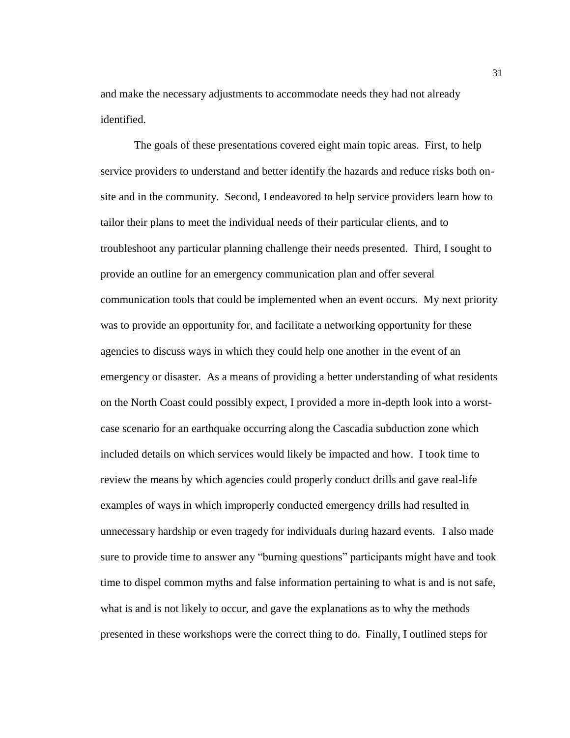and make the necessary adjustments to accommodate needs they had not already identified.

The goals of these presentations covered eight main topic areas. First, to help service providers to understand and better identify the hazards and reduce risks both on-site and in the community. Second, I endeavored to help service providers learn how to tailor their plans to meet the individual needs of their particular clients, and to troubleshoot any particular planning challenge their needs presented. Third, I sought to provide an outline for an emergency communication plan and offer several communication tools that could be implemented when an event occurs. My next priority was to provide an opportunity for, and facilitate a networking opportunity for these agencies to discuss ways in which they could help one another in the event of an emergency or disaster. As a means of providing a better understanding of what residents on the North Coast could possibly expect, I provided a more in-depth look into a worst-case scenario for an earthquake occurring along the Cascadia subduction zone which included details on which services would likely be impacted and how. I took time to review the means by which agencies could properly conduct drills and gave real-life examples of ways in which improperly conducted emergency drills had resulted in unnecessary hardship or even tragedy for individuals during hazard events. I also made sure to provide time to answer any "burning questions" participants might have and took time to dispel common myths and false information pertaining to what is and is not safe, what is and is not likely to occur, and gave the explanations as to why the methods presented in these workshops were the correct thing to do. Finally, I outlined steps for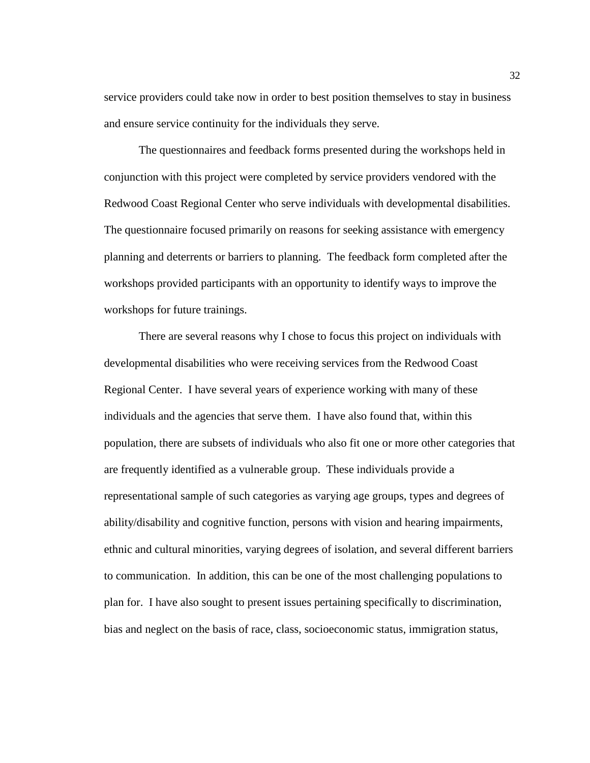service providers could take now in order to best position themselves to stay in business and ensure service continuity for the individuals they serve.

The questionnaires and feedback forms presented during the workshops held in conjunction with this project were completed by service providers vendored with the Redwood Coast Regional Center who serve individuals with developmental disabilities. The questionnaire focused primarily on reasons for seeking assistance with emergency planning and deterrents or barriers to planning. The feedback form completed after the workshops provided participants with an opportunity to identify ways to improve the workshops for future trainings.

There are several reasons why I chose to focus this project on individuals with developmental disabilities who were receiving services from the Redwood Coast Regional Center. I have several years of experience working with many of these individuals and the agencies that serve them. I have also found that, within this population, there are subsets of individuals who also fit one or more other categories that are frequently identified as a vulnerable group. These individuals provide a representational sample of such categories as varying age groups, types and degrees of ability/disability and cognitive function, persons with vision and hearing impairments, ethnic and cultural minorities, varying degrees of isolation, and several different barriers to communication. In addition, this can be one of the most challenging populations to plan for. I have also sought to present issues pertaining specifically to discrimination, bias and neglect on the basis of race, class, socioeconomic status, immigration status,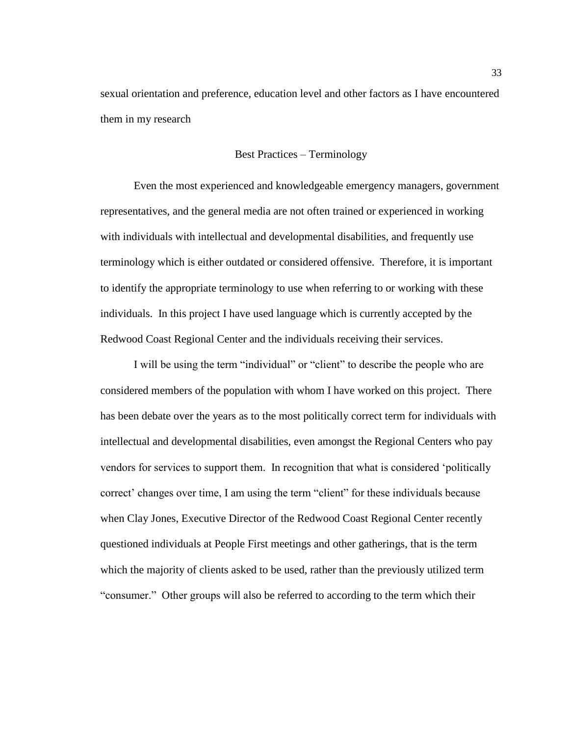sexual orientation and preference, education level and other factors as I have encountered them in my research

## Best Practices – Terminology

Even the most experienced and knowledgeable emergency managers, government representatives, and the general media are not often trained or experienced in working with individuals with intellectual and developmental disabilities, and frequently use terminology which is either outdated or considered offensive. Therefore, it is important to identify the appropriate terminology to use when referring to or working with these individuals. In this project I have used language which is currently accepted by the Redwood Coast Regional Center and the individuals receiving their services.

I will be using the term "individual" or "client" to describe the people who are considered members of the population with whom I have worked on this project. There has been debate over the years as to the most politically correct term for individuals with intellectual and developmental disabilities, even amongst the Regional Centers who pay vendors for services to support them. In recognition that what is considered 'politically correct' changes over time, I am using the term "client" for these individuals because when Clay Jones, Executive Director of the Redwood Coast Regional Center recently questioned individuals at People First meetings and other gatherings, that is the term which the majority of clients asked to be used, rather than the previously utilized term "consumer." Other groups will also be referred to according to the term which their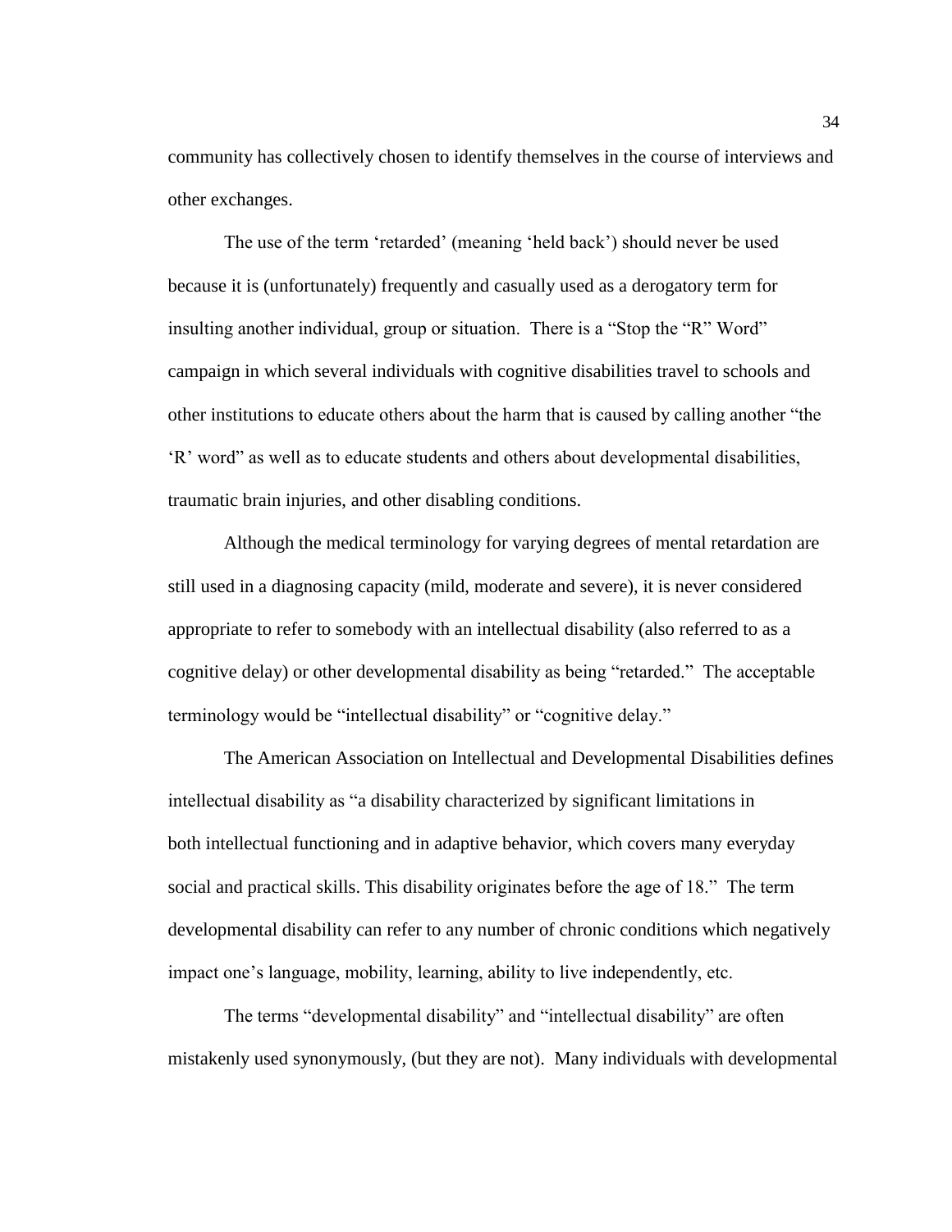community has collectively chosen to identify themselves in the course of interviews and other exchanges.

The use of the term 'retarded' (meaning 'held back') should never be used because it is (unfortunately) frequently and casually used as a derogatory term for insulting another individual, group or situation. There is a "Stop the "R" Word" campaign in which several individuals with cognitive disabilities travel to schools and other institutions to educate others about the harm that is caused by calling another "the 'R' word" as well as to educate students and others about developmental disabilities, traumatic brain injuries, and other disabling conditions.

Although the medical terminology for varying degrees of mental retardation are still used in a diagnosing capacity (mild, moderate and severe), it is never considered appropriate to refer to somebody with an intellectual disability (also referred to as a cognitive delay) or other developmental disability as being "retarded." The acceptable terminology would be "intellectual disability" or "cognitive delay."

The American Association on Intellectual and Developmental Disabilities defines intellectual disability as "a disability characterized by significant limitations in both intellectual functioning and in adaptive behavior, which covers many everyday social and practical skills. This disability originates before the age of 18." The term developmental disability can refer to any number of chronic conditions which negatively impact one's language, mobility, learning, ability to live independently, etc.

The terms "developmental disability" and "intellectual disability" are often mistakenly used synonymously, (but they are not). Many individuals with developmental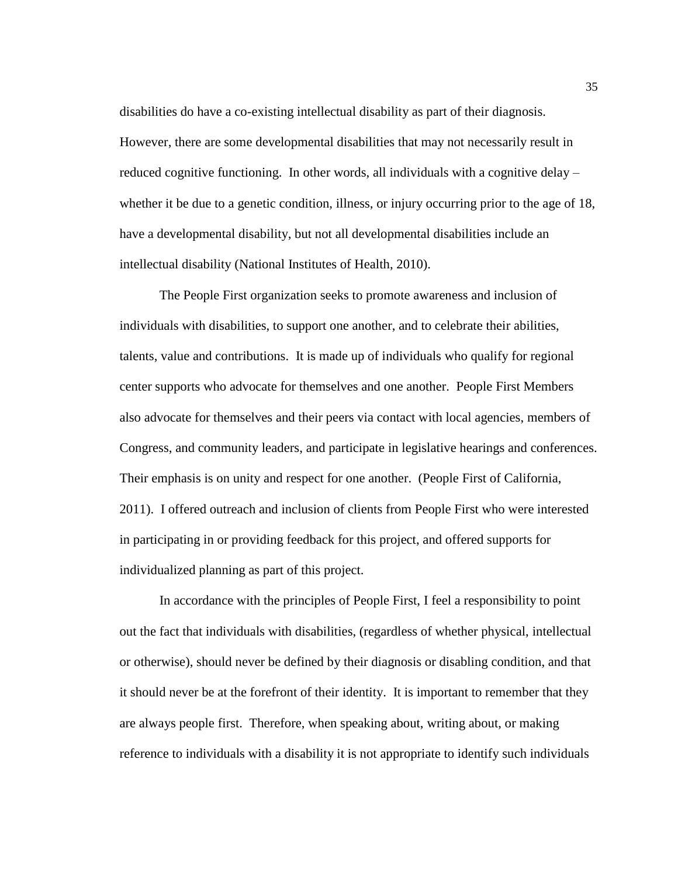disabilities do have a co-existing intellectual disability as part of their diagnosis. However, there are some developmental disabilities that may not necessarily result in reduced cognitive functioning. In other words, all individuals with a cognitive delay – whether it be due to a genetic condition, illness, or injury occurring prior to the age of 18, have a developmental disability, but not all developmental disabilities include an intellectual disability (National Institutes of Health, 2010).

The People First organization seeks to promote awareness and inclusion of individuals with disabilities, to support one another, and to celebrate their abilities, talents, value and contributions. It is made up of individuals who qualify for regional center supports who advocate for themselves and one another. People First Members also advocate for themselves and their peers via contact with local agencies, members of Congress, and community leaders, and participate in legislative hearings and conferences. Their emphasis is on unity and respect for one another. (People First of California, 2011). I offered outreach and inclusion of clients from People First who were interested in participating in or providing feedback for this project, and offered supports for individualized planning as part of this project.

In accordance with the principles of People First, I feel a responsibility to point out the fact that individuals with disabilities, (regardless of whether physical, intellectual or otherwise), should never be defined by their diagnosis or disabling condition, and that it should never be at the forefront of their identity. It is important to remember that they are always people first. Therefore, when speaking about, writing about, or making reference to individuals with a disability it is not appropriate to identify such individuals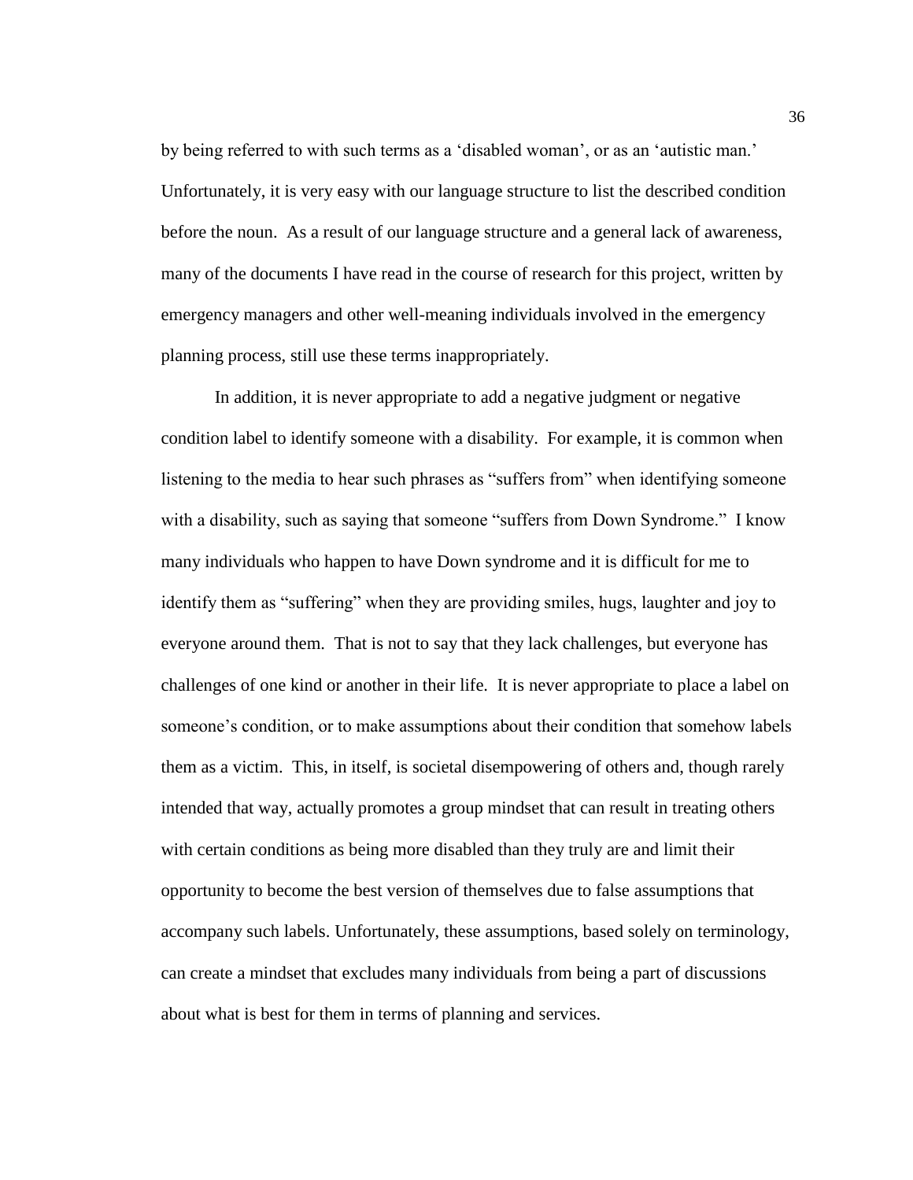by being referred to with such terms as a 'disabled woman', or as an 'autistic man.' Unfortunately, it is very easy with our language structure to list the described condition before the noun. As a result of our language structure and a general lack of awareness, many of the documents I have read in the course of research for this project, written by emergency managers and other well-meaning individuals involved in the emergency planning process, still use these terms inappropriately.

In addition, it is never appropriate to add a negative judgment or negative condition label to identify someone with a disability. For example, it is common when listening to the media to hear such phrases as "suffers from" when identifying someone with a disability, such as saying that someone "suffers from Down Syndrome." I know many individuals who happen to have Down syndrome and it is difficult for me to identify them as "suffering" when they are providing smiles, hugs, laughter and joy to everyone around them. That is not to say that they lack challenges, but everyone has challenges of one kind or another in their life. It is never appropriate to place a label on someone's condition, or to make assumptions about their condition that somehow labels them as a victim. This, in itself, is societal disempowering of others and, though rarely intended that way, actually promotes a group mindset that can result in treating others with certain conditions as being more disabled than they truly are and limit their opportunity to become the best version of themselves due to false assumptions that accompany such labels. Unfortunately, these assumptions, based solely on terminology, can create a mindset that excludes many individuals from being a part of discussions about what is best for them in terms of planning and services.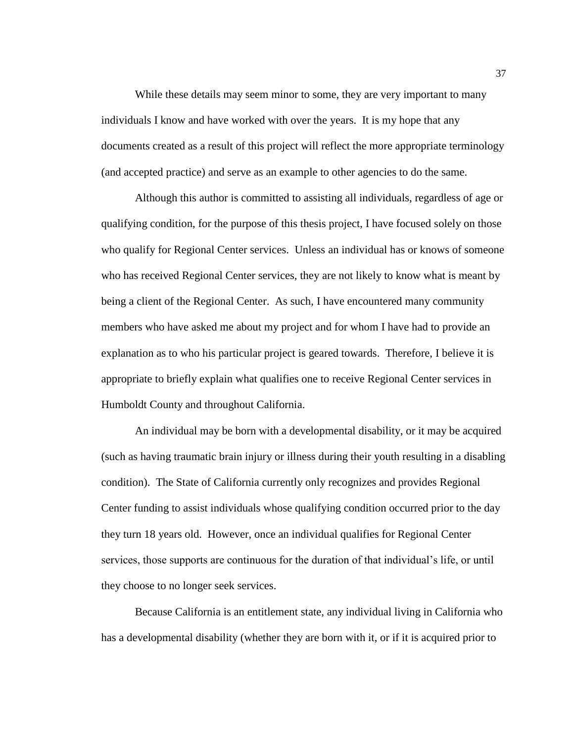While these details may seem minor to some, they are very important to many individuals I know and have worked with over the years. It is my hope that any documents created as a result of this project will reflect the more appropriate terminology (and accepted practice) and serve as an example to other agencies to do the same.

Although this author is committed to assisting all individuals, regardless of age or qualifying condition, for the purpose of this thesis project, I have focused solely on those who qualify for Regional Center services. Unless an individual has or knows of someone who has received Regional Center services, they are not likely to know what is meant by being a client of the Regional Center. As such, I have encountered many community members who have asked me about my project and for whom I have had to provide an explanation as to who his particular project is geared towards. Therefore, I believe it is appropriate to briefly explain what qualifies one to receive Regional Center services in Humboldt County and throughout California.

An individual may be born with a developmental disability, or it may be acquired (such as having traumatic brain injury or illness during their youth resulting in a disabling condition). The State of California currently only recognizes and provides Regional Center funding to assist individuals whose qualifying condition occurred prior to the day they turn 18 years old. However, once an individual qualifies for Regional Center services, those supports are continuous for the duration of that individual's life, or until they choose to no longer seek services.

Because California is an entitlement state, any individual living in California who has a developmental disability (whether they are born with it, or if it is acquired prior to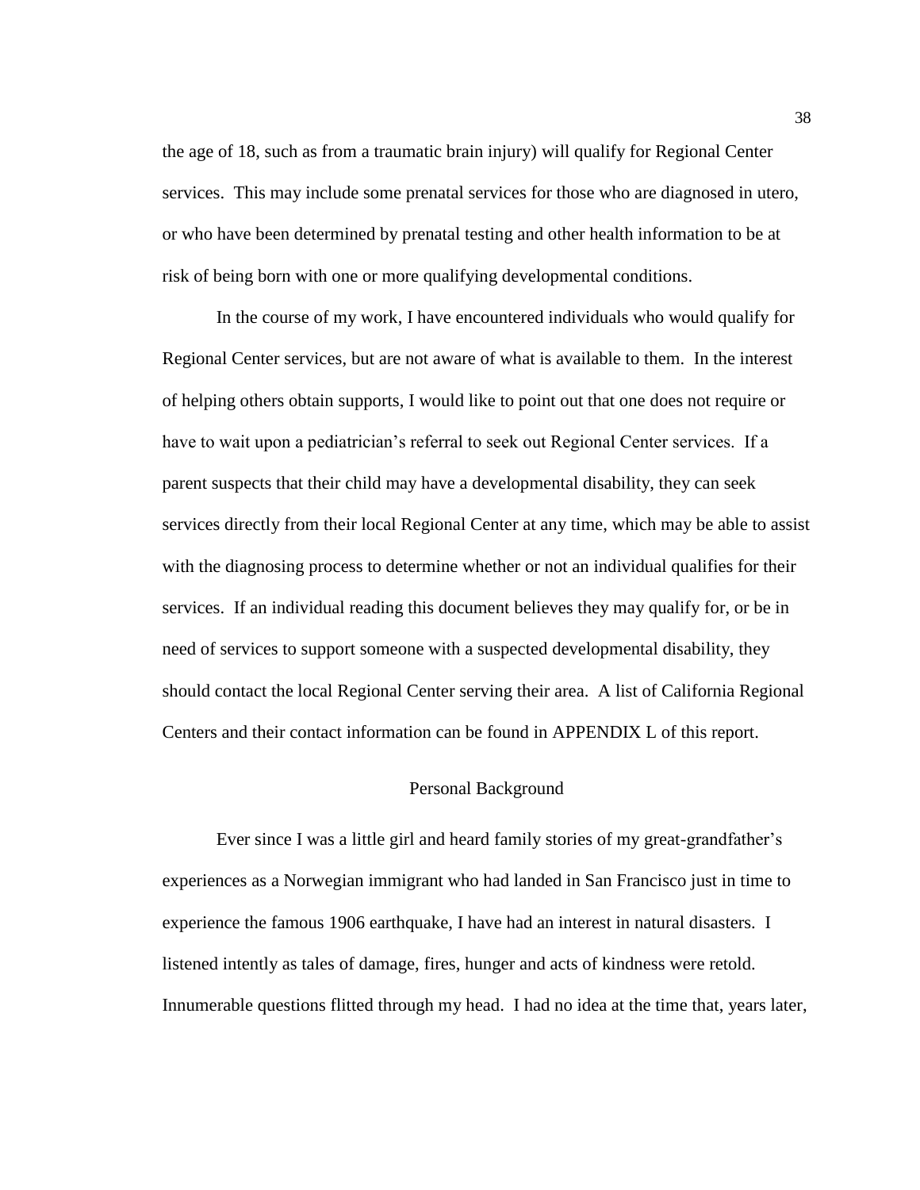the age of 18, such as from a traumatic brain injury) will qualify for Regional Center services. This may include some prenatal services for those who are diagnosed in utero, or who have been determined by prenatal testing and other health information to be at risk of being born with one or more qualifying developmental conditions.

In the course of my work, I have encountered individuals who would qualify for Regional Center services, but are not aware of what is available to them. In the interest of helping others obtain supports, I would like to point out that one does not require or have to wait upon a pediatrician's referral to seek out Regional Center services. If a parent suspects that their child may have a developmental disability, they can seek services directly from their local Regional Center at any time, which may be able to assist with the diagnosing process to determine whether or not an individual qualifies for their services. If an individual reading this document believes they may qualify for, or be in need of services to support someone with a suspected developmental disability, they should contact the local Regional Center serving their area. A list of California Regional Centers and their contact information can be found in APPENDIX L of this report.

## Personal Background

Ever since I was a little girl and heard family stories of my great-grandfather's experiences as a Norwegian immigrant who had landed in San Francisco just in time to experience the famous 1906 earthquake, I have had an interest in natural disasters. I listened intently as tales of damage, fires, hunger and acts of kindness were retold. Innumerable questions flitted through my head. I had no idea at the time that, years later,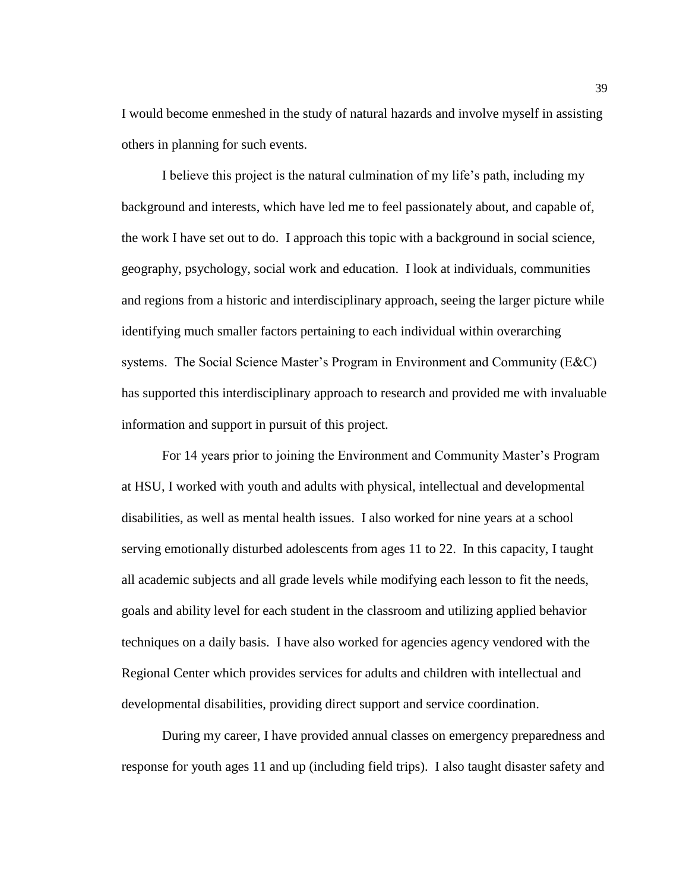I would become enmeshed in the study of natural hazards and involve myself in assisting others in planning for such events.

I believe this project is the natural culmination of my life's path, including my background and interests, which have led me to feel passionately about, and capable of, the work I have set out to do. I approach this topic with a background in social science, geography, psychology, social work and education. I look at individuals, communities and regions from a historic and interdisciplinary approach, seeing the larger picture while identifying much smaller factors pertaining to each individual within overarching systems. The Social Science Master's Program in Environment and Community (E&C) has supported this interdisciplinary approach to research and provided me with invaluable information and support in pursuit of this project.

For 14 years prior to joining the Environment and Community Master's Program at HSU, I worked with youth and adults with physical, intellectual and developmental disabilities, as well as mental health issues. I also worked for nine years at a school serving emotionally disturbed adolescents from ages 11 to 22. In this capacity, I taught all academic subjects and all grade levels while modifying each lesson to fit the needs, goals and ability level for each student in the classroom and utilizing applied behavior techniques on a daily basis. I have also worked for agencies agency vendored with the Regional Center which provides services for adults and children with intellectual and developmental disabilities, providing direct support and service coordination.

During my career, I have provided annual classes on emergency preparedness and response for youth ages 11 and up (including field trips). I also taught disaster safety and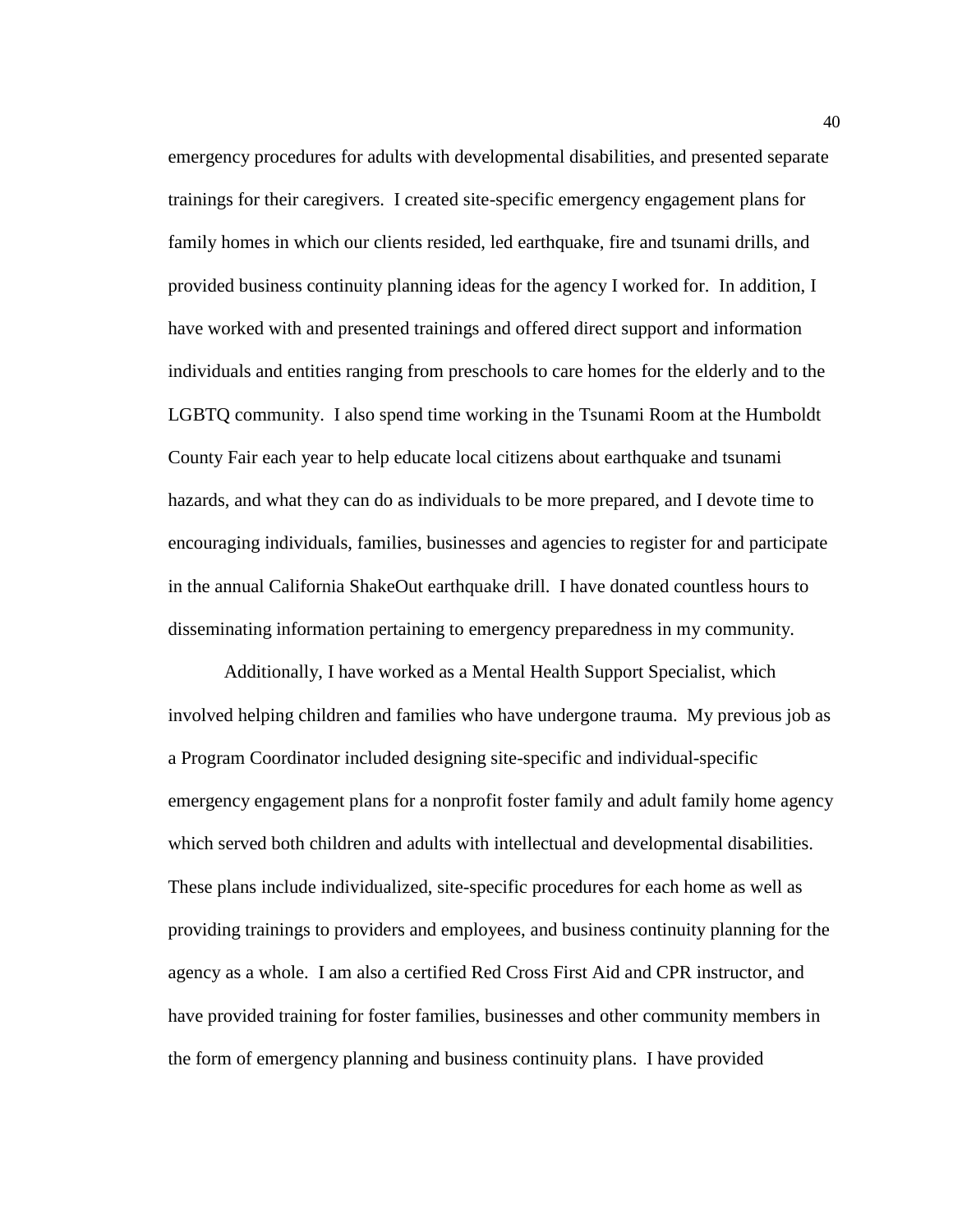emergency procedures for adults with developmental disabilities, and presented separate trainings for their caregivers. I created site-specific emergency engagement plans for family homes in which our clients resided, led earthquake, fire and tsunami drills, and provided business continuity planning ideas for the agency I worked for. In addition, I have worked with and presented trainings and offered direct support and information individuals and entities ranging from preschools to care homes for the elderly and to the LGBTQ community. I also spend time working in the Tsunami Room at the Humboldt County Fair each year to help educate local citizens about earthquake and tsunami hazards, and what they can do as individuals to be more prepared, and I devote time to encouraging individuals, families, businesses and agencies to register for and participate in the annual California ShakeOut earthquake drill. I have donated countless hours to disseminating information pertaining to emergency preparedness in my community.

Additionally, I have worked as a Mental Health Support Specialist, which involved helping children and families who have undergone trauma. My previous job as a Program Coordinator included designing site-specific and individual-specific emergency engagement plans for a nonprofit foster family and adult family home agency which served both children and adults with intellectual and developmental disabilities. These plans include individualized, site-specific procedures for each home as well as providing trainings to providers and employees, and business continuity planning for the agency as a whole. I am also a certified Red Cross First Aid and CPR instructor, and have provided training for foster families, businesses and other community members in the form of emergency planning and business continuity plans. I have provided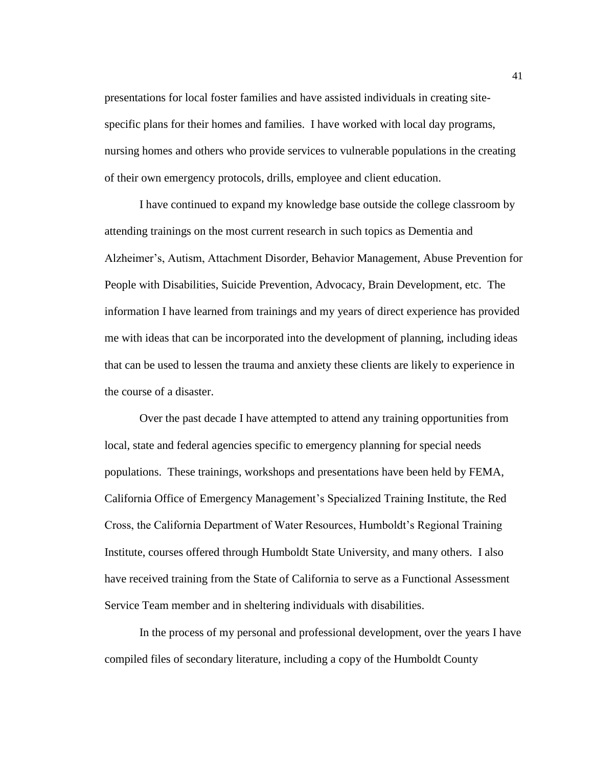presentations for local foster families and have assisted individuals in creating site-specific plans for their homes and families. I have worked with local day programs, nursing homes and others who provide services to vulnerable populations in the creating of their own emergency protocols, drills, employee and client education.

I have continued to expand my knowledge base outside the college classroom by attending trainings on the most current research in such topics as Dementia and Alzheimer's, Autism, Attachment Disorder, Behavior Management, Abuse Prevention for People with Disabilities, Suicide Prevention, Advocacy, Brain Development, etc. The information I have learned from trainings and my years of direct experience has provided me with ideas that can be incorporated into the development of planning, including ideas that can be used to lessen the trauma and anxiety these clients are likely to experience in the course of a disaster.

Over the past decade I have attempted to attend any training opportunities from local, state and federal agencies specific to emergency planning for special needs populations. These trainings, workshops and presentations have been held by FEMA, California Office of Emergency Management's Specialized Training Institute, the Red Cross, the California Department of Water Resources, Humboldt's Regional Training Institute, courses offered through Humboldt State University, and many others. I also have received training from the State of California to serve as a Functional Assessment Service Team member and in sheltering individuals with disabilities.

In the process of my personal and professional development, over the years I have compiled files of secondary literature, including a copy of the Humboldt County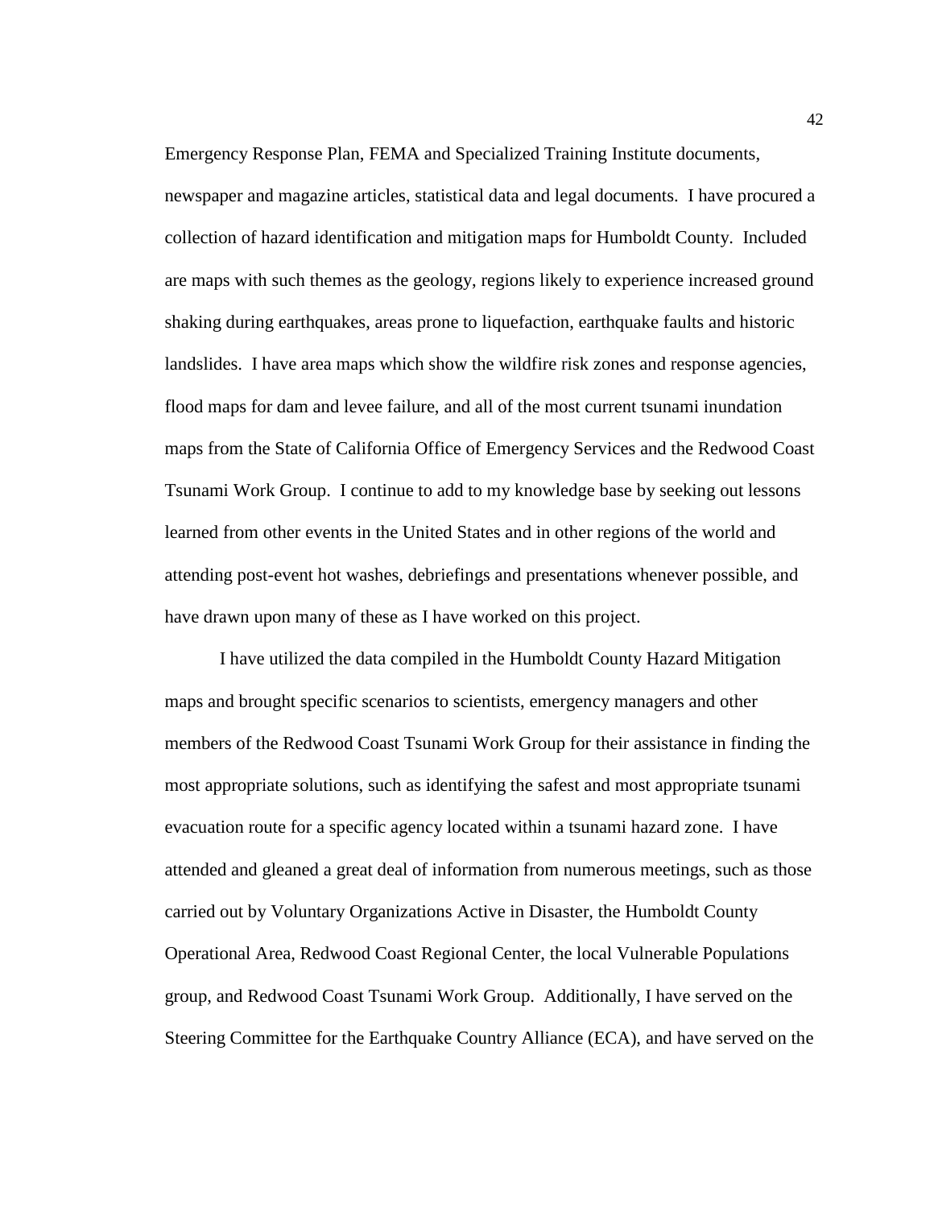Emergency Response Plan, FEMA and Specialized Training Institute documents, newspaper and magazine articles, statistical data and legal documents. I have procured a collection of hazard identification and mitigation maps for Humboldt County. Included are maps with such themes as the geology, regions likely to experience increased ground shaking during earthquakes, areas prone to liquefaction, earthquake faults and historic landslides. I have area maps which show the wildfire risk zones and response agencies, flood maps for dam and levee failure, and all of the most current tsunami inundation maps from the State of California Office of Emergency Services and the Redwood Coast Tsunami Work Group. I continue to add to my knowledge base by seeking out lessons learned from other events in the United States and in other regions of the world and attending post-event hot washes, debriefings and presentations whenever possible, and have drawn upon many of these as I have worked on this project.

I have utilized the data compiled in the Humboldt County Hazard Mitigation maps and brought specific scenarios to scientists, emergency managers and other members of the Redwood Coast Tsunami Work Group for their assistance in finding the most appropriate solutions, such as identifying the safest and most appropriate tsunami evacuation route for a specific agency located within a tsunami hazard zone. I have attended and gleaned a great deal of information from numerous meetings, such as those carried out by Voluntary Organizations Active in Disaster, the Humboldt County Operational Area, Redwood Coast Regional Center, the local Vulnerable Populations group, and Redwood Coast Tsunami Work Group. Additionally, I have served on the Steering Committee for the Earthquake Country Alliance (ECA), and have served on the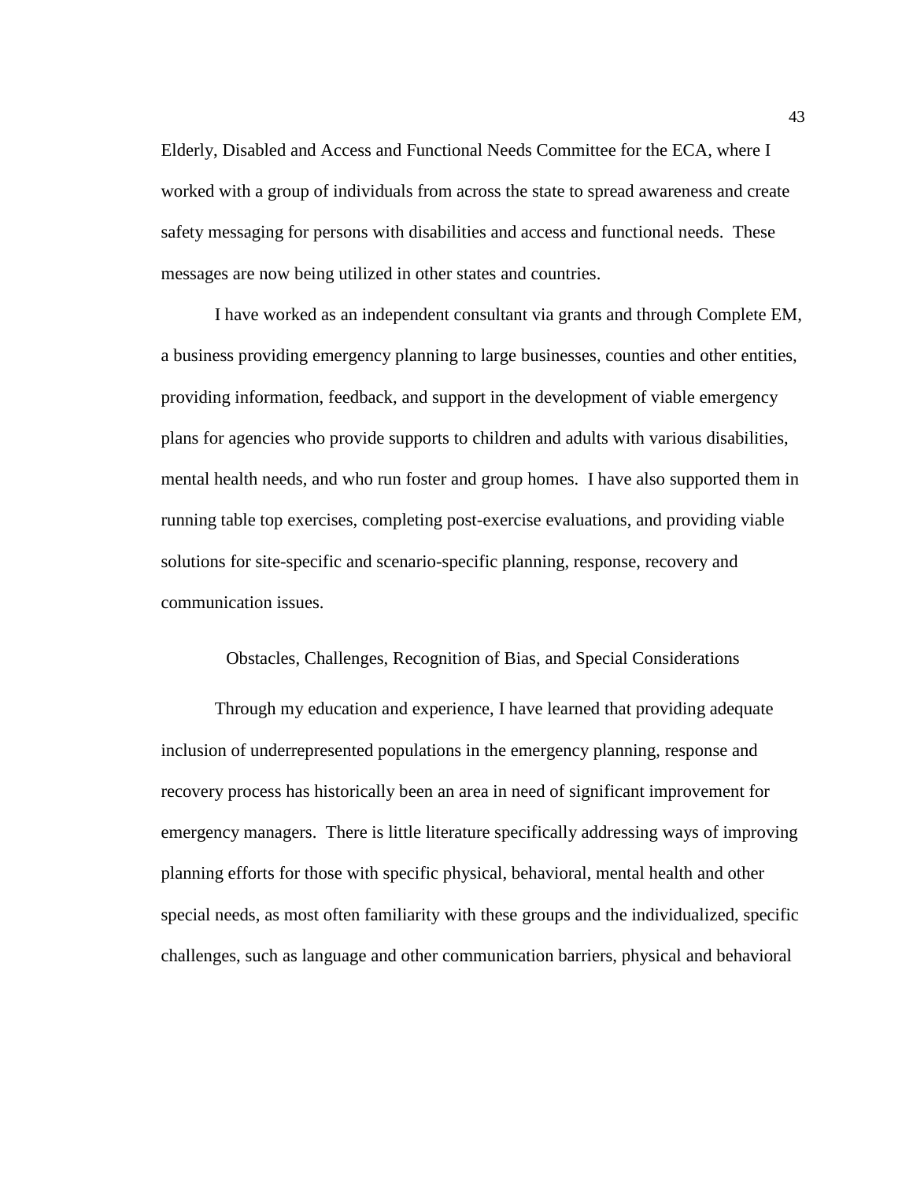Elderly, Disabled and Access and Functional Needs Committee for the ECA, where I worked with a group of individuals from across the state to spread awareness and create safety messaging for persons with disabilities and access and functional needs. These messages are now being utilized in other states and countries.

I have worked as an independent consultant via grants and through Complete EM, a business providing emergency planning to large businesses, counties and other entities, providing information, feedback, and support in the development of viable emergency plans for agencies who provide supports to children and adults with various disabilities, mental health needs, and who run foster and group homes. I have also supported them in running table top exercises, completing post-exercise evaluations, and providing viable solutions for site-specific and scenario-specific planning, response, recovery and communication issues.

## Obstacles, Challenges, Recognition of Bias, and Special Considerations

Through my education and experience, I have learned that providing adequate inclusion of underrepresented populations in the emergency planning, response and recovery process has historically been an area in need of significant improvement for emergency managers. There is little literature specifically addressing ways of improving planning efforts for those with specific physical, behavioral, mental health and other special needs, as most often familiarity with these groups and the individualized, specific challenges, such as language and other communication barriers, physical and behavioral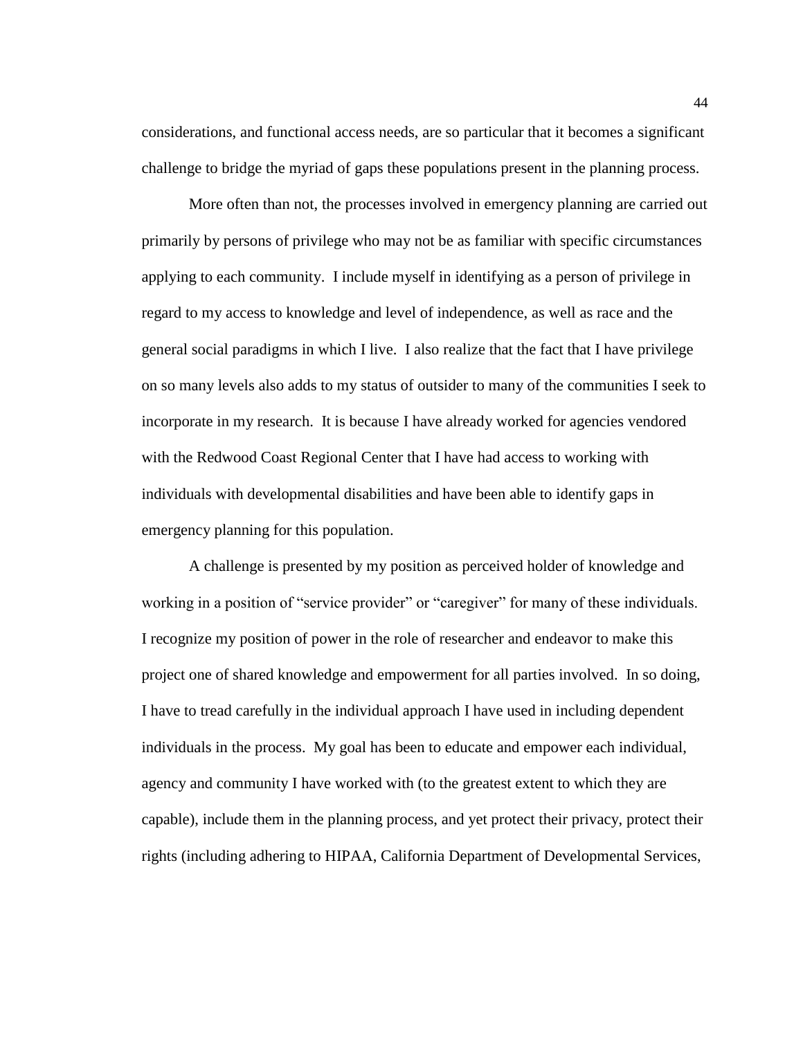considerations, and functional access needs, are so particular that it becomes a significant challenge to bridge the myriad of gaps these populations present in the planning process.

More often than not, the processes involved in emergency planning are carried out primarily by persons of privilege who may not be as familiar with specific circumstances applying to each community. I include myself in identifying as a person of privilege in regard to my access to knowledge and level of independence, as well as race and the general social paradigms in which I live. I also realize that the fact that I have privilege on so many levels also adds to my status of outsider to many of the communities I seek to incorporate in my research. It is because I have already worked for agencies vendored with the Redwood Coast Regional Center that I have had access to working with individuals with developmental disabilities and have been able to identify gaps in emergency planning for this population.

A challenge is presented by my position as perceived holder of knowledge and working in a position of "service provider" or "caregiver" for many of these individuals. I recognize my position of power in the role of researcher and endeavor to make this project one of shared knowledge and empowerment for all parties involved. In so doing, I have to tread carefully in the individual approach I have used in including dependent individuals in the process. My goal has been to educate and empower each individual, agency and community I have worked with (to the greatest extent to which they are capable), include them in the planning process, and yet protect their privacy, protect their rights (including adhering to HIPAA, California Department of Developmental Services,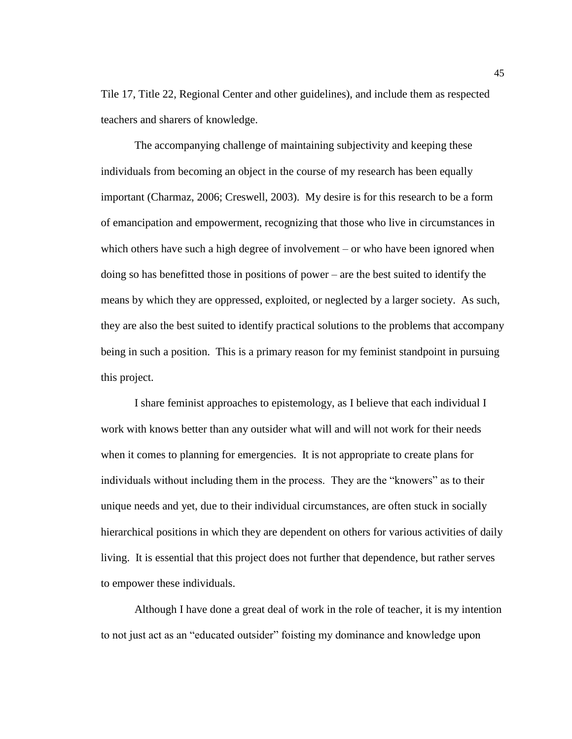Tile 17, Title 22, Regional Center and other guidelines), and include them as respected teachers and sharers of knowledge.

The accompanying challenge of maintaining subjectivity and keeping these individuals from becoming an object in the course of my research has been equally important (Charmaz, 2006; Creswell, 2003). My desire is for this research to be a form of emancipation and empowerment, recognizing that those who live in circumstances in which others have such a high degree of involvement – or who have been ignored when doing so has benefitted those in positions of power – are the best suited to identify the means by which they are oppressed, exploited, or neglected by a larger society. As such, they are also the best suited to identify practical solutions to the problems that accompany being in such a position. This is a primary reason for my feminist standpoint in pursuing this project.

I share feminist approaches to epistemology, as I believe that each individual I work with knows better than any outsider what will and will not work for their needs when it comes to planning for emergencies. It is not appropriate to create plans for individuals without including them in the process. They are the "knowers" as to their unique needs and yet, due to their individual circumstances, are often stuck in socially hierarchical positions in which they are dependent on others for various activities of daily living. It is essential that this project does not further that dependence, but rather serves to empower these individuals.

Although I have done a great deal of work in the role of teacher, it is my intention to not just act as an "educated outsider" foisting my dominance and knowledge upon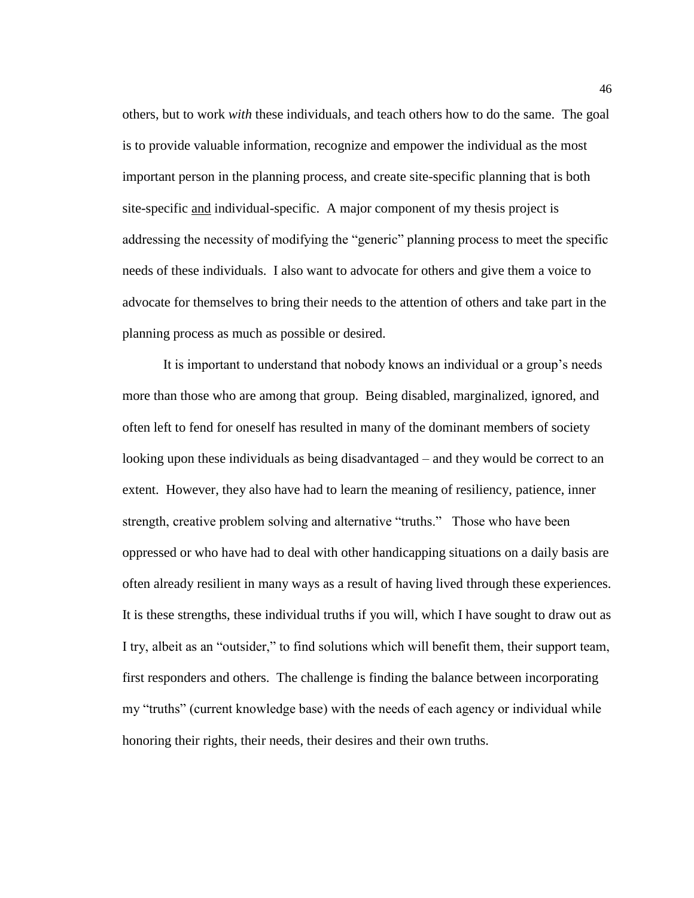others, but to work *with* these individuals, and teach others how to do the same. The goal is to provide valuable information, recognize and empower the individual as the most important person in the planning process, and create site-specific planning that is both site-specific <u>and</u> individual-specific. A major component of my thesis project is addressing the necessity of modifying the "generic" planning process to meet the specific needs of these individuals. I also want to advocate for others and give them a voice to advocate for themselves to bring their needs to the attention of others and take part in the planning process as much as possible or desired.

It is important to understand that nobody knows an individual or a group's needs more than those who are among that group. Being disabled, marginalized, ignored, and often left to fend for oneself has resulted in many of the dominant members of society looking upon these individuals as being disadvantaged – and they would be correct to an extent. However, they also have had to learn the meaning of resiliency, patience, inner strength, creative problem solving and alternative "truths." Those who have been oppressed or who have had to deal with other handicapping situations on a daily basis are often already resilient in many ways as a result of having lived through these experiences. It is these strengths, these individual truths if you will, which I have sought to draw out as I try, albeit as an "outsider," to find solutions which will benefit them, their support team, first responders and others. The challenge is finding the balance between incorporating my "truths" (current knowledge base) with the needs of each agency or individual while honoring their rights, their needs, their desires and their own truths.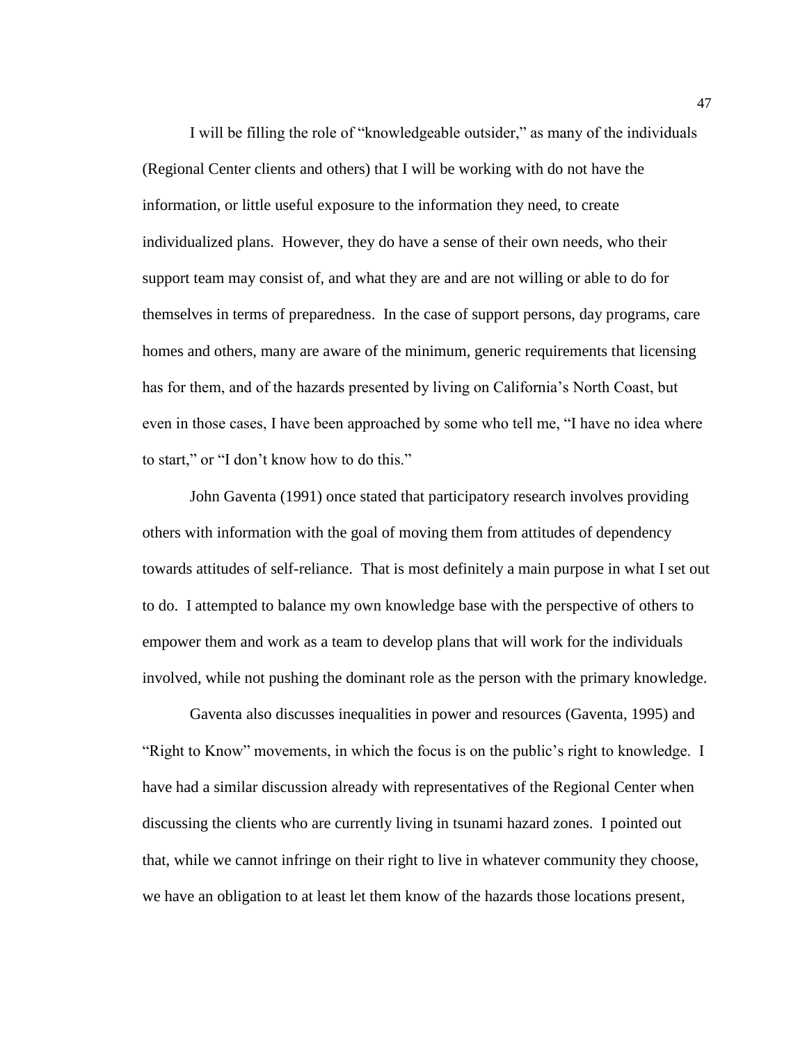I will be filling the role of "knowledgeable outsider," as many of the individuals (Regional Center clients and others) that I will be working with do not have the information, or little useful exposure to the information they need, to create individualized plans. However, they do have a sense of their own needs, who their support team may consist of, and what they are and are not willing or able to do for themselves in terms of preparedness. In the case of support persons, day programs, care homes and others, many are aware of the minimum, generic requirements that licensing has for them, and of the hazards presented by living on California's North Coast, but even in those cases, I have been approached by some who tell me, "I have no idea where to start," or "I don't know how to do this."

John Gaventa (1991) once stated that participatory research involves providing others with information with the goal of moving them from attitudes of dependency towards attitudes of self-reliance. That is most definitely a main purpose in what I set out to do. I attempted to balance my own knowledge base with the perspective of others to empower them and work as a team to develop plans that will work for the individuals involved, while not pushing the dominant role as the person with the primary knowledge.

Gaventa also discusses inequalities in power and resources (Gaventa, 1995) and "Right to Know" movements, in which the focus is on the public's right to knowledge. I have had a similar discussion already with representatives of the Regional Center when discussing the clients who are currently living in tsunami hazard zones. I pointed out that, while we cannot infringe on their right to live in whatever community they choose, we have an obligation to at least let them know of the hazards those locations present,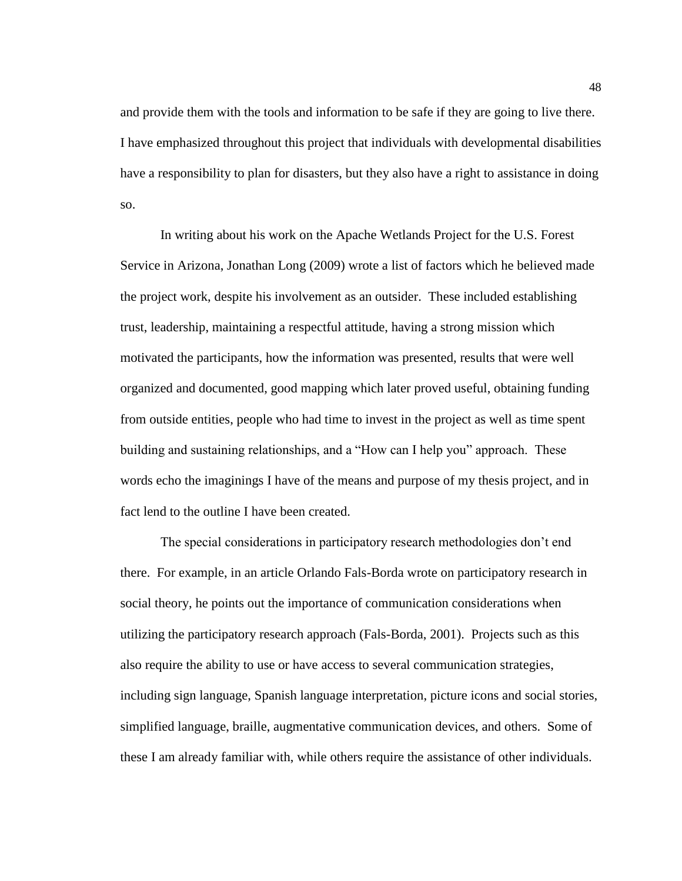and provide them with the tools and information to be safe if they are going to live there. I have emphasized throughout this project that individuals with developmental disabilities have a responsibility to plan for disasters, but they also have a right to assistance in doing so.

In writing about his work on the Apache Wetlands Project for the U.S. Forest Service in Arizona, Jonathan Long (2009) wrote a list of factors which he believed made the project work, despite his involvement as an outsider. These included establishing trust, leadership, maintaining a respectful attitude, having a strong mission which motivated the participants, how the information was presented, results that were well organized and documented, good mapping which later proved useful, obtaining funding from outside entities, people who had time to invest in the project as well as time spent building and sustaining relationships, and a "How can I help you" approach. These words echo the imaginings I have of the means and purpose of my thesis project, and in fact lend to the outline I have been created.

The special considerations in participatory research methodologies don't end there. For example, in an article Orlando Fals-Borda wrote on participatory research in social theory, he points out the importance of communication considerations when utilizing the participatory research approach (Fals-Borda, 2001). Projects such as this also require the ability to use or have access to several communication strategies, including sign language, Spanish language interpretation, picture icons and social stories, simplified language, braille, augmentative communication devices, and others. Some of these I am already familiar with, while others require the assistance of other individuals.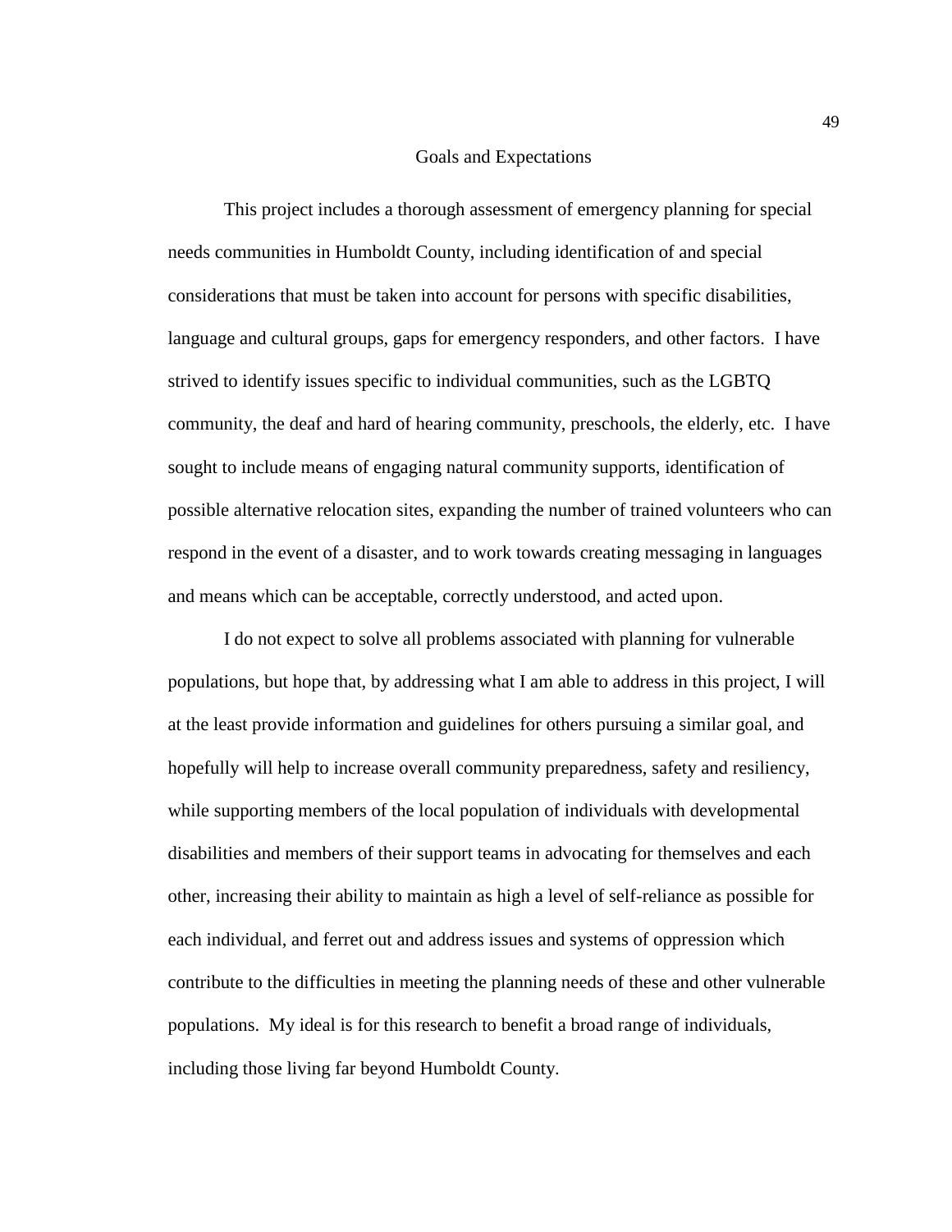## Goals and Expectations

This project includes a thorough assessment of emergency planning for special needs communities in Humboldt County, including identification of and special considerations that must be taken into account for persons with specific disabilities, language and cultural groups, gaps for emergency responders, and other factors. I have strived to identify issues specific to individual communities, such as the LGBTQ community, the deaf and hard of hearing community, preschools, the elderly, etc. I have sought to include means of engaging natural community supports, identification of possible alternative relocation sites, expanding the number of trained volunteers who can respond in the event of a disaster, and to work towards creating messaging in languages and means which can be acceptable, correctly understood, and acted upon.

I do not expect to solve all problems associated with planning for vulnerable populations, but hope that, by addressing what I am able to address in this project, I will at the least provide information and guidelines for others pursuing a similar goal, and hopefully will help to increase overall community preparedness, safety and resiliency, while supporting members of the local population of individuals with developmental disabilities and members of their support teams in advocating for themselves and each other, increasing their ability to maintain as high a level of self-reliance as possible for each individual, and ferret out and address issues and systems of oppression which contribute to the difficulties in meeting the planning needs of these and other vulnerable populations. My ideal is for this research to benefit a broad range of individuals, including those living far beyond Humboldt County.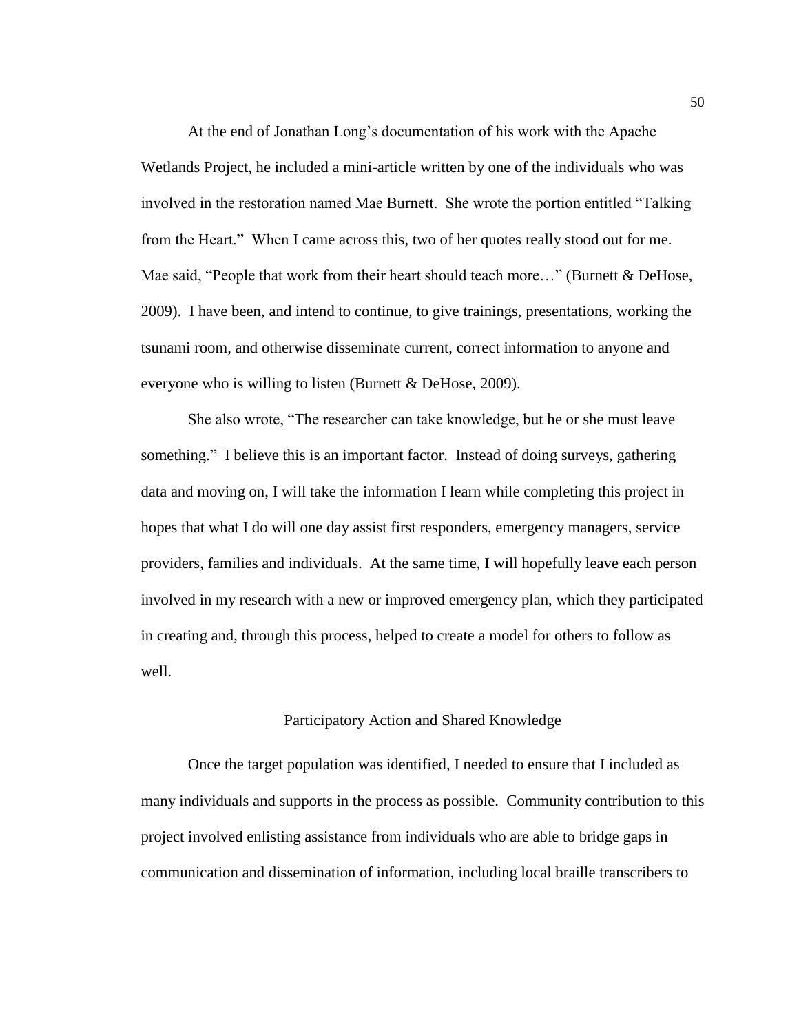At the end of Jonathan Long's documentation of his work with the Apache Wetlands Project, he included a mini-article written by one of the individuals who was involved in the restoration named Mae Burnett. She wrote the portion entitled "Talking from the Heart." When I came across this, two of her quotes really stood out for me. Mae said, "People that work from their heart should teach more…" (Burnett & DeHose, 2009). I have been, and intend to continue, to give trainings, presentations, working the tsunami room, and otherwise disseminate current, correct information to anyone and everyone who is willing to listen (Burnett & DeHose, 2009).

She also wrote, "The researcher can take knowledge, but he or she must leave something." I believe this is an important factor. Instead of doing surveys, gathering data and moving on, I will take the information I learn while completing this project in hopes that what I do will one day assist first responders, emergency managers, service providers, families and individuals. At the same time, I will hopefully leave each person involved in my research with a new or improved emergency plan, which they participated in creating and, through this process, helped to create a model for others to follow as well.

## Participatory Action and Shared Knowledge

Once the target population was identified, I needed to ensure that I included as many individuals and supports in the process as possible. Community contribution to this project involved enlisting assistance from individuals who are able to bridge gaps in communication and dissemination of information, including local braille transcribers to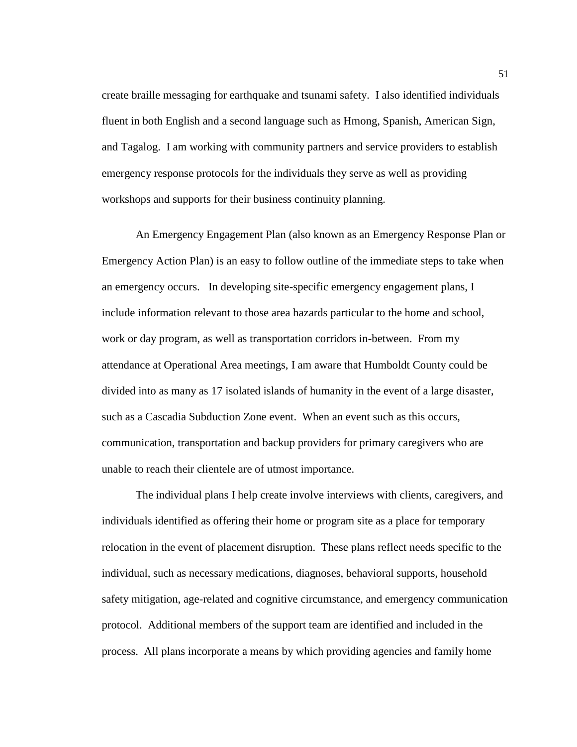create braille messaging for earthquake and tsunami safety. I also identified individuals fluent in both English and a second language such as Hmong, Spanish, American Sign, and Tagalog. I am working with community partners and service providers to establish emergency response protocols for the individuals they serve as well as providing workshops and supports for their business continuity planning.

An Emergency Engagement Plan (also known as an Emergency Response Plan or Emergency Action Plan) is an easy to follow outline of the immediate steps to take when an emergency occurs. In developing site-specific emergency engagement plans, I include information relevant to those area hazards particular to the home and school, work or day program, as well as transportation corridors in-between. From my attendance at Operational Area meetings, I am aware that Humboldt County could be divided into as many as 17 isolated islands of humanity in the event of a large disaster, such as a Cascadia Subduction Zone event. When an event such as this occurs, communication, transportation and backup providers for primary caregivers who are unable to reach their clientele are of utmost importance.

The individual plans I help create involve interviews with clients, caregivers, and individuals identified as offering their home or program site as a place for temporary relocation in the event of placement disruption. These plans reflect needs specific to the individual, such as necessary medications, diagnoses, behavioral supports, household safety mitigation, age-related and cognitive circumstance, and emergency communication protocol. Additional members of the support team are identified and included in the process. All plans incorporate a means by which providing agencies and family home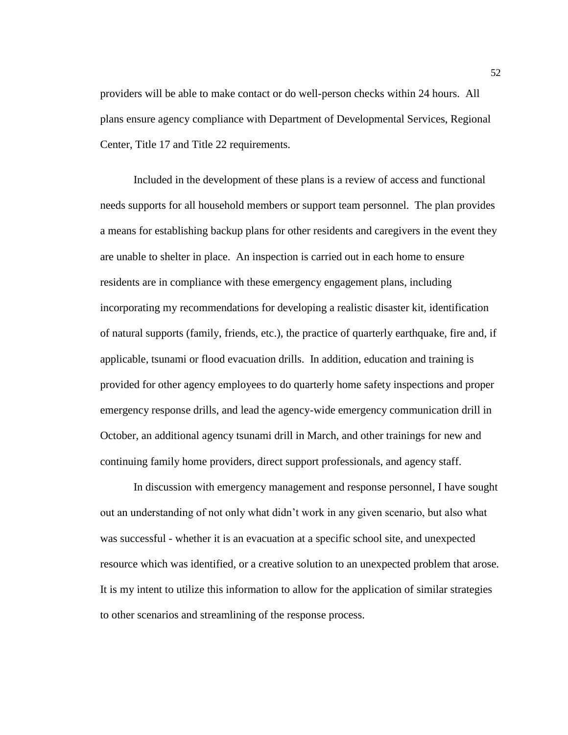providers will be able to make contact or do well-person checks within 24 hours. All plans ensure agency compliance with Department of Developmental Services, Regional Center, Title 17 and Title 22 requirements.

Included in the development of these plans is a review of access and functional needs supports for all household members or support team personnel. The plan provides a means for establishing backup plans for other residents and caregivers in the event they are unable to shelter in place. An inspection is carried out in each home to ensure residents are in compliance with these emergency engagement plans, including incorporating my recommendations for developing a realistic disaster kit, identification of natural supports (family, friends, etc.), the practice of quarterly earthquake, fire and, if applicable, tsunami or flood evacuation drills. In addition, education and training is provided for other agency employees to do quarterly home safety inspections and proper emergency response drills, and lead the agency-wide emergency communication drill in October, an additional agency tsunami drill in March, and other trainings for new and continuing family home providers, direct support professionals, and agency staff.

In discussion with emergency management and response personnel, I have sought out an understanding of not only what didn't work in any given scenario, but also what was successful - whether it is an evacuation at a specific school site, and unexpected resource which was identified, or a creative solution to an unexpected problem that arose. It is my intent to utilize this information to allow for the application of similar strategies to other scenarios and streamlining of the response process.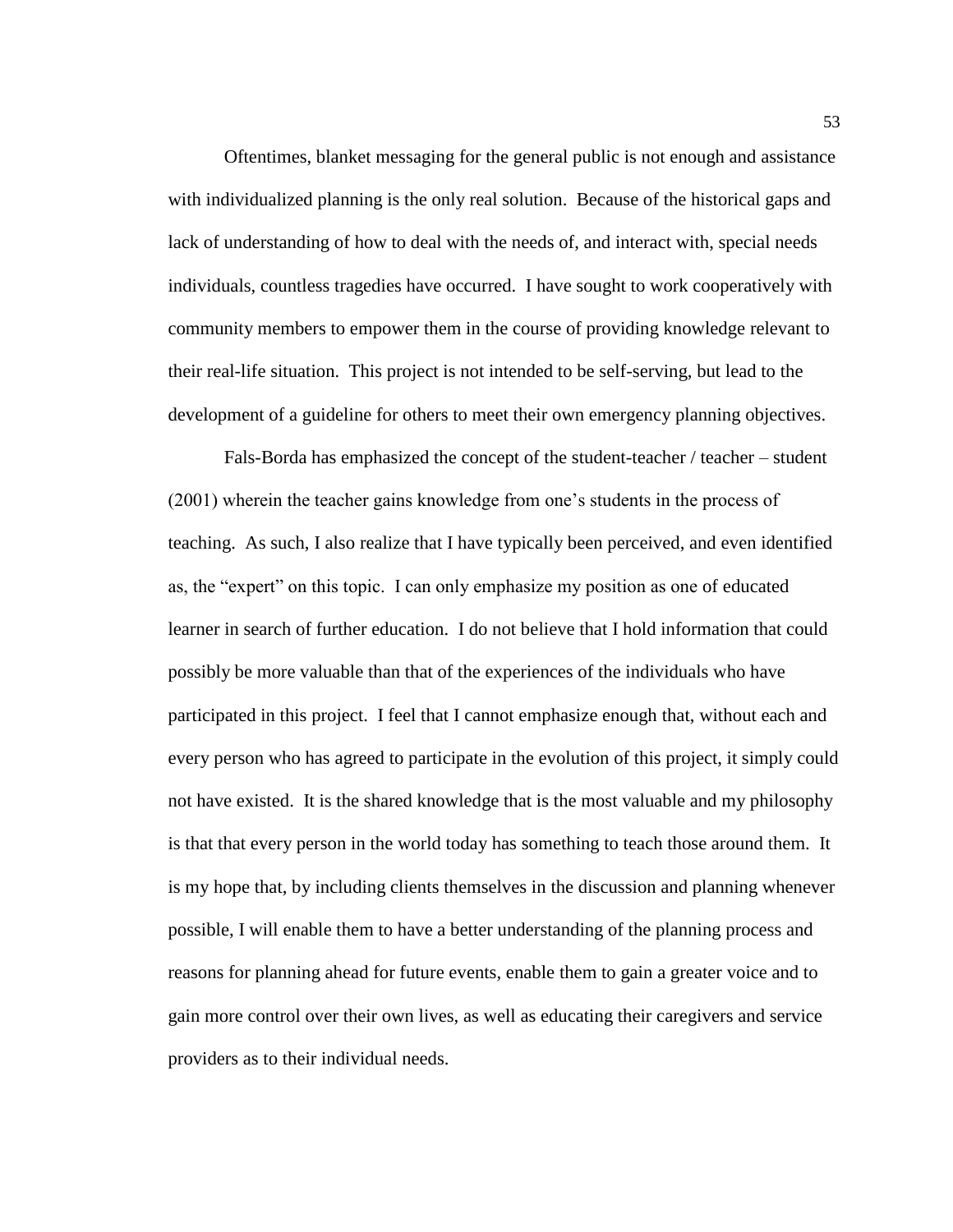Oftentimes, blanket messaging for the general public is not enough and assistance with individualized planning is the only real solution. Because of the historical gaps and lack of understanding of how to deal with the needs of, and interact with, special needs individuals, countless tragedies have occurred. I have sought to work cooperatively with community members to empower them in the course of providing knowledge relevant to their real-life situation. This project is not intended to be self-serving, but lead to the development of a guideline for others to meet their own emergency planning objectives.

Fals-Borda has emphasized the concept of the student-teacher / teacher – student (2001) wherein the teacher gains knowledge from one's students in the process of teaching. As such, I also realize that I have typically been perceived, and even identified as, the "expert" on this topic. I can only emphasize my position as one of educated learner in search of further education. I do not believe that I hold information that could possibly be more valuable than that of the experiences of the individuals who have participated in this project. I feel that I cannot emphasize enough that, without each and every person who has agreed to participate in the evolution of this project, it simply could not have existed. It is the shared knowledge that is the most valuable and my philosophy is that that every person in the world today has something to teach those around them. It is my hope that, by including clients themselves in the discussion and planning whenever possible, I will enable them to have a better understanding of the planning process and reasons for planning ahead for future events, enable them to gain a greater voice and to gain more control over their own lives, as well as educating their caregivers and service providers as to their individual needs.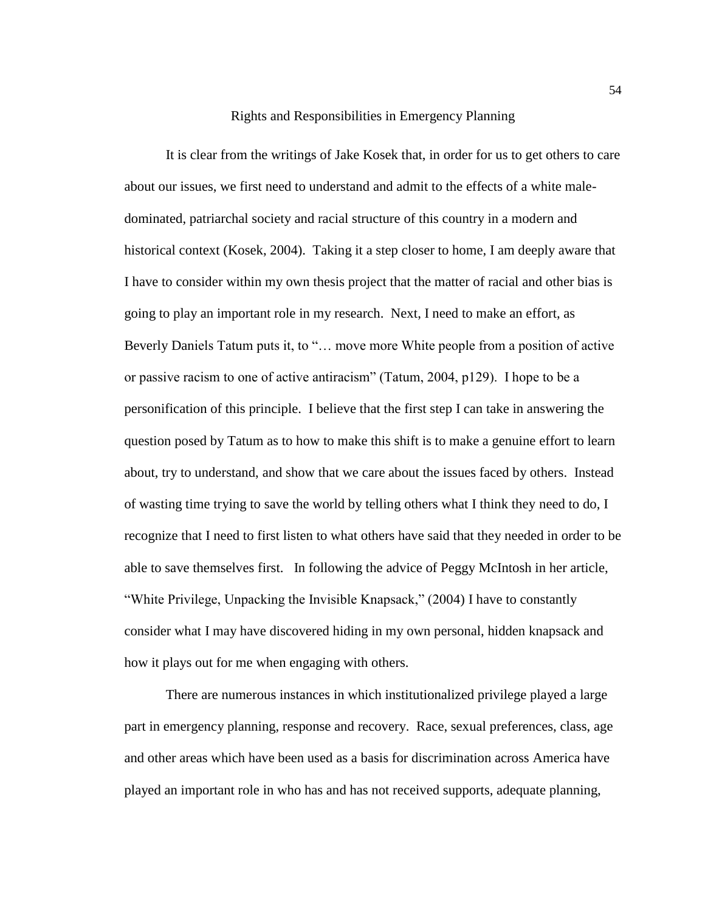## Rights and Responsibilities in Emergency Planning

It is clear from the writings of Jake Kosek that, in order for us to get others to care about our issues, we first need to understand and admit to the effects of a white male-dominated, patriarchal society and racial structure of this country in a modern and historical context (Kosek, 2004). Taking it a step closer to home, I am deeply aware that I have to consider within my own thesis project that the matter of racial and other bias is going to play an important role in my research. Next, I need to make an effort, as Beverly Daniels Tatum puts it, to "… move more White people from a position of active or passive racism to one of active antiracism" (Tatum, 2004, p129). I hope to be a personification of this principle. I believe that the first step I can take in answering the question posed by Tatum as to how to make this shift is to make a genuine effort to learn about, try to understand, and show that we care about the issues faced by others. Instead of wasting time trying to save the world by telling others what I think they need to do, I recognize that I need to first listen to what others have said that they needed in order to be able to save themselves first. In following the advice of Peggy McIntosh in her article, "White Privilege, Unpacking the Invisible Knapsack," (2004) I have to constantly consider what I may have discovered hiding in my own personal, hidden knapsack and how it plays out for me when engaging with others.

There are numerous instances in which institutionalized privilege played a large part in emergency planning, response and recovery. Race, sexual preferences, class, age and other areas which have been used as a basis for discrimination across America have played an important role in who has and has not received supports, adequate planning,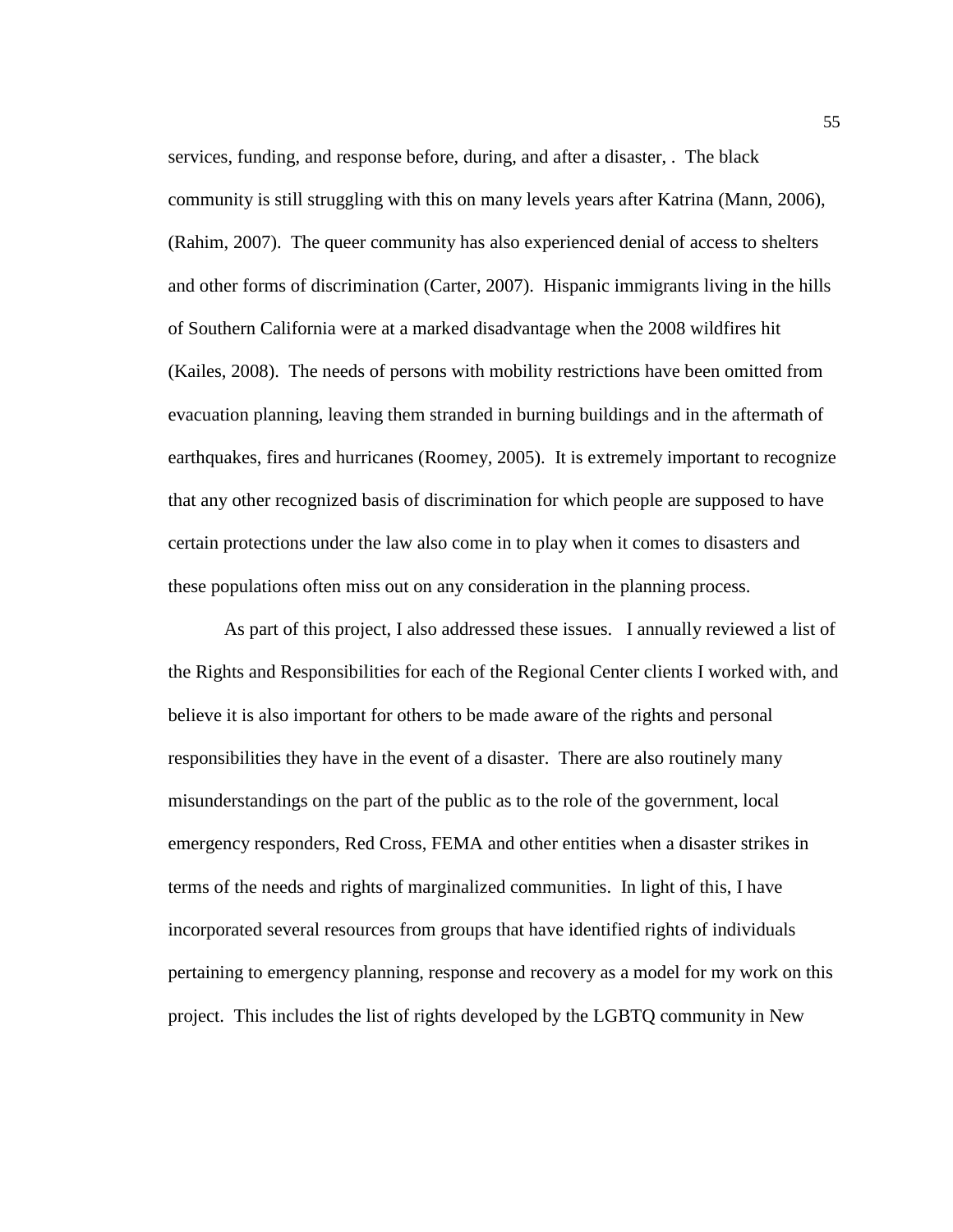services, funding, and response before, during, and after a disaster, . The black community is still struggling with this on many levels years after Katrina (Mann, 2006), (Rahim, 2007). The queer community has also experienced denial of access to shelters and other forms of discrimination (Carter, 2007). Hispanic immigrants living in the hills of Southern California were at a marked disadvantage when the 2008 wildfires hit (Kailes, 2008). The needs of persons with mobility restrictions have been omitted from evacuation planning, leaving them stranded in burning buildings and in the aftermath of earthquakes, fires and hurricanes (Roomey, 2005). It is extremely important to recognize that any other recognized basis of discrimination for which people are supposed to have certain protections under the law also come in to play when it comes to disasters and these populations often miss out on any consideration in the planning process.

As part of this project, I also addressed these issues. I annually reviewed a list of the Rights and Responsibilities for each of the Regional Center clients I worked with, and believe it is also important for others to be made aware of the rights and personal responsibilities they have in the event of a disaster. There are also routinely many misunderstandings on the part of the public as to the role of the government, local emergency responders, Red Cross, FEMA and other entities when a disaster strikes in terms of the needs and rights of marginalized communities. In light of this, I have incorporated several resources from groups that have identified rights of individuals pertaining to emergency planning, response and recovery as a model for my work on this project. This includes the list of rights developed by the LGBTQ community in New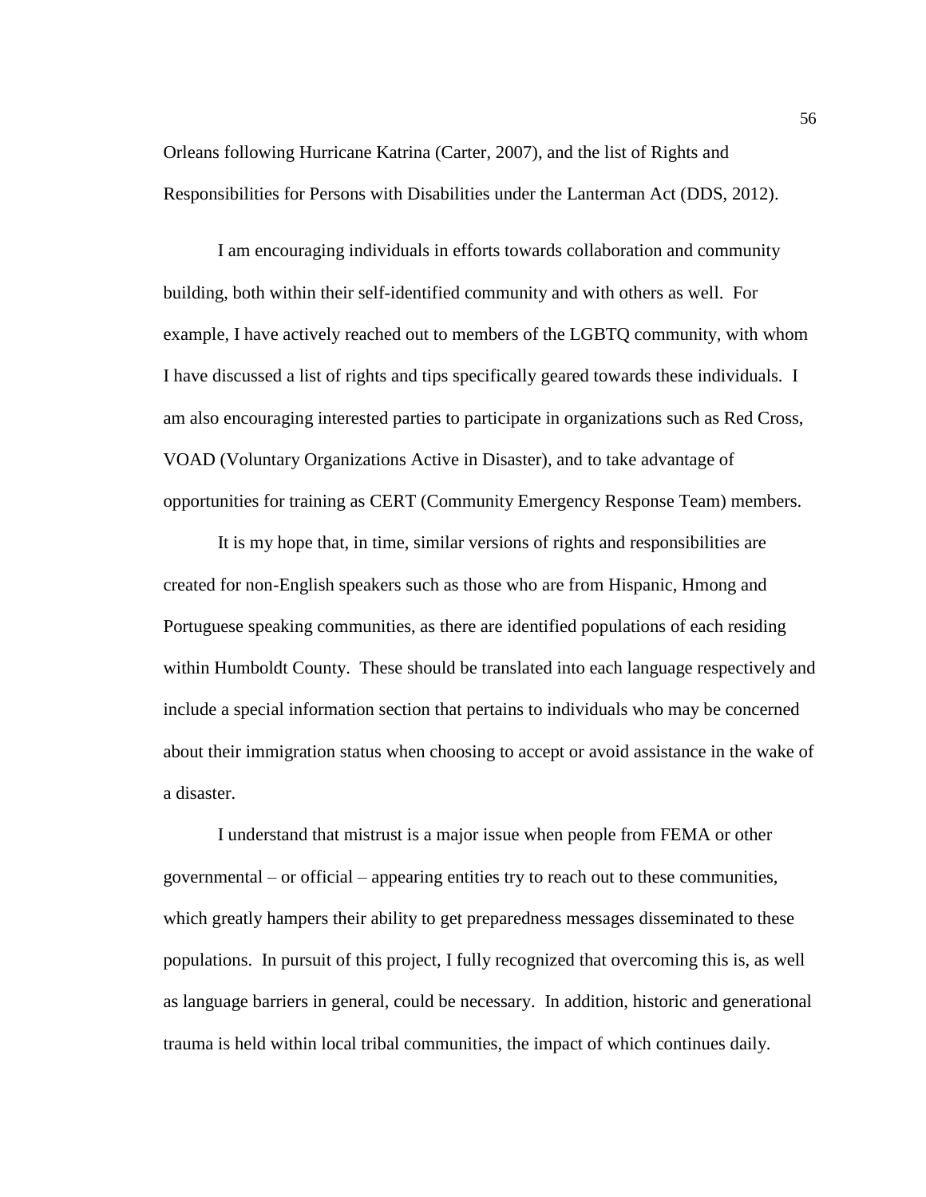Orleans following Hurricane Katrina (Carter, 2007), and the list of Rights and Responsibilities for Persons with Disabilities under the Lanterman Act (DDS, 2012).

I am encouraging individuals in efforts towards collaboration and community building, both within their self-identified community and with others as well. For example, I have actively reached out to members of the LGBTQ community, with whom I have discussed a list of rights and tips specifically geared towards these individuals. I am also encouraging interested parties to participate in organizations such as Red Cross, VOAD (Voluntary Organizations Active in Disaster), and to take advantage of opportunities for training as CERT (Community Emergency Response Team) members.

It is my hope that, in time, similar versions of rights and responsibilities are created for non-English speakers such as those who are from Hispanic, Hmong and Portuguese speaking communities, as there are identified populations of each residing within Humboldt County. These should be translated into each language respectively and include a special information section that pertains to individuals who may be concerned about their immigration status when choosing to accept or avoid assistance in the wake of a disaster.

I understand that mistrust is a major issue when people from FEMA or other governmental – or official – appearing entities try to reach out to these communities, which greatly hampers their ability to get preparedness messages disseminated to these populations. In pursuit of this project, I fully recognized that overcoming this is, as well as language barriers in general, could be necessary. In addition, historic and generational trauma is held within local tribal communities, the impact of which continues daily.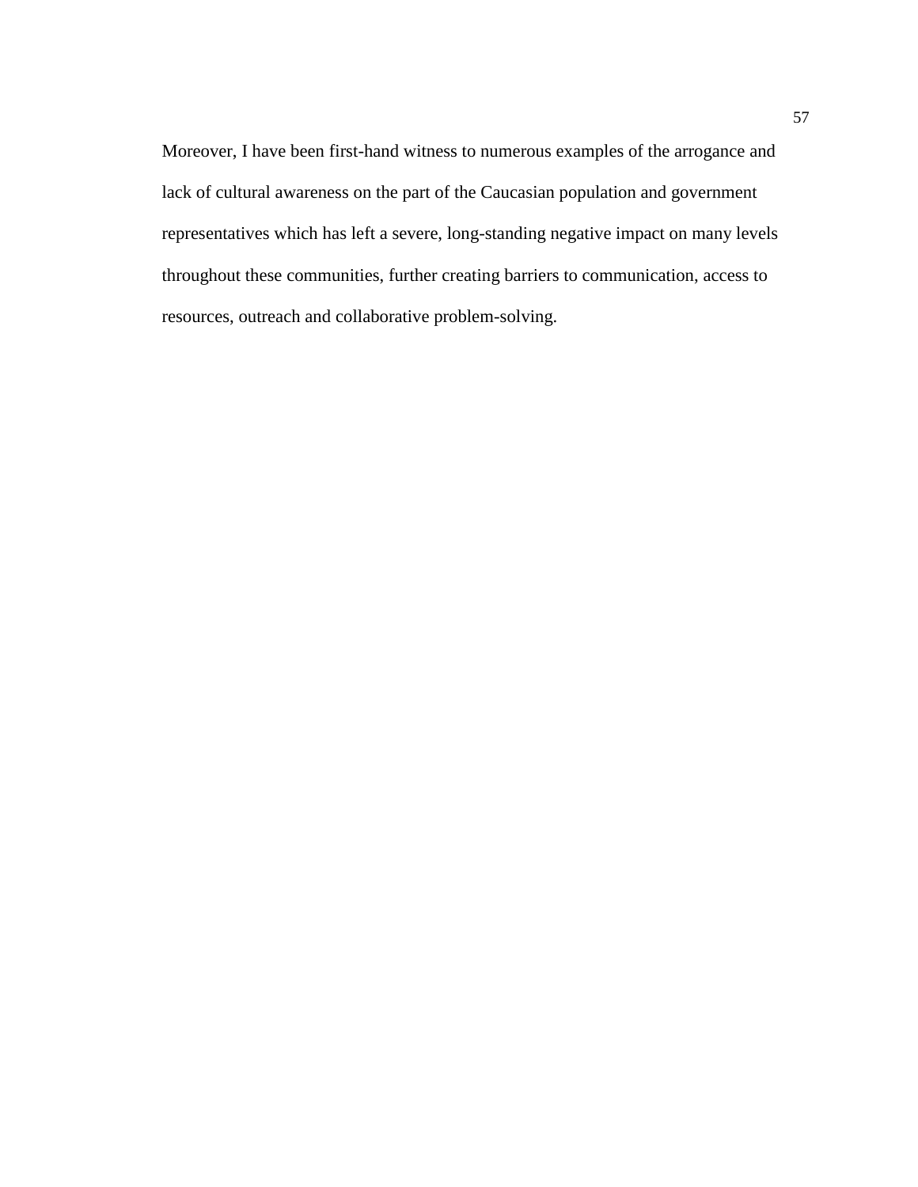Moreover, I have been first-hand witness to numerous examples of the arrogance and lack of cultural awareness on the part of the Caucasian population and government representatives which has left a severe, long-standing negative impact on many levels throughout these communities, further creating barriers to communication, access to resources, outreach and collaborative problem-solving.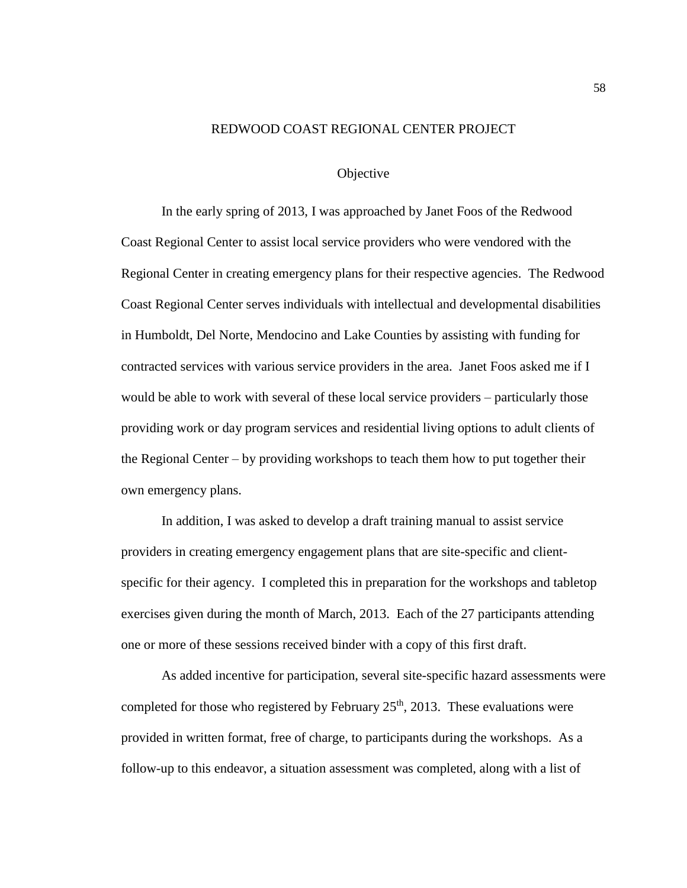# REDWOOD COAST REGIONAL CENTER PROJECT

## Objective

In the early spring of 2013, I was approached by Janet Foos of the Redwood Coast Regional Center to assist local service providers who were vendored with the Regional Center in creating emergency plans for their respective agencies. The Redwood Coast Regional Center serves individuals with intellectual and developmental disabilities in Humboldt, Del Norte, Mendocino and Lake Counties by assisting with funding for contracted services with various service providers in the area. Janet Foos asked me if I would be able to work with several of these local service providers – particularly those providing work or day program services and residential living options to adult clients of the Regional Center – by providing workshops to teach them how to put together their own emergency plans.

In addition, I was asked to develop a draft training manual to assist service providers in creating emergency engagement plans that are site-specific and client-specific for their agency. I completed this in preparation for the workshops and tabletop exercises given during the month of March, 2013. Each of the 27 participants attending one or more of these sessions received binder with a copy of this first draft.

As added incentive for participation, several site-specific hazard assessments were completed for those who registered by February 25th, 2013. These evaluations were provided in written format, free of charge, to participants during the workshops. As a follow-up to this endeavor, a situation assessment was completed, along with a list of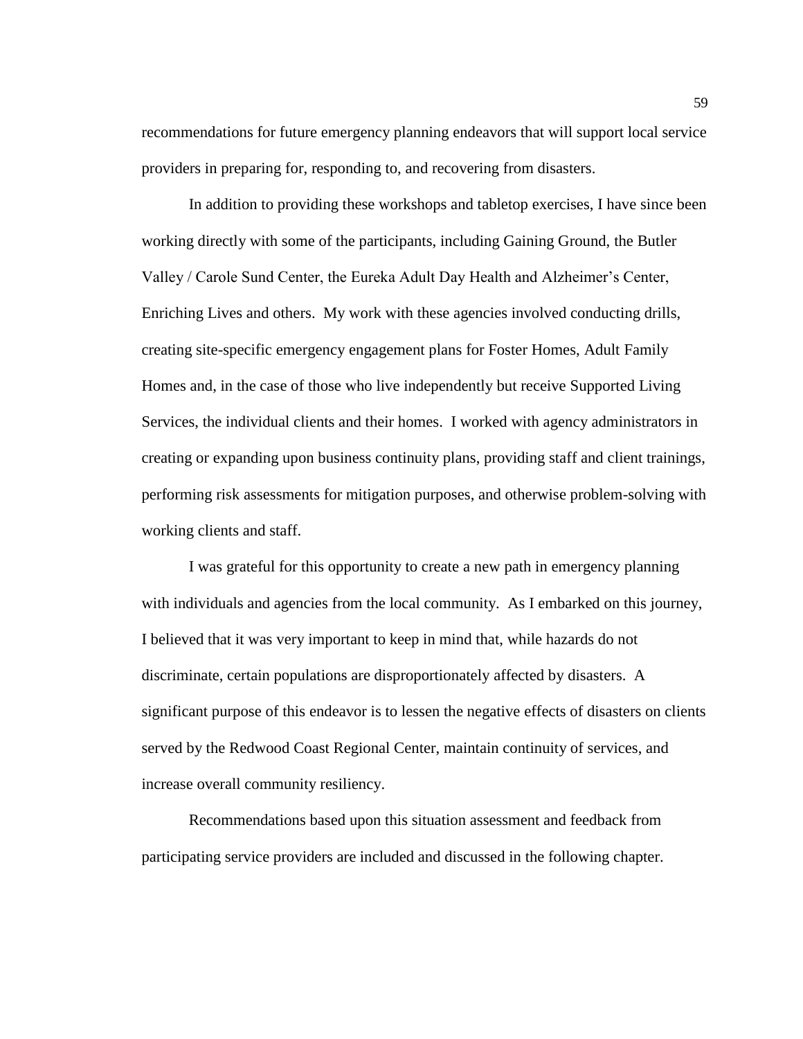recommendations for future emergency planning endeavors that will support local service providers in preparing for, responding to, and recovering from disasters.

In addition to providing these workshops and tabletop exercises, I have since been working directly with some of the participants, including Gaining Ground, the Butler Valley / Carole Sund Center, the Eureka Adult Day Health and Alzheimer's Center, Enriching Lives and others. My work with these agencies involved conducting drills, creating site-specific emergency engagement plans for Foster Homes, Adult Family Homes and, in the case of those who live independently but receive Supported Living Services, the individual clients and their homes. I worked with agency administrators in creating or expanding upon business continuity plans, providing staff and client trainings, performing risk assessments for mitigation purposes, and otherwise problem-solving with working clients and staff.

I was grateful for this opportunity to create a new path in emergency planning with individuals and agencies from the local community. As I embarked on this journey, I believed that it was very important to keep in mind that, while hazards do not discriminate, certain populations are disproportionately affected by disasters. A significant purpose of this endeavor is to lessen the negative effects of disasters on clients served by the Redwood Coast Regional Center, maintain continuity of services, and increase overall community resiliency.

Recommendations based upon this situation assessment and feedback from participating service providers are included and discussed in the following chapter.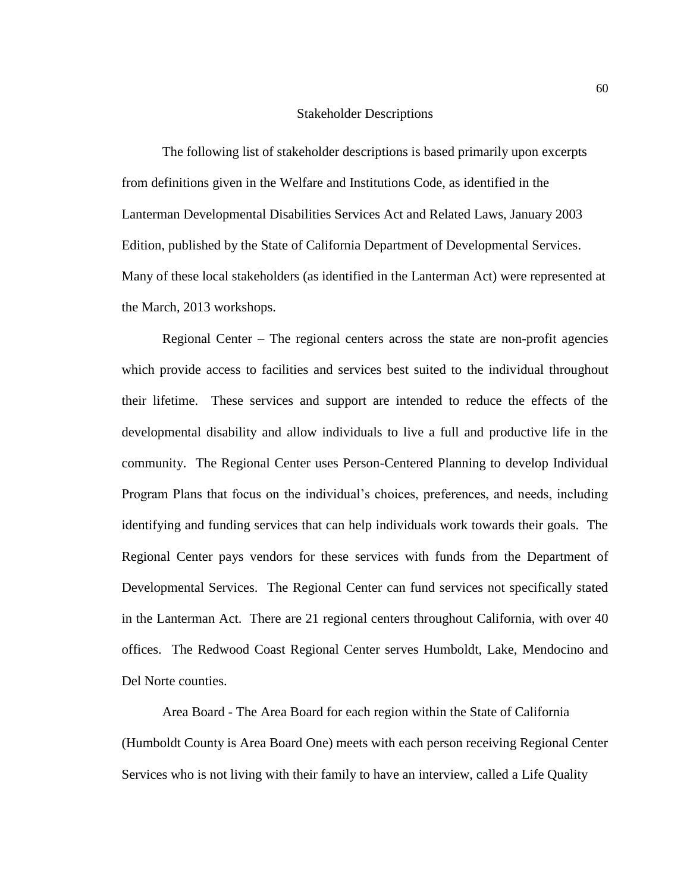## Stakeholder Descriptions

The following list of stakeholder descriptions is based primarily upon excerpts from definitions given in the Welfare and Institutions Code, as identified in the Lanterman Developmental Disabilities Services Act and Related Laws, January 2003 Edition, published by the State of California Department of Developmental Services. Many of these local stakeholders (as identified in the Lanterman Act) were represented at the March, 2013 workshops.

Regional Center – The regional centers across the state are non-profit agencies which provide access to facilities and services best suited to the individual throughout their lifetime. These services and support are intended to reduce the effects of the developmental disability and allow individuals to live a full and productive life in the community. The Regional Center uses Person-Centered Planning to develop Individual Program Plans that focus on the individual's choices, preferences, and needs, including identifying and funding services that can help individuals work towards their goals. The Regional Center pays vendors for these services with funds from the Department of Developmental Services. The Regional Center can fund services not specifically stated in the Lanterman Act. There are 21 regional centers throughout California, with over 40 offices. The Redwood Coast Regional Center serves Humboldt, Lake, Mendocino and Del Norte counties.

Area Board - The Area Board for each region within the State of California (Humboldt County is Area Board One) meets with each person receiving Regional Center Services who is not living with their family to have an interview, called a Life Quality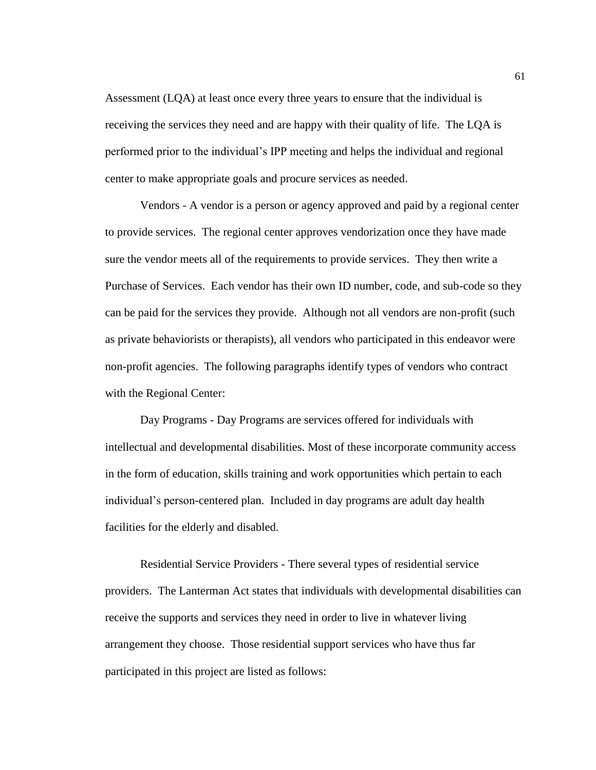Assessment (LQA) at least once every three years to ensure that the individual is receiving the services they need and are happy with their quality of life. The LQA is performed prior to the individual's IPP meeting and helps the individual and regional center to make appropriate goals and procure services as needed.

Vendors - A vendor is a person or agency approved and paid by a regional center to provide services. The regional center approves vendorization once they have made sure the vendor meets all of the requirements to provide services. They then write a Purchase of Services. Each vendor has their own ID number, code, and sub-code so they can be paid for the services they provide. Although not all vendors are non-profit (such as private behaviorists or therapists), all vendors who participated in this endeavor were non-profit agencies. The following paragraphs identify types of vendors who contract with the Regional Center:

Day Programs - Day Programs are services offered for individuals with intellectual and developmental disabilities. Most of these incorporate community access in the form of education, skills training and work opportunities which pertain to each individual's person-centered plan. Included in day programs are adult day health facilities for the elderly and disabled.

Residential Service Providers - There several types of residential service providers. The Lanterman Act states that individuals with developmental disabilities can receive the supports and services they need in order to live in whatever living arrangement they choose. Those residential support services who have thus far participated in this project are listed as follows: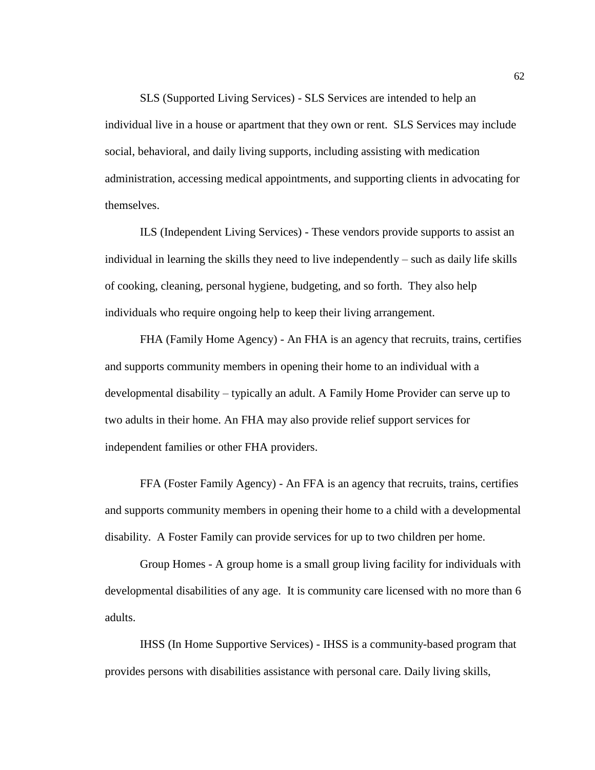SLS (Supported Living Services) - SLS Services are intended to help an individual live in a house or apartment that they own or rent. SLS Services may include social, behavioral, and daily living supports, including assisting with medication administration, accessing medical appointments, and supporting clients in advocating for themselves.

ILS (Independent Living Services) - These vendors provide supports to assist an individual in learning the skills they need to live independently – such as daily life skills of cooking, cleaning, personal hygiene, budgeting, and so forth. They also help individuals who require ongoing help to keep their living arrangement.

FHA (Family Home Agency) - An FHA is an agency that recruits, trains, certifies and supports community members in opening their home to an individual with a developmental disability – typically an adult. A Family Home Provider can serve up to two adults in their home. An FHA may also provide relief support services for independent families or other FHA providers.

FFA (Foster Family Agency) - An FFA is an agency that recruits, trains, certifies and supports community members in opening their home to a child with a developmental disability. A Foster Family can provide services for up to two children per home.

Group Homes - A group home is a small group living facility for individuals with developmental disabilities of any age. It is community care licensed with no more than 6 adults.

IHSS (In Home Supportive Services) - IHSS is a community-based program that provides persons with disabilities assistance with personal care. Daily living skills,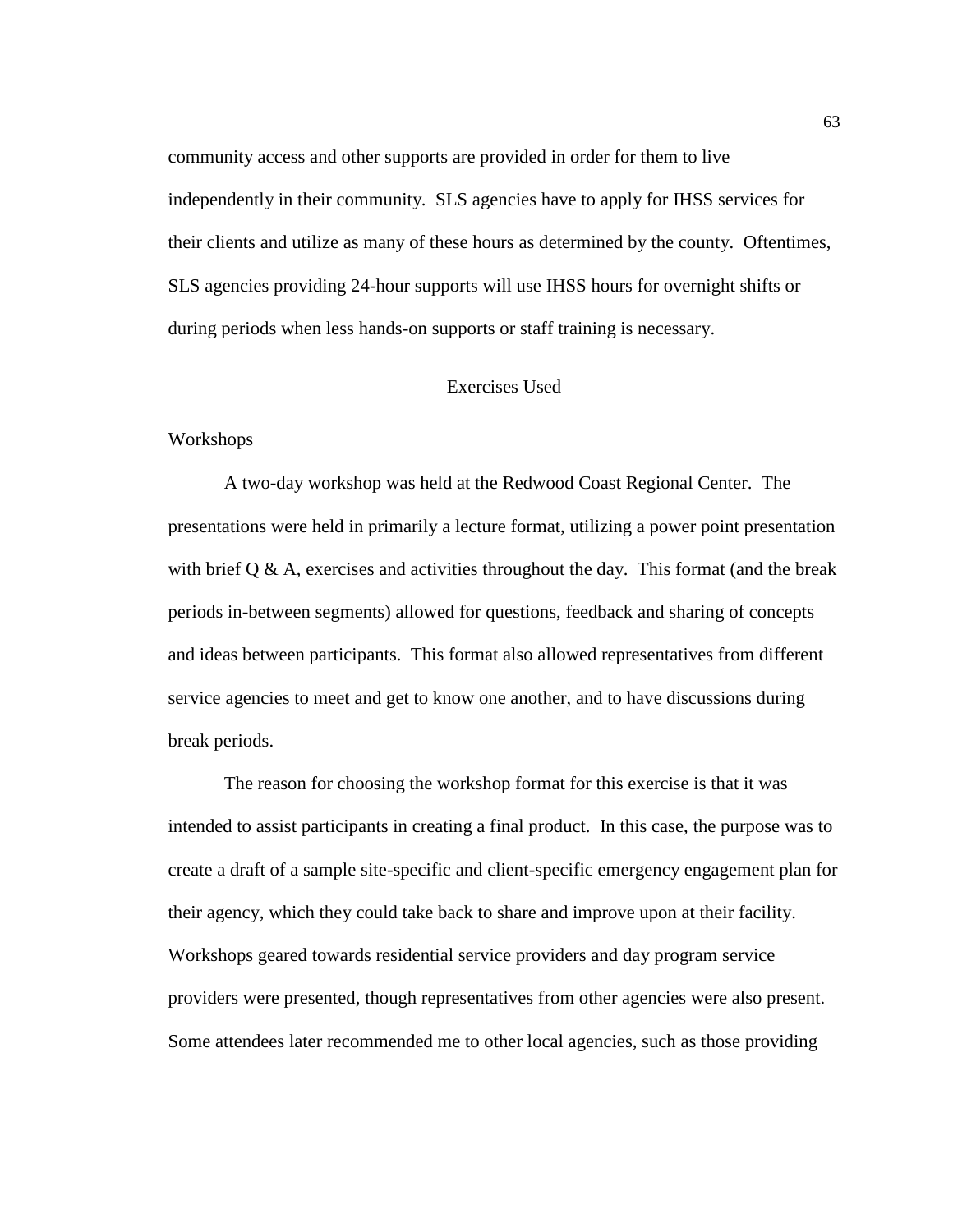community access and other supports are provided in order for them to live independently in their community. SLS agencies have to apply for IHSS services for their clients and utilize as many of these hours as determined by the county. Oftentimes, SLS agencies providing 24-hour supports will use IHSS hours for overnight shifts or during periods when less hands-on supports or staff training is necessary.

## Exercises Used

### Workshops

A two-day workshop was held at the Redwood Coast Regional Center. The presentations were held in primarily a lecture format, utilizing a power point presentation with brief Q & A, exercises and activities throughout the day. This format (and the break periods in-between segments) allowed for questions, feedback and sharing of concepts and ideas between participants. This format also allowed representatives from different service agencies to meet and get to know one another, and to have discussions during break periods.

The reason for choosing the workshop format for this exercise is that it was intended to assist participants in creating a final product. In this case, the purpose was to create a draft of a sample site-specific and client-specific emergency engagement plan for their agency, which they could take back to share and improve upon at their facility. Workshops geared towards residential service providers and day program service providers were presented, though representatives from other agencies were also present. Some attendees later recommended me to other local agencies, such as those providing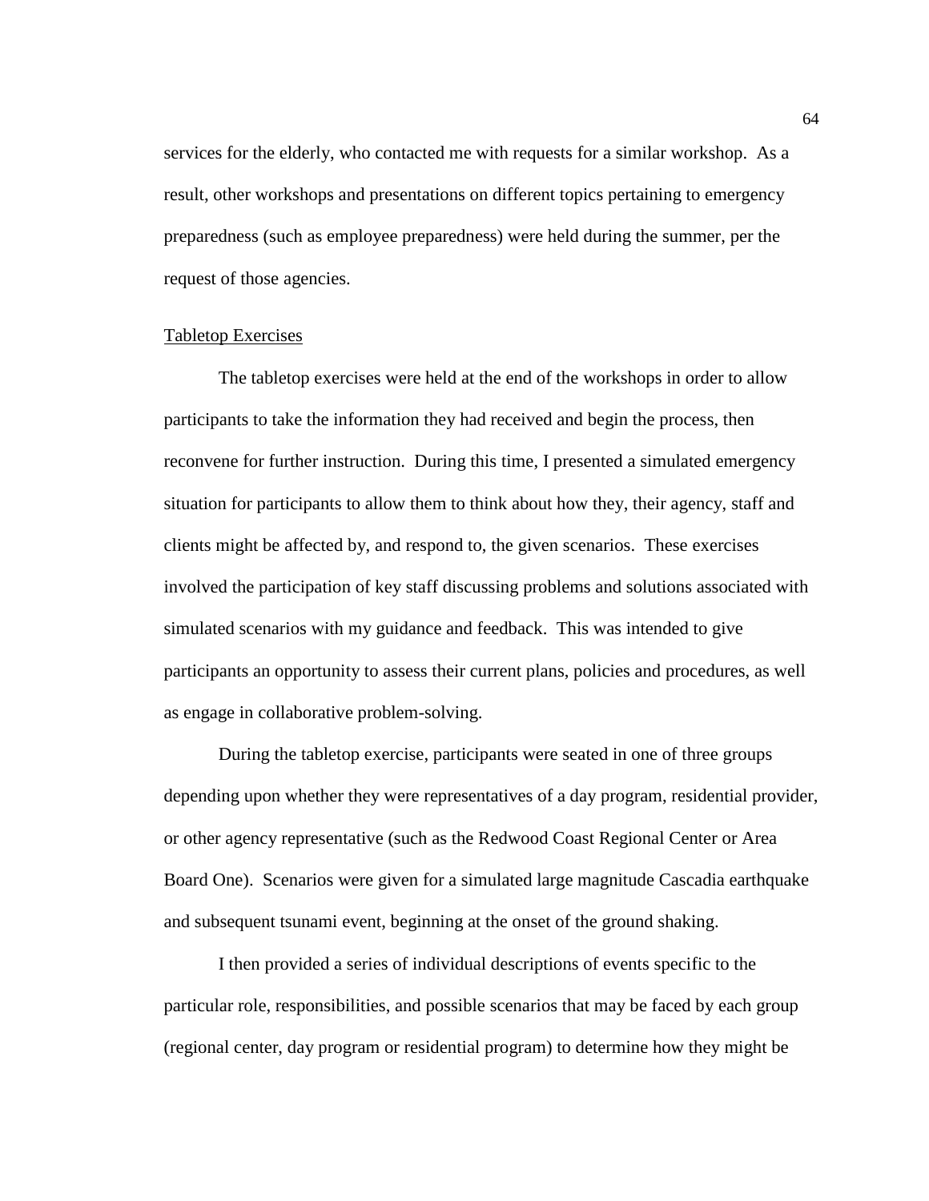services for the elderly, who contacted me with requests for a similar workshop. As a result, other workshops and presentations on different topics pertaining to emergency preparedness (such as employee preparedness) were held during the summer, per the request of those agencies.

### Tabletop Exercises

The tabletop exercises were held at the end of the workshops in order to allow participants to take the information they had received and begin the process, then reconvene for further instruction. During this time, I presented a simulated emergency situation for participants to allow them to think about how they, their agency, staff and clients might be affected by, and respond to, the given scenarios. These exercises involved the participation of key staff discussing problems and solutions associated with simulated scenarios with my guidance and feedback. This was intended to give participants an opportunity to assess their current plans, policies and procedures, as well as engage in collaborative problem-solving.

During the tabletop exercise, participants were seated in one of three groups depending upon whether they were representatives of a day program, residential provider, or other agency representative (such as the Redwood Coast Regional Center or Area Board One). Scenarios were given for a simulated large magnitude Cascadia earthquake and subsequent tsunami event, beginning at the onset of the ground shaking.

I then provided a series of individual descriptions of events specific to the particular role, responsibilities, and possible scenarios that may be faced by each group (regional center, day program or residential program) to determine how they might be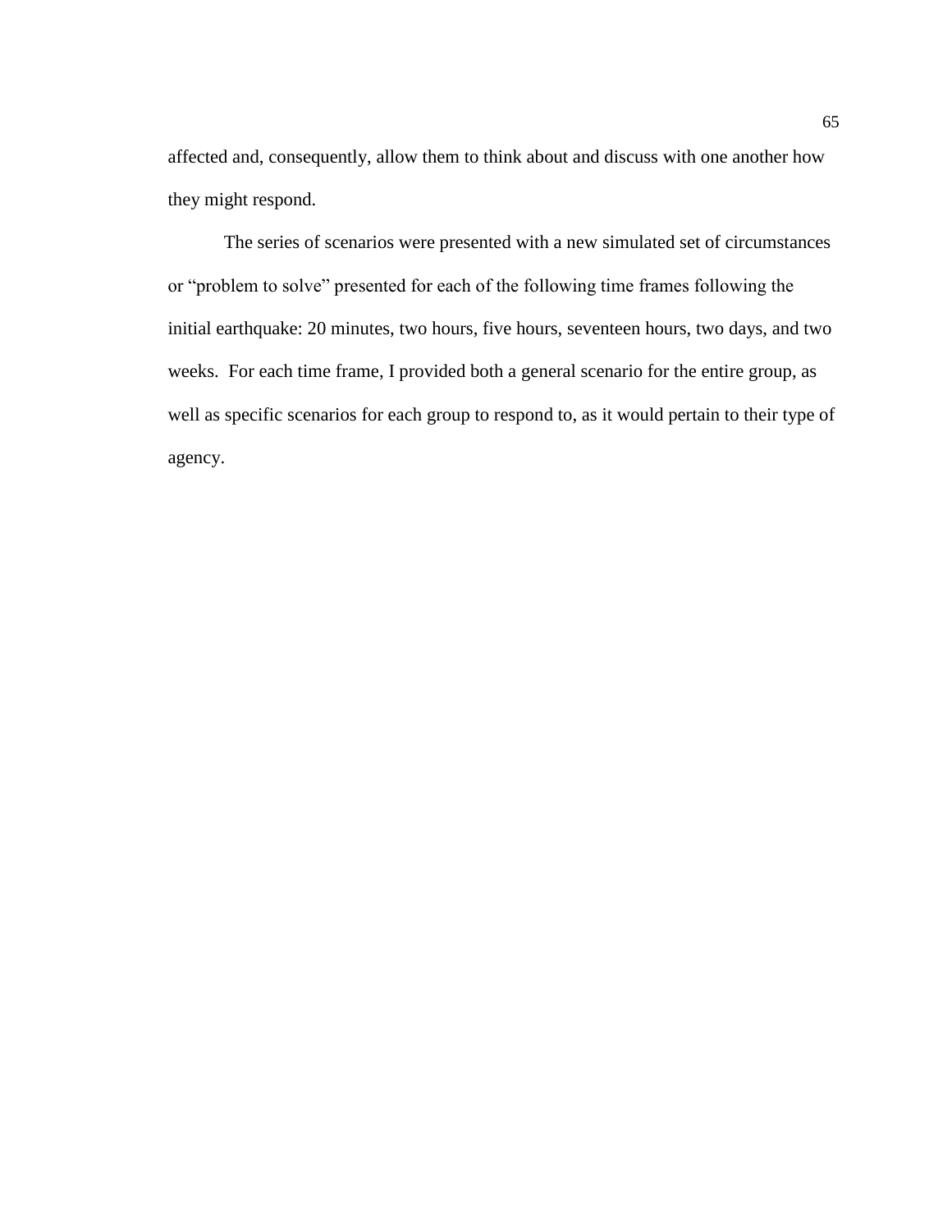affected and, consequently, allow them to think about and discuss with one another how they might respond.

The series of scenarios were presented with a new simulated set of circumstances or "problem to solve" presented for each of the following time frames following the initial earthquake: 20 minutes, two hours, five hours, seventeen hours, two days, and two weeks. For each time frame, I provided both a general scenario for the entire group, as well as specific scenarios for each group to respond to, as it would pertain to their type of agency.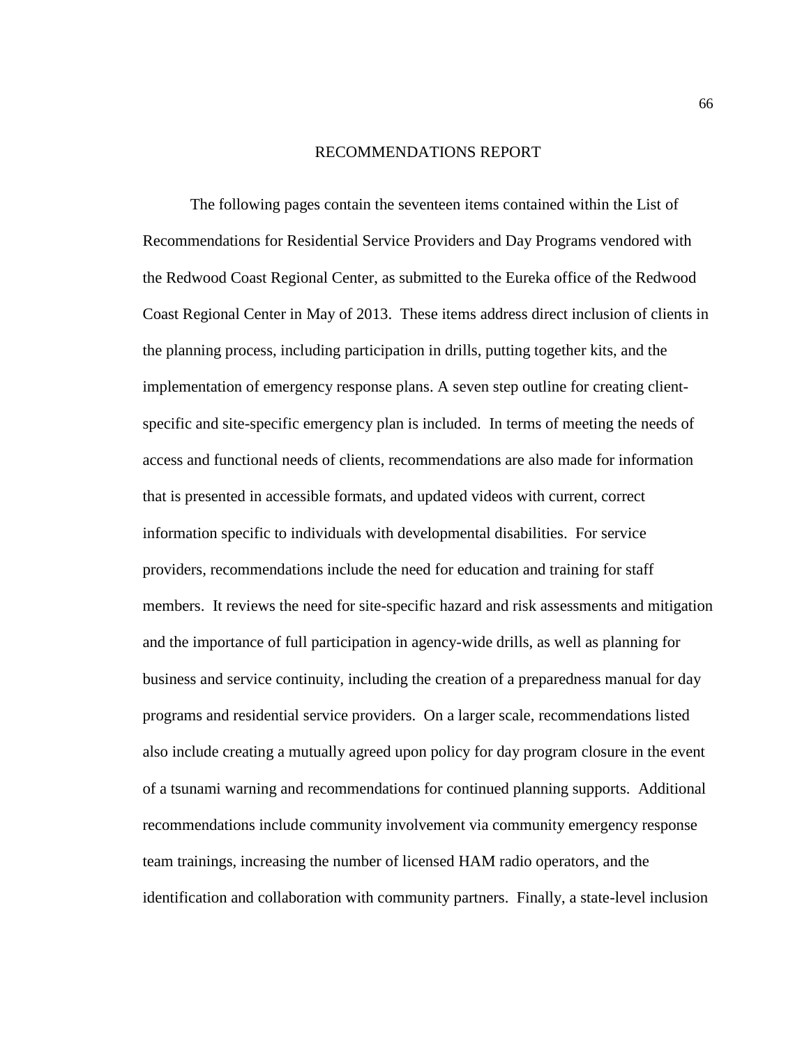# RECOMMENDATIONS REPORT

The following pages contain the seventeen items contained within the List of Recommendations for Residential Service Providers and Day Programs vendored with the Redwood Coast Regional Center, as submitted to the Eureka office of the Redwood Coast Regional Center in May of 2013. These items address direct inclusion of clients in the planning process, including participation in drills, putting together kits, and the implementation of emergency response plans. A seven step outline for creating client-specific and site-specific emergency plan is included. In terms of meeting the needs of access and functional needs of clients, recommendations are also made for information that is presented in accessible formats, and updated videos with current, correct information specific to individuals with developmental disabilities. For service providers, recommendations include the need for education and training for staff members. It reviews the need for site-specific hazard and risk assessments and mitigation and the importance of full participation in agency-wide drills, as well as planning for business and service continuity, including the creation of a preparedness manual for day programs and residential service providers. On a larger scale, recommendations listed also include creating a mutually agreed upon policy for day program closure in the event of a tsunami warning and recommendations for continued planning supports. Additional recommendations include community involvement via community emergency response team trainings, increasing the number of licensed HAM radio operators, and the identification and collaboration with community partners. Finally, a state-level inclusion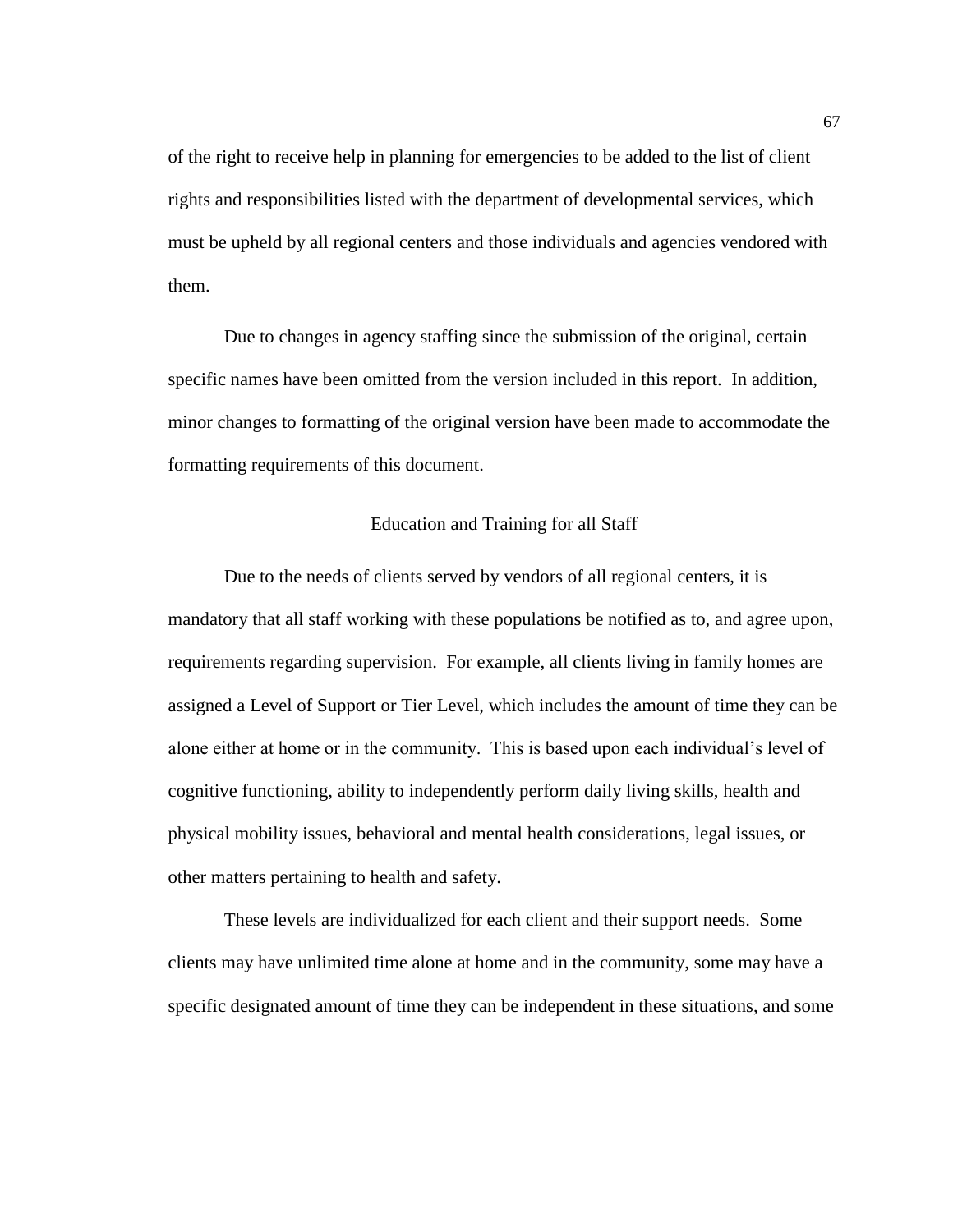of the right to receive help in planning for emergencies to be added to the list of client rights and responsibilities listed with the department of developmental services, which must be upheld by all regional centers and those individuals and agencies vendored with them.

Due to changes in agency staffing since the submission of the original, certain specific names have been omitted from the version included in this report. In addition, minor changes to formatting of the original version have been made to accommodate the formatting requirements of this document.

## Education and Training for all Staff

Due to the needs of clients served by vendors of all regional centers, it is mandatory that all staff working with these populations be notified as to, and agree upon, requirements regarding supervision. For example, all clients living in family homes are assigned a Level of Support or Tier Level, which includes the amount of time they can be alone either at home or in the community. This is based upon each individual's level of cognitive functioning, ability to independently perform daily living skills, health and physical mobility issues, behavioral and mental health considerations, legal issues, or other matters pertaining to health and safety.

These levels are individualized for each client and their support needs. Some clients may have unlimited time alone at home and in the community, some may have a specific designated amount of time they can be independent in these situations, and some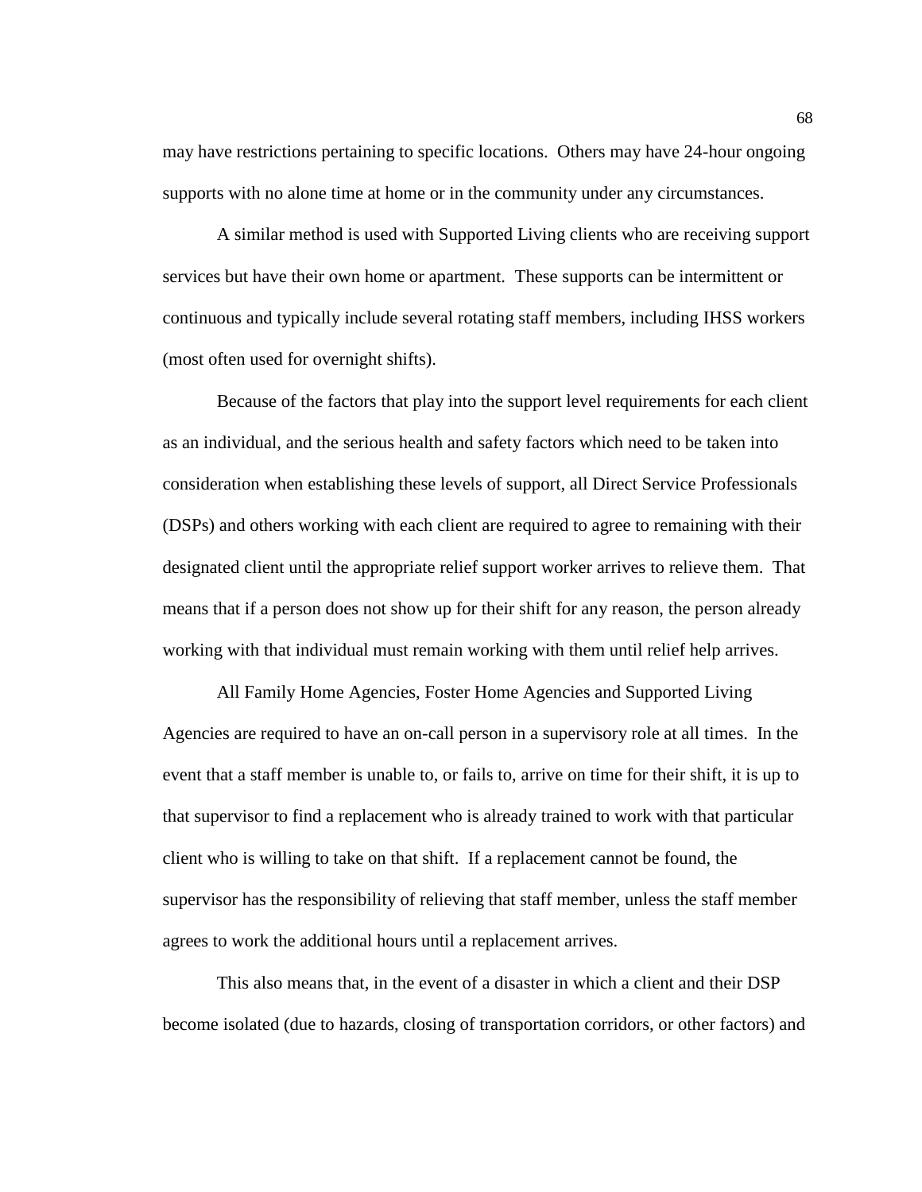may have restrictions pertaining to specific locations. Others may have 24-hour ongoing supports with no alone time at home or in the community under any circumstances.

A similar method is used with Supported Living clients who are receiving support services but have their own home or apartment. These supports can be intermittent or continuous and typically include several rotating staff members, including IHSS workers (most often used for overnight shifts).

Because of the factors that play into the support level requirements for each client as an individual, and the serious health and safety factors which need to be taken into consideration when establishing these levels of support, all Direct Service Professionals (DSPs) and others working with each client are required to agree to remaining with their designated client until the appropriate relief support worker arrives to relieve them. That means that if a person does not show up for their shift for any reason, the person already working with that individual must remain working with them until relief help arrives.

All Family Home Agencies, Foster Home Agencies and Supported Living Agencies are required to have an on-call person in a supervisory role at all times. In the event that a staff member is unable to, or fails to, arrive on time for their shift, it is up to that supervisor to find a replacement who is already trained to work with that particular client who is willing to take on that shift. If a replacement cannot be found, the supervisor has the responsibility of relieving that staff member, unless the staff member agrees to work the additional hours until a replacement arrives.

This also means that, in the event of a disaster in which a client and their DSP become isolated (due to hazards, closing of transportation corridors, or other factors) and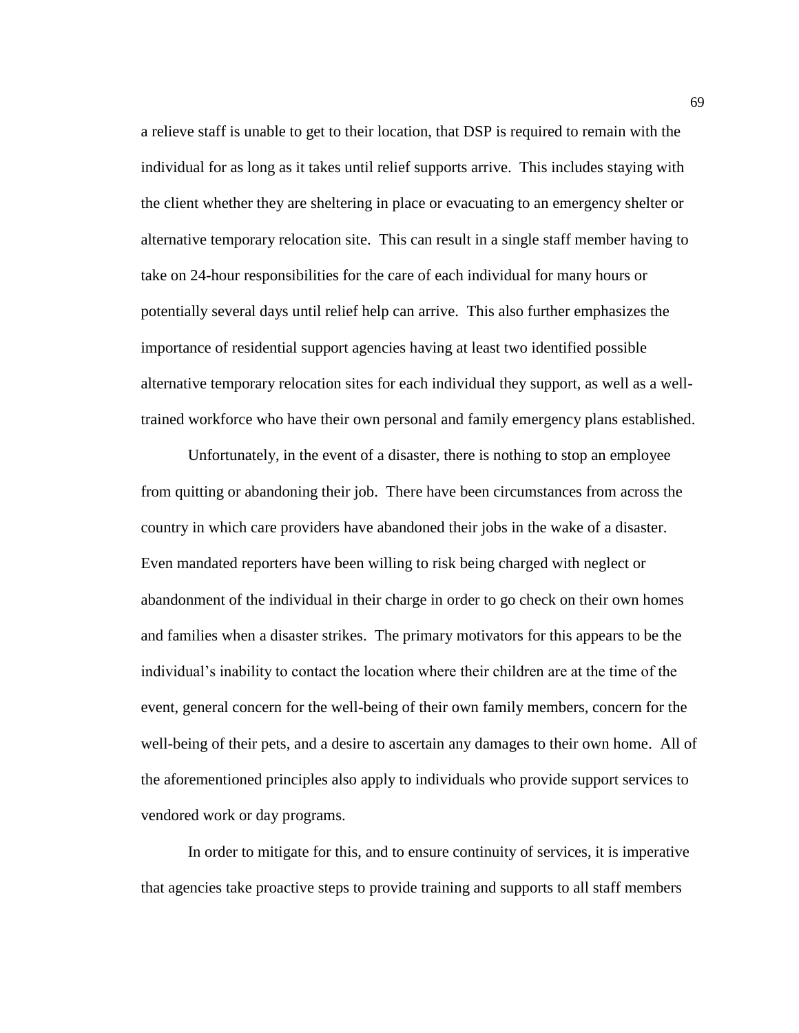a relieve staff is unable to get to their location, that DSP is required to remain with the individual for as long as it takes until relief supports arrive. This includes staying with the client whether they are sheltering in place or evacuating to an emergency shelter or alternative temporary relocation site. This can result in a single staff member having to take on 24-hour responsibilities for the care of each individual for many hours or potentially several days until relief help can arrive. This also further emphasizes the importance of residential support agencies having at least two identified possible alternative temporary relocation sites for each individual they support, as well as a well-trained workforce who have their own personal and family emergency plans established.

Unfortunately, in the event of a disaster, there is nothing to stop an employee from quitting or abandoning their job. There have been circumstances from across the country in which care providers have abandoned their jobs in the wake of a disaster. Even mandated reporters have been willing to risk being charged with neglect or abandonment of the individual in their charge in order to go check on their own homes and families when a disaster strikes. The primary motivators for this appears to be the individual's inability to contact the location where their children are at the time of the event, general concern for the well-being of their own family members, concern for the well-being of their pets, and a desire to ascertain any damages to their own home. All of the aforementioned principles also apply to individuals who provide support services to vendored work or day programs.

In order to mitigate for this, and to ensure continuity of services, it is imperative that agencies take proactive steps to provide training and supports to all staff members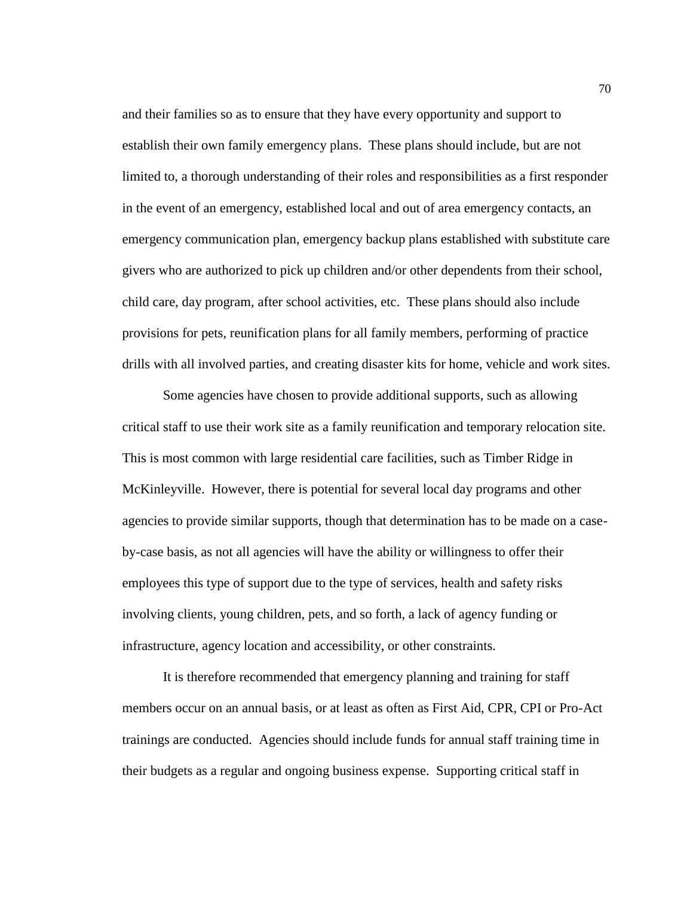and their families so as to ensure that they have every opportunity and support to establish their own family emergency plans. These plans should include, but are not limited to, a thorough understanding of their roles and responsibilities as a first responder in the event of an emergency, established local and out of area emergency contacts, an emergency communication plan, emergency backup plans established with substitute care givers who are authorized to pick up children and/or other dependents from their school, child care, day program, after school activities, etc. These plans should also include provisions for pets, reunification plans for all family members, performing of practice drills with all involved parties, and creating disaster kits for home, vehicle and work sites.

Some agencies have chosen to provide additional supports, such as allowing critical staff to use their work site as a family reunification and temporary relocation site. This is most common with large residential care facilities, such as Timber Ridge in McKinleyville. However, there is potential for several local day programs and other agencies to provide similar supports, though that determination has to be made on a case-by-case basis, as not all agencies will have the ability or willingness to offer their employees this type of support due to the type of services, health and safety risks involving clients, young children, pets, and so forth, a lack of agency funding or infrastructure, agency location and accessibility, or other constraints.

It is therefore recommended that emergency planning and training for staff members occur on an annual basis, or at least as often as First Aid, CPR, CPI or Pro-Act trainings are conducted. Agencies should include funds for annual staff training time in their budgets as a regular and ongoing business expense. Supporting critical staff in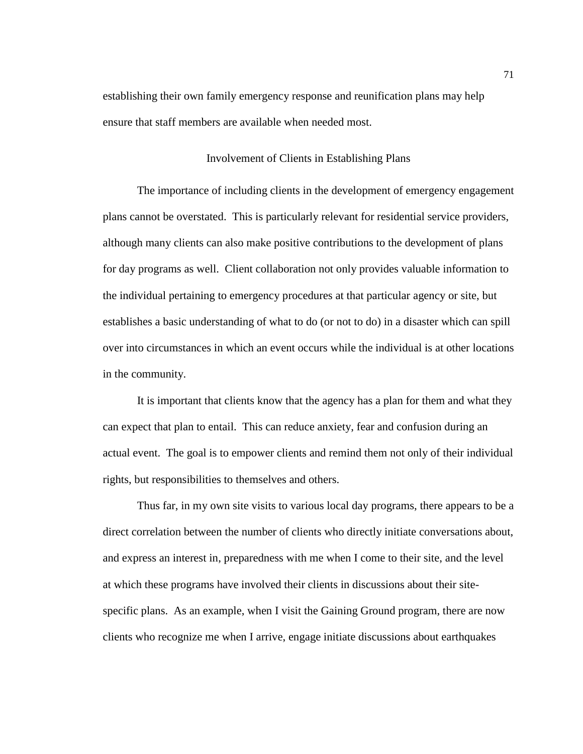establishing their own family emergency response and reunification plans may help ensure that staff members are available when needed most.

## Involvement of Clients in Establishing Plans

The importance of including clients in the development of emergency engagement plans cannot be overstated. This is particularly relevant for residential service providers, although many clients can also make positive contributions to the development of plans for day programs as well. Client collaboration not only provides valuable information to the individual pertaining to emergency procedures at that particular agency or site, but establishes a basic understanding of what to do (or not to do) in a disaster which can spill over into circumstances in which an event occurs while the individual is at other locations in the community.

It is important that clients know that the agency has a plan for them and what they can expect that plan to entail. This can reduce anxiety, fear and confusion during an actual event. The goal is to empower clients and remind them not only of their individual rights, but responsibilities to themselves and others.

Thus far, in my own site visits to various local day programs, there appears to be a direct correlation between the number of clients who directly initiate conversations about, and express an interest in, preparedness with me when I come to their site, and the level at which these programs have involved their clients in discussions about their site-specific plans. As an example, when I visit the Gaining Ground program, there are now clients who recognize me when I arrive, engage initiate discussions about earthquakes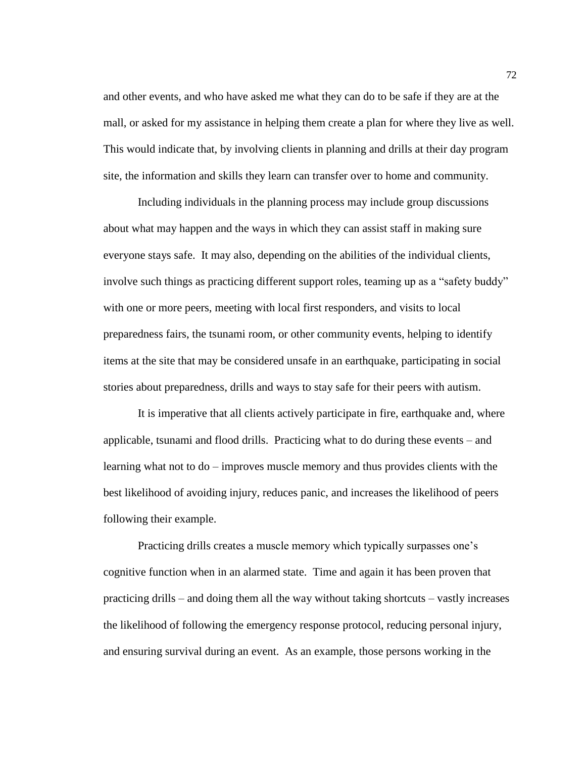and other events, and who have asked me what they can do to be safe if they are at the mall, or asked for my assistance in helping them create a plan for where they live as well. This would indicate that, by involving clients in planning and drills at their day program site, the information and skills they learn can transfer over to home and community.

Including individuals in the planning process may include group discussions about what may happen and the ways in which they can assist staff in making sure everyone stays safe. It may also, depending on the abilities of the individual clients, involve such things as practicing different support roles, teaming up as a "safety buddy" with one or more peers, meeting with local first responders, and visits to local preparedness fairs, the tsunami room, or other community events, helping to identify items at the site that may be considered unsafe in an earthquake, participating in social stories about preparedness, drills and ways to stay safe for their peers with autism.

It is imperative that all clients actively participate in fire, earthquake and, where applicable, tsunami and flood drills. Practicing what to do during these events – and learning what not to do – improves muscle memory and thus provides clients with the best likelihood of avoiding injury, reduces panic, and increases the likelihood of peers following their example.

Practicing drills creates a muscle memory which typically surpasses one's cognitive function when in an alarmed state. Time and again it has been proven that practicing drills – and doing them all the way without taking shortcuts – vastly increases the likelihood of following the emergency response protocol, reducing personal injury, and ensuring survival during an event. As an example, those persons working in the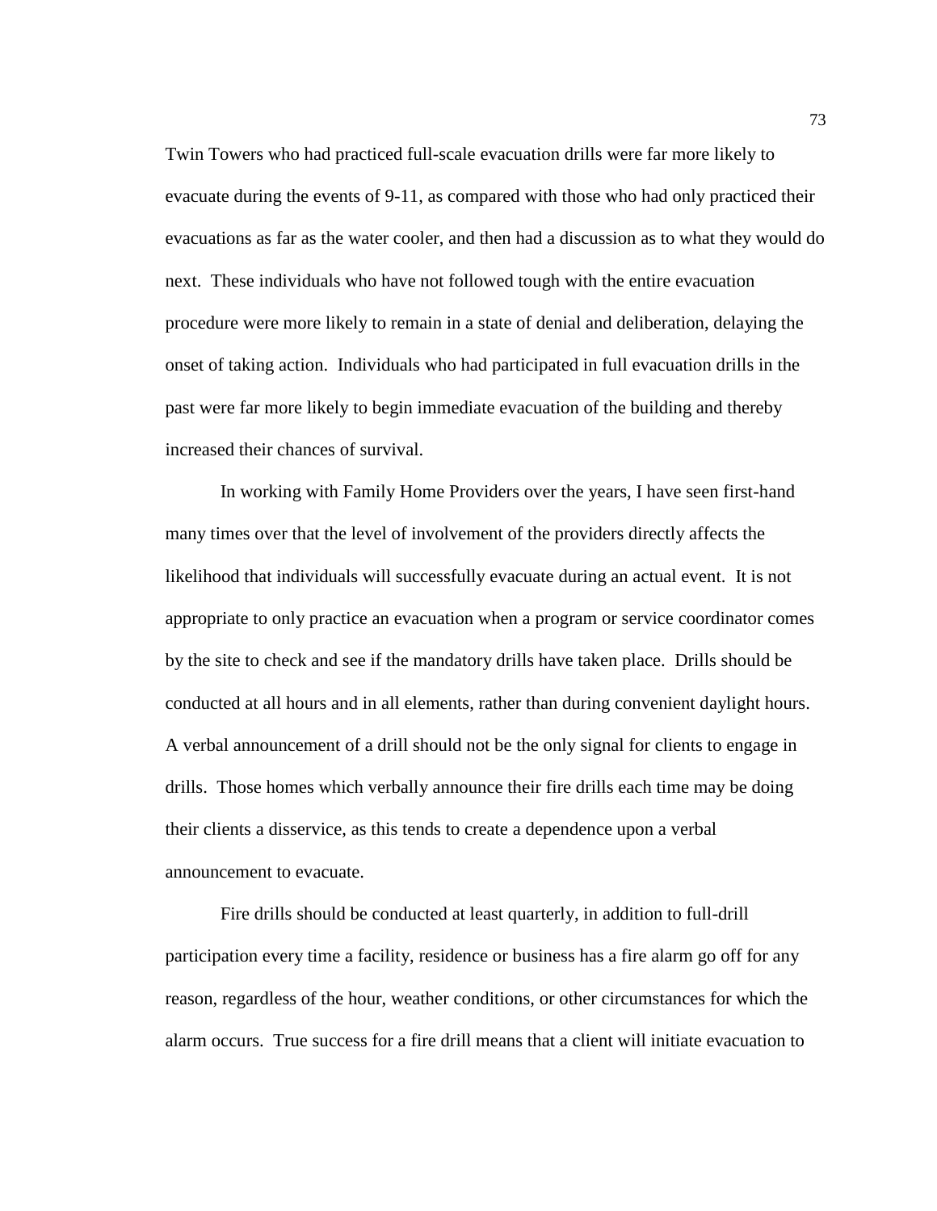Twin Towers who had practiced full-scale evacuation drills were far more likely to evacuate during the events of 9-11, as compared with those who had only practiced their evacuations as far as the water cooler, and then had a discussion as to what they would do next. These individuals who have not followed tough with the entire evacuation procedure were more likely to remain in a state of denial and deliberation, delaying the onset of taking action. Individuals who had participated in full evacuation drills in the past were far more likely to begin immediate evacuation of the building and thereby increased their chances of survival.

In working with Family Home Providers over the years, I have seen first-hand many times over that the level of involvement of the providers directly affects the likelihood that individuals will successfully evacuate during an actual event. It is not appropriate to only practice an evacuation when a program or service coordinator comes by the site to check and see if the mandatory drills have taken place. Drills should be conducted at all hours and in all elements, rather than during convenient daylight hours. A verbal announcement of a drill should not be the only signal for clients to engage in drills. Those homes which verbally announce their fire drills each time may be doing their clients a disservice, as this tends to create a dependence upon a verbal announcement to evacuate.

Fire drills should be conducted at least quarterly, in addition to full-drill participation every time a facility, residence or business has a fire alarm go off for any reason, regardless of the hour, weather conditions, or other circumstances for which the alarm occurs. True success for a fire drill means that a client will initiate evacuation to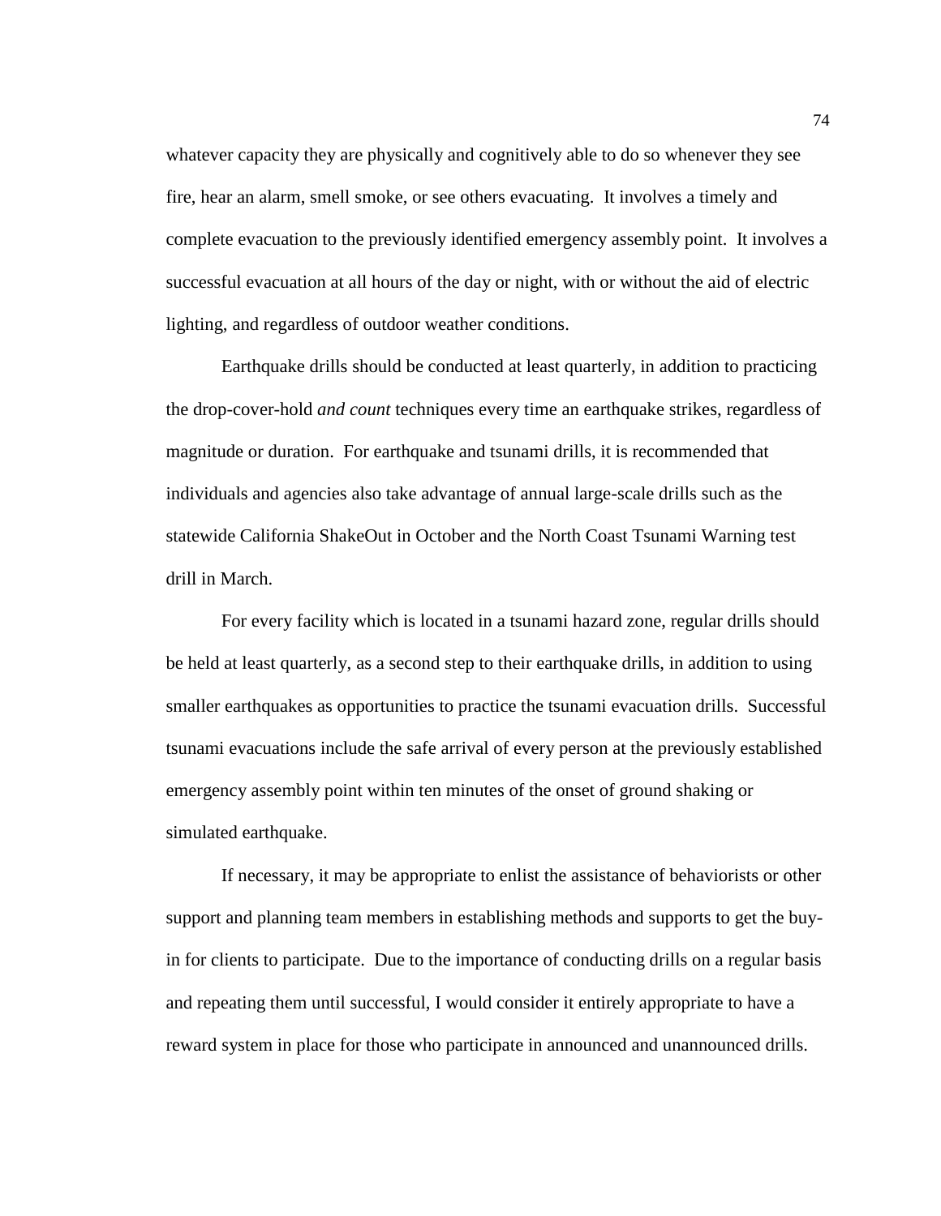whatever capacity they are physically and cognitively able to do so whenever they see fire, hear an alarm, smell smoke, or see others evacuating.  It involves a timely and complete evacuation to the previously identified emergency assembly point.  It involves a successful evacuation at all hours of the day or night, with or without the aid of electric lighting, and regardless of outdoor weather conditions.

Earthquake drills should be conducted at least quarterly, in addition to practicing the drop-cover-hold *and count* techniques every time an earthquake strikes, regardless of magnitude or duration.  For earthquake and tsunami drills, it is recommended that individuals and agencies also take advantage of annual large-scale drills such as the statewide California ShakeOut in October and the North Coast Tsunami Warning test drill in March.

For every facility which is located in a tsunami hazard zone, regular drills should be held at least quarterly, as a second step to their earthquake drills, in addition to using smaller earthquakes as opportunities to practice the tsunami evacuation drills.  Successful tsunami evacuations include the safe arrival of every person at the previously established emergency assembly point within ten minutes of the onset of ground shaking or simulated earthquake.

If necessary, it may be appropriate to enlist the assistance of behaviorists or other support and planning team members in establishing methods and supports to get the buy-in for clients to participate.  Due to the importance of conducting drills on a regular basis and repeating them until successful, I would consider it entirely appropriate to have a reward system in place for those who participate in announced and unannounced drills.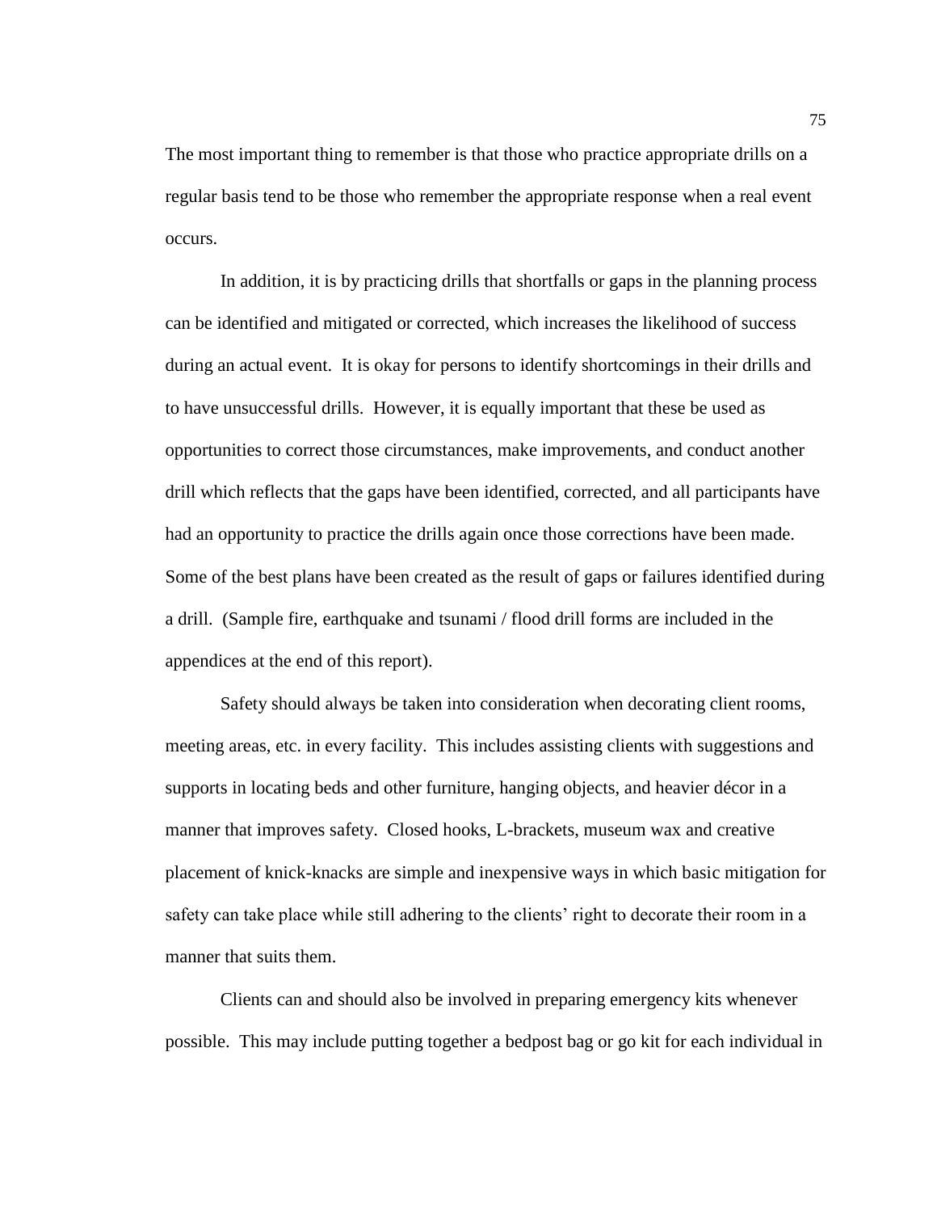The most important thing to remember is that those who practice appropriate drills on a regular basis tend to be those who remember the appropriate response when a real event occurs.

In addition, it is by practicing drills that shortfalls or gaps in the planning process can be identified and mitigated or corrected, which increases the likelihood of success during an actual event. It is okay for persons to identify shortcomings in their drills and to have unsuccessful drills. However, it is equally important that these be used as opportunities to correct those circumstances, make improvements, and conduct another drill which reflects that the gaps have been identified, corrected, and all participants have had an opportunity to practice the drills again once those corrections have been made. Some of the best plans have been created as the result of gaps or failures identified during a drill. (Sample fire, earthquake and tsunami / flood drill forms are included in the appendices at the end of this report).

Safety should always be taken into consideration when decorating client rooms, meeting areas, etc. in every facility. This includes assisting clients with suggestions and supports in locating beds and other furniture, hanging objects, and heavier décor in a manner that improves safety. Closed hooks, L-brackets, museum wax and creative placement of knick-knacks are simple and inexpensive ways in which basic mitigation for safety can take place while still adhering to the clients' right to decorate their room in a manner that suits them.

Clients can and should also be involved in preparing emergency kits whenever possible. This may include putting together a bedpost bag or go kit for each individual in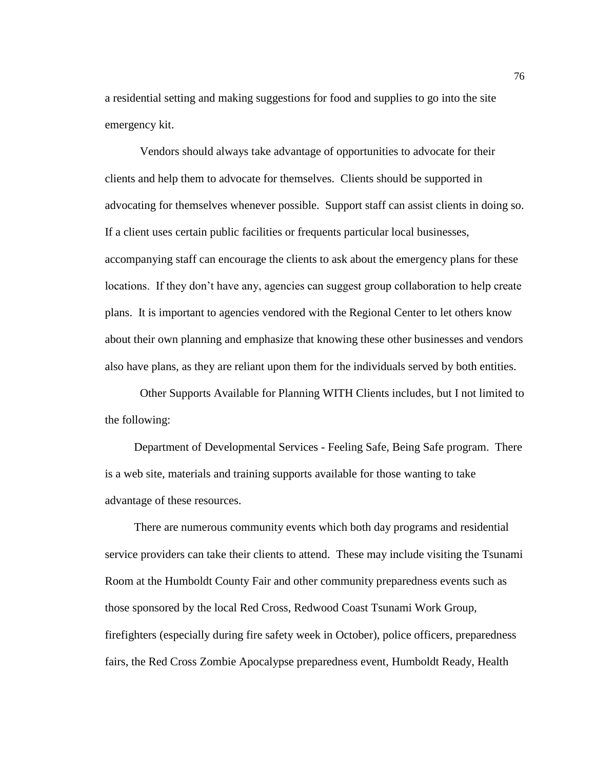a residential setting and making suggestions for food and supplies to go into the site emergency kit.

Vendors should always take advantage of opportunities to advocate for their clients and help them to advocate for themselves. Clients should be supported in advocating for themselves whenever possible. Support staff can assist clients in doing so. If a client uses certain public facilities or frequents particular local businesses, accompanying staff can encourage the clients to ask about the emergency plans for these locations. If they don't have any, agencies can suggest group collaboration to help create plans. It is important to agencies vendored with the Regional Center to let others know about their own planning and emphasize that knowing these other businesses and vendors also have plans, as they are reliant upon them for the individuals served by both entities.

Other Supports Available for Planning WITH Clients includes, but I not limited to the following:

Department of Developmental Services - Feeling Safe, Being Safe program. There is a web site, materials and training supports available for those wanting to take advantage of these resources.

There are numerous community events which both day programs and residential service providers can take their clients to attend. These may include visiting the Tsunami Room at the Humboldt County Fair and other community preparedness events such as those sponsored by the local Red Cross, Redwood Coast Tsunami Work Group, firefighters (especially during fire safety week in October), police officers, preparedness fairs, the Red Cross Zombie Apocalypse preparedness event, Humboldt Ready, Health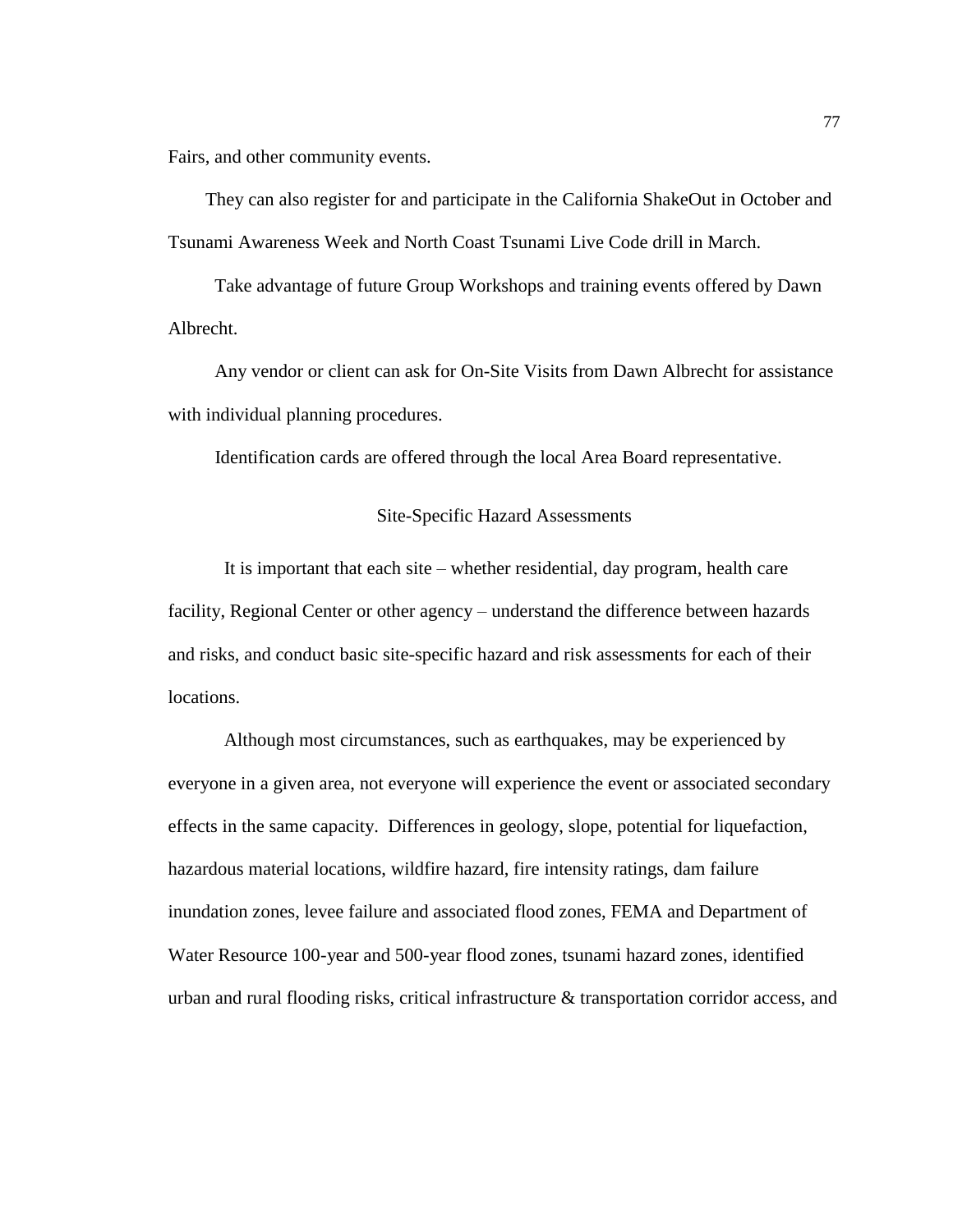Fairs, and other community events.

They can also register for and participate in the California ShakeOut in October and Tsunami Awareness Week and North Coast Tsunami Live Code drill in March.

Take advantage of future Group Workshops and training events offered by Dawn Albrecht.

Any vendor or client can ask for On-Site Visits from Dawn Albrecht for assistance with individual planning procedures.

Identification cards are offered through the local Area Board representative.

## Site-Specific Hazard Assessments

It is important that each site – whether residential, day program, health care facility, Regional Center or other agency – understand the difference between hazards and risks, and conduct basic site-specific hazard and risk assessments for each of their locations.

Although most circumstances, such as earthquakes, may be experienced by everyone in a given area, not everyone will experience the event or associated secondary effects in the same capacity. Differences in geology, slope, potential for liquefaction, hazardous material locations, wildfire hazard, fire intensity ratings, dam failure inundation zones, levee failure and associated flood zones, FEMA and Department of Water Resource 100-year and 500-year flood zones, tsunami hazard zones, identified urban and rural flooding risks, critical infrastructure & transportation corridor access, and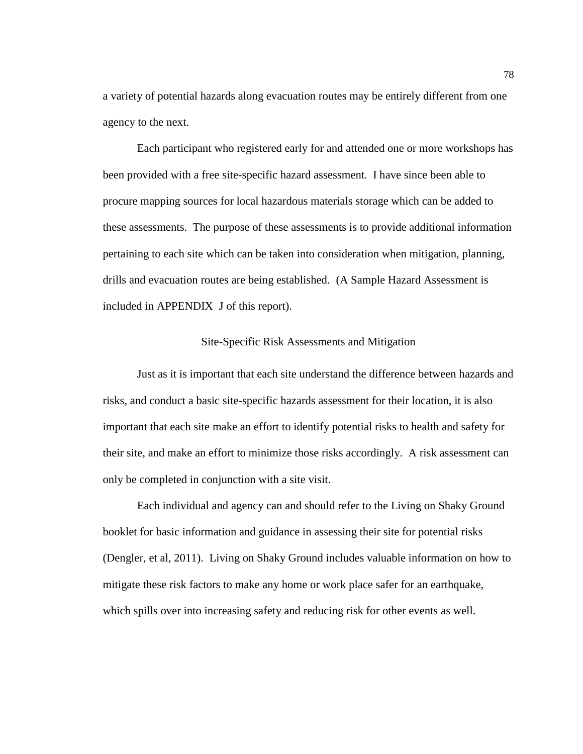a variety of potential hazards along evacuation routes may be entirely different from one agency to the next.

Each participant who registered early for and attended one or more workshops has been provided with a free site-specific hazard assessment. I have since been able to procure mapping sources for local hazardous materials storage which can be added to these assessments. The purpose of these assessments is to provide additional information pertaining to each site which can be taken into consideration when mitigation, planning, drills and evacuation routes are being established. (A Sample Hazard Assessment is included in APPENDIX J of this report).

## Site-Specific Risk Assessments and Mitigation

Just as it is important that each site understand the difference between hazards and risks, and conduct a basic site-specific hazards assessment for their location, it is also important that each site make an effort to identify potential risks to health and safety for their site, and make an effort to minimize those risks accordingly. A risk assessment can only be completed in conjunction with a site visit.

Each individual and agency can and should refer to the Living on Shaky Ground booklet for basic information and guidance in assessing their site for potential risks (Dengler, et al, 2011). Living on Shaky Ground includes valuable information on how to mitigate these risk factors to make any home or work place safer for an earthquake, which spills over into increasing safety and reducing risk for other events as well.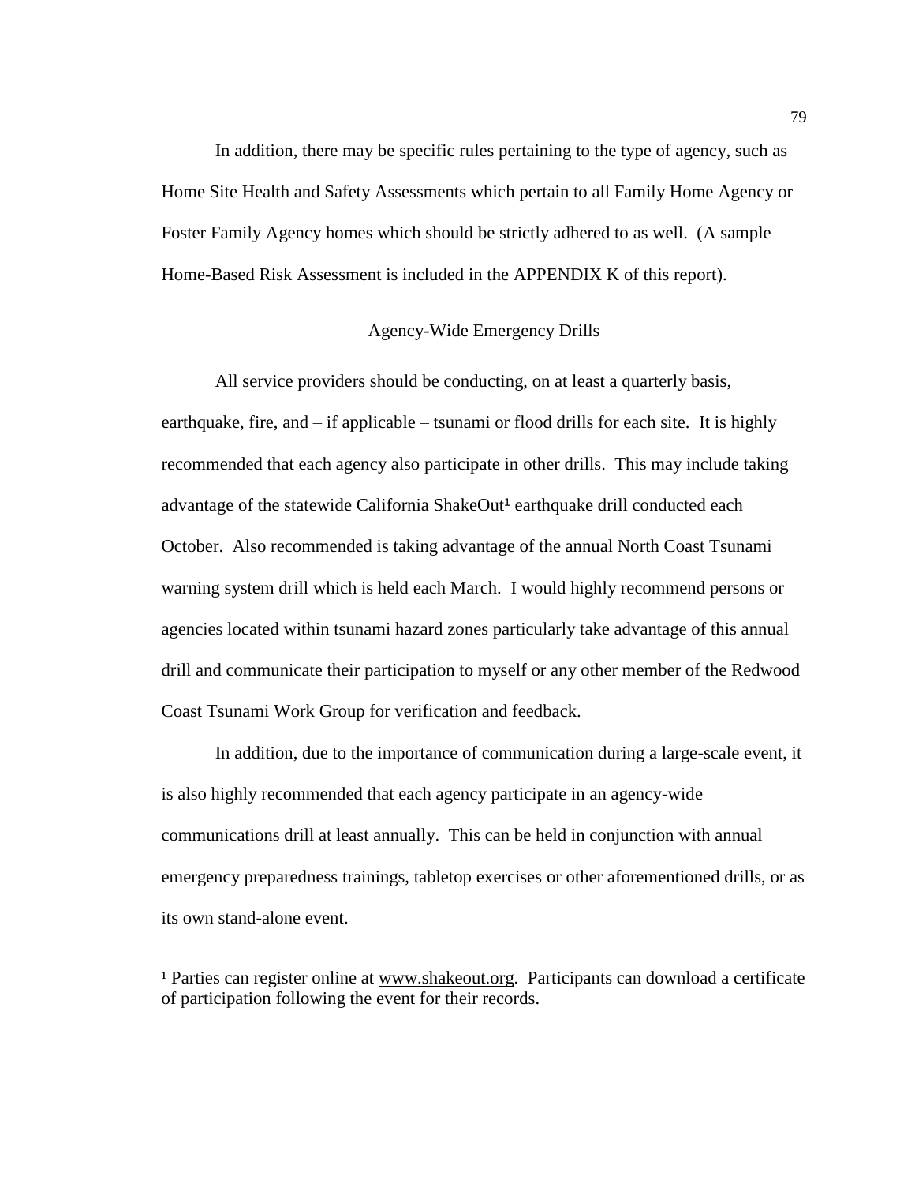In addition, there may be specific rules pertaining to the type of agency, such as Home Site Health and Safety Assessments which pertain to all Family Home Agency or Foster Family Agency homes which should be strictly adhered to as well. (A sample Home-Based Risk Assessment is included in the APPENDIX K of this report).

## Agency-Wide Emergency Drills

All service providers should be conducting, on at least a quarterly basis, earthquake, fire, and – if applicable – tsunami or flood drills for each site. It is highly recommended that each agency also participate in other drills. This may include taking advantage of the statewide California ShakeOut[1] earthquake drill conducted each October. Also recommended is taking advantage of the annual North Coast Tsunami warning system drill which is held each March. I would highly recommend persons or agencies located within tsunami hazard zones particularly take advantage of this annual drill and communicate their participation to myself or any other member of the Redwood Coast Tsunami Work Group for verification and feedback.

In addition, due to the importance of communication during a large-scale event, it is also highly recommended that each agency participate in an agency-wide communications drill at least annually. This can be held in conjunction with annual emergency preparedness trainings, tabletop exercises or other aforementioned drills, or as its own stand-alone event.

[1] Parties can register online at www.shakeout.org. Participants can download a certificate of participation following the event for their records.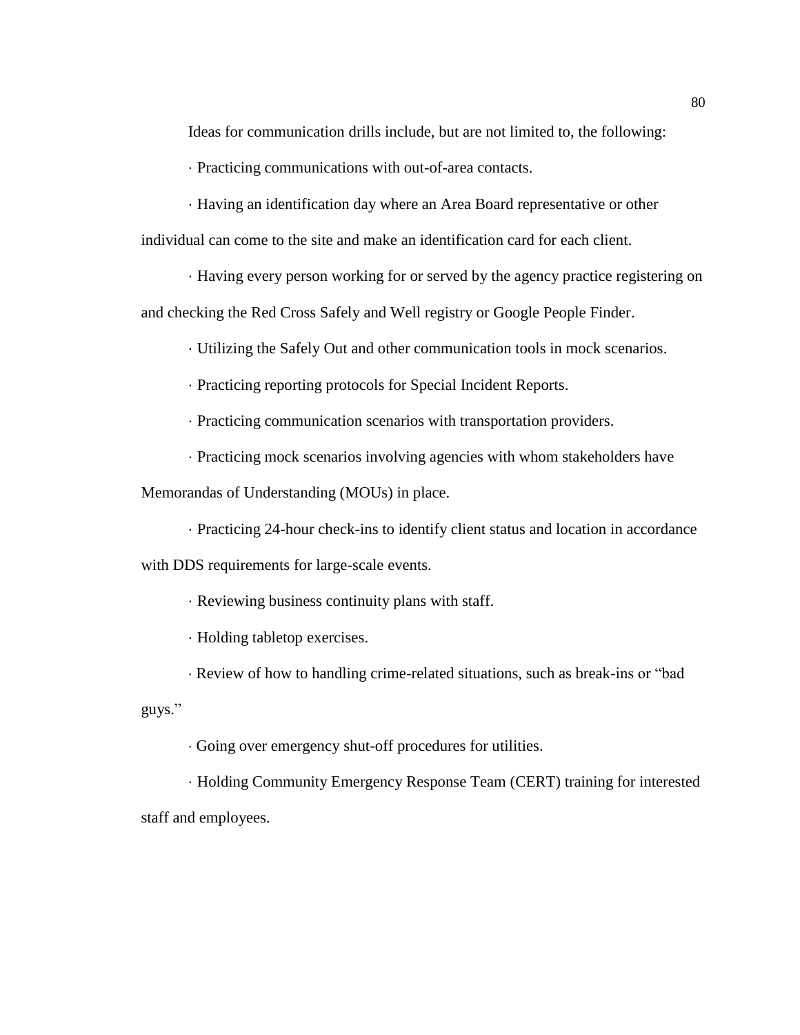Ideas for communication drills include, but are not limited to, the following:

· Practicing communications with out-of-area contacts.

· Having an identification day where an Area Board representative or other individual can come to the site and make an identification card for each client.

· Having every person working for or served by the agency practice registering on and checking the Red Cross Safely and Well registry or Google People Finder.

· Utilizing the Safely Out and other communication tools in mock scenarios.

· Practicing reporting protocols for Special Incident Reports.

· Practicing communication scenarios with transportation providers.

· Practicing mock scenarios involving agencies with whom stakeholders have Memorandas of Understanding (MOUs) in place.

· Practicing 24-hour check-ins to identify client status and location in accordance with DDS requirements for large-scale events.

· Reviewing business continuity plans with staff.

· Holding tabletop exercises.

· Review of how to handling crime-related situations, such as break-ins or "bad guys."

· Going over emergency shut-off procedures for utilities.

· Holding Community Emergency Response Team (CERT) training for interested staff and employees.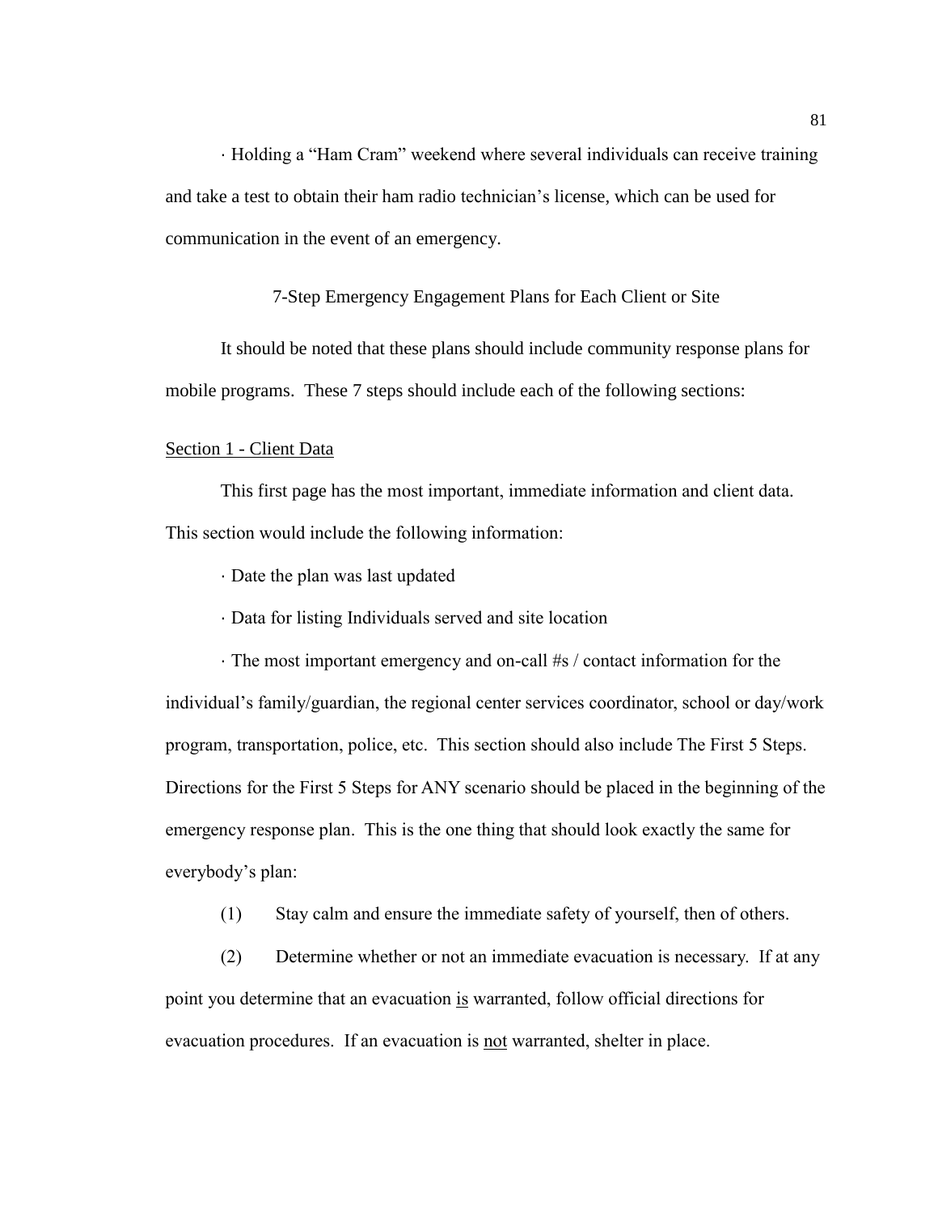· Holding a "Ham Cram" weekend where several individuals can receive training and take a test to obtain their ham radio technician's license, which can be used for communication in the event of an emergency.

## 7-Step Emergency Engagement Plans for Each Client or Site

It should be noted that these plans should include community response plans for mobile programs. These 7 steps should include each of the following sections:

### Section 1 - Client Data

This first page has the most important, immediate information and client data. This section would include the following information:

· Date the plan was last updated

· Data for listing Individuals served and site location

· The most important emergency and on-call #s / contact information for the individual's family/guardian, the regional center services coordinator, school or day/work program, transportation, police, etc. This section should also include The First 5 Steps. Directions for the First 5 Steps for ANY scenario should be placed in the beginning of the emergency response plan. This is the one thing that should look exactly the same for everybody's plan:

(1) Stay calm and ensure the immediate safety of yourself, then of others.

(2) Determine whether or not an immediate evacuation is necessary. If at any point you determine that an evacuation is warranted, follow official directions for evacuation procedures. If an evacuation is not warranted, shelter in place.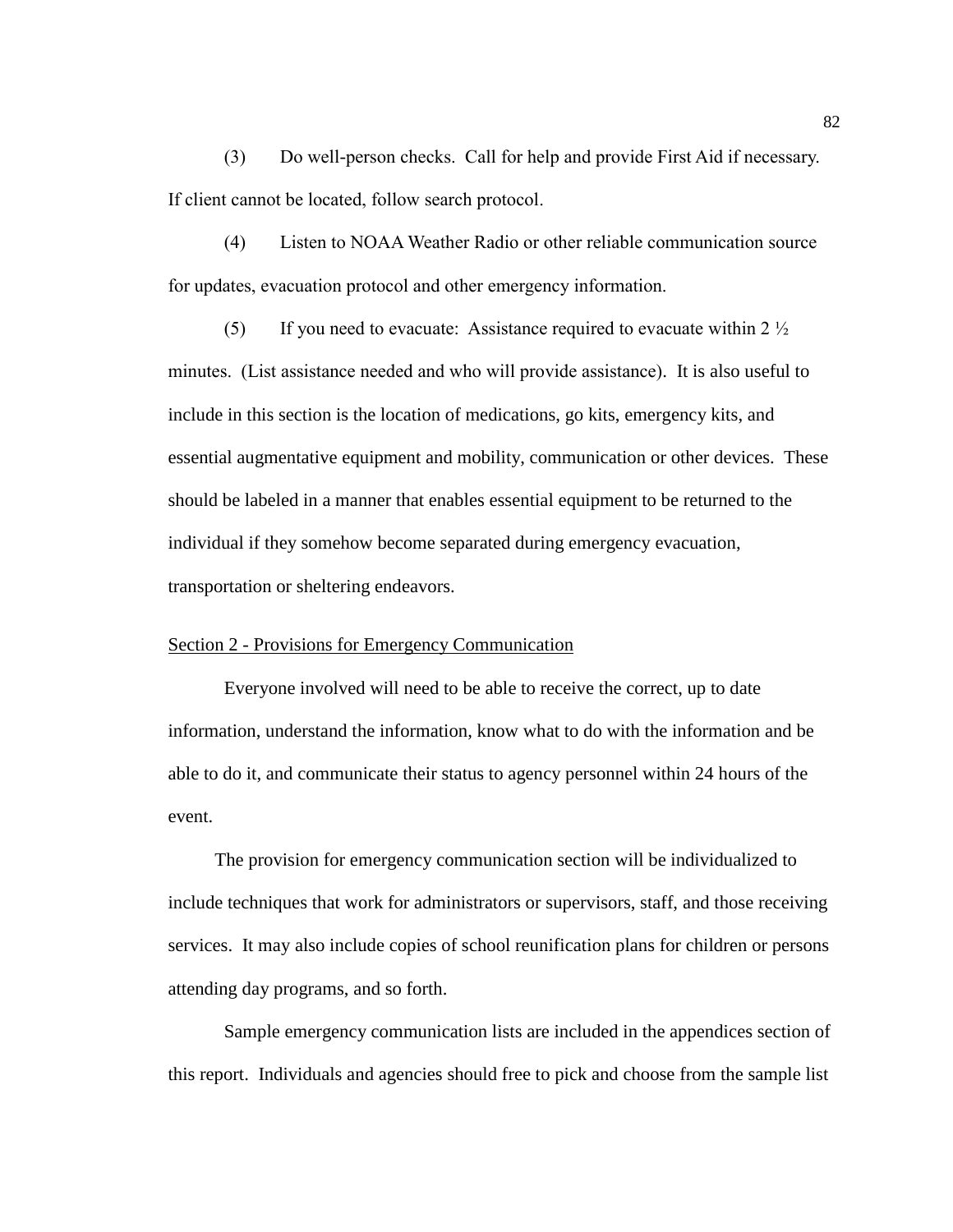(3) Do well-person checks. Call for help and provide First Aid if necessary. If client cannot be located, follow search protocol.

(4) Listen to NOAA Weather Radio or other reliable communication source for updates, evacuation protocol and other emergency information.

(5) If you need to evacuate: Assistance required to evacuate within 2 ½ minutes. (List assistance needed and who will provide assistance). It is also useful to include in this section is the location of medications, go kits, emergency kits, and essential augmentative equipment and mobility, communication or other devices. These should be labeled in a manner that enables essential equipment to be returned to the individual if they somehow become separated during emergency evacuation, transportation or sheltering endeavors.

<u>Section 2 - Provisions for Emergency Communication</u>

Everyone involved will need to be able to receive the correct, up to date information, understand the information, know what to do with the information and be able to do it, and communicate their status to agency personnel within 24 hours of the event.

The provision for emergency communication section will be individualized to include techniques that work for administrators or supervisors, staff, and those receiving services. It may also include copies of school reunification plans for children or persons attending day programs, and so forth.

Sample emergency communication lists are included in the appendices section of this report. Individuals and agencies should free to pick and choose from the sample list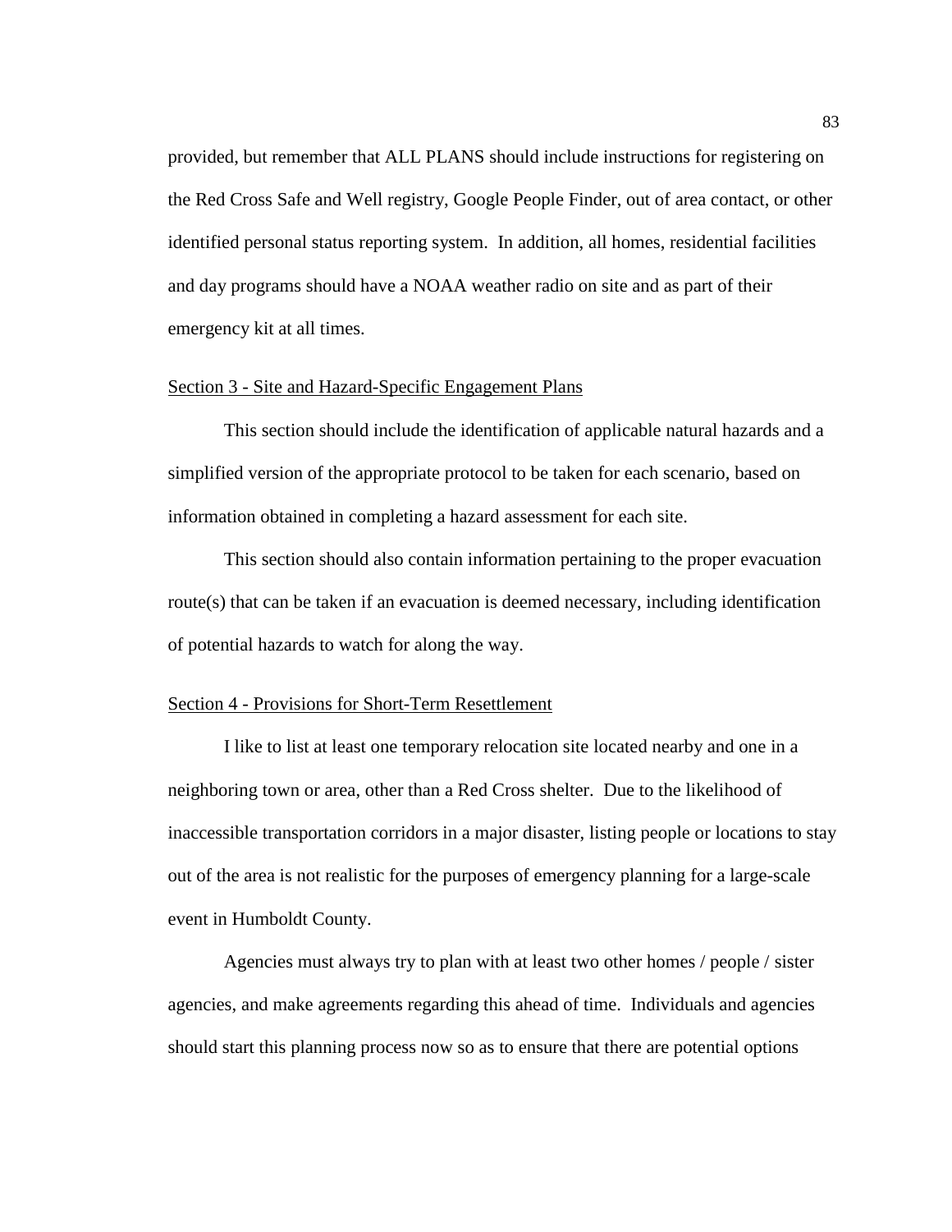provided, but remember that ALL PLANS should include instructions for registering on the Red Cross Safe and Well registry, Google People Finder, out of area contact, or other identified personal status reporting system. In addition, all homes, residential facilities and day programs should have a NOAA weather radio on site and as part of their emergency kit at all times.

Section 3 - Site and Hazard-Specific Engagement Plans

This section should include the identification of applicable natural hazards and a simplified version of the appropriate protocol to be taken for each scenario, based on information obtained in completing a hazard assessment for each site.

This section should also contain information pertaining to the proper evacuation route(s) that can be taken if an evacuation is deemed necessary, including identification of potential hazards to watch for along the way.

Section 4 - Provisions for Short-Term Resettlement

I like to list at least one temporary relocation site located nearby and one in a neighboring town or area, other than a Red Cross shelter. Due to the likelihood of inaccessible transportation corridors in a major disaster, listing people or locations to stay out of the area is not realistic for the purposes of emergency planning for a large-scale event in Humboldt County.

Agencies must always try to plan with at least two other homes / people / sister agencies, and make agreements regarding this ahead of time. Individuals and agencies should start this planning process now so as to ensure that there are potential options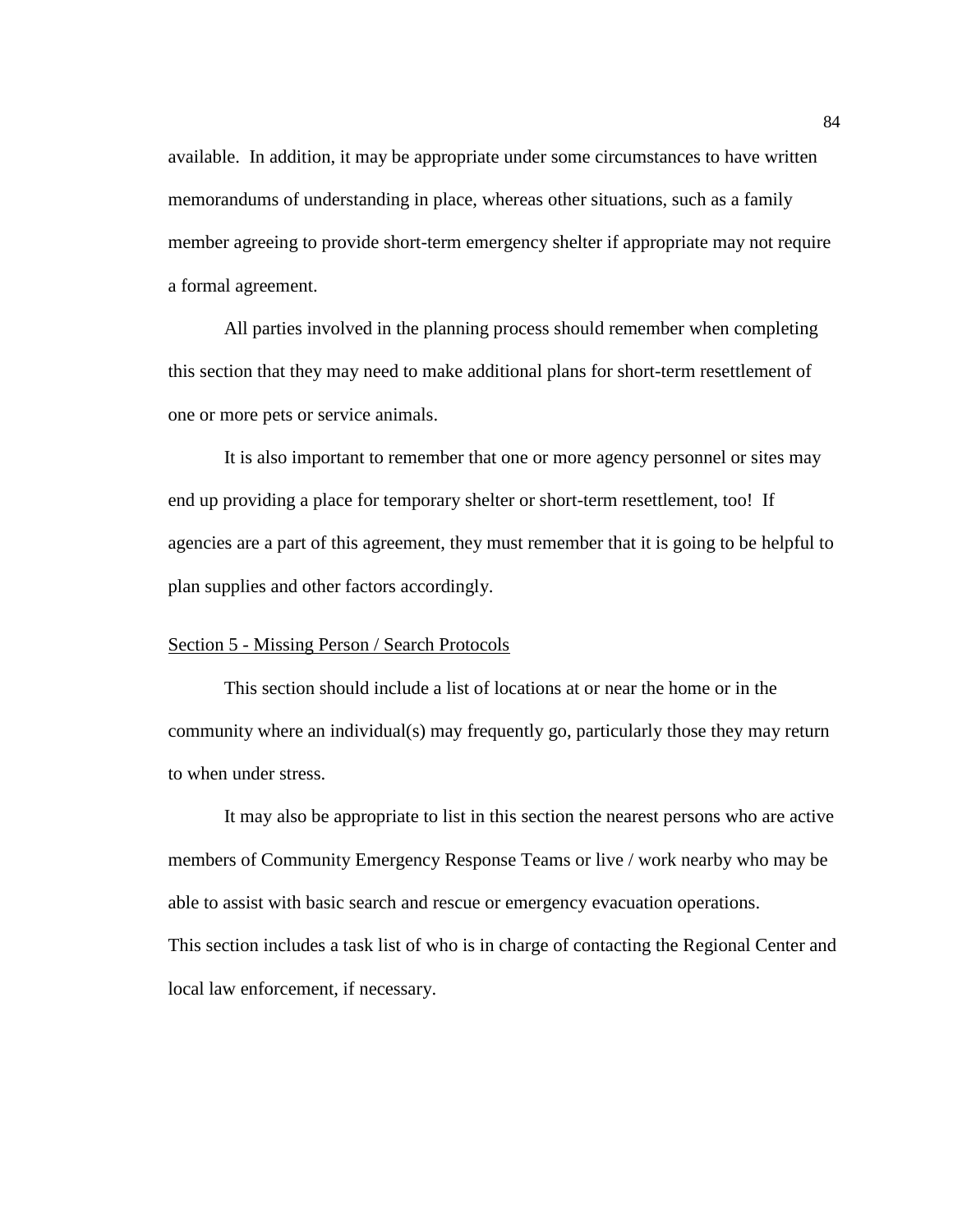available.  In addition, it may be appropriate under some circumstances to have written memorandums of understanding in place, whereas other situations, such as a family member agreeing to provide short-term emergency shelter if appropriate may not require a formal agreement.

All parties involved in the planning process should remember when completing this section that they may need to make additional plans for short-term resettlement of one or more pets or service animals.

It is also important to remember that one or more agency personnel or sites may end up providing a place for temporary shelter or short-term resettlement, too!  If agencies are a part of this agreement, they must remember that it is going to be helpful to plan supplies and other factors accordingly.

Section 5 - Missing Person / Search Protocols

This section should include a list of locations at or near the home or in the community where an individual(s) may frequently go, particularly those they may return to when under stress.

It may also be appropriate to list in this section the nearest persons who are active members of Community Emergency Response Teams or live / work nearby who may be able to assist with basic search and rescue or emergency evacuation operations.
This section includes a task list of who is in charge of contacting the Regional Center and local law enforcement, if necessary.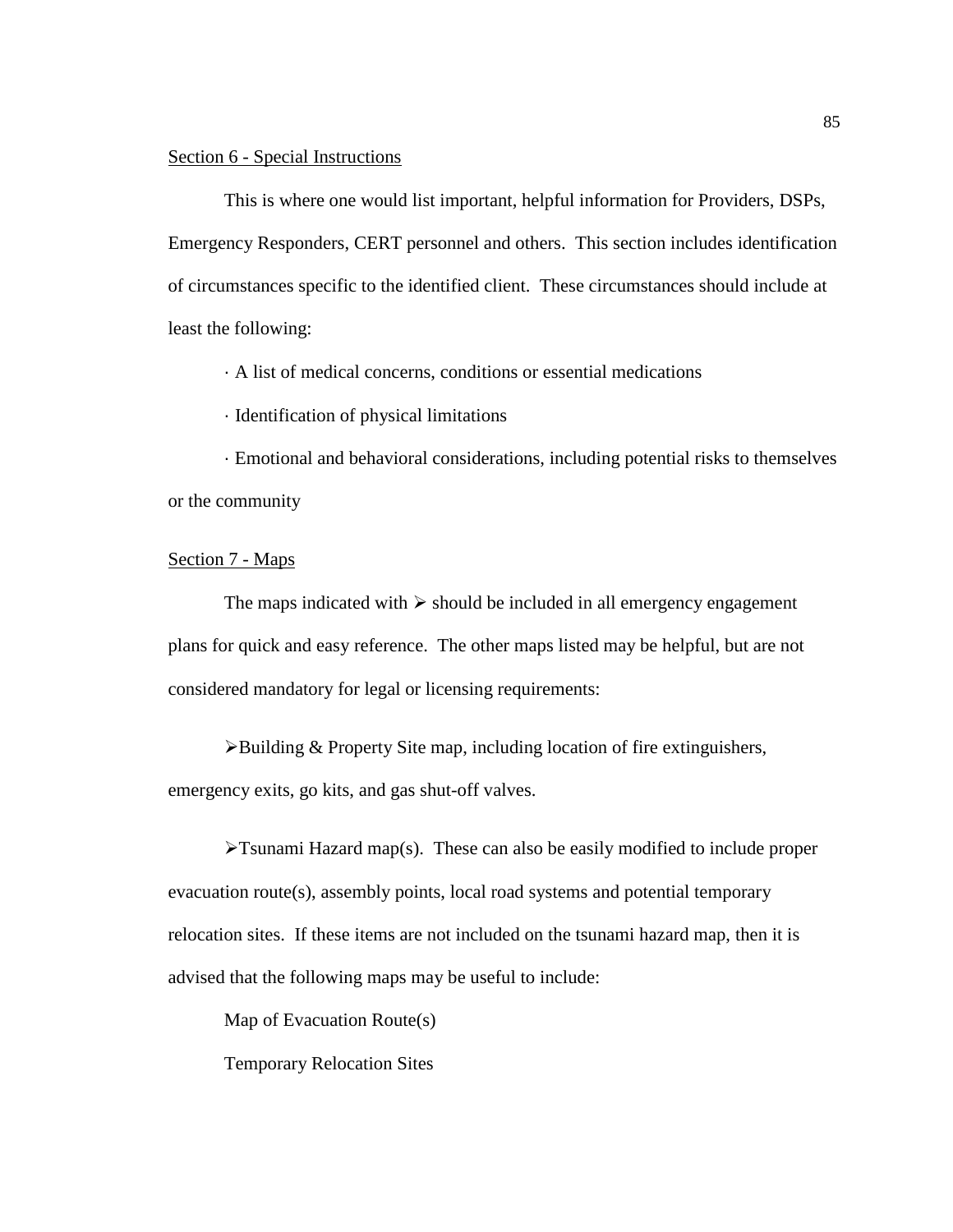Section 6 - Special Instructions

This is where one would list important, helpful information for Providers, DSPs, Emergency Responders, CERT personnel and others. This section includes identification of circumstances specific to the identified client. These circumstances should include at least the following:

· A list of medical concerns, conditions or essential medications

· Identification of physical limitations

· Emotional and behavioral considerations, including potential risks to themselves or the community

Section 7 - Maps

The maps indicated with ➢ should be included in all emergency engagement plans for quick and easy reference. The other maps listed may be helpful, but are not considered mandatory for legal or licensing requirements:

➢Building & Property Site map, including location of fire extinguishers, emergency exits, go kits, and gas shut-off valves.

➢Tsunami Hazard map(s). These can also be easily modified to include proper evacuation route(s), assembly points, local road systems and potential temporary relocation sites. If these items are not included on the tsunami hazard map, then it is advised that the following maps may be useful to include:

Map of Evacuation Route(s)

Temporary Relocation Sites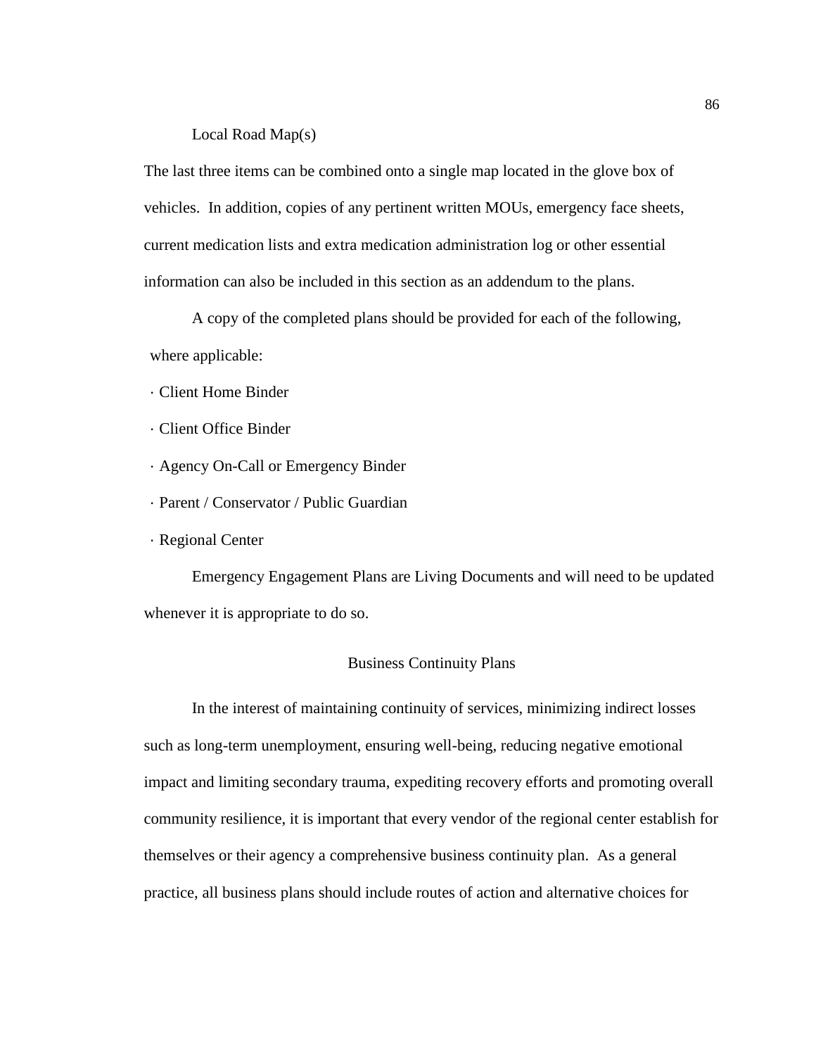Local Road Map(s)

The last three items can be combined onto a single map located in the glove box of vehicles. In addition, copies of any pertinent written MOUs, emergency face sheets, current medication lists and extra medication administration log or other essential information can also be included in this section as an addendum to the plans.

A copy of the completed plans should be provided for each of the following, where applicable:

- Client Home Binder
- Client Office Binder
- Agency On-Call or Emergency Binder
- Parent / Conservator / Public Guardian
- Regional Center

Emergency Engagement Plans are Living Documents and will need to be updated whenever it is appropriate to do so.

## Business Continuity Plans

In the interest of maintaining continuity of services, minimizing indirect losses such as long-term unemployment, ensuring well-being, reducing negative emotional impact and limiting secondary trauma, expediting recovery efforts and promoting overall community resilience, it is important that every vendor of the regional center establish for themselves or their agency a comprehensive business continuity plan. As a general practice, all business plans should include routes of action and alternative choices for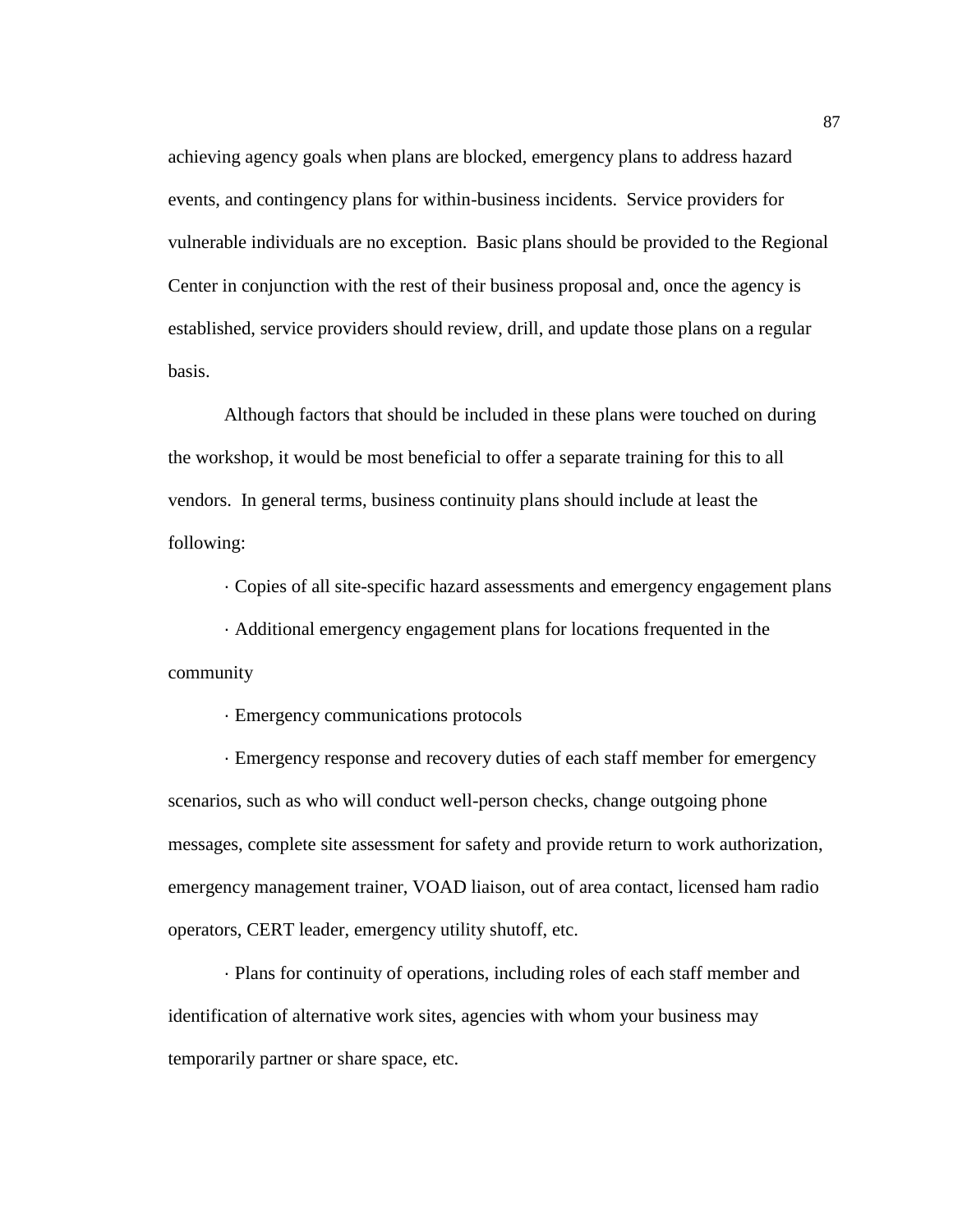achieving agency goals when plans are blocked, emergency plans to address hazard events, and contingency plans for within-business incidents. Service providers for vulnerable individuals are no exception. Basic plans should be provided to the Regional Center in conjunction with the rest of their business proposal and, once the agency is established, service providers should review, drill, and update those plans on a regular basis.

Although factors that should be included in these plans were touched on during the workshop, it would be most beneficial to offer a separate training for this to all vendors. In general terms, business continuity plans should include at least the following:

- Copies of all site-specific hazard assessments and emergency engagement plans
- Additional emergency engagement plans for locations frequented in the community
- Emergency communications protocols
- Emergency response and recovery duties of each staff member for emergency scenarios, such as who will conduct well-person checks, change outgoing phone messages, complete site assessment for safety and provide return to work authorization, emergency management trainer, VOAD liaison, out of area contact, licensed ham radio operators, CERT leader, emergency utility shutoff, etc.
- Plans for continuity of operations, including roles of each staff member and identification of alternative work sites, agencies with whom your business may temporarily partner or share space, etc.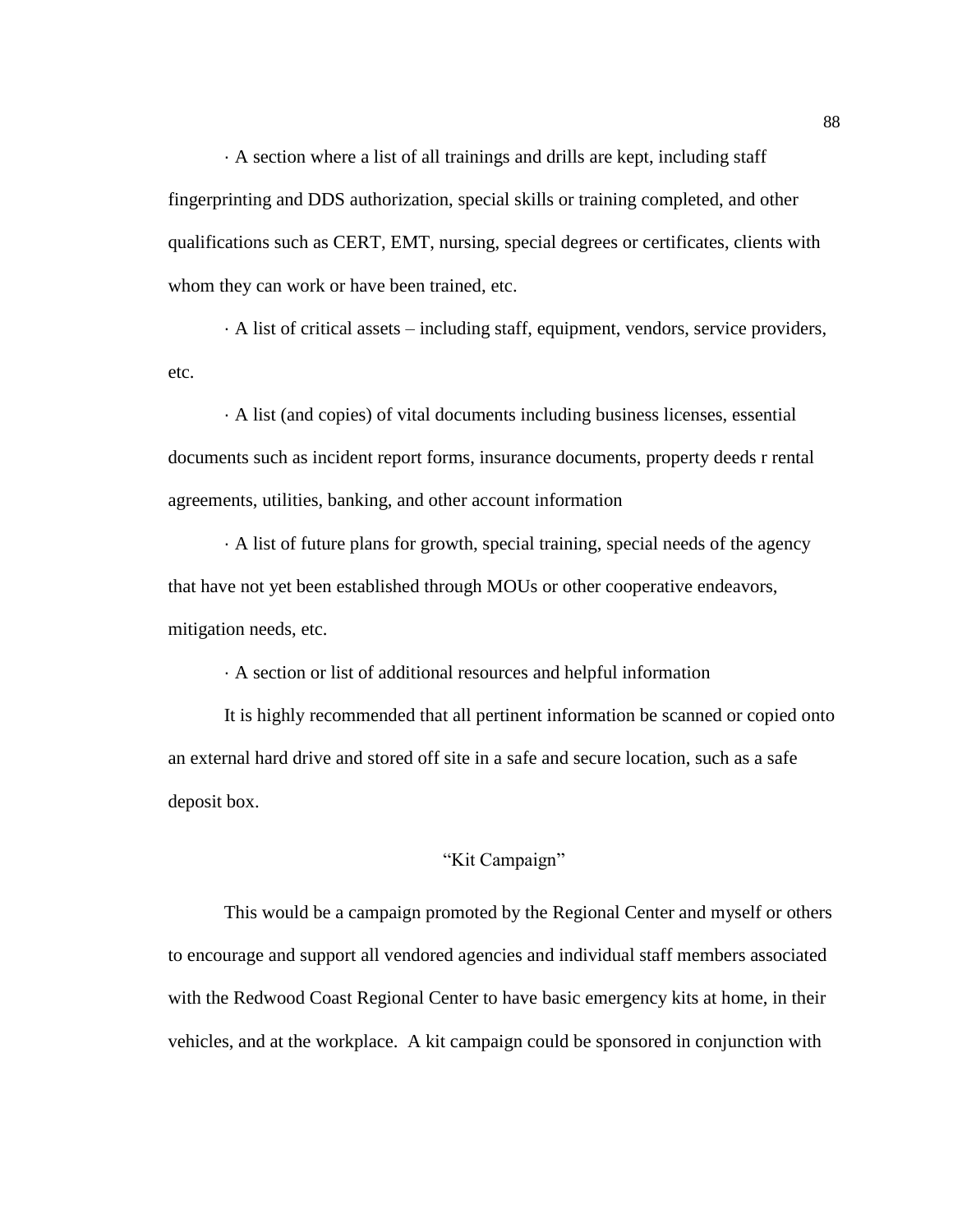· A section where a list of all trainings and drills are kept, including staff fingerprinting and DDS authorization, special skills or training completed, and other qualifications such as CERT, EMT, nursing, special degrees or certificates, clients with whom they can work or have been trained, etc.

· A list of critical assets – including staff, equipment, vendors, service providers, etc.

· A list (and copies) of vital documents including business licenses, essential documents such as incident report forms, insurance documents, property deeds r rental agreements, utilities, banking, and other account information

· A list of future plans for growth, special training, special needs of the agency that have not yet been established through MOUs or other cooperative endeavors, mitigation needs, etc.

· A section or list of additional resources and helpful information

It is highly recommended that all pertinent information be scanned or copied onto an external hard drive and stored off site in a safe and secure location, such as a safe deposit box.

## "Kit Campaign"

This would be a campaign promoted by the Regional Center and myself or others to encourage and support all vendored agencies and individual staff members associated with the Redwood Coast Regional Center to have basic emergency kits at home, in their vehicles, and at the workplace. A kit campaign could be sponsored in conjunction with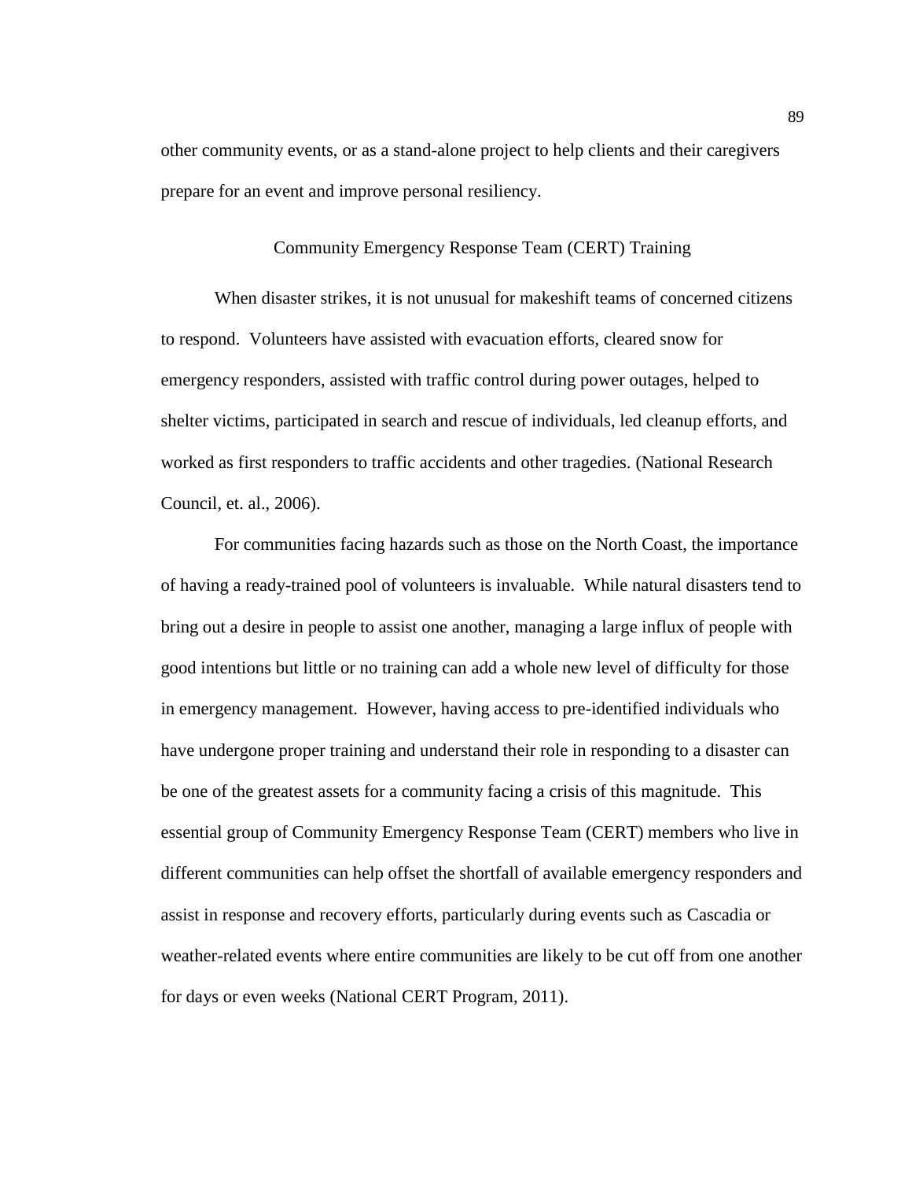other community events, or as a stand-alone project to help clients and their caregivers prepare for an event and improve personal resiliency.

## Community Emergency Response Team (CERT) Training

When disaster strikes, it is not unusual for makeshift teams of concerned citizens to respond. Volunteers have assisted with evacuation efforts, cleared snow for emergency responders, assisted with traffic control during power outages, helped to shelter victims, participated in search and rescue of individuals, led cleanup efforts, and worked as first responders to traffic accidents and other tragedies. (National Research Council, et. al., 2006).

For communities facing hazards such as those on the North Coast, the importance of having a ready-trained pool of volunteers is invaluable. While natural disasters tend to bring out a desire in people to assist one another, managing a large influx of people with good intentions but little or no training can add a whole new level of difficulty for those in emergency management. However, having access to pre-identified individuals who have undergone proper training and understand their role in responding to a disaster can be one of the greatest assets for a community facing a crisis of this magnitude. This essential group of Community Emergency Response Team (CERT) members who live in different communities can help offset the shortfall of available emergency responders and assist in response and recovery efforts, particularly during events such as Cascadia or weather-related events where entire communities are likely to be cut off from one another for days or even weeks (National CERT Program, 2011).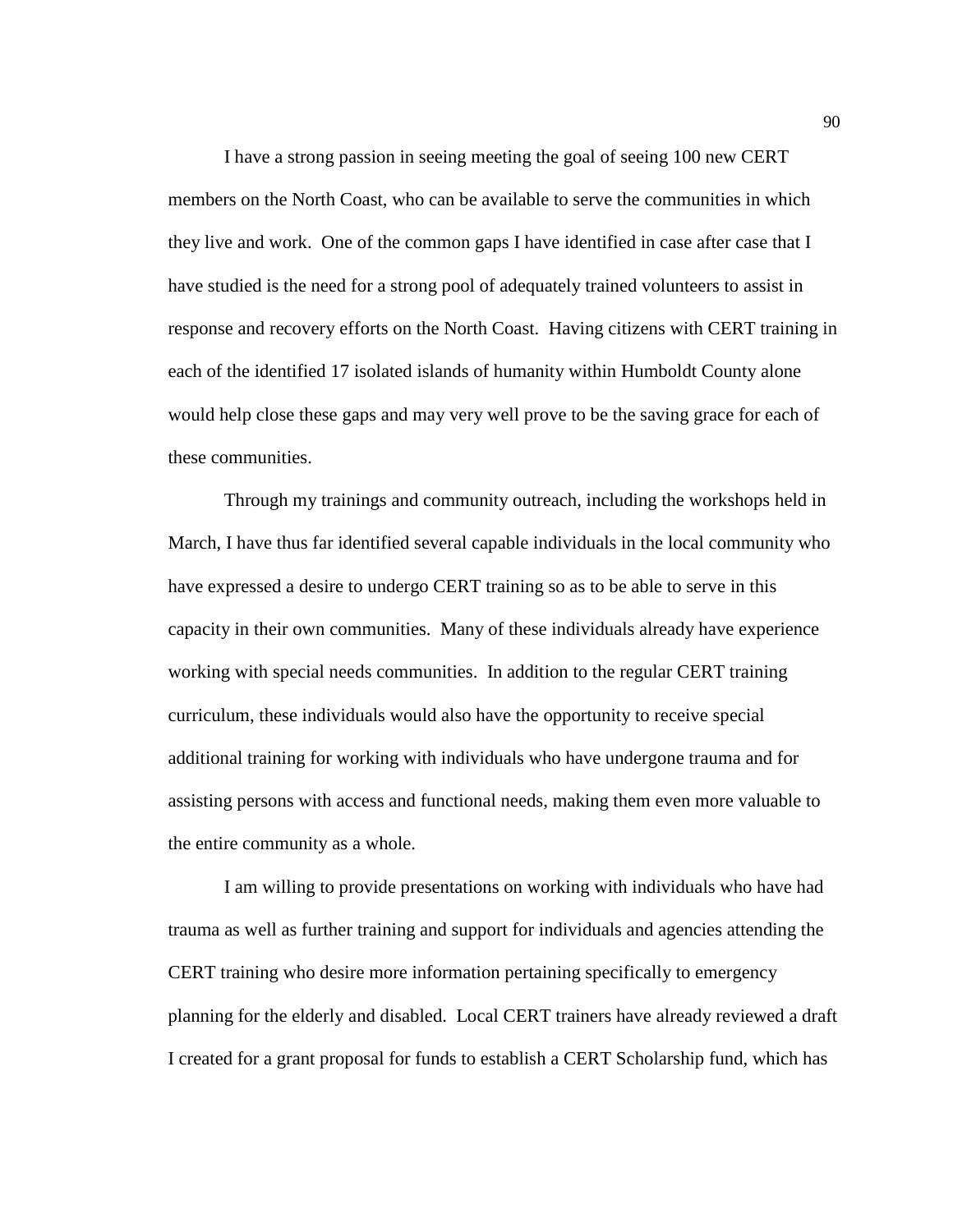I have a strong passion in seeing meeting the goal of seeing 100 new CERT members on the North Coast, who can be available to serve the communities in which they live and work. One of the common gaps I have identified in case after case that I have studied is the need for a strong pool of adequately trained volunteers to assist in response and recovery efforts on the North Coast. Having citizens with CERT training in each of the identified 17 isolated islands of humanity within Humboldt County alone would help close these gaps and may very well prove to be the saving grace for each of these communities.

Through my trainings and community outreach, including the workshops held in March, I have thus far identified several capable individuals in the local community who have expressed a desire to undergo CERT training so as to be able to serve in this capacity in their own communities. Many of these individuals already have experience working with special needs communities. In addition to the regular CERT training curriculum, these individuals would also have the opportunity to receive special additional training for working with individuals who have undergone trauma and for assisting persons with access and functional needs, making them even more valuable to the entire community as a whole.

I am willing to provide presentations on working with individuals who have had trauma as well as further training and support for individuals and agencies attending the CERT training who desire more information pertaining specifically to emergency planning for the elderly and disabled. Local CERT trainers have already reviewed a draft I created for a grant proposal for funds to establish a CERT Scholarship fund, which has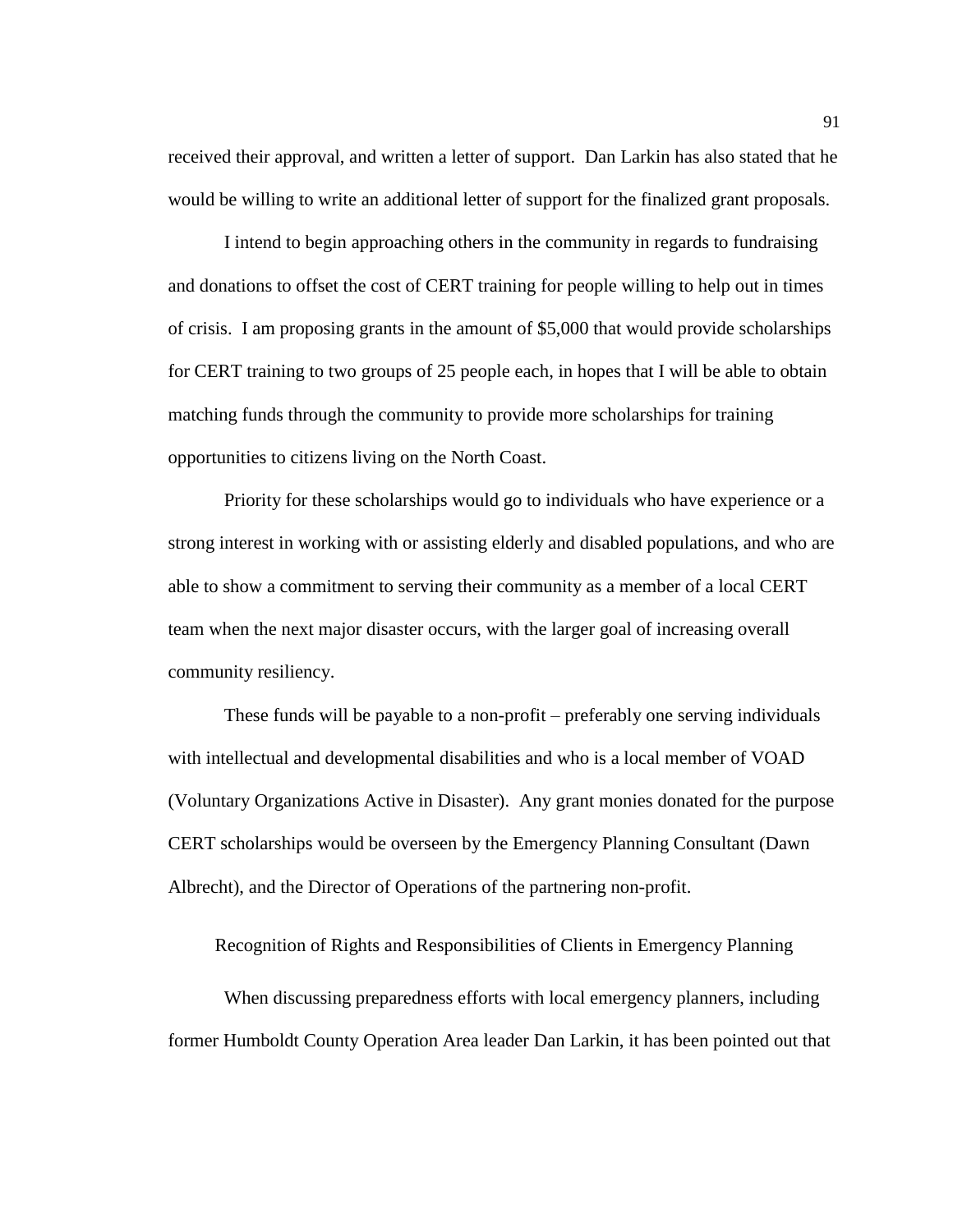received their approval, and written a letter of support. Dan Larkin has also stated that he would be willing to write an additional letter of support for the finalized grant proposals.

I intend to begin approaching others in the community in regards to fundraising and donations to offset the cost of CERT training for people willing to help out in times of crisis. I am proposing grants in the amount of $5,000 that would provide scholarships for CERT training to two groups of 25 people each, in hopes that I will be able to obtain matching funds through the community to provide more scholarships for training opportunities to citizens living on the North Coast.

Priority for these scholarships would go to individuals who have experience or a strong interest in working with or assisting elderly and disabled populations, and who are able to show a commitment to serving their community as a member of a local CERT team when the next major disaster occurs, with the larger goal of increasing overall community resiliency.

These funds will be payable to a non-profit – preferably one serving individuals with intellectual and developmental disabilities and who is a local member of VOAD (Voluntary Organizations Active in Disaster). Any grant monies donated for the purpose CERT scholarships would be overseen by the Emergency Planning Consultant (Dawn Albrecht), and the Director of Operations of the partnering non-profit.

## Recognition of Rights and Responsibilities of Clients in Emergency Planning

When discussing preparedness efforts with local emergency planners, including former Humboldt County Operation Area leader Dan Larkin, it has been pointed out that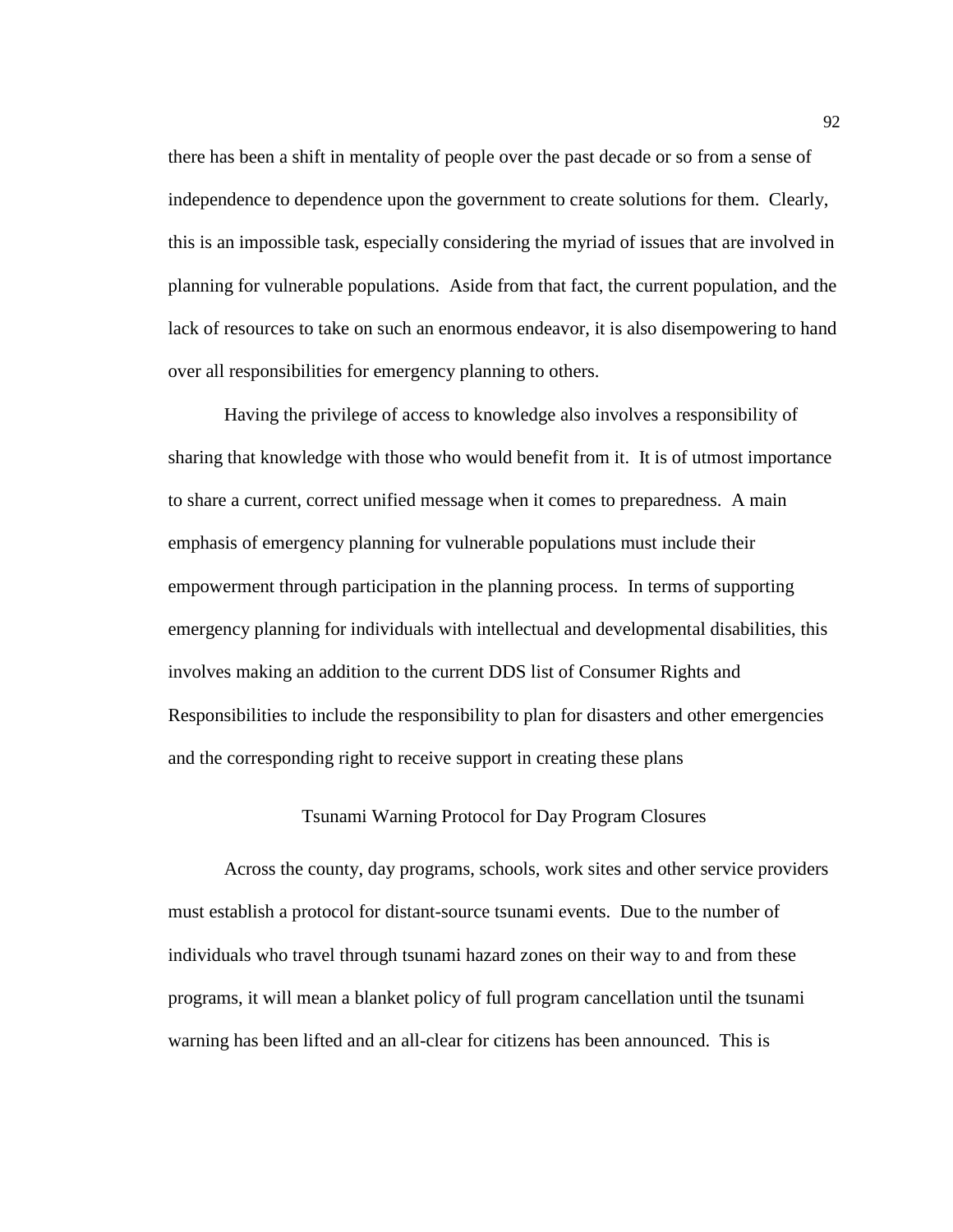there has been a shift in mentality of people over the past decade or so from a sense of independence to dependence upon the government to create solutions for them. Clearly, this is an impossible task, especially considering the myriad of issues that are involved in planning for vulnerable populations. Aside from that fact, the current population, and the lack of resources to take on such an enormous endeavor, it is also disempowering to hand over all responsibilities for emergency planning to others.

Having the privilege of access to knowledge also involves a responsibility of sharing that knowledge with those who would benefit from it. It is of utmost importance to share a current, correct unified message when it comes to preparedness. A main emphasis of emergency planning for vulnerable populations must include their empowerment through participation in the planning process. In terms of supporting emergency planning for individuals with intellectual and developmental disabilities, this involves making an addition to the current DDS list of Consumer Rights and Responsibilities to include the responsibility to plan for disasters and other emergencies and the corresponding right to receive support in creating these plans

## Tsunami Warning Protocol for Day Program Closures

Across the county, day programs, schools, work sites and other service providers must establish a protocol for distant-source tsunami events. Due to the number of individuals who travel through tsunami hazard zones on their way to and from these programs, it will mean a blanket policy of full program cancellation until the tsunami warning has been lifted and an all-clear for citizens has been announced. This is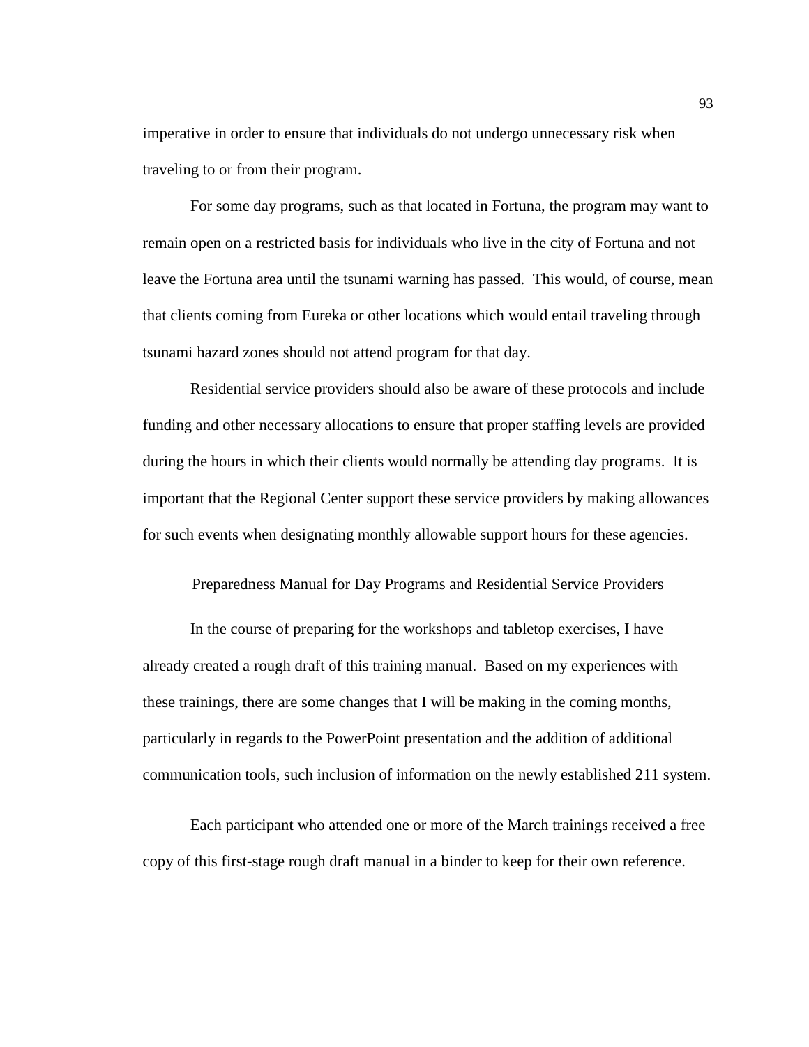imperative in order to ensure that individuals do not undergo unnecessary risk when traveling to or from their program.

For some day programs, such as that located in Fortuna, the program may want to remain open on a restricted basis for individuals who live in the city of Fortuna and not leave the Fortuna area until the tsunami warning has passed. This would, of course, mean that clients coming from Eureka or other locations which would entail traveling through tsunami hazard zones should not attend program for that day.

Residential service providers should also be aware of these protocols and include funding and other necessary allocations to ensure that proper staffing levels are provided during the hours in which their clients would normally be attending day programs. It is important that the Regional Center support these service providers by making allowances for such events when designating monthly allowable support hours for these agencies.

## Preparedness Manual for Day Programs and Residential Service Providers

In the course of preparing for the workshops and tabletop exercises, I have already created a rough draft of this training manual. Based on my experiences with these trainings, there are some changes that I will be making in the coming months, particularly in regards to the PowerPoint presentation and the addition of additional communication tools, such inclusion of information on the newly established 211 system.

Each participant who attended one or more of the March trainings received a free copy of this first-stage rough draft manual in a binder to keep for their own reference.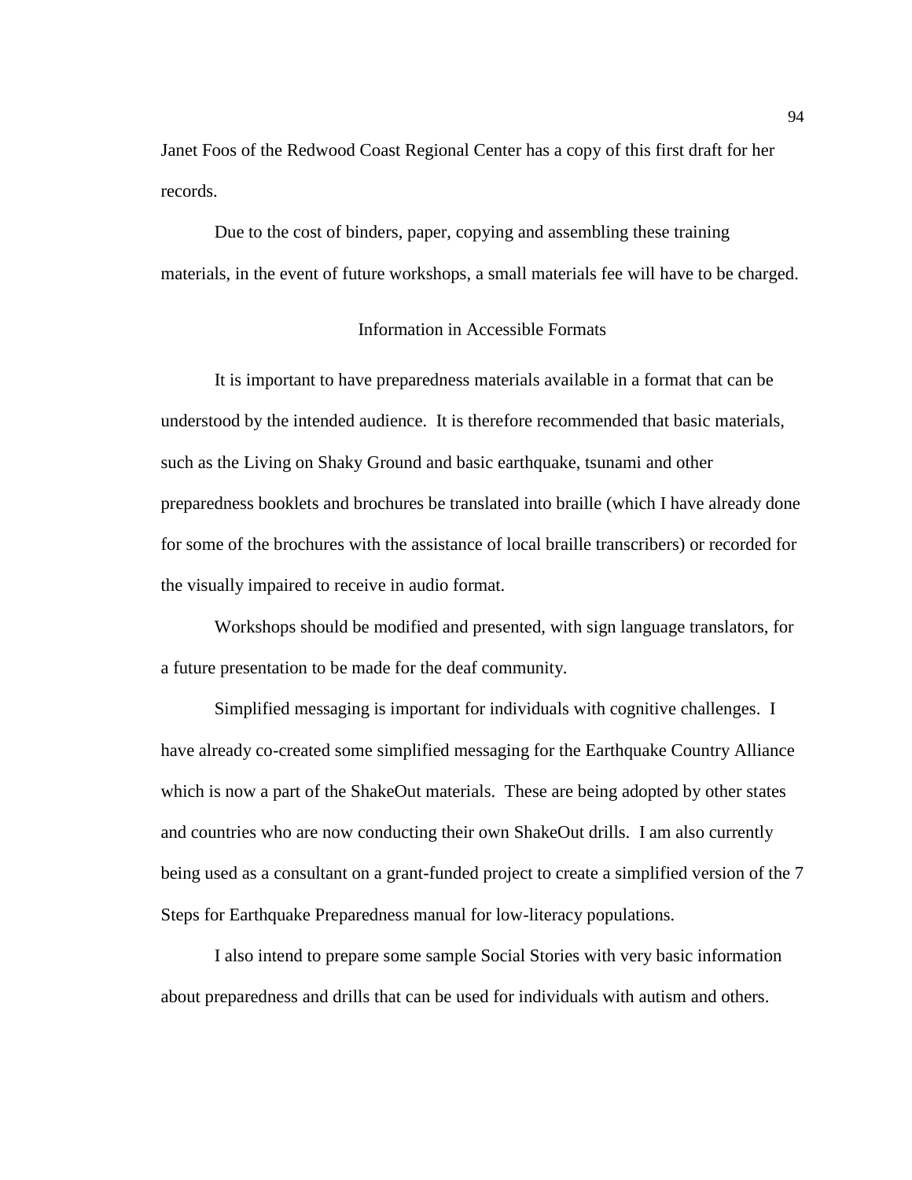Janet Foos of the Redwood Coast Regional Center has a copy of this first draft for her records.

Due to the cost of binders, paper, copying and assembling these training materials, in the event of future workshops, a small materials fee will have to be charged.

## Information in Accessible Formats

It is important to have preparedness materials available in a format that can be understood by the intended audience.  It is therefore recommended that basic materials, such as the Living on Shaky Ground and basic earthquake, tsunami and other preparedness booklets and brochures be translated into braille (which I have already done for some of the brochures with the assistance of local braille transcribers) or recorded for the visually impaired to receive in audio format.

Workshops should be modified and presented, with sign language translators, for a future presentation to be made for the deaf community.

Simplified messaging is important for individuals with cognitive challenges.  I have already co-created some simplified messaging for the Earthquake Country Alliance which is now a part of the ShakeOut materials.  These are being adopted by other states and countries who are now conducting their own ShakeOut drills.  I am also currently being used as a consultant on a grant-funded project to create a simplified version of the 7 Steps for Earthquake Preparedness manual for low-literacy populations.

I also intend to prepare some sample Social Stories with very basic information about preparedness and drills that can be used for individuals with autism and others.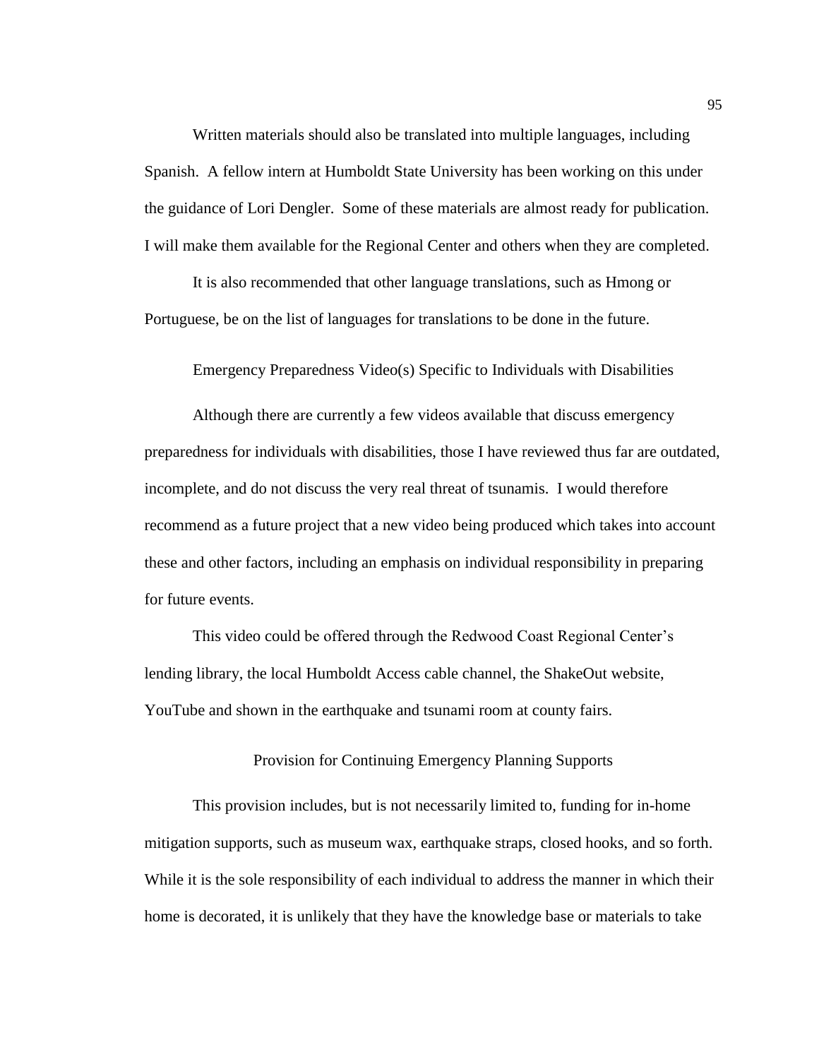Written materials should also be translated into multiple languages, including Spanish. A fellow intern at Humboldt State University has been working on this under the guidance of Lori Dengler. Some of these materials are almost ready for publication. I will make them available for the Regional Center and others when they are completed.

It is also recommended that other language translations, such as Hmong or Portuguese, be on the list of languages for translations to be done in the future.

### Emergency Preparedness Video(s) Specific to Individuals with Disabilities

Although there are currently a few videos available that discuss emergency preparedness for individuals with disabilities, those I have reviewed thus far are outdated, incomplete, and do not discuss the very real threat of tsunamis. I would therefore recommend as a future project that a new video being produced which takes into account these and other factors, including an emphasis on individual responsibility in preparing for future events.

This video could be offered through the Redwood Coast Regional Center's lending library, the local Humboldt Access cable channel, the ShakeOut website, YouTube and shown in the earthquake and tsunami room at county fairs.

### Provision for Continuing Emergency Planning Supports

This provision includes, but is not necessarily limited to, funding for in-home mitigation supports, such as museum wax, earthquake straps, closed hooks, and so forth. While it is the sole responsibility of each individual to address the manner in which their home is decorated, it is unlikely that they have the knowledge base or materials to take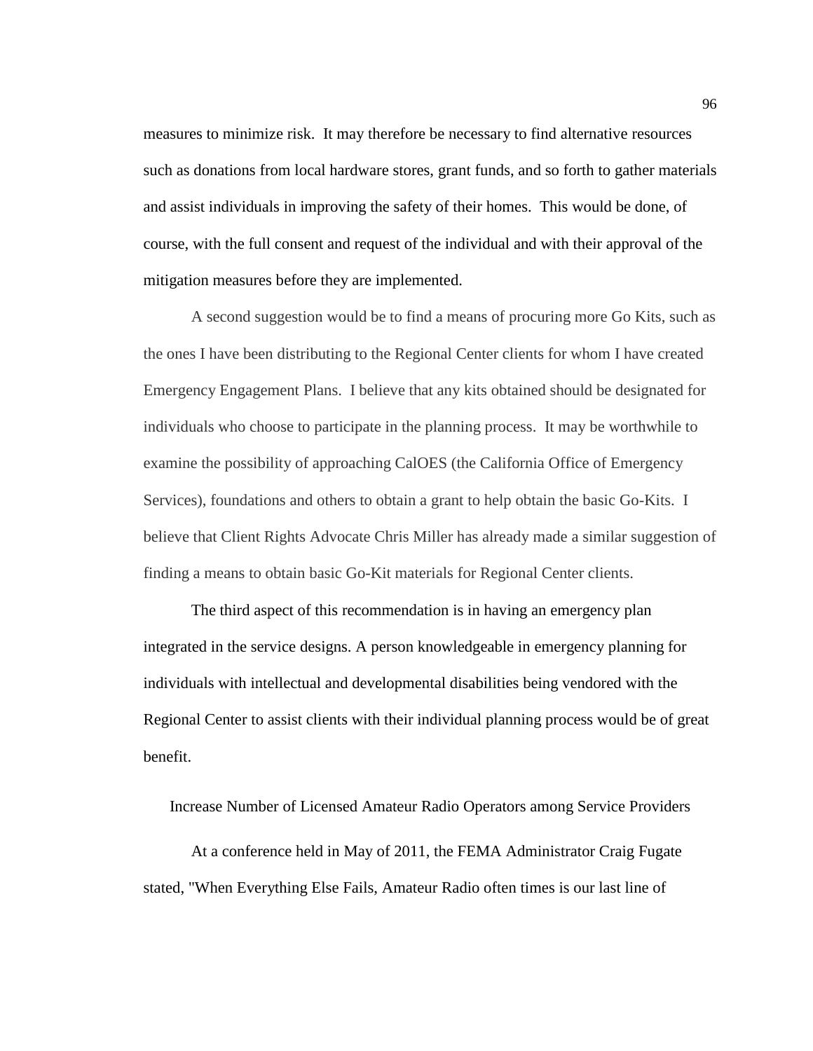measures to minimize risk. It may therefore be necessary to find alternative resources such as donations from local hardware stores, grant funds, and so forth to gather materials and assist individuals in improving the safety of their homes. This would be done, of course, with the full consent and request of the individual and with their approval of the mitigation measures before they are implemented.

A second suggestion would be to find a means of procuring more Go Kits, such as the ones I have been distributing to the Regional Center clients for whom I have created Emergency Engagement Plans. I believe that any kits obtained should be designated for individuals who choose to participate in the planning process. It may be worthwhile to examine the possibility of approaching CalOES (the California Office of Emergency Services), foundations and others to obtain a grant to help obtain the basic Go-Kits. I believe that Client Rights Advocate Chris Miller has already made a similar suggestion of finding a means to obtain basic Go-Kit materials for Regional Center clients.

The third aspect of this recommendation is in having an emergency plan integrated in the service designs. A person knowledgeable in emergency planning for individuals with intellectual and developmental disabilities being vendored with the Regional Center to assist clients with their individual planning process would be of great benefit.

## Increase Number of Licensed Amateur Radio Operators among Service Providers

At a conference held in May of 2011, the FEMA Administrator Craig Fugate stated, "When Everything Else Fails, Amateur Radio often times is our last line of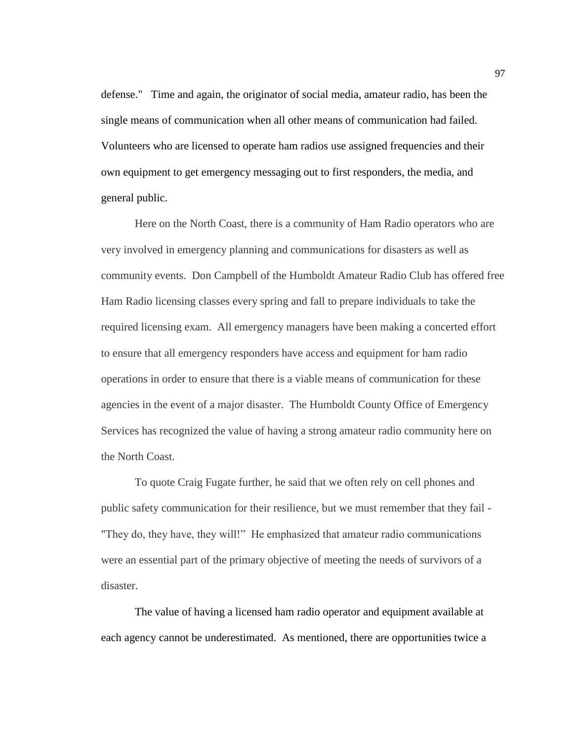defense." Time and again, the originator of social media, amateur radio, has been the single means of communication when all other means of communication had failed. Volunteers who are licensed to operate ham radios use assigned frequencies and their own equipment to get emergency messaging out to first responders, the media, and general public.

Here on the North Coast, there is a community of Ham Radio operators who are very involved in emergency planning and communications for disasters as well as community events. Don Campbell of the Humboldt Amateur Radio Club has offered free Ham Radio licensing classes every spring and fall to prepare individuals to take the required licensing exam. All emergency managers have been making a concerted effort to ensure that all emergency responders have access and equipment for ham radio operations in order to ensure that there is a viable means of communication for these agencies in the event of a major disaster. The Humboldt County Office of Emergency Services has recognized the value of having a strong amateur radio community here on the North Coast.

To quote Craig Fugate further, he said that we often rely on cell phones and public safety communication for their resilience, but we must remember that they fail - "They do, they have, they will!" He emphasized that amateur radio communications were an essential part of the primary objective of meeting the needs of survivors of a disaster.

The value of having a licensed ham radio operator and equipment available at each agency cannot be underestimated. As mentioned, there are opportunities twice a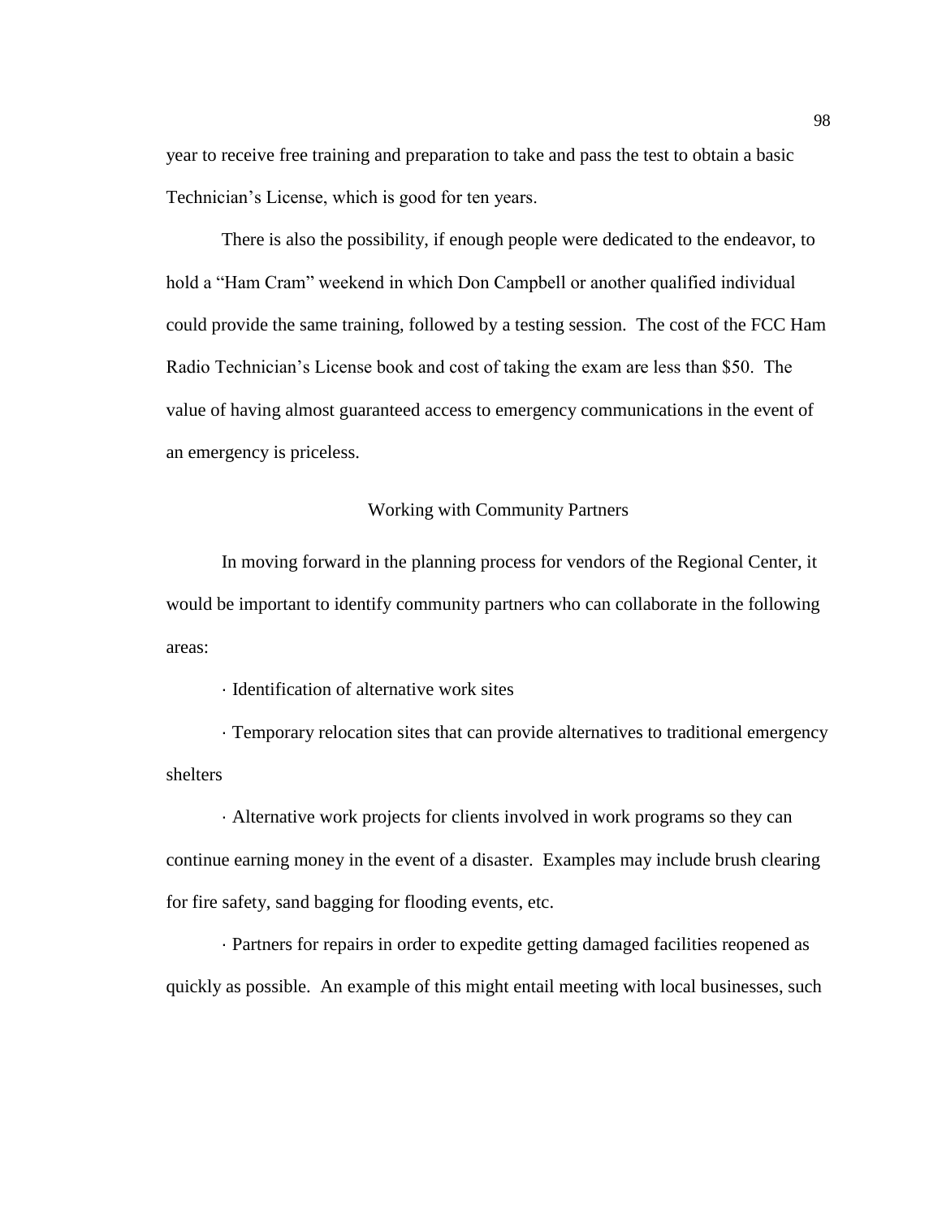year to receive free training and preparation to take and pass the test to obtain a basic Technician's License, which is good for ten years.

There is also the possibility, if enough people were dedicated to the endeavor, to hold a "Ham Cram" weekend in which Don Campbell or another qualified individual could provide the same training, followed by a testing session. The cost of the FCC Ham Radio Technician's License book and cost of taking the exam are less than $50. The value of having almost guaranteed access to emergency communications in the event of an emergency is priceless.

## Working with Community Partners

In moving forward in the planning process for vendors of the Regional Center, it would be important to identify community partners who can collaborate in the following areas:

- Identification of alternative work sites
- Temporary relocation sites that can provide alternatives to traditional emergency shelters
- Alternative work projects for clients involved in work programs so they can continue earning money in the event of a disaster. Examples may include brush clearing for fire safety, sand bagging for flooding events, etc.
- Partners for repairs in order to expedite getting damaged facilities reopened as quickly as possible. An example of this might entail meeting with local businesses, such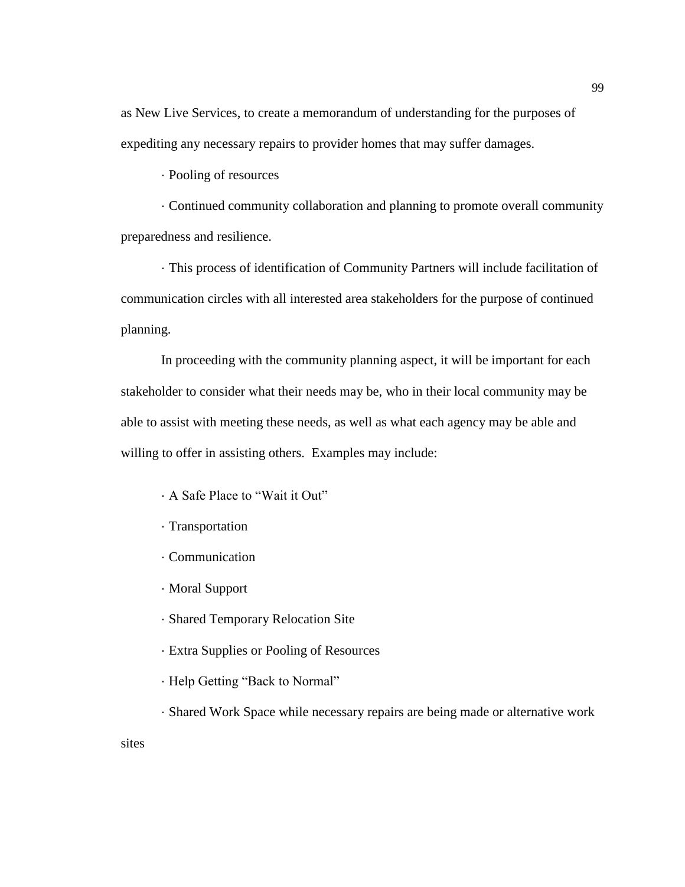as New Live Services, to create a memorandum of understanding for the purposes of expediting any necessary repairs to provider homes that may suffer damages.

- Pooling of resources
- Continued community collaboration and planning to promote overall community preparedness and resilience.
- This process of identification of Community Partners will include facilitation of communication circles with all interested area stakeholders for the purpose of continued planning.

In proceeding with the community planning aspect, it will be important for each stakeholder to consider what their needs may be, who in their local community may be able to assist with meeting these needs, as well as what each agency may be able and willing to offer in assisting others. Examples may include:

- A Safe Place to "Wait it Out"
- Transportation
- Communication
- Moral Support
- Shared Temporary Relocation Site
- Extra Supplies or Pooling of Resources
- Help Getting "Back to Normal"
- Shared Work Space while necessary repairs are being made or alternative work sites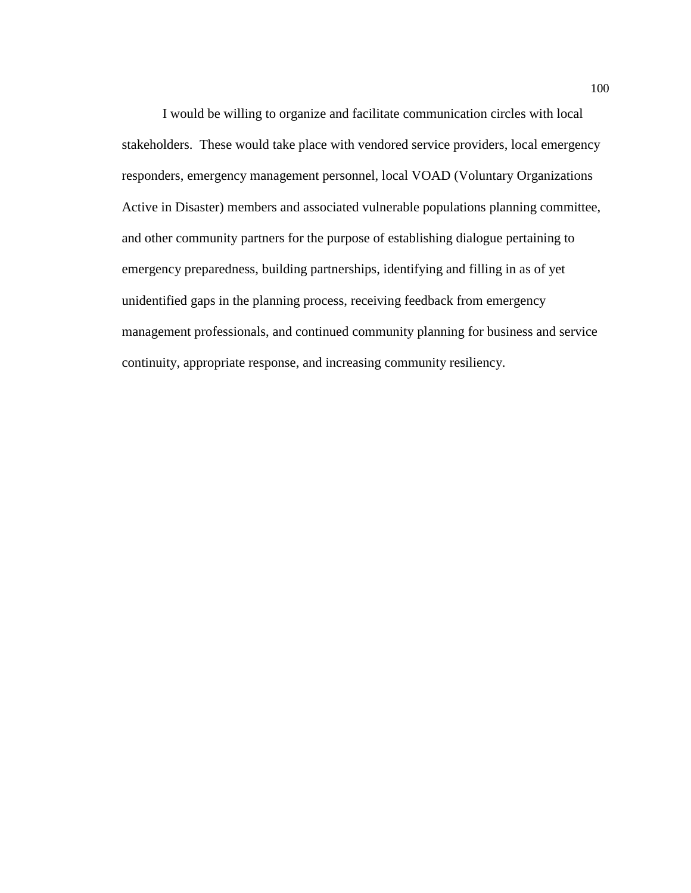I would be willing to organize and facilitate communication circles with local stakeholders. These would take place with vendored service providers, local emergency responders, emergency management personnel, local VOAD (Voluntary Organizations Active in Disaster) members and associated vulnerable populations planning committee, and other community partners for the purpose of establishing dialogue pertaining to emergency preparedness, building partnerships, identifying and filling in as of yet unidentified gaps in the planning process, receiving feedback from emergency management professionals, and continued community planning for business and service continuity, appropriate response, and increasing community resiliency.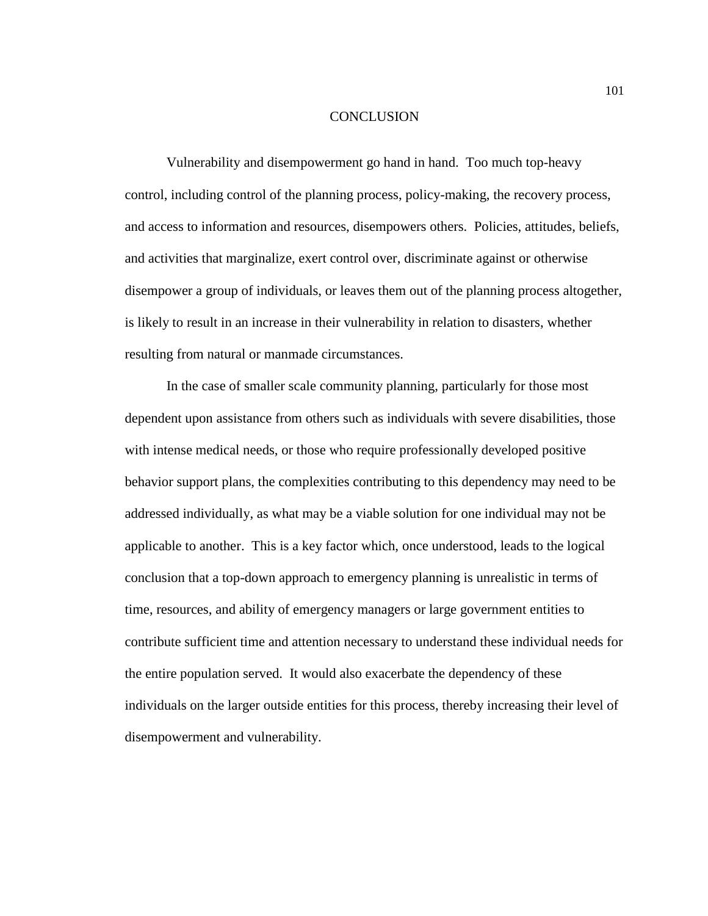# CONCLUSION

Vulnerability and disempowerment go hand in hand. Too much top-heavy control, including control of the planning process, policy-making, the recovery process, and access to information and resources, disempowers others. Policies, attitudes, beliefs, and activities that marginalize, exert control over, discriminate against or otherwise disempower a group of individuals, or leaves them out of the planning process altogether, is likely to result in an increase in their vulnerability in relation to disasters, whether resulting from natural or manmade circumstances.

In the case of smaller scale community planning, particularly for those most dependent upon assistance from others such as individuals with severe disabilities, those with intense medical needs, or those who require professionally developed positive behavior support plans, the complexities contributing to this dependency may need to be addressed individually, as what may be a viable solution for one individual may not be applicable to another. This is a key factor which, once understood, leads to the logical conclusion that a top-down approach to emergency planning is unrealistic in terms of time, resources, and ability of emergency managers or large government entities to contribute sufficient time and attention necessary to understand these individual needs for the entire population served. It would also exacerbate the dependency of these individuals on the larger outside entities for this process, thereby increasing their level of disempowerment and vulnerability.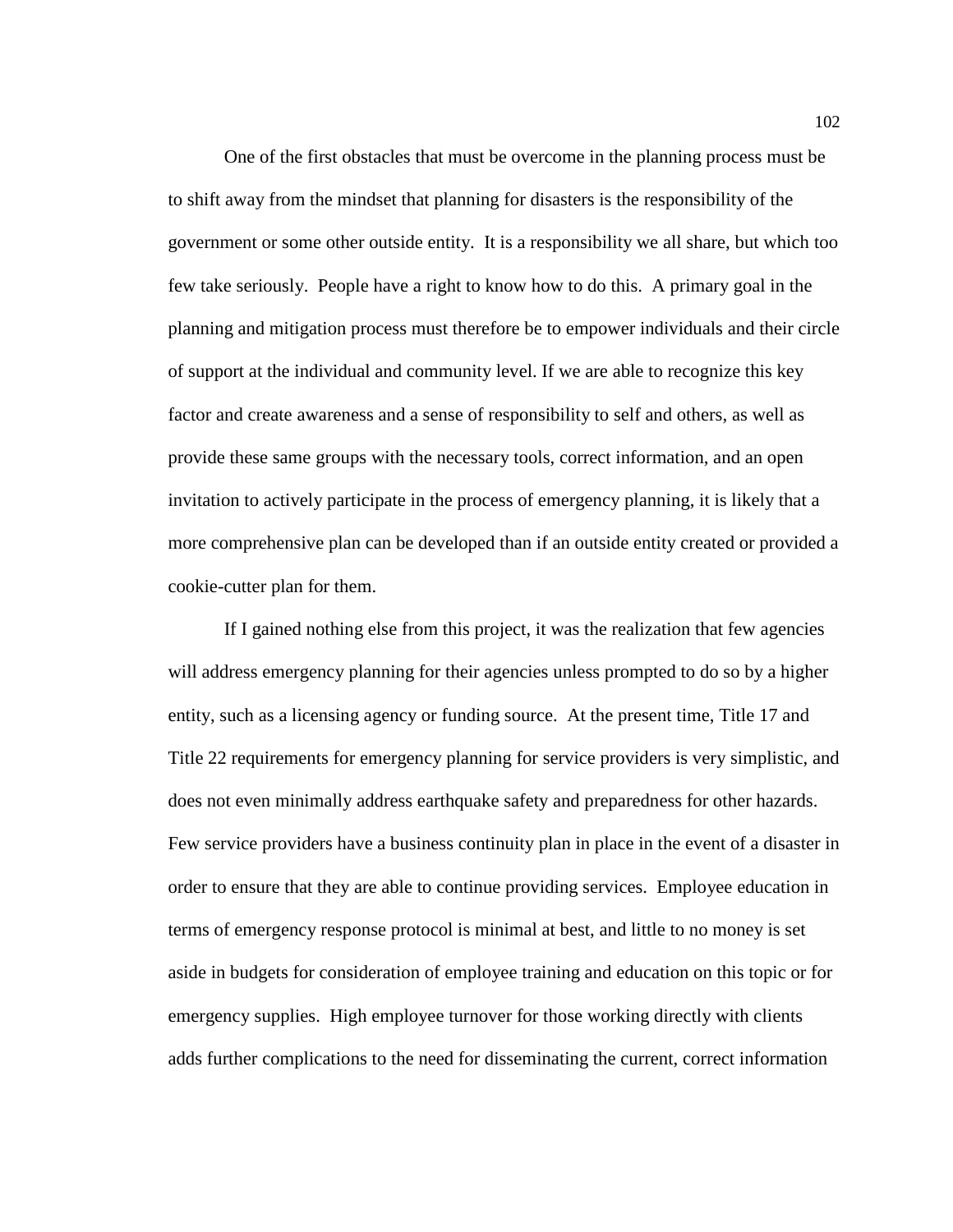One of the first obstacles that must be overcome in the planning process must be to shift away from the mindset that planning for disasters is the responsibility of the government or some other outside entity. It is a responsibility we all share, but which too few take seriously. People have a right to know how to do this. A primary goal in the planning and mitigation process must therefore be to empower individuals and their circle of support at the individual and community level. If we are able to recognize this key factor and create awareness and a sense of responsibility to self and others, as well as provide these same groups with the necessary tools, correct information, and an open invitation to actively participate in the process of emergency planning, it is likely that a more comprehensive plan can be developed than if an outside entity created or provided a cookie-cutter plan for them.

If I gained nothing else from this project, it was the realization that few agencies will address emergency planning for their agencies unless prompted to do so by a higher entity, such as a licensing agency or funding source. At the present time, Title 17 and Title 22 requirements for emergency planning for service providers is very simplistic, and does not even minimally address earthquake safety and preparedness for other hazards. Few service providers have a business continuity plan in place in the event of a disaster in order to ensure that they are able to continue providing services. Employee education in terms of emergency response protocol is minimal at best, and little to no money is set aside in budgets for consideration of employee training and education on this topic or for emergency supplies. High employee turnover for those working directly with clients adds further complications to the need for disseminating the current, correct information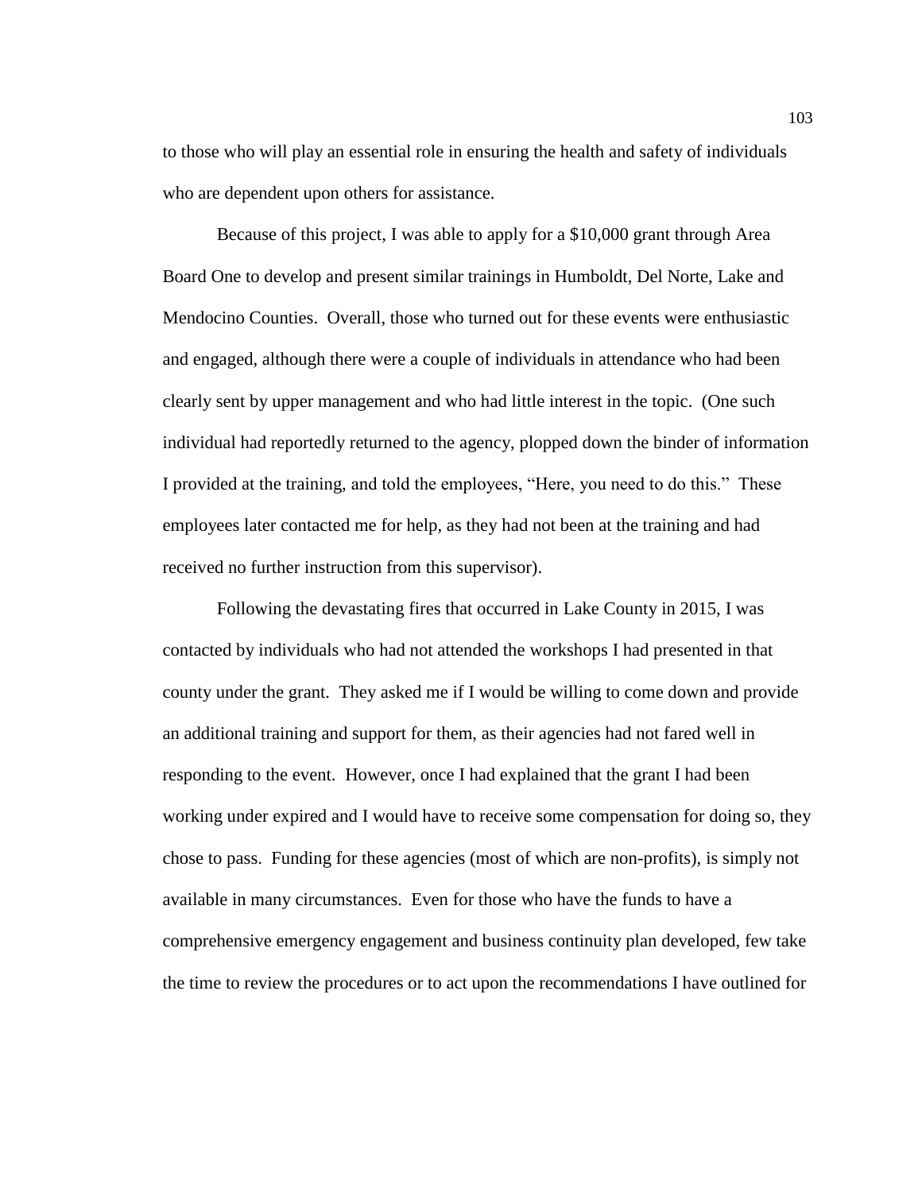to those who will play an essential role in ensuring the health and safety of individuals who are dependent upon others for assistance.

Because of this project, I was able to apply for a $10,000 grant through Area Board One to develop and present similar trainings in Humboldt, Del Norte, Lake and Mendocino Counties. Overall, those who turned out for these events were enthusiastic and engaged, although there were a couple of individuals in attendance who had been clearly sent by upper management and who had little interest in the topic. (One such individual had reportedly returned to the agency, plopped down the binder of information I provided at the training, and told the employees, "Here, you need to do this." These employees later contacted me for help, as they had not been at the training and had received no further instruction from this supervisor).

Following the devastating fires that occurred in Lake County in 2015, I was contacted by individuals who had not attended the workshops I had presented in that county under the grant. They asked me if I would be willing to come down and provide an additional training and support for them, as their agencies had not fared well in responding to the event. However, once I had explained that the grant I had been working under expired and I would have to receive some compensation for doing so, they chose to pass. Funding for these agencies (most of which are non-profits), is simply not available in many circumstances. Even for those who have the funds to have a comprehensive emergency engagement and business continuity plan developed, few take the time to review the procedures or to act upon the recommendations I have outlined for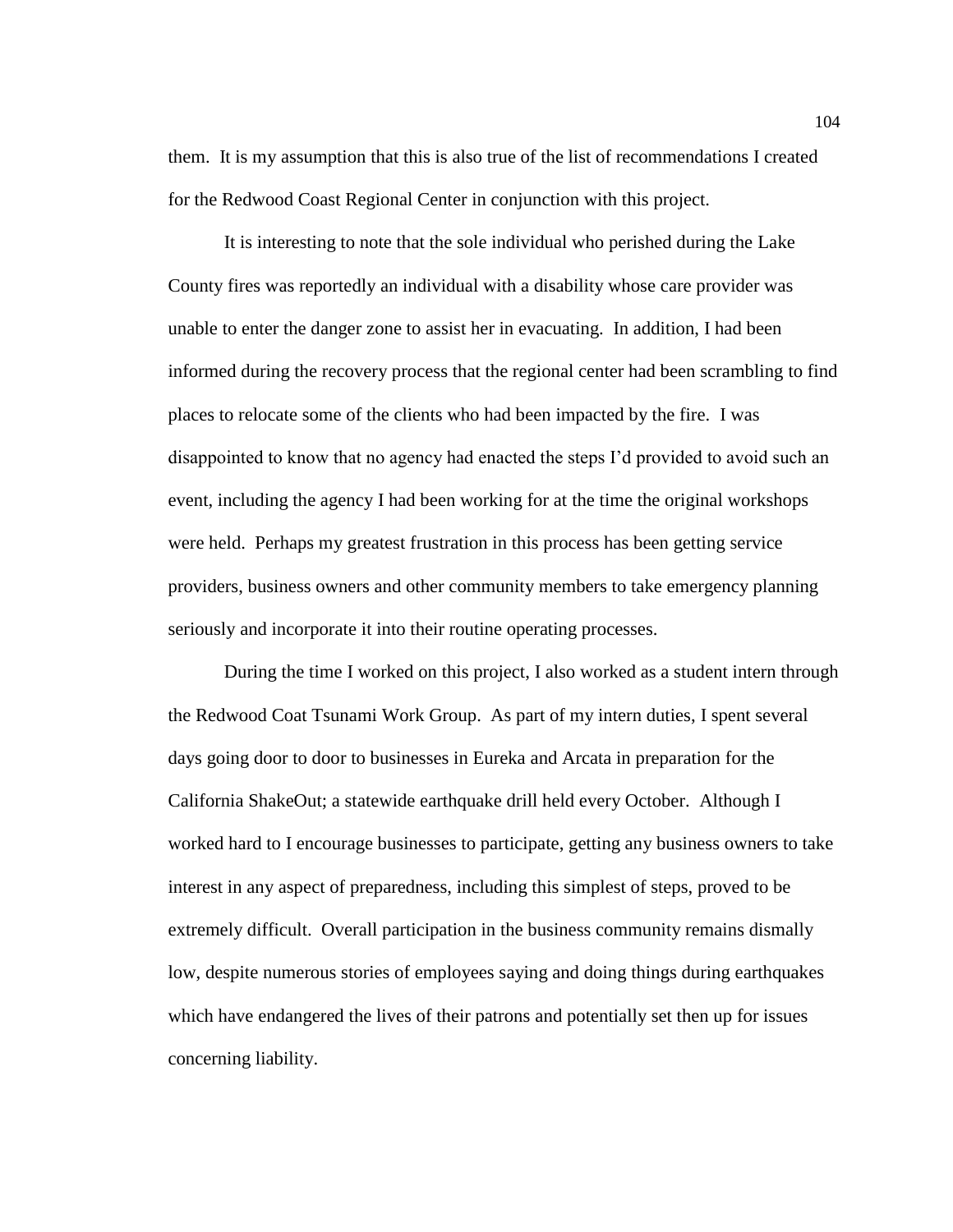them. It is my assumption that this is also true of the list of recommendations I created for the Redwood Coast Regional Center in conjunction with this project.

It is interesting to note that the sole individual who perished during the Lake County fires was reportedly an individual with a disability whose care provider was unable to enter the danger zone to assist her in evacuating. In addition, I had been informed during the recovery process that the regional center had been scrambling to find places to relocate some of the clients who had been impacted by the fire. I was disappointed to know that no agency had enacted the steps I'd provided to avoid such an event, including the agency I had been working for at the time the original workshops were held. Perhaps my greatest frustration in this process has been getting service providers, business owners and other community members to take emergency planning seriously and incorporate it into their routine operating processes.

During the time I worked on this project, I also worked as a student intern through the Redwood Coat Tsunami Work Group. As part of my intern duties, I spent several days going door to door to businesses in Eureka and Arcata in preparation for the California ShakeOut; a statewide earthquake drill held every October. Although I worked hard to I encourage businesses to participate, getting any business owners to take interest in any aspect of preparedness, including this simplest of steps, proved to be extremely difficult. Overall participation in the business community remains dismally low, despite numerous stories of employees saying and doing things during earthquakes which have endangered the lives of their patrons and potentially set then up for issues concerning liability.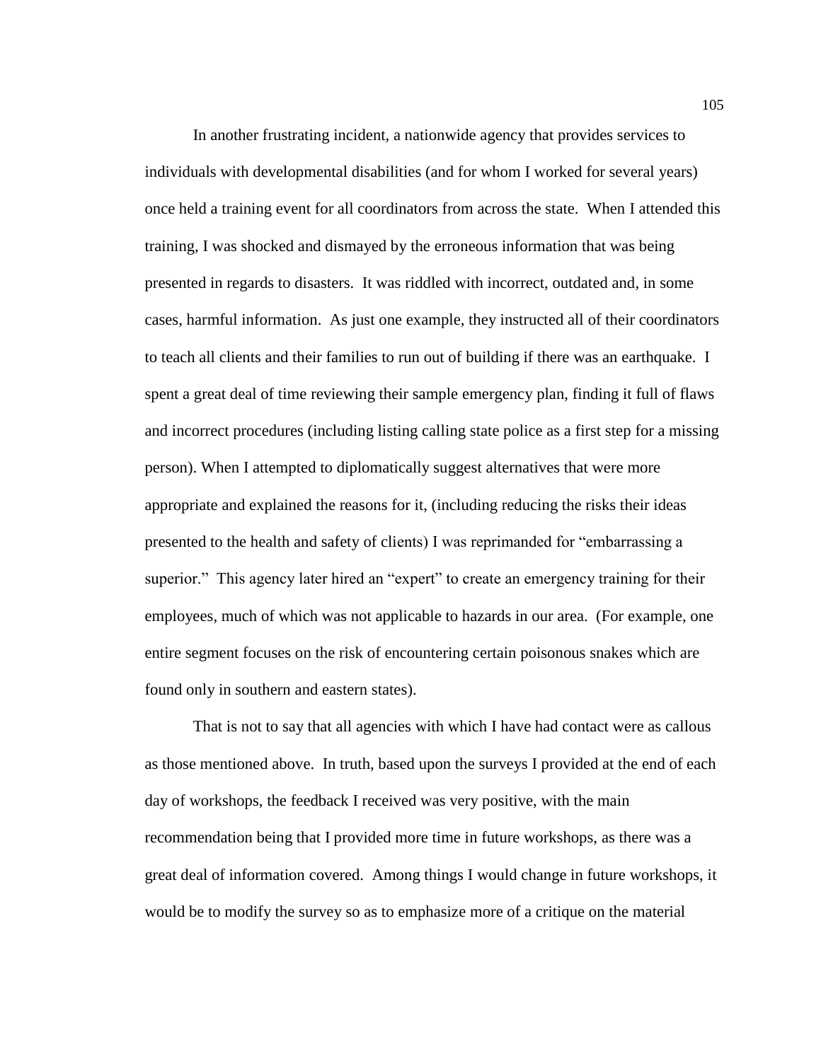In another frustrating incident, a nationwide agency that provides services to individuals with developmental disabilities (and for whom I worked for several years) once held a training event for all coordinators from across the state. When I attended this training, I was shocked and dismayed by the erroneous information that was being presented in regards to disasters. It was riddled with incorrect, outdated and, in some cases, harmful information. As just one example, they instructed all of their coordinators to teach all clients and their families to run out of building if there was an earthquake. I spent a great deal of time reviewing their sample emergency plan, finding it full of flaws and incorrect procedures (including listing calling state police as a first step for a missing person). When I attempted to diplomatically suggest alternatives that were more appropriate and explained the reasons for it, (including reducing the risks their ideas presented to the health and safety of clients) I was reprimanded for "embarrassing a superior." This agency later hired an "expert" to create an emergency training for their employees, much of which was not applicable to hazards in our area. (For example, one entire segment focuses on the risk of encountering certain poisonous snakes which are found only in southern and eastern states).

That is not to say that all agencies with which I have had contact were as callous as those mentioned above. In truth, based upon the surveys I provided at the end of each day of workshops, the feedback I received was very positive, with the main recommendation being that I provided more time in future workshops, as there was a great deal of information covered. Among things I would change in future workshops, it would be to modify the survey so as to emphasize more of a critique on the material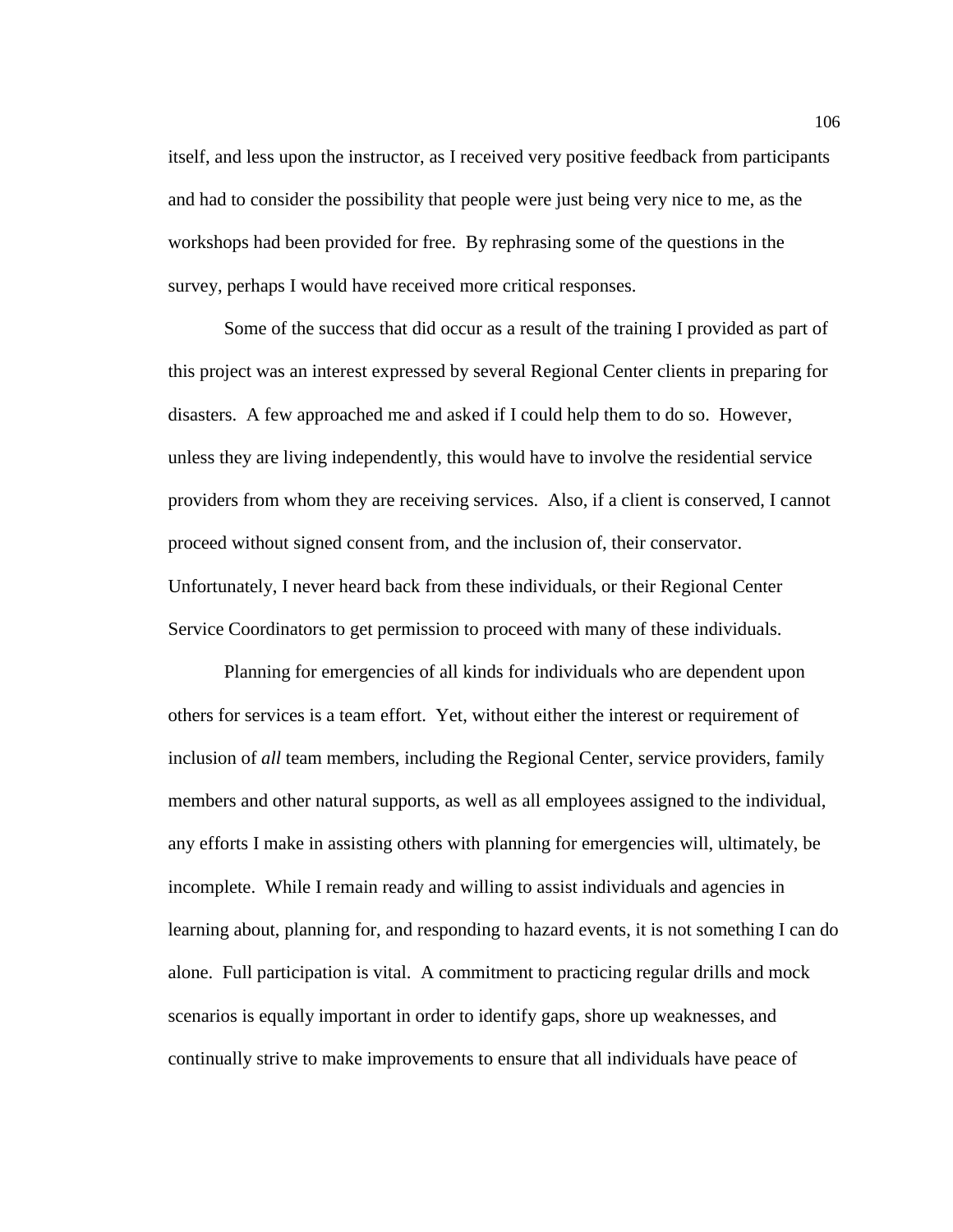itself, and less upon the instructor, as I received very positive feedback from participants and had to consider the possibility that people were just being very nice to me, as the workshops had been provided for free. By rephrasing some of the questions in the survey, perhaps I would have received more critical responses.

Some of the success that did occur as a result of the training I provided as part of this project was an interest expressed by several Regional Center clients in preparing for disasters. A few approached me and asked if I could help them to do so. However, unless they are living independently, this would have to involve the residential service providers from whom they are receiving services. Also, if a client is conserved, I cannot proceed without signed consent from, and the inclusion of, their conservator. Unfortunately, I never heard back from these individuals, or their Regional Center Service Coordinators to get permission to proceed with many of these individuals.

Planning for emergencies of all kinds for individuals who are dependent upon others for services is a team effort. Yet, without either the interest or requirement of inclusion of *all* team members, including the Regional Center, service providers, family members and other natural supports, as well as all employees assigned to the individual, any efforts I make in assisting others with planning for emergencies will, ultimately, be incomplete. While I remain ready and willing to assist individuals and agencies in learning about, planning for, and responding to hazard events, it is not something I can do alone. Full participation is vital. A commitment to practicing regular drills and mock scenarios is equally important in order to identify gaps, shore up weaknesses, and continually strive to make improvements to ensure that all individuals have peace of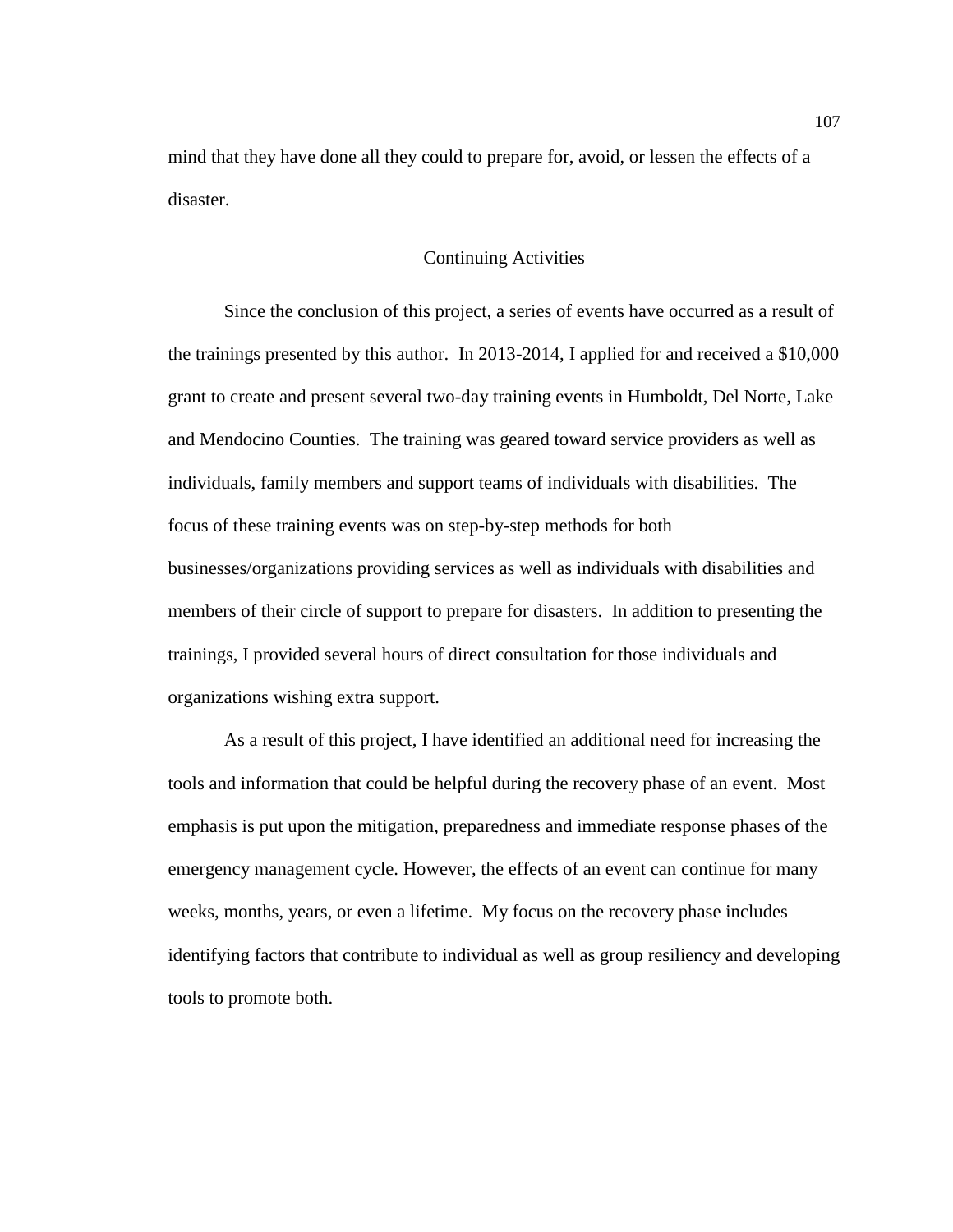mind that they have done all they could to prepare for, avoid, or lessen the effects of a disaster.

## Continuing Activities

Since the conclusion of this project, a series of events have occurred as a result of the trainings presented by this author. In 2013-2014, I applied for and received a $10,000 grant to create and present several two-day training events in Humboldt, Del Norte, Lake and Mendocino Counties. The training was geared toward service providers as well as individuals, family members and support teams of individuals with disabilities. The focus of these training events was on step-by-step methods for both businesses/organizations providing services as well as individuals with disabilities and members of their circle of support to prepare for disasters. In addition to presenting the trainings, I provided several hours of direct consultation for those individuals and organizations wishing extra support.

As a result of this project, I have identified an additional need for increasing the tools and information that could be helpful during the recovery phase of an event. Most emphasis is put upon the mitigation, preparedness and immediate response phases of the emergency management cycle. However, the effects of an event can continue for many weeks, months, years, or even a lifetime. My focus on the recovery phase includes identifying factors that contribute to individual as well as group resiliency and developing tools to promote both.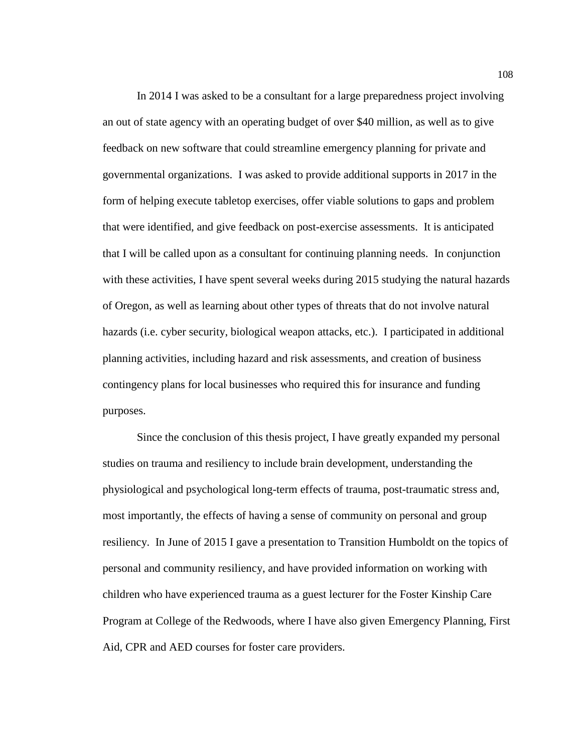In 2014 I was asked to be a consultant for a large preparedness project involving an out of state agency with an operating budget of over $40 million, as well as to give feedback on new software that could streamline emergency planning for private and governmental organizations. I was asked to provide additional supports in 2017 in the form of helping execute tabletop exercises, offer viable solutions to gaps and problem that were identified, and give feedback on post-exercise assessments. It is anticipated that I will be called upon as a consultant for continuing planning needs. In conjunction with these activities, I have spent several weeks during 2015 studying the natural hazards of Oregon, as well as learning about other types of threats that do not involve natural hazards (i.e. cyber security, biological weapon attacks, etc.). I participated in additional planning activities, including hazard and risk assessments, and creation of business contingency plans for local businesses who required this for insurance and funding purposes.

Since the conclusion of this thesis project, I have greatly expanded my personal studies on trauma and resiliency to include brain development, understanding the physiological and psychological long-term effects of trauma, post-traumatic stress and, most importantly, the effects of having a sense of community on personal and group resiliency. In June of 2015 I gave a presentation to Transition Humboldt on the topics of personal and community resiliency, and have provided information on working with children who have experienced trauma as a guest lecturer for the Foster Kinship Care Program at College of the Redwoods, where I have also given Emergency Planning, First Aid, CPR and AED courses for foster care providers.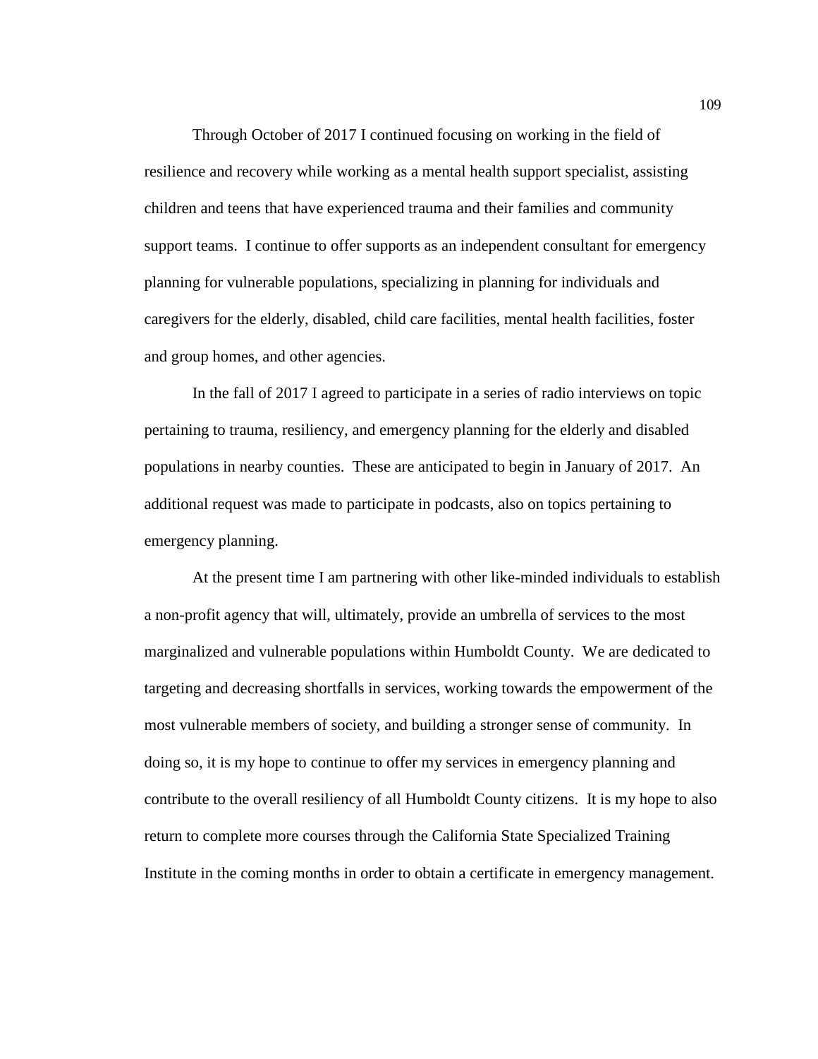Through October of 2017 I continued focusing on working in the field of resilience and recovery while working as a mental health support specialist, assisting children and teens that have experienced trauma and their families and community support teams. I continue to offer supports as an independent consultant for emergency planning for vulnerable populations, specializing in planning for individuals and caregivers for the elderly, disabled, child care facilities, mental health facilities, foster and group homes, and other agencies.

In the fall of 2017 I agreed to participate in a series of radio interviews on topic pertaining to trauma, resiliency, and emergency planning for the elderly and disabled populations in nearby counties. These are anticipated to begin in January of 2017. An additional request was made to participate in podcasts, also on topics pertaining to emergency planning.

At the present time I am partnering with other like-minded individuals to establish a non-profit agency that will, ultimately, provide an umbrella of services to the most marginalized and vulnerable populations within Humboldt County. We are dedicated to targeting and decreasing shortfalls in services, working towards the empowerment of the most vulnerable members of society, and building a stronger sense of community. In doing so, it is my hope to continue to offer my services in emergency planning and contribute to the overall resiliency of all Humboldt County citizens. It is my hope to also return to complete more courses through the California State Specialized Training Institute in the coming months in order to obtain a certificate in emergency management.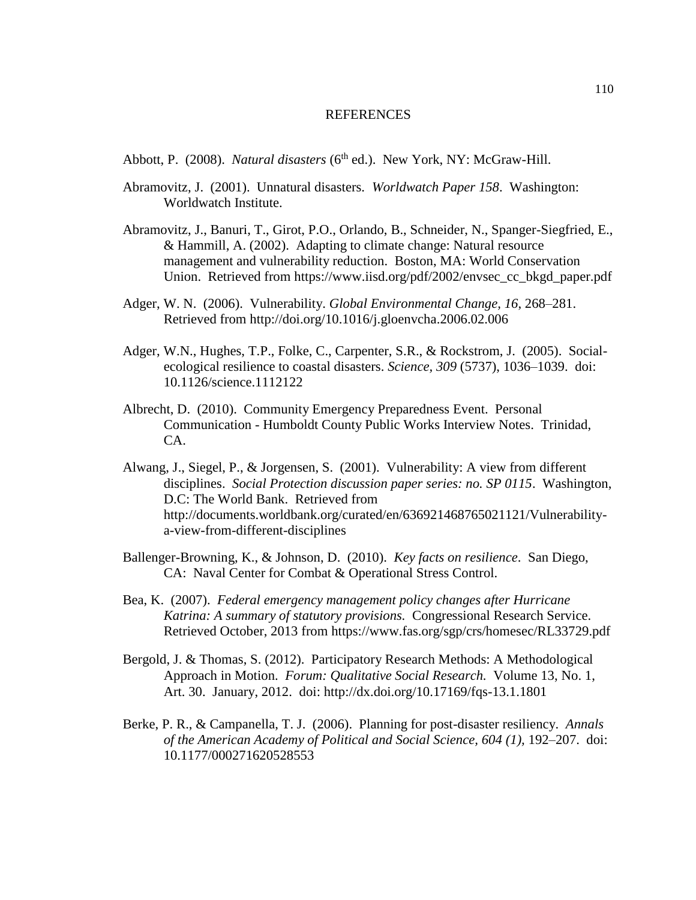# REFERENCES

Abbott, P. (2008). *Natural disasters* ($6^{th}$ ed.). New York, NY: McGraw-Hill.

Abramovitz, J. (2001). Unnatural disasters. *Worldwatch Paper 158*. Washington: Worldwatch Institute.

Abramovitz, J., Banuri, T., Girot, P.O., Orlando, B., Schneider, N., Spanger-Siegfried, E., & Hammill, A. (2002). Adapting to climate change: Natural resource management and vulnerability reduction. Boston, MA: World Conservation Union. Retrieved from https://www.iisd.org/pdf/2002/envsec_cc_bkgd_paper.pdf

Adger, W. N. (2006). Vulnerability. *Global Environmental Change, 16*, 268–281. Retrieved from http://doi.org/10.1016/j.gloenvcha.2006.02.006

Adger, W.N., Hughes, T.P., Folke, C., Carpenter, S.R., & Rockstrom, J. (2005). Social-ecological resilience to coastal disasters. *Science, 309* (5737), 1036–1039. doi: 10.1126/science.1112122

Albrecht, D. (2010). Community Emergency Preparedness Event. Personal Communication - Humboldt County Public Works Interview Notes. Trinidad, CA.

Alwang, J., Siegel, P., & Jorgensen, S. (2001). Vulnerability: A view from different disciplines. *Social Protection discussion paper series: no. SP 0115*. Washington, D.C: The World Bank. Retrieved from http://documents.worldbank.org/curated/en/636921468765021121/Vulnerability-a-view-from-different-disciplines

Ballenger-Browning, K., & Johnson, D. (2010). *Key facts on resilience*. San Diego, CA: Naval Center for Combat & Operational Stress Control.

Bea, K. (2007). *Federal emergency management policy changes after Hurricane Katrina: A summary of statutory provisions.* Congressional Research Service. Retrieved October, 2013 from https://www.fas.org/sgp/crs/homesec/RL33729.pdf

Bergold, J. & Thomas, S. (2012). Participatory Research Methods: A Methodological Approach in Motion. *Forum: Qualitative Social Research.* Volume 13, No. 1, Art. 30. January, 2012. doi: http://dx.doi.org/10.17169/fqs-13.1.1801

Berke, P. R., & Campanella, T. J. (2006). Planning for post-disaster resiliency. *Annals of the American Academy of Political and Social Science, 604 (1),* 192–207. doi: 10.1177/000271620528553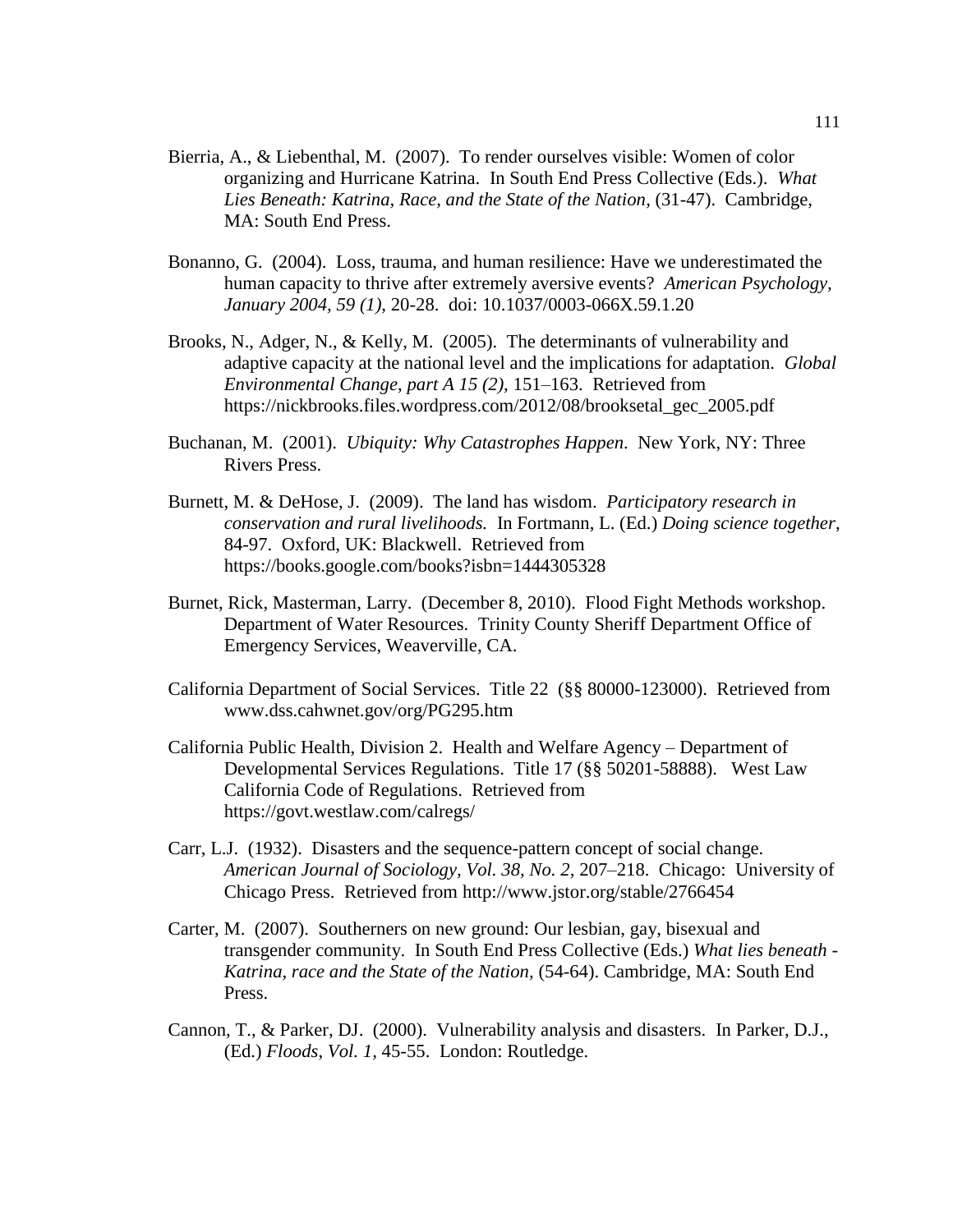Bierria, A., & Liebenthal, M. (2007). To render ourselves visible: Women of color organizing and Hurricane Katrina. In South End Press Collective (Eds.). *What Lies Beneath: Katrina, Race, and the State of the Nation*, (31-47). Cambridge, MA: South End Press.

Bonanno, G. (2004). Loss, trauma, and human resilience: Have we underestimated the human capacity to thrive after extremely aversive events? *American Psychology, January 2004, 59 (1)*, 20-28. doi: 10.1037/0003-066X.59.1.20

Brooks, N., Adger, N., & Kelly, M. (2005). The determinants of vulnerability and adaptive capacity at the national level and the implications for adaptation. *Global Environmental Change, part A 15 (2)*, 151–163. Retrieved from https://nickbrooks.files.wordpress.com/2012/08/brooksetal_gec_2005.pdf

Buchanan, M. (2001). *Ubiquity: Why Catastrophes Happen*. New York, NY: Three Rivers Press.

Burnett, M. & DeHose, J. (2009). The land has wisdom. *Participatory research in conservation and rural livelihoods.* In Fortmann, L. (Ed.) *Doing science together*, 84-97. Oxford, UK: Blackwell. Retrieved from https://books.google.com/books?isbn=1444305328

Burnet, Rick, Masterman, Larry. (December 8, 2010). Flood Fight Methods workshop. Department of Water Resources. Trinity County Sheriff Department Office of Emergency Services, Weaverville, CA.

California Department of Social Services. Title 22 (§§ 80000-123000). Retrieved from www.dss.cahwnet.gov/org/PG295.htm

California Public Health, Division 2. Health and Welfare Agency – Department of Developmental Services Regulations. Title 17 (§§ 50201-58888). West Law California Code of Regulations. Retrieved from https://govt.westlaw.com/calregs/

Carr, L.J. (1932). Disasters and the sequence-pattern concept of social change. *American Journal of Sociology, Vol. 38, No. 2*, 207–218. Chicago: University of Chicago Press. Retrieved from http://www.jstor.org/stable/2766454

Carter, M. (2007). Southerners on new ground: Our lesbian, gay, bisexual and transgender community. In South End Press Collective (Eds.) *What lies beneath - Katrina, race and the State of the Nation,* (54-64). Cambridge, MA: South End Press.

Cannon, T., & Parker, DJ. (2000). Vulnerability analysis and disasters. In Parker, D.J., (Ed.) *Floods, Vol. 1*, 45-55. London: Routledge.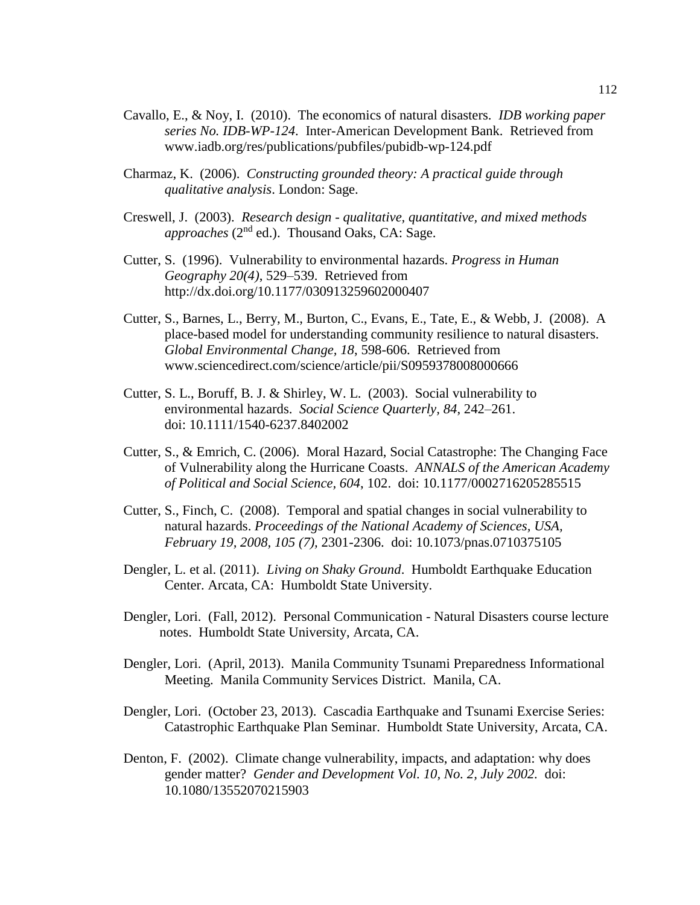Cavallo, E., & Noy, I. (2010). The economics of natural disasters. *IDB working paper series No. IDB-WP-124*. Inter-American Development Bank. Retrieved from www.iadb.org/res/publications/pubfiles/pubidb-wp-124.pdf

Charmaz, K. (2006). *Constructing grounded theory: A practical guide through qualitative analysis*. London: Sage.

Creswell, J. (2003). *Research design - qualitative, quantitative, and mixed methods approaches* (2nd ed.). Thousand Oaks, CA: Sage.

Cutter, S. (1996). Vulnerability to environmental hazards. *Progress in Human Geography 20(4)*, 529–539. Retrieved from http://dx.doi.org/10.1177/030913259602000407

Cutter, S., Barnes, L., Berry, M., Burton, C., Evans, E., Tate, E., & Webb, J. (2008). A place-based model for understanding community resilience to natural disasters. *Global Environmental Change, 18*, 598-606. Retrieved from www.sciencedirect.com/science/article/pii/S0959378008000666

Cutter, S. L., Boruff, B. J. & Shirley, W. L. (2003). Social vulnerability to environmental hazards. *Social Science Quarterly, 84*, 242–261. doi: 10.1111/1540-6237.8402002

Cutter, S., & Emrich, C. (2006). Moral Hazard, Social Catastrophe: The Changing Face of Vulnerability along the Hurricane Coasts. *ANNALS of the American Academy of Political and Social Science, 604*, 102. doi: 10.1177/0002716205285515

Cutter, S., Finch, C. (2008). Temporal and spatial changes in social vulnerability to natural hazards. *Proceedings of the National Academy of Sciences, USA, February 19, 2008, 105 (7)*, 2301-2306. doi: 10.1073/pnas.0710375105

Dengler, L. et al. (2011). *Living on Shaky Ground*. Humboldt Earthquake Education Center. Arcata, CA: Humboldt State University.

Dengler, Lori. (Fall, 2012). Personal Communication - Natural Disasters course lecture notes. Humboldt State University, Arcata, CA.

Dengler, Lori. (April, 2013). Manila Community Tsunami Preparedness Informational Meeting. Manila Community Services District. Manila, CA.

Dengler, Lori. (October 23, 2013). Cascadia Earthquake and Tsunami Exercise Series: Catastrophic Earthquake Plan Seminar. Humboldt State University, Arcata, CA.

Denton, F. (2002). Climate change vulnerability, impacts, and adaptation: why does gender matter? *Gender and Development Vol. 10, No. 2, July 2002.* doi: 10.1080/13552070215903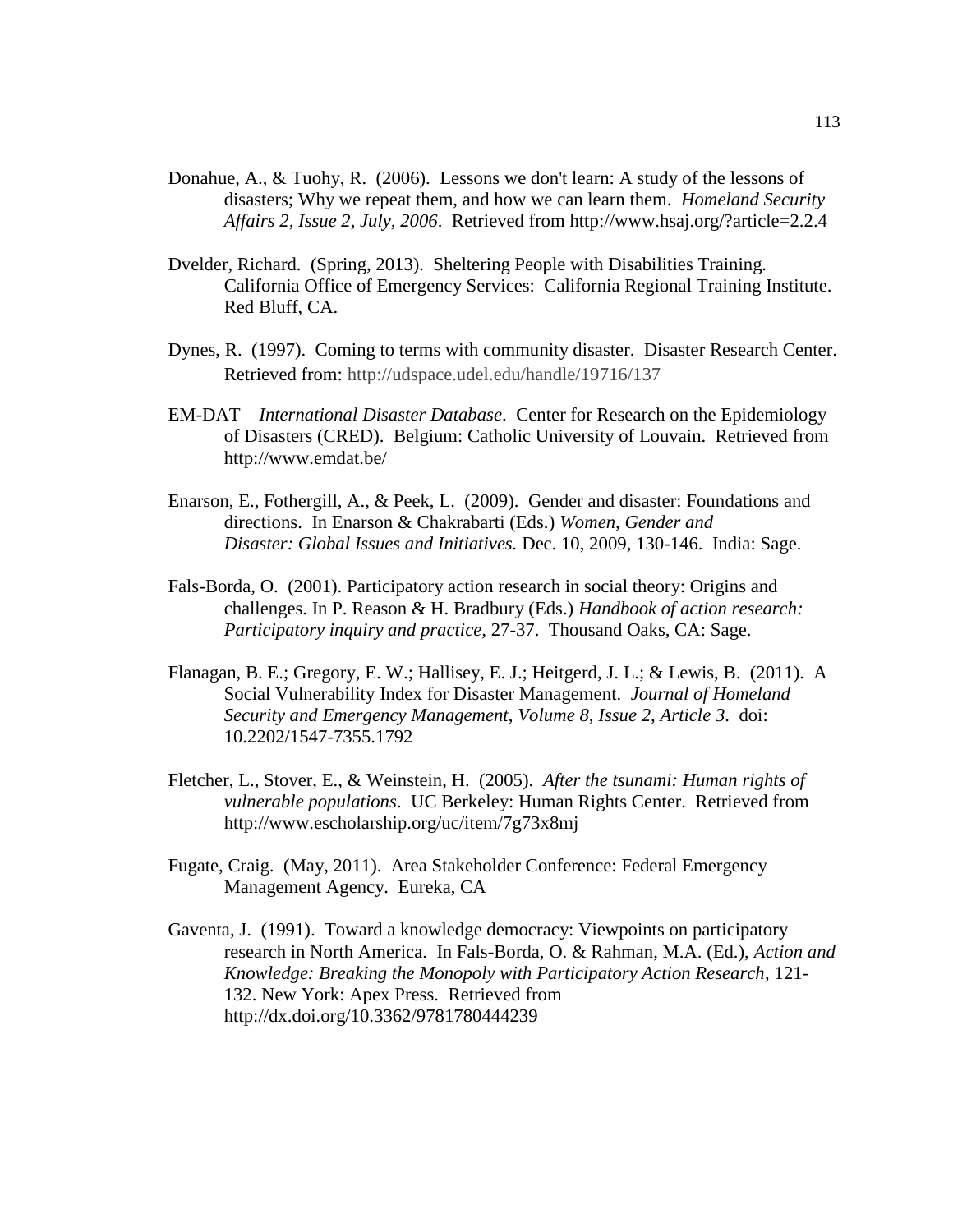Donahue, A., & Tuohy, R. (2006). Lessons we don't learn: A study of the lessons of disasters; Why we repeat them, and how we can learn them. *Homeland Security Affairs 2, Issue 2, July, 2006*. Retrieved from http://www.hsaj.org/?article=2.2.4

Dvelder, Richard. (Spring, 2013). Sheltering People with Disabilities Training. California Office of Emergency Services: California Regional Training Institute. Red Bluff, CA.

Dynes, R. (1997). Coming to terms with community disaster. Disaster Research Center. Retrieved from: http://udspace.udel.edu/handle/19716/137

EM-DAT – *International Disaster Database*. Center for Research on the Epidemiology of Disasters (CRED). Belgium: Catholic University of Louvain. Retrieved from http://www.emdat.be/

Enarson, E., Fothergill, A., & Peek, L. (2009). Gender and disaster: Foundations and directions. In Enarson & Chakrabarti (Eds.) *Women, Gender and Disaster: Global Issues and Initiatives.* Dec. 10, 2009, 130-146. India: Sage.

Fals-Borda, O. (2001). Participatory action research in social theory: Origins and challenges. In P. Reason & H. Bradbury (Eds.) *Handbook of action research: Participatory inquiry and practice,* 27-37. Thousand Oaks, CA: Sage.

Flanagan, B. E.; Gregory, E. W.; Hallisey, E. J.; Heitgerd, J. L.; & Lewis, B. (2011). A Social Vulnerability Index for Disaster Management. *Journal of Homeland Security and Emergency Management*, *Volume 8, Issue 2, Article 3*. doi: 10.2202/1547-7355.1792

Fletcher, L., Stover, E., & Weinstein, H. (2005). *After the tsunami: Human rights of vulnerable populations*. UC Berkeley: Human Rights Center. Retrieved from http://www.escholarship.org/uc/item/7g73x8mj

Fugate, Craig. (May, 2011). Area Stakeholder Conference: Federal Emergency Management Agency. Eureka, CA

Gaventa, J. (1991). Toward a knowledge democracy: Viewpoints on participatory research in North America. In Fals-Borda, O. & Rahman, M.A. (Ed.), *Action and Knowledge: Breaking the Monopoly with Participatory Action Research*, 121-132. New York: Apex Press. Retrieved from http://dx.doi.org/10.3362/9781780444239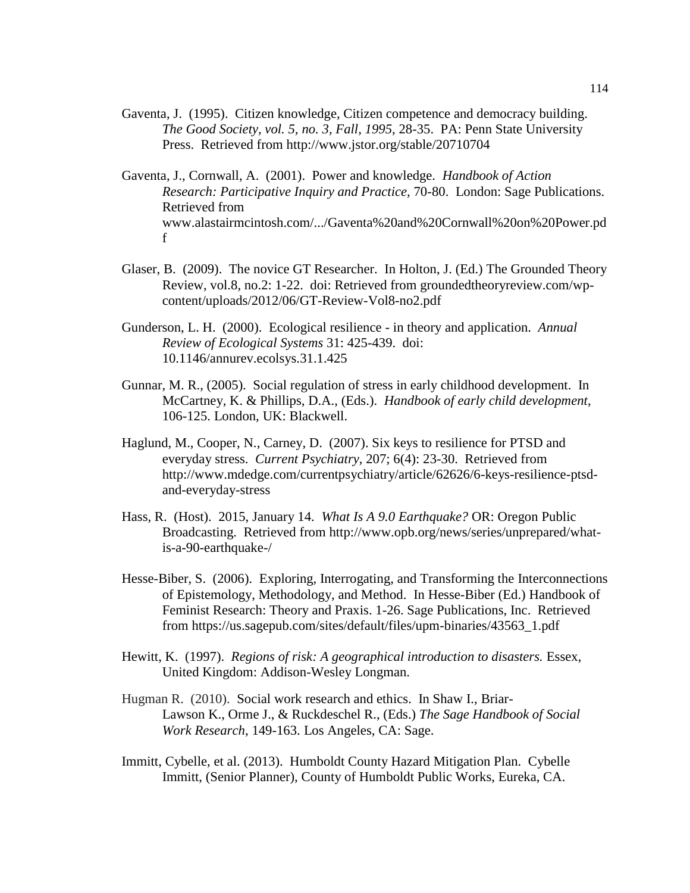Gaventa, J. (1995). Citizen knowledge, Citizen competence and democracy building. *The Good Society, vol. 5, no. 3, Fall, 1995*, 28-35. PA: Penn State University Press. Retrieved from http://www.jstor.org/stable/20710704

Gaventa, J., Cornwall, A. (2001). Power and knowledge. *Handbook of Action Research: Participative Inquiry and Practice,* 70-80. London: Sage Publications. Retrieved from www.alastairmcintosh.com/.../Gaventa%20and%20Cornwall%20on%20Power.pdf

Glaser, B. (2009). The novice GT Researcher. In Holton, J. (Ed.) The Grounded Theory Review, vol.8, no.2: 1-22. doi: Retrieved from groundedtheoryreview.com/wp-content/uploads/2012/06/GT-Review-Vol8-no2.pdf

Gunderson, L. H. (2000). Ecological resilience - in theory and application. *Annual Review of Ecological Systems* 31: 425-439. doi: 10.1146/annurev.ecolsys.31.1.425

Gunnar, M. R., (2005). Social regulation of stress in early childhood development. In McCartney, K. & Phillips, D.A., (Eds.). *Handbook of early child development*, 106-125. London, UK: Blackwell.

Haglund, M., Cooper, N., Carney, D. (2007). Six keys to resilience for PTSD and everyday stress. *Current Psychiatry*, 207; 6(4): 23-30. Retrieved from http://www.mdedge.com/currentpsychiatry/article/62626/6-keys-resilience-ptsd-and-everyday-stress

Hass, R. (Host). 2015, January 14. *What Is A 9.0 Earthquake?* OR: Oregon Public Broadcasting. Retrieved from http://www.opb.org/news/series/unprepared/what-is-a-90-earthquake-/

Hesse-Biber, S. (2006). Exploring, Interrogating, and Transforming the Interconnections of Epistemology, Methodology, and Method. In Hesse-Biber (Ed.) Handbook of Feminist Research: Theory and Praxis. 1-26. Sage Publications, Inc. Retrieved from https://us.sagepub.com/sites/default/files/upm-binaries/43563_1.pdf

Hewitt, K. (1997). *Regions of risk: A geographical introduction to disasters.* Essex, United Kingdom: Addison-Wesley Longman.

Hugman R. (2010). Social work research and ethics. In Shaw I., Briar-Lawson K., Orme J., & Ruckdeschel R., (Eds.) *The Sage Handbook of Social Work Research*, 149-163. Los Angeles, CA: Sage.

Immitt, Cybelle, et al. (2013). Humboldt County Hazard Mitigation Plan. Cybelle Immitt, (Senior Planner), County of Humboldt Public Works, Eureka, CA.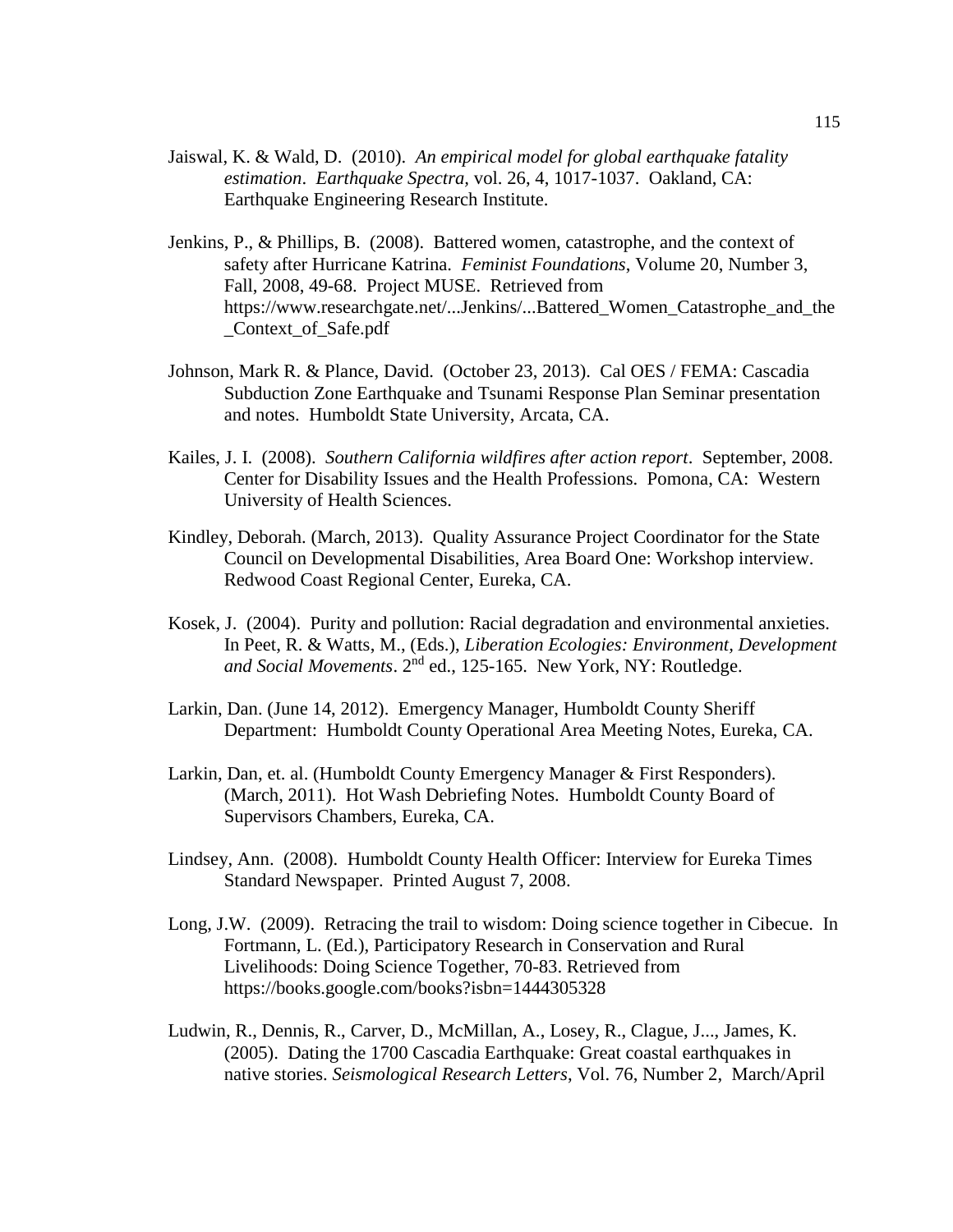Jaiswal, K. & Wald, D. (2010). *An empirical model for global earthquake fatality estimation*. *Earthquake Spectra,* vol. 26, 4, 1017-1037. Oakland, CA: Earthquake Engineering Research Institute.

Jenkins, P., & Phillips, B. (2008). Battered women, catastrophe, and the context of safety after Hurricane Katrina. *Feminist Foundations*, Volume 20, Number 3, Fall, 2008, 49-68. Project MUSE. Retrieved from https://www.researchgate.net/...Jenkins/...Battered_Women_Catastrophe_and_the_Context_of_Safe.pdf

Johnson, Mark R. & Plance, David. (October 23, 2013). Cal OES / FEMA: Cascadia Subduction Zone Earthquake and Tsunami Response Plan Seminar presentation and notes. Humboldt State University, Arcata, CA.

Kailes, J. I. (2008). *Southern California wildfires after action report*. September, 2008. Center for Disability Issues and the Health Professions. Pomona, CA: Western University of Health Sciences.

Kindley, Deborah. (March, 2013). Quality Assurance Project Coordinator for the State Council on Developmental Disabilities, Area Board One: Workshop interview. Redwood Coast Regional Center, Eureka, CA.

Kosek, J. (2004). Purity and pollution: Racial degradation and environmental anxieties. In Peet, R. & Watts, M., (Eds.), *Liberation Ecologies: Environment, Development and Social Movements*. 2nd ed., 125-165. New York, NY: Routledge.

Larkin, Dan. (June 14, 2012). Emergency Manager, Humboldt County Sheriff Department: Humboldt County Operational Area Meeting Notes, Eureka, CA.

Larkin, Dan, et. al. (Humboldt County Emergency Manager & First Responders). (March, 2011). Hot Wash Debriefing Notes. Humboldt County Board of Supervisors Chambers, Eureka, CA.

Lindsey, Ann. (2008). Humboldt County Health Officer: Interview for Eureka Times Standard Newspaper. Printed August 7, 2008.

Long, J.W. (2009). Retracing the trail to wisdom: Doing science together in Cibecue. In Fortmann, L. (Ed.), Participatory Research in Conservation and Rural Livelihoods: Doing Science Together, 70-83. Retrieved from https://books.google.com/books?isbn=1444305328

Ludwin, R., Dennis, R., Carver, D., McMillan, A., Losey, R., Clague, J..., James, K. (2005). Dating the 1700 Cascadia Earthquake: Great coastal earthquakes in native stories. *Seismological Research Letters*, Vol. 76, Number 2, March/April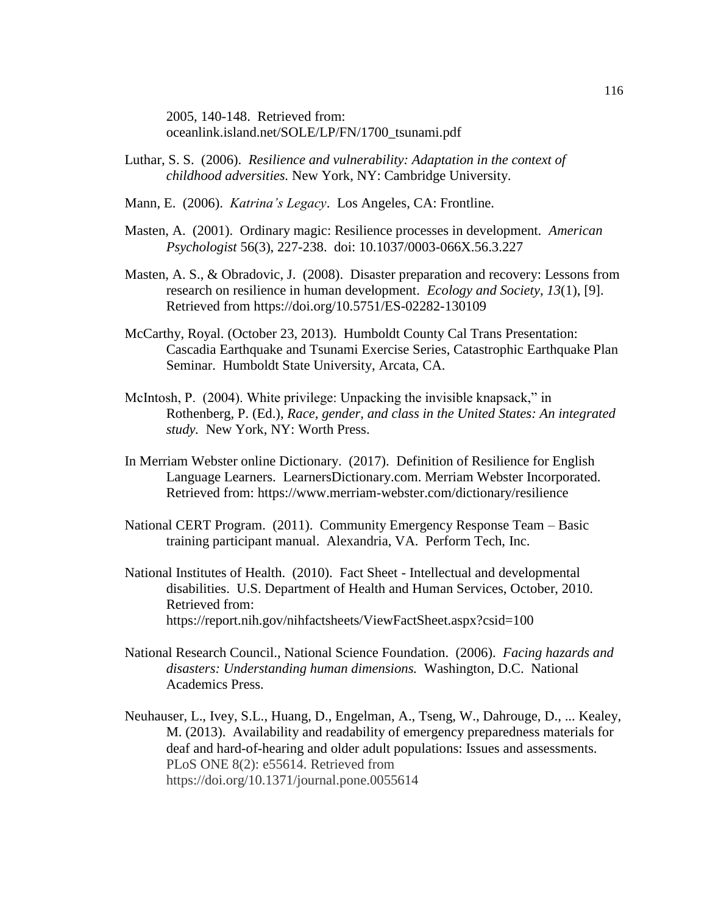2005, 140-148. Retrieved from: oceanlink.island.net/SOLE/LP/FN/1700_tsunami.pdf

Luthar, S. S. (2006). *Resilience and vulnerability: Adaptation in the context of childhood adversities.* New York, NY: Cambridge University.

Mann, E. (2006). *Katrina's Legacy*. Los Angeles, CA: Frontline.

Masten, A. (2001). Ordinary magic: Resilience processes in development. *American Psychologist* 56(3), 227-238. doi: 10.1037/0003-066X.56.3.227

Masten, A. S., & Obradovic, J. (2008). Disaster preparation and recovery: Lessons from research on resilience in human development. *Ecology and Society*, *13*(1), [9]. Retrieved from https://doi.org/10.5751/ES-02282-130109

McCarthy, Royal. (October 23, 2013). Humboldt County Cal Trans Presentation: Cascadia Earthquake and Tsunami Exercise Series, Catastrophic Earthquake Plan Seminar. Humboldt State University, Arcata, CA.

McIntosh, P. (2004). White privilege: Unpacking the invisible knapsack," in Rothenberg, P. (Ed.), *Race, gender, and class in the United States: An integrated study.* New York, NY: Worth Press.

In Merriam Webster online Dictionary. (2017). Definition of Resilience for English Language Learners. LearnersDictionary.com. Merriam Webster Incorporated. Retrieved from: https://www.merriam-webster.com/dictionary/resilience

National CERT Program. (2011). Community Emergency Response Team – Basic training participant manual. Alexandria, VA. Perform Tech, Inc.

National Institutes of Health. (2010). Fact Sheet - Intellectual and developmental disabilities. U.S. Department of Health and Human Services, October, 2010. Retrieved from: https://report.nih.gov/nihfactsheets/ViewFactSheet.aspx?csid=100

National Research Council., National Science Foundation. (2006). *Facing hazards and disasters: Understanding human dimensions.* Washington, D.C. National Academics Press.

Neuhauser, L., Ivey, S.L., Huang, D., Engelman, A., Tseng, W., Dahrouge, D., ... Kealey, M. (2013). Availability and readability of emergency preparedness materials for deaf and hard-of-hearing and older adult populations: Issues and assessments. PLoS ONE 8(2): e55614. Retrieved from https://doi.org/10.1371/journal.pone.0055614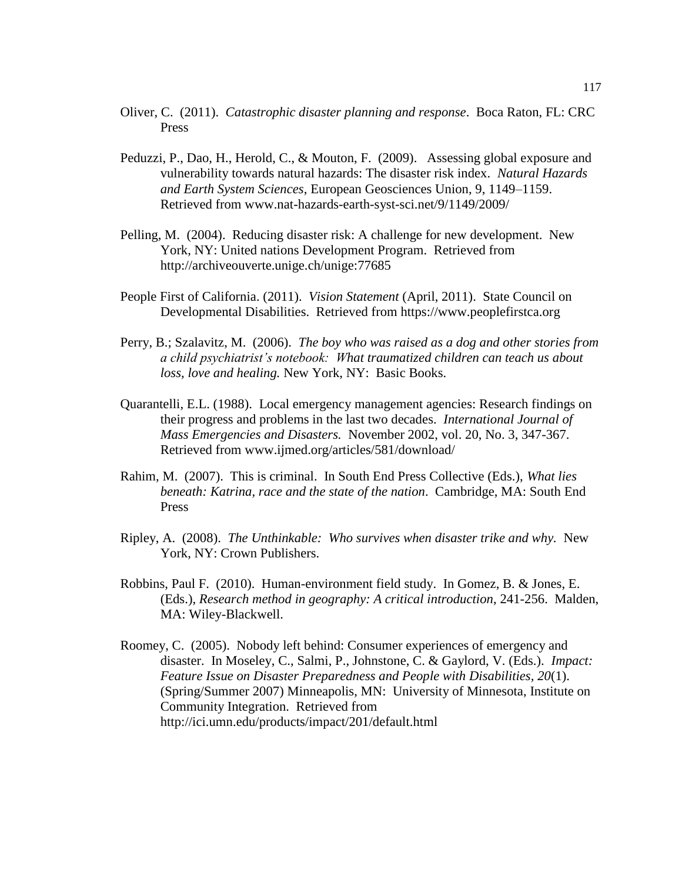Oliver, C. (2011). *Catastrophic disaster planning and response*. Boca Raton, FL: CRC Press

Peduzzi, P., Dao, H., Herold, C., & Mouton, F. (2009). Assessing global exposure and vulnerability towards natural hazards: The disaster risk index. *Natural Hazards and Earth System Sciences*, European Geosciences Union, 9, 1149–1159. Retrieved from www.nat-hazards-earth-syst-sci.net/9/1149/2009/

Pelling, M. (2004). Reducing disaster risk: A challenge for new development. New York, NY: United nations Development Program. Retrieved from http://archiveouverte.unige.ch/unige:77685

People First of California. (2011). *Vision Statement* (April, 2011). State Council on Developmental Disabilities. Retrieved from https://www.peoplefirstca.org

Perry, B.; Szalavitz, M. (2006). *The boy who was raised as a dog and other stories from a child psychiatrist's notebook: What traumatized children can teach us about loss, love and healing.* New York, NY: Basic Books.

Quarantelli, E.L. (1988). Local emergency management agencies: Research findings on their progress and problems in the last two decades. *International Journal of Mass Emergencies and Disasters.* November 2002, vol. 20, No. 3, 347-367. Retrieved from www.ijmed.org/articles/581/download/

Rahim, M. (2007). This is criminal. In South End Press Collective (Eds.), *What lies beneath: Katrina, race and the state of the nation*. Cambridge, MA: South End Press

Ripley, A. (2008). *The Unthinkable: Who survives when disaster trike and why.* New York, NY: Crown Publishers.

Robbins, Paul F. (2010). Human-environment field study. In Gomez, B. & Jones, E. (Eds.), *Research method in geography: A critical introduction*, 241-256. Malden, MA: Wiley-Blackwell.

Roomey, C. (2005). Nobody left behind: Consumer experiences of emergency and disaster. In Moseley, C., Salmi, P., Johnstone, C. & Gaylord, V. (Eds.). *Impact: Feature Issue on Disaster Preparedness and People with Disabilities, 20*(1). (Spring/Summer 2007) Minneapolis, MN: University of Minnesota, Institute on Community Integration. Retrieved from http://ici.umn.edu/products/impact/201/default.html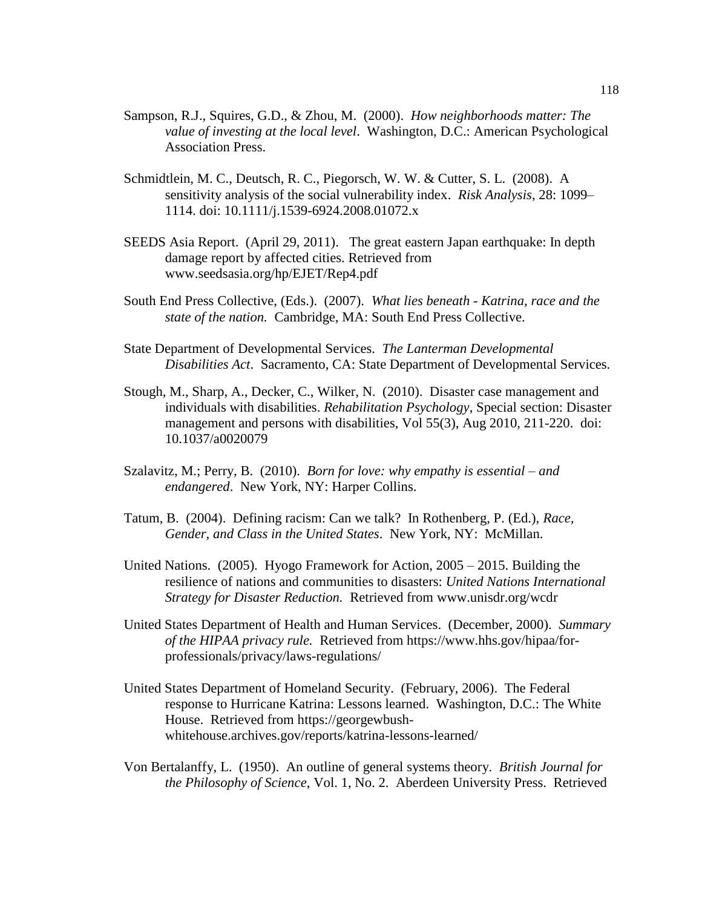Sampson, R.J., Squires, G.D., & Zhou, M. (2000). *How neighborhoods matter: The value of investing at the local level*. Washington, D.C.: American Psychological Association Press.

Schmidtlein, M. C., Deutsch, R. C., Piegorsch, W. W. & Cutter, S. L. (2008). A sensitivity analysis of the social vulnerability index. *Risk Analysis*, 28: 1099–1114. doi: 10.1111/j.1539-6924.2008.01072.x

SEEDS Asia Report. (April 29, 2011). The great eastern Japan earthquake: In depth damage report by affected cities. Retrieved from www.seedsasia.org/hp/EJET/Rep4.pdf

South End Press Collective, (Eds.). (2007). *What lies beneath - Katrina, race and the state of the nation.* Cambridge, MA: South End Press Collective.

State Department of Developmental Services. *The Lanterman Developmental Disabilities Act*. Sacramento, CA: State Department of Developmental Services.

Stough, M., Sharp, A., Decker, C., Wilker, N. (2010). Disaster case management and individuals with disabilities. *Rehabilitation Psychology*, Special section: Disaster management and persons with disabilities, Vol 55(3), Aug 2010, 211-220. doi: 10.1037/a0020079

Szalavitz, M.; Perry, B. (2010). *Born for love: why empathy is essential – and endangered*. New York, NY: Harper Collins.

Tatum, B. (2004). Defining racism: Can we talk? In Rothenberg, P. (Ed.), *Race, Gender, and Class in the United States*. New York, NY: McMillan.

United Nations. (2005). Hyogo Framework for Action, 2005 – 2015. Building the resilience of nations and communities to disasters: *United Nations International Strategy for Disaster Reduction.* Retrieved from www.unisdr.org/wcdr

United States Department of Health and Human Services. (December, 2000). *Summary of the HIPAA privacy rule.* Retrieved from https://www.hhs.gov/hipaa/for-professionals/privacy/laws-regulations/

United States Department of Homeland Security. (February, 2006). The Federal response to Hurricane Katrina: Lessons learned. Washington, D.C.: The White House. Retrieved from https://georgewbush-whitehouse.archives.gov/reports/katrina-lessons-learned/

Von Bertalanffy, L. (1950). An outline of general systems theory. *British Journal for the Philosophy of Science*, Vol. 1, No. 2. Aberdeen University Press. Retrieved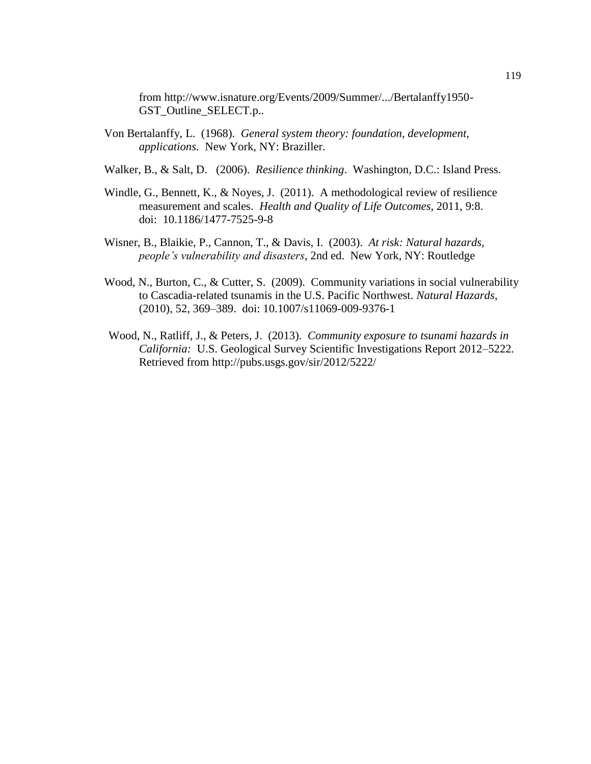from http://www.isnature.org/Events/2009/Summer/.../Bertalanffy1950-GST_Outline_SELECT.p..

Von Bertalanffy, L. (1968). *General system theory: foundation, development, applications.* New York, NY: Braziller.

Walker, B., & Salt, D. (2006). *Resilience thinking*. Washington, D.C.: Island Press.

Windle, G., Bennett, K., & Noyes, J. (2011). A methodological review of resilience measurement and scales. *Health and Quality of Life Outcomes*, 2011, 9:8. doi: 10.1186/1477-7525-9-8

Wisner, B., Blaikie, P., Cannon, T., & Davis, I. (2003). *At risk: Natural hazards, people's vulnerability and disasters*, 2nd ed. New York, NY: Routledge

Wood, N., Burton, C., & Cutter, S. (2009). Community variations in social vulnerability to Cascadia-related tsunamis in the U.S. Pacific Northwest. *Natural Hazards*, (2010), 52, 369–389. doi: 10.1007/s11069-009-9376-1

Wood, N., Ratliff, J., & Peters, J. (2013). *Community exposure to tsunami hazards in California:* U.S. Geological Survey Scientific Investigations Report 2012–5222. Retrieved from http://pubs.usgs.gov/sir/2012/5222/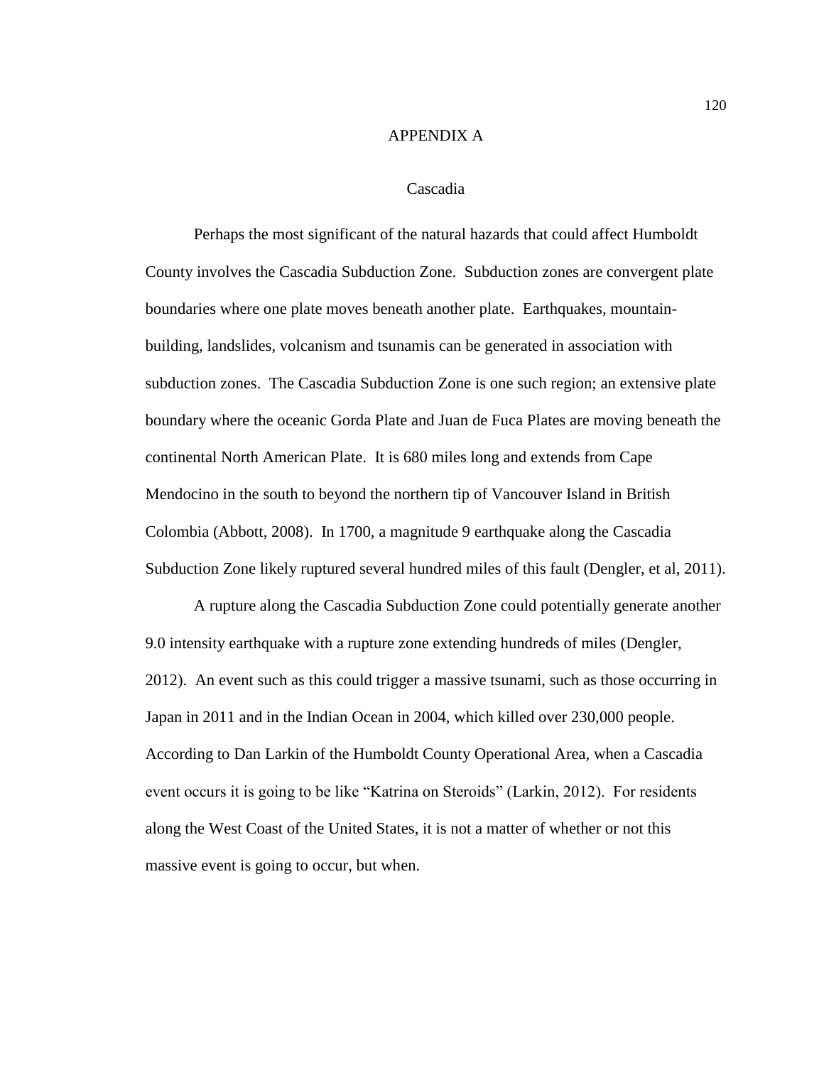# APPENDIX A

## Cascadia

Perhaps the most significant of the natural hazards that could affect Humboldt County involves the Cascadia Subduction Zone. Subduction zones are convergent plate boundaries where one plate moves beneath another plate. Earthquakes, mountain-building, landslides, volcanism and tsunamis can be generated in association with subduction zones. The Cascadia Subduction Zone is one such region; an extensive plate boundary where the oceanic Gorda Plate and Juan de Fuca Plates are moving beneath the continental North American Plate. It is 680 miles long and extends from Cape Mendocino in the south to beyond the northern tip of Vancouver Island in British Colombia (Abbott, 2008). In 1700, a magnitude 9 earthquake along the Cascadia Subduction Zone likely ruptured several hundred miles of this fault (Dengler, et al, 2011).

A rupture along the Cascadia Subduction Zone could potentially generate another 9.0 intensity earthquake with a rupture zone extending hundreds of miles (Dengler, 2012). An event such as this could trigger a massive tsunami, such as those occurring in Japan in 2011 and in the Indian Ocean in 2004, which killed over 230,000 people. According to Dan Larkin of the Humboldt County Operational Area, when a Cascadia event occurs it is going to be like "Katrina on Steroids" (Larkin, 2012). For residents along the West Coast of the United States, it is not a matter of whether or not this massive event is going to occur, but when.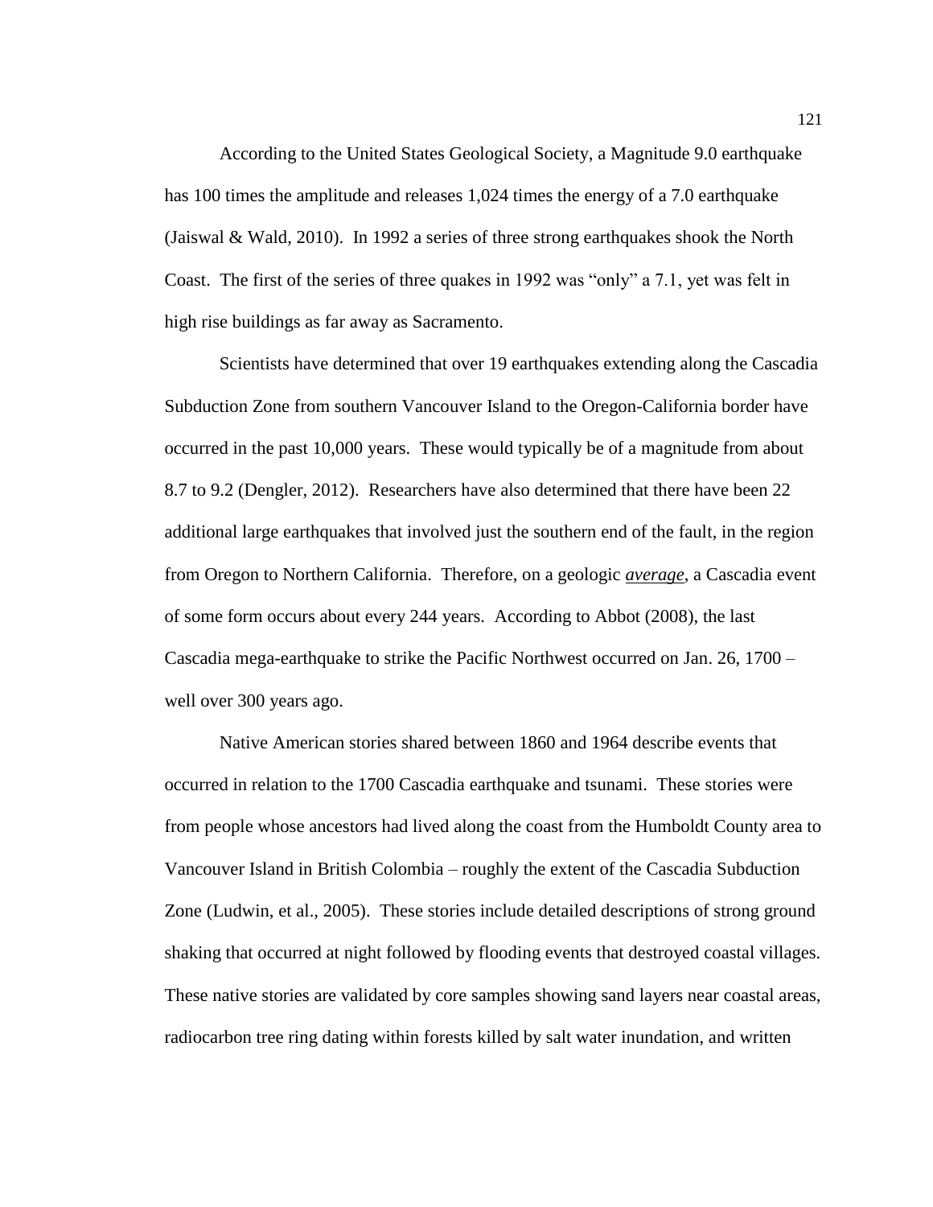According to the United States Geological Society, a Magnitude 9.0 earthquake has 100 times the amplitude and releases 1,024 times the energy of a 7.0 earthquake (Jaiswal & Wald, 2010). In 1992 a series of three strong earthquakes shook the North Coast. The first of the series of three quakes in 1992 was "only" a 7.1, yet was felt in high rise buildings as far away as Sacramento.

Scientists have determined that over 19 earthquakes extending along the Cascadia Subduction Zone from southern Vancouver Island to the Oregon-California border have occurred in the past 10,000 years. These would typically be of a magnitude from about 8.7 to 9.2 (Dengler, 2012). Researchers have also determined that there have been 22 additional large earthquakes that involved just the southern end of the fault, in the region from Oregon to Northern California. Therefore, on a geologic ***average***, a Cascadia event of some form occurs about every 244 years. According to Abbot (2008), the last Cascadia mega-earthquake to strike the Pacific Northwest occurred on Jan. 26, 1700 – well over 300 years ago.

Native American stories shared between 1860 and 1964 describe events that occurred in relation to the 1700 Cascadia earthquake and tsunami. These stories were from people whose ancestors had lived along the coast from the Humboldt County area to Vancouver Island in British Colombia – roughly the extent of the Cascadia Subduction Zone (Ludwin, et al., 2005). These stories include detailed descriptions of strong ground shaking that occurred at night followed by flooding events that destroyed coastal villages. These native stories are validated by core samples showing sand layers near coastal areas, radiocarbon tree ring dating within forests killed by salt water inundation, and written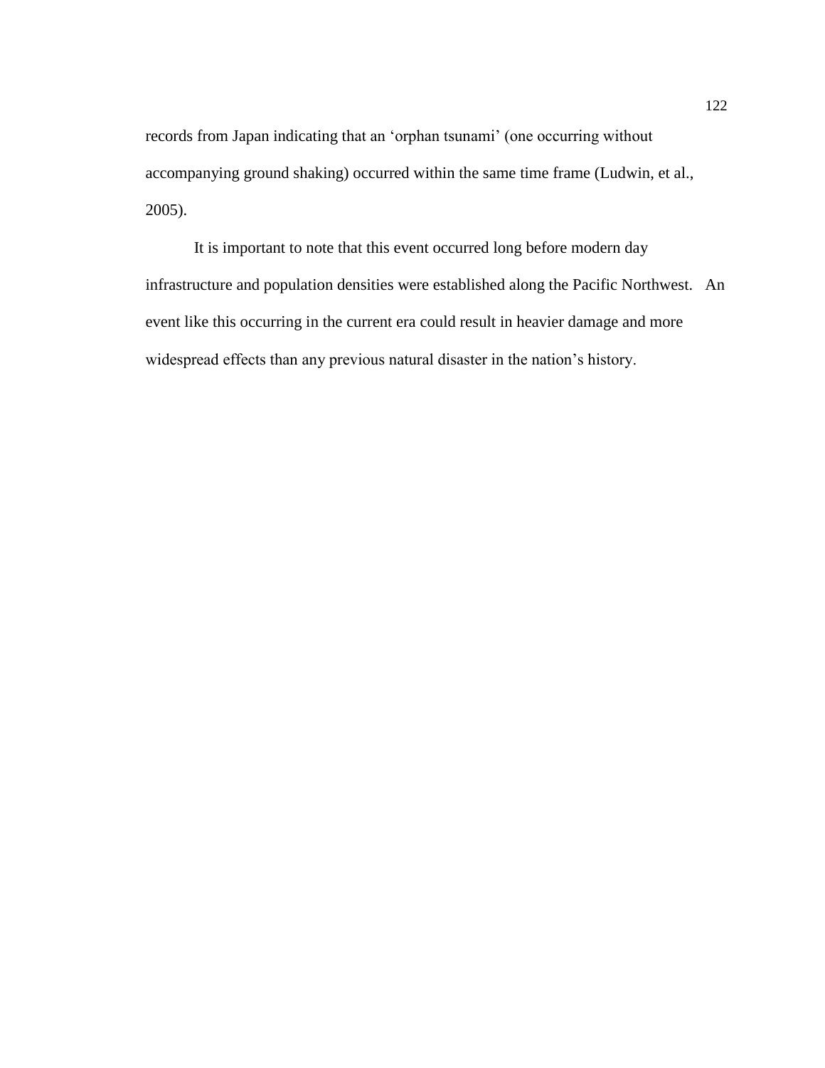records from Japan indicating that an ‘orphan tsunami’ (one occurring without accompanying ground shaking) occurred within the same time frame (Ludwin, et al., 2005).

It is important to note that this event occurred long before modern day infrastructure and population densities were established along the Pacific Northwest. An event like this occurring in the current era could result in heavier damage and more widespread effects than any previous natural disaster in the nation’s history.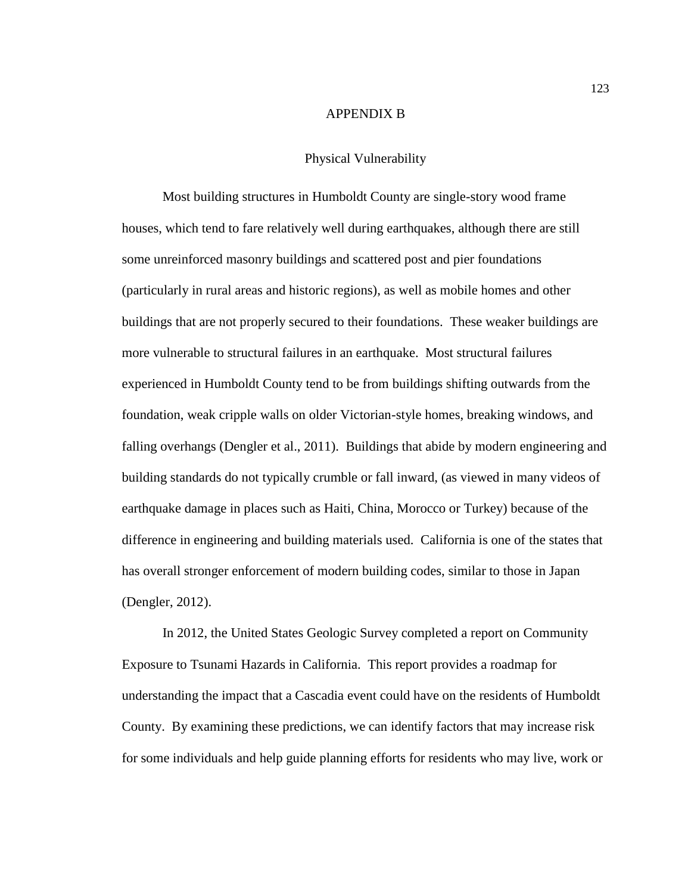# APPENDIX B

## Physical Vulnerability

Most building structures in Humboldt County are single-story wood frame houses, which tend to fare relatively well during earthquakes, although there are still some unreinforced masonry buildings and scattered post and pier foundations (particularly in rural areas and historic regions), as well as mobile homes and other buildings that are not properly secured to their foundations. These weaker buildings are more vulnerable to structural failures in an earthquake. Most structural failures experienced in Humboldt County tend to be from buildings shifting outwards from the foundation, weak cripple walls on older Victorian-style homes, breaking windows, and falling overhangs (Dengler et al., 2011). Buildings that abide by modern engineering and building standards do not typically crumble or fall inward, (as viewed in many videos of earthquake damage in places such as Haiti, China, Morocco or Turkey) because of the difference in engineering and building materials used. California is one of the states that has overall stronger enforcement of modern building codes, similar to those in Japan (Dengler, 2012).

In 2012, the United States Geologic Survey completed a report on Community Exposure to Tsunami Hazards in California. This report provides a roadmap for understanding the impact that a Cascadia event could have on the residents of Humboldt County. By examining these predictions, we can identify factors that may increase risk for some individuals and help guide planning efforts for residents who may live, work or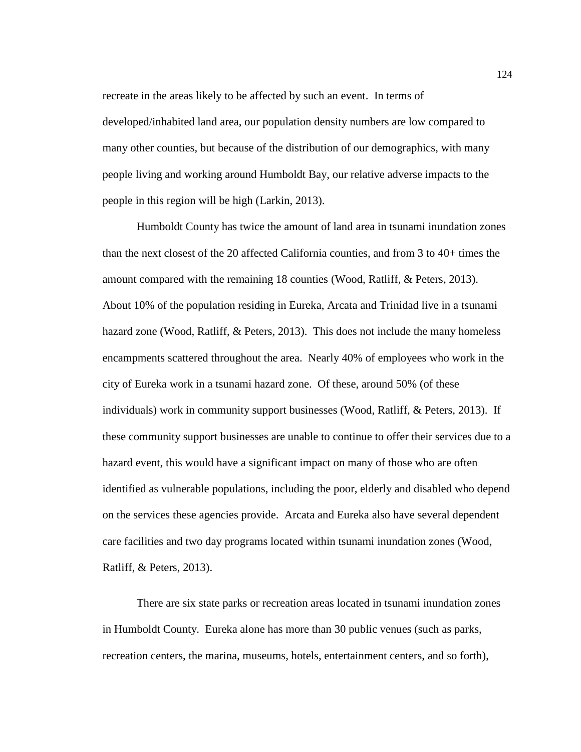recreate in the areas likely to be affected by such an event. In terms of developed/inhabited land area, our population density numbers are low compared to many other counties, but because of the distribution of our demographics, with many people living and working around Humboldt Bay, our relative adverse impacts to the people in this region will be high (Larkin, 2013).

Humboldt County has twice the amount of land area in tsunami inundation zones than the next closest of the 20 affected California counties, and from 3 to 40+ times the amount compared with the remaining 18 counties (Wood, Ratliff, & Peters, 2013). About 10% of the population residing in Eureka, Arcata and Trinidad live in a tsunami hazard zone (Wood, Ratliff, & Peters, 2013). This does not include the many homeless encampments scattered throughout the area. Nearly 40% of employees who work in the city of Eureka work in a tsunami hazard zone. Of these, around 50% (of these individuals) work in community support businesses (Wood, Ratliff, & Peters, 2013). If these community support businesses are unable to continue to offer their services due to a hazard event, this would have a significant impact on many of those who are often identified as vulnerable populations, including the poor, elderly and disabled who depend on the services these agencies provide. Arcata and Eureka also have several dependent care facilities and two day programs located within tsunami inundation zones (Wood, Ratliff, & Peters, 2013).

There are six state parks or recreation areas located in tsunami inundation zones in Humboldt County. Eureka alone has more than 30 public venues (such as parks, recreation centers, the marina, museums, hotels, entertainment centers, and so forth),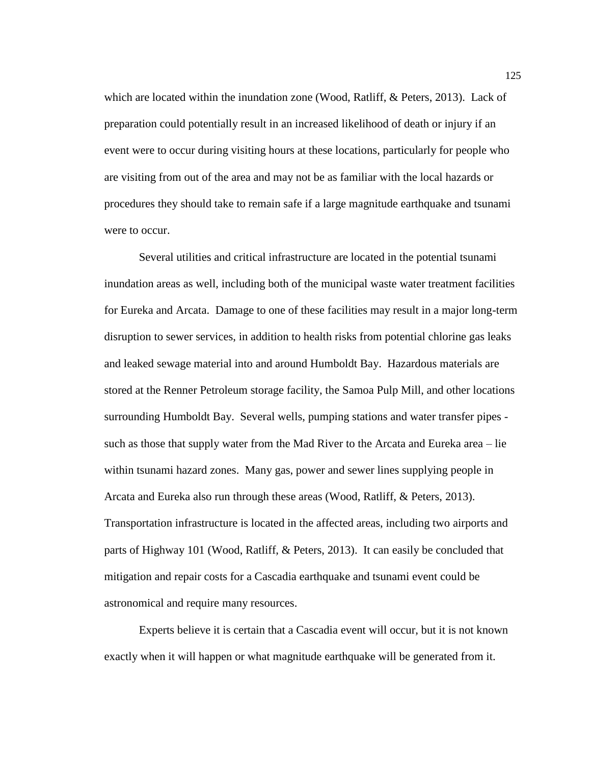which are located within the inundation zone (Wood, Ratliff, & Peters, 2013). Lack of preparation could potentially result in an increased likelihood of death or injury if an event were to occur during visiting hours at these locations, particularly for people who are visiting from out of the area and may not be as familiar with the local hazards or procedures they should take to remain safe if a large magnitude earthquake and tsunami were to occur.

Several utilities and critical infrastructure are located in the potential tsunami inundation areas as well, including both of the municipal waste water treatment facilities for Eureka and Arcata. Damage to one of these facilities may result in a major long-term disruption to sewer services, in addition to health risks from potential chlorine gas leaks and leaked sewage material into and around Humboldt Bay. Hazardous materials are stored at the Renner Petroleum storage facility, the Samoa Pulp Mill, and other locations surrounding Humboldt Bay. Several wells, pumping stations and water transfer pipes - such as those that supply water from the Mad River to the Arcata and Eureka area – lie within tsunami hazard zones. Many gas, power and sewer lines supplying people in Arcata and Eureka also run through these areas (Wood, Ratliff, & Peters, 2013). Transportation infrastructure is located in the affected areas, including two airports and parts of Highway 101 (Wood, Ratliff, & Peters, 2013). It can easily be concluded that mitigation and repair costs for a Cascadia earthquake and tsunami event could be astronomical and require many resources.

Experts believe it is certain that a Cascadia event will occur, but it is not known exactly when it will happen or what magnitude earthquake will be generated from it.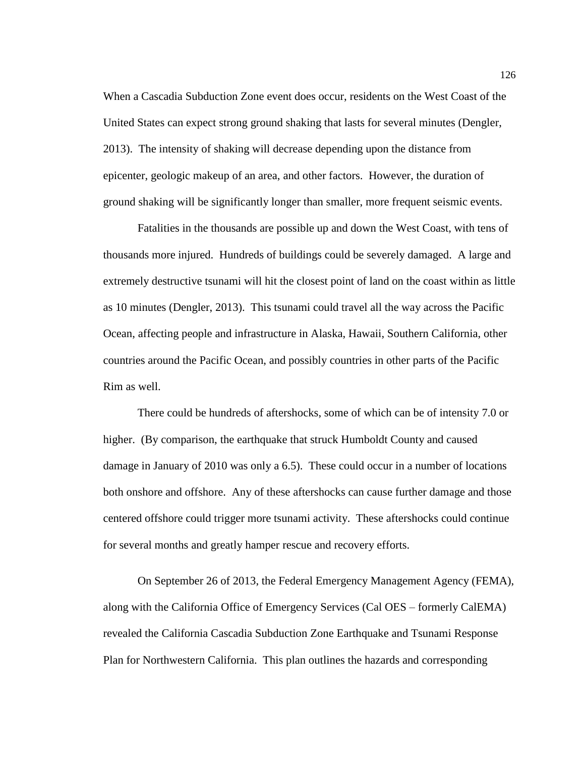When a Cascadia Subduction Zone event does occur, residents on the West Coast of the United States can expect strong ground shaking that lasts for several minutes (Dengler, 2013). The intensity of shaking will decrease depending upon the distance from epicenter, geologic makeup of an area, and other factors. However, the duration of ground shaking will be significantly longer than smaller, more frequent seismic events.

Fatalities in the thousands are possible up and down the West Coast, with tens of thousands more injured. Hundreds of buildings could be severely damaged. A large and extremely destructive tsunami will hit the closest point of land on the coast within as little as 10 minutes (Dengler, 2013). This tsunami could travel all the way across the Pacific Ocean, affecting people and infrastructure in Alaska, Hawaii, Southern California, other countries around the Pacific Ocean, and possibly countries in other parts of the Pacific Rim as well.

There could be hundreds of aftershocks, some of which can be of intensity 7.0 or higher. (By comparison, the earthquake that struck Humboldt County and caused damage in January of 2010 was only a 6.5). These could occur in a number of locations both onshore and offshore. Any of these aftershocks can cause further damage and those centered offshore could trigger more tsunami activity. These aftershocks could continue for several months and greatly hamper rescue and recovery efforts.

On September 26 of 2013, the Federal Emergency Management Agency (FEMA), along with the California Office of Emergency Services (Cal OES – formerly CalEMA) revealed the California Cascadia Subduction Zone Earthquake and Tsunami Response Plan for Northwestern California. This plan outlines the hazards and corresponding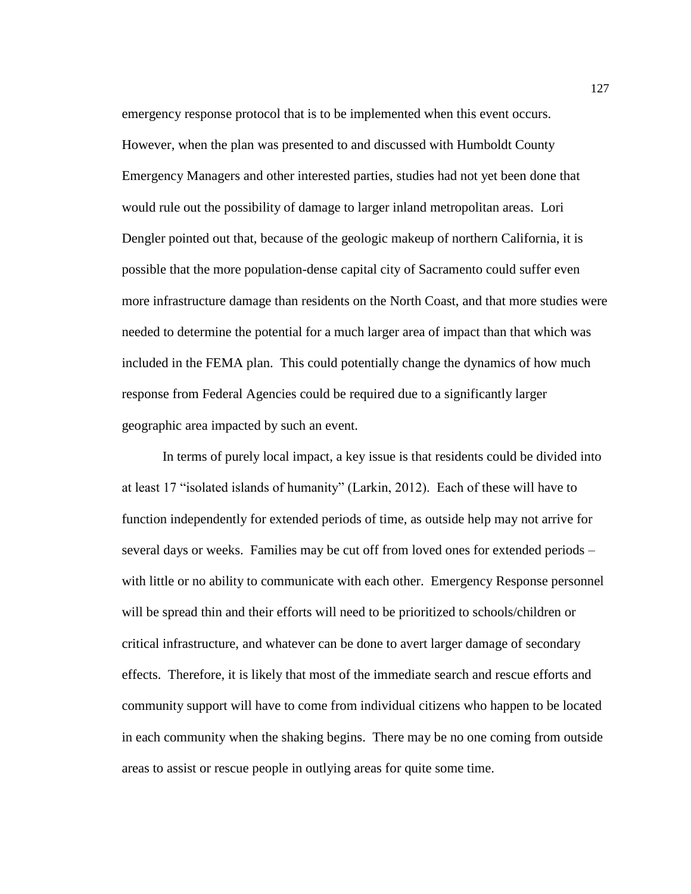emergency response protocol that is to be implemented when this event occurs. However, when the plan was presented to and discussed with Humboldt County Emergency Managers and other interested parties, studies had not yet been done that would rule out the possibility of damage to larger inland metropolitan areas. Lori Dengler pointed out that, because of the geologic makeup of northern California, it is possible that the more population-dense capital city of Sacramento could suffer even more infrastructure damage than residents on the North Coast, and that more studies were needed to determine the potential for a much larger area of impact than that which was included in the FEMA plan. This could potentially change the dynamics of how much response from Federal Agencies could be required due to a significantly larger geographic area impacted by such an event.

In terms of purely local impact, a key issue is that residents could be divided into at least 17 "isolated islands of humanity" (Larkin, 2012). Each of these will have to function independently for extended periods of time, as outside help may not arrive for several days or weeks. Families may be cut off from loved ones for extended periods – with little or no ability to communicate with each other. Emergency Response personnel will be spread thin and their efforts will need to be prioritized to schools/children or critical infrastructure, and whatever can be done to avert larger damage of secondary effects. Therefore, it is likely that most of the immediate search and rescue efforts and community support will have to come from individual citizens who happen to be located in each community when the shaking begins. There may be no one coming from outside areas to assist or rescue people in outlying areas for quite some time.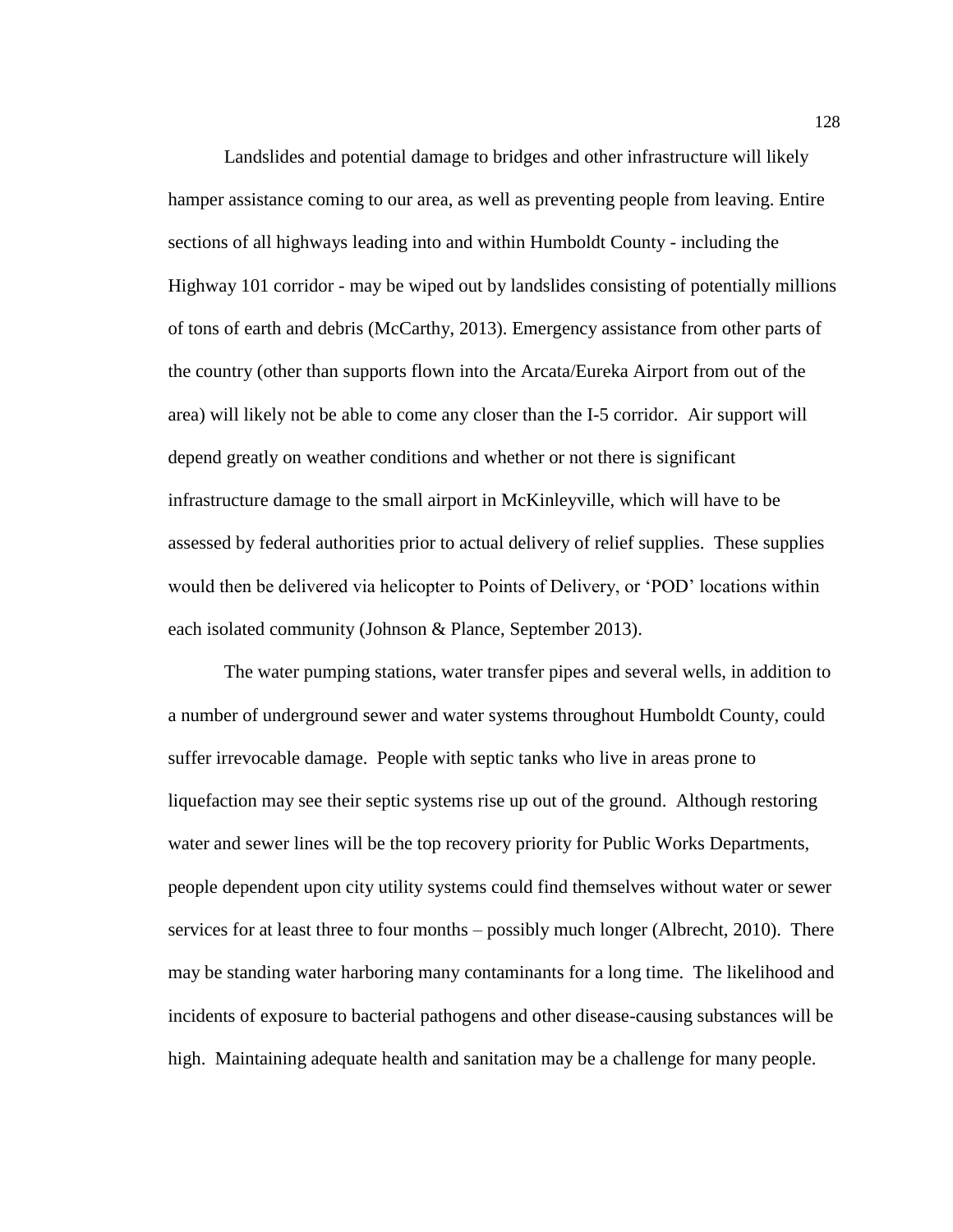Landslides and potential damage to bridges and other infrastructure will likely hamper assistance coming to our area, as well as preventing people from leaving. Entire sections of all highways leading into and within Humboldt County - including the Highway 101 corridor - may be wiped out by landslides consisting of potentially millions of tons of earth and debris (McCarthy, 2013). Emergency assistance from other parts of the country (other than supports flown into the Arcata/Eureka Airport from out of the area) will likely not be able to come any closer than the I-5 corridor. Air support will depend greatly on weather conditions and whether or not there is significant infrastructure damage to the small airport in McKinleyville, which will have to be assessed by federal authorities prior to actual delivery of relief supplies. These supplies would then be delivered via helicopter to Points of Delivery, or 'POD' locations within each isolated community (Johnson & Plance, September 2013).

The water pumping stations, water transfer pipes and several wells, in addition to a number of underground sewer and water systems throughout Humboldt County, could suffer irrevocable damage. People with septic tanks who live in areas prone to liquefaction may see their septic systems rise up out of the ground. Although restoring water and sewer lines will be the top recovery priority for Public Works Departments, people dependent upon city utility systems could find themselves without water or sewer services for at least three to four months – possibly much longer (Albrecht, 2010). There may be standing water harboring many contaminants for a long time. The likelihood and incidents of exposure to bacterial pathogens and other disease-causing substances will be high. Maintaining adequate health and sanitation may be a challenge for many people.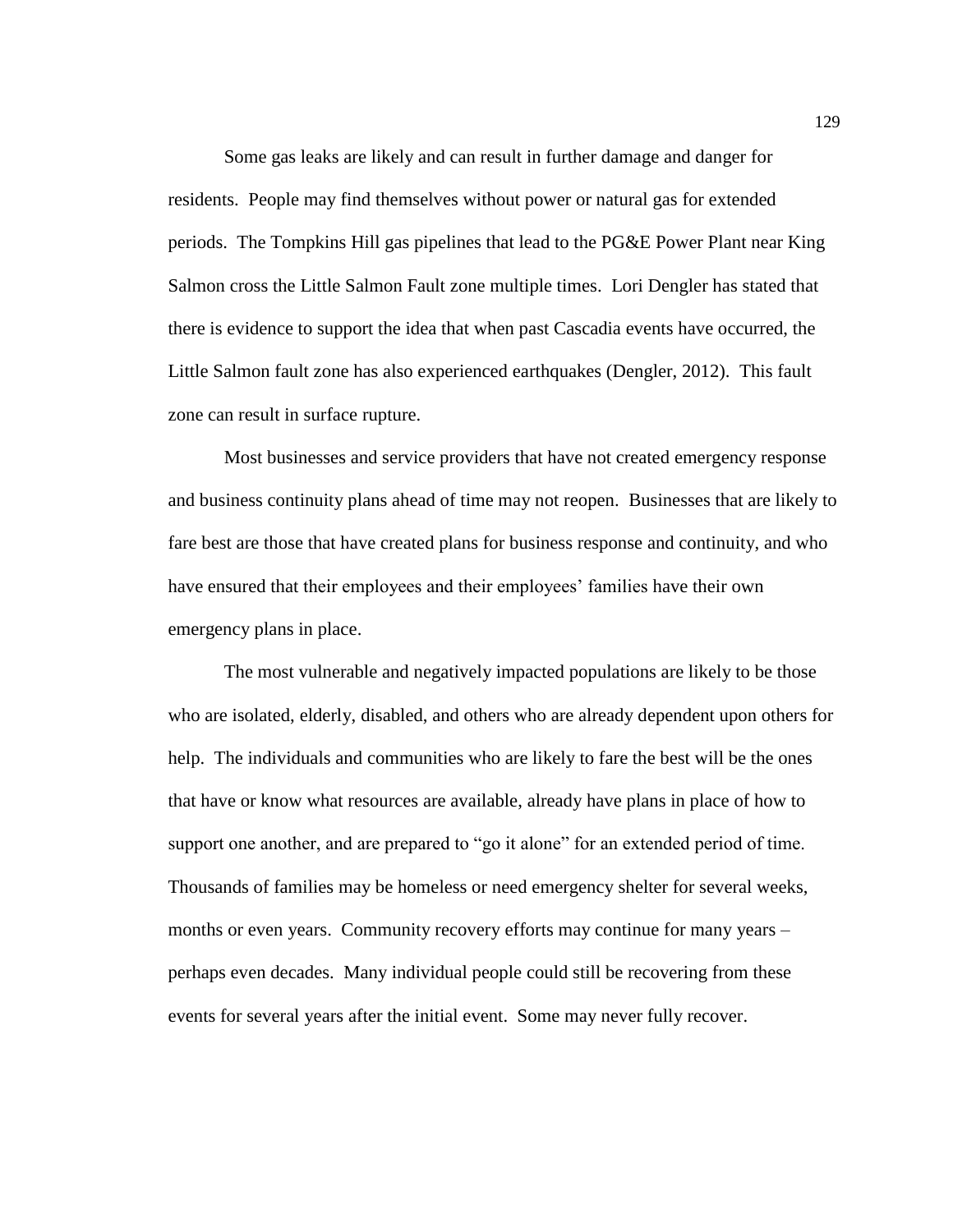Some gas leaks are likely and can result in further damage and danger for residents. People may find themselves without power or natural gas for extended periods. The Tompkins Hill gas pipelines that lead to the PG&E Power Plant near King Salmon cross the Little Salmon Fault zone multiple times. Lori Dengler has stated that there is evidence to support the idea that when past Cascadia events have occurred, the Little Salmon fault zone has also experienced earthquakes (Dengler, 2012). This fault zone can result in surface rupture.

Most businesses and service providers that have not created emergency response and business continuity plans ahead of time may not reopen. Businesses that are likely to fare best are those that have created plans for business response and continuity, and who have ensured that their employees and their employees' families have their own emergency plans in place.

The most vulnerable and negatively impacted populations are likely to be those who are isolated, elderly, disabled, and others who are already dependent upon others for help. The individuals and communities who are likely to fare the best will be the ones that have or know what resources are available, already have plans in place of how to support one another, and are prepared to "go it alone" for an extended period of time. Thousands of families may be homeless or need emergency shelter for several weeks, months or even years. Community recovery efforts may continue for many years – perhaps even decades. Many individual people could still be recovering from these events for several years after the initial event. Some may never fully recover.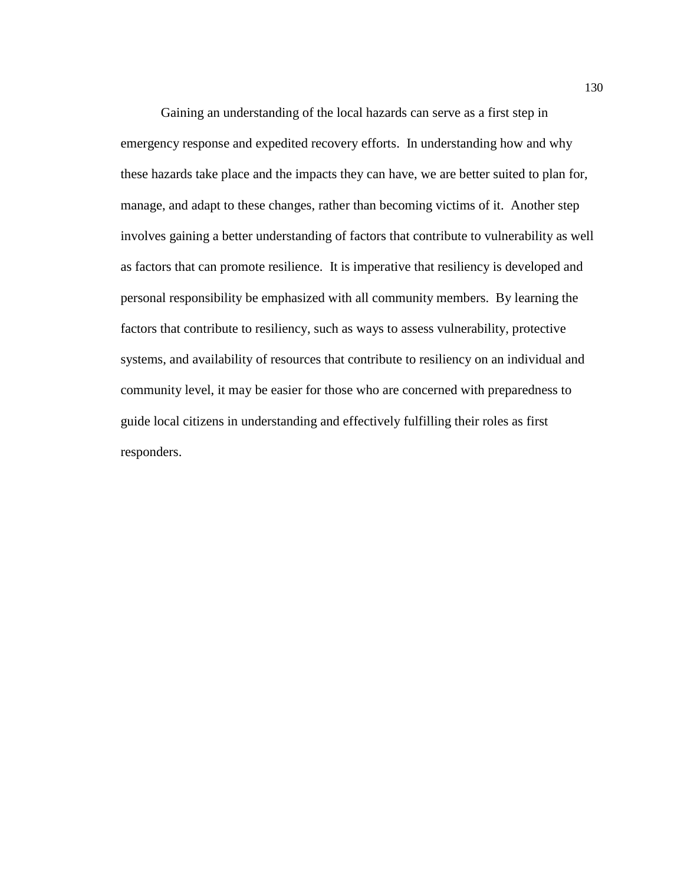Gaining an understanding of the local hazards can serve as a first step in emergency response and expedited recovery efforts. In understanding how and why these hazards take place and the impacts they can have, we are better suited to plan for, manage, and adapt to these changes, rather than becoming victims of it. Another step involves gaining a better understanding of factors that contribute to vulnerability as well as factors that can promote resilience. It is imperative that resiliency is developed and personal responsibility be emphasized with all community members. By learning the factors that contribute to resiliency, such as ways to assess vulnerability, protective systems, and availability of resources that contribute to resiliency on an individual and community level, it may be easier for those who are concerned with preparedness to guide local citizens in understanding and effectively fulfilling their roles as first responders.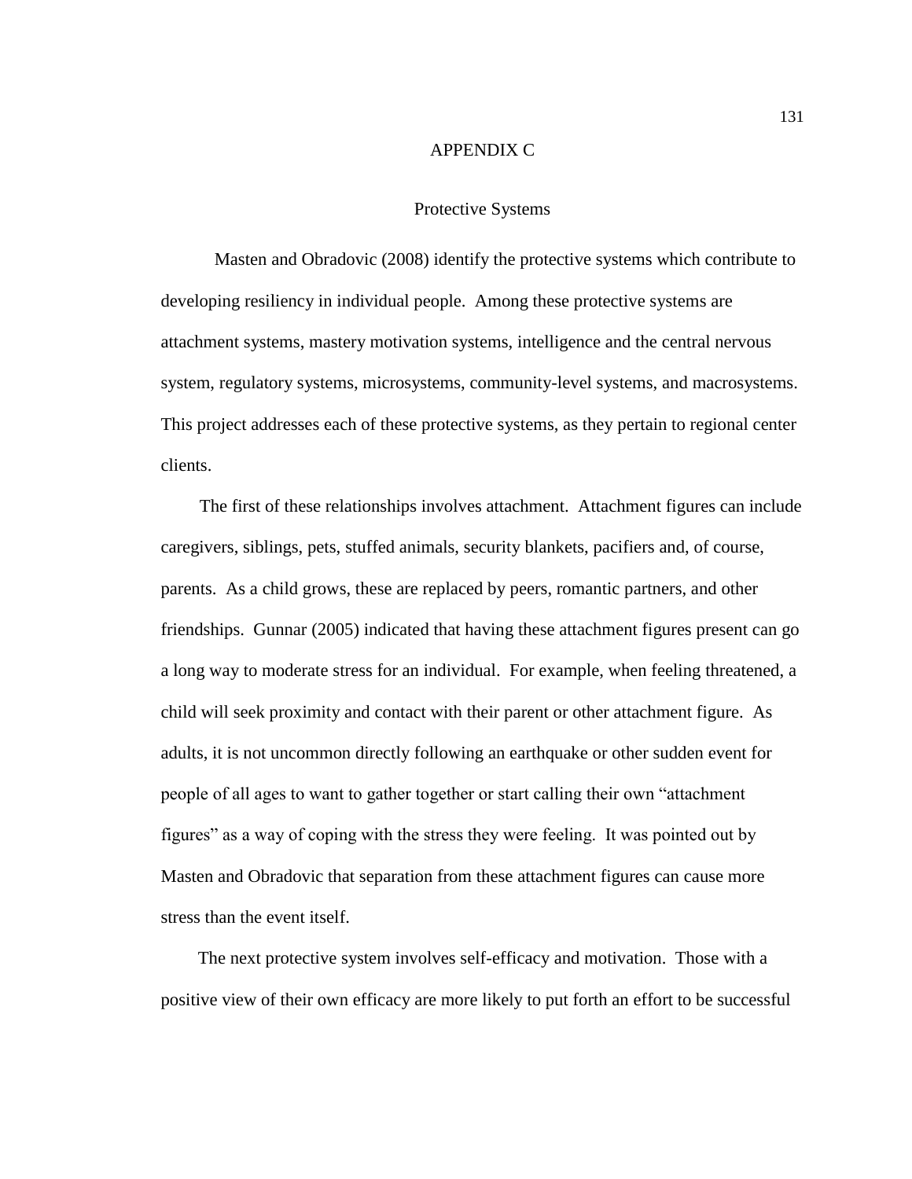# APPENDIX C

## Protective Systems

Masten and Obradovic (2008) identify the protective systems which contribute to developing resiliency in individual people. Among these protective systems are attachment systems, mastery motivation systems, intelligence and the central nervous system, regulatory systems, microsystems, community-level systems, and macrosystems. This project addresses each of these protective systems, as they pertain to regional center clients.

The first of these relationships involves attachment. Attachment figures can include caregivers, siblings, pets, stuffed animals, security blankets, pacifiers and, of course, parents. As a child grows, these are replaced by peers, romantic partners, and other friendships. Gunnar (2005) indicated that having these attachment figures present can go a long way to moderate stress for an individual. For example, when feeling threatened, a child will seek proximity and contact with their parent or other attachment figure. As adults, it is not uncommon directly following an earthquake or other sudden event for people of all ages to want to gather together or start calling their own "attachment figures" as a way of coping with the stress they were feeling. It was pointed out by Masten and Obradovic that separation from these attachment figures can cause more stress than the event itself.

The next protective system involves self-efficacy and motivation. Those with a positive view of their own efficacy are more likely to put forth an effort to be successful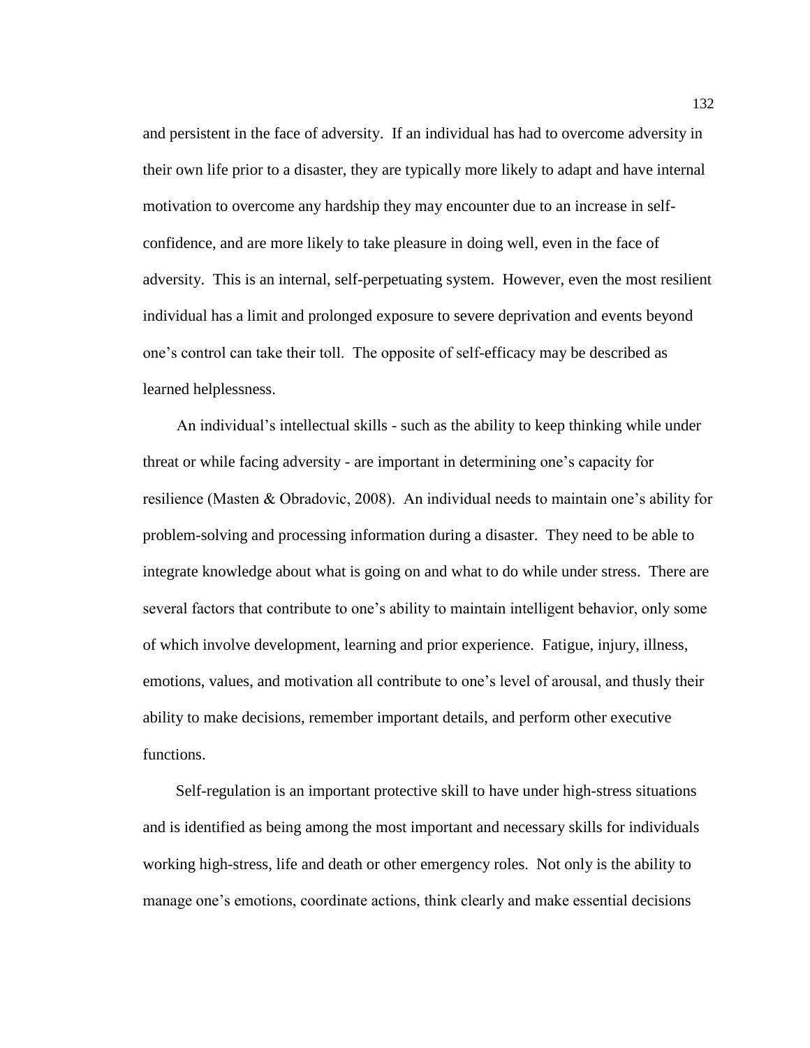and persistent in the face of adversity. If an individual has had to overcome adversity in their own life prior to a disaster, they are typically more likely to adapt and have internal motivation to overcome any hardship they may encounter due to an increase in self-confidence, and are more likely to take pleasure in doing well, even in the face of adversity. This is an internal, self-perpetuating system. However, even the most resilient individual has a limit and prolonged exposure to severe deprivation and events beyond one's control can take their toll. The opposite of self-efficacy may be described as learned helplessness.

An individual's intellectual skills - such as the ability to keep thinking while under threat or while facing adversity - are important in determining one's capacity for resilience (Masten & Obradovic, 2008). An individual needs to maintain one's ability for problem-solving and processing information during a disaster. They need to be able to integrate knowledge about what is going on and what to do while under stress. There are several factors that contribute to one's ability to maintain intelligent behavior, only some of which involve development, learning and prior experience. Fatigue, injury, illness, emotions, values, and motivation all contribute to one's level of arousal, and thusly their ability to make decisions, remember important details, and perform other executive functions.

Self-regulation is an important protective skill to have under high-stress situations and is identified as being among the most important and necessary skills for individuals working high-stress, life and death or other emergency roles. Not only is the ability to manage one's emotions, coordinate actions, think clearly and make essential decisions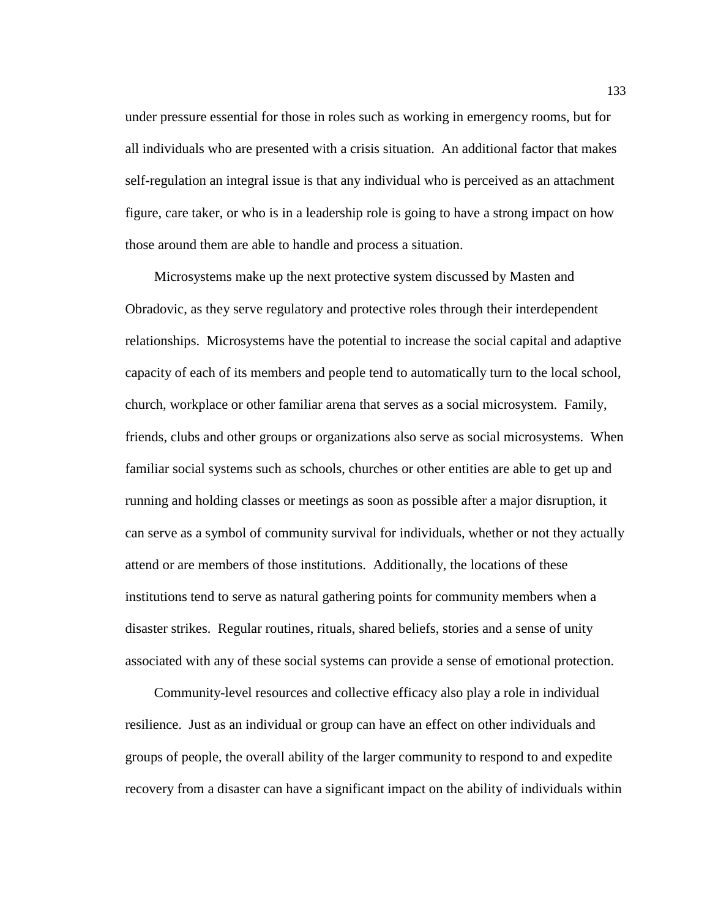under pressure essential for those in roles such as working in emergency rooms, but for all individuals who are presented with a crisis situation. An additional factor that makes self-regulation an integral issue is that any individual who is perceived as an attachment figure, care taker, or who is in a leadership role is going to have a strong impact on how those around them are able to handle and process a situation.

Microsystems make up the next protective system discussed by Masten and Obradovic, as they serve regulatory and protective roles through their interdependent relationships. Microsystems have the potential to increase the social capital and adaptive capacity of each of its members and people tend to automatically turn to the local school, church, workplace or other familiar arena that serves as a social microsystem. Family, friends, clubs and other groups or organizations also serve as social microsystems. When familiar social systems such as schools, churches or other entities are able to get up and running and holding classes or meetings as soon as possible after a major disruption, it can serve as a symbol of community survival for individuals, whether or not they actually attend or are members of those institutions. Additionally, the locations of these institutions tend to serve as natural gathering points for community members when a disaster strikes. Regular routines, rituals, shared beliefs, stories and a sense of unity associated with any of these social systems can provide a sense of emotional protection.

Community-level resources and collective efficacy also play a role in individual resilience. Just as an individual or group can have an effect on other individuals and groups of people, the overall ability of the larger community to respond to and expedite recovery from a disaster can have a significant impact on the ability of individuals within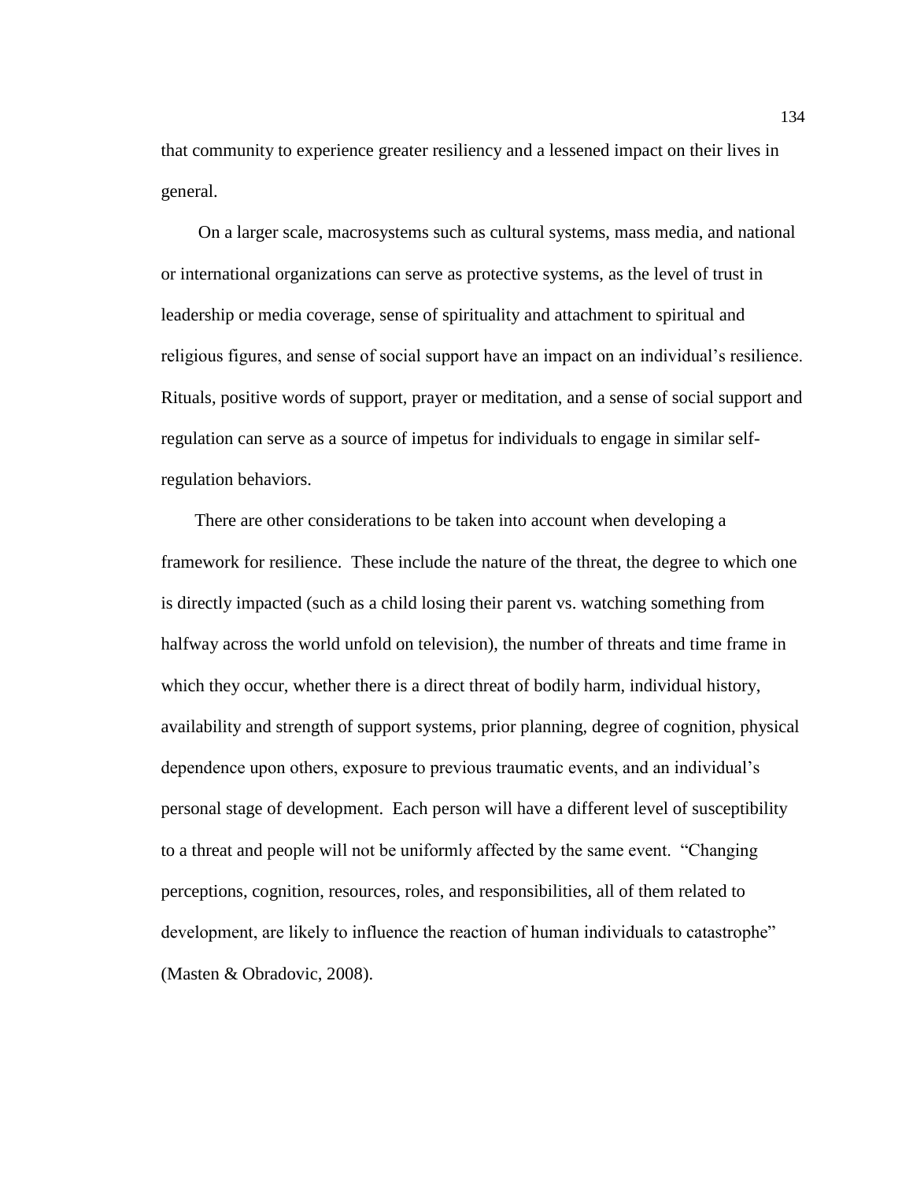that community to experience greater resiliency and a lessened impact on their lives in general.

On a larger scale, macrosystems such as cultural systems, mass media, and national or international organizations can serve as protective systems, as the level of trust in leadership or media coverage, sense of spirituality and attachment to spiritual and religious figures, and sense of social support have an impact on an individual's resilience. Rituals, positive words of support, prayer or meditation, and a sense of social support and regulation can serve as a source of impetus for individuals to engage in similar self-regulation behaviors.

There are other considerations to be taken into account when developing a framework for resilience. These include the nature of the threat, the degree to which one is directly impacted (such as a child losing their parent vs. watching something from halfway across the world unfold on television), the number of threats and time frame in which they occur, whether there is a direct threat of bodily harm, individual history, availability and strength of support systems, prior planning, degree of cognition, physical dependence upon others, exposure to previous traumatic events, and an individual's personal stage of development. Each person will have a different level of susceptibility to a threat and people will not be uniformly affected by the same event. "Changing perceptions, cognition, resources, roles, and responsibilities, all of them related to development, are likely to influence the reaction of human individuals to catastrophe" (Masten & Obradovic, 2008).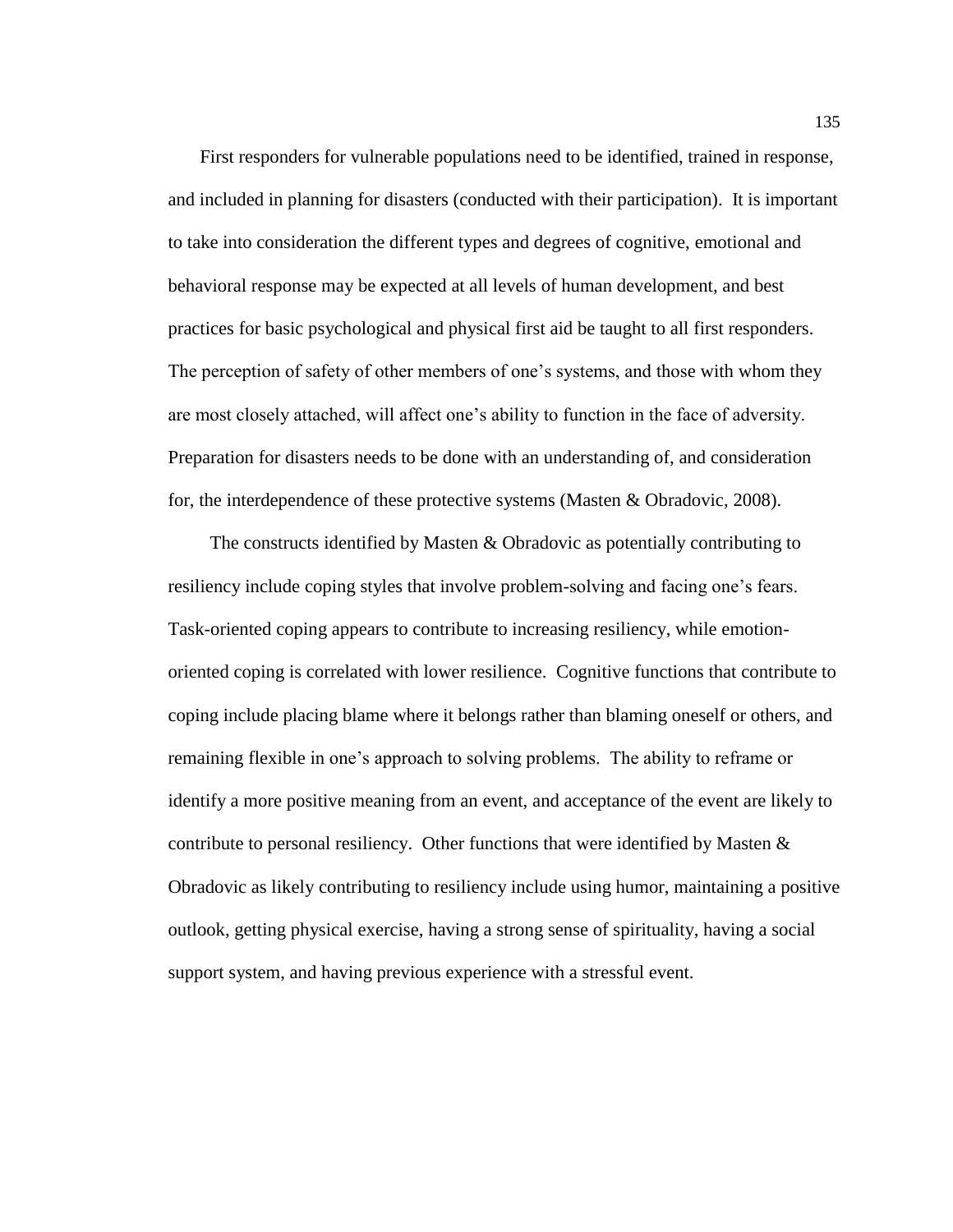First responders for vulnerable populations need to be identified, trained in response, and included in planning for disasters (conducted with their participation). It is important to take into consideration the different types and degrees of cognitive, emotional and behavioral response may be expected at all levels of human development, and best practices for basic psychological and physical first aid be taught to all first responders. The perception of safety of other members of one's systems, and those with whom they are most closely attached, will affect one's ability to function in the face of adversity. Preparation for disasters needs to be done with an understanding of, and consideration for, the interdependence of these protective systems (Masten & Obradovic, 2008).

The constructs identified by Masten & Obradovic as potentially contributing to resiliency include coping styles that involve problem-solving and facing one's fears. Task-oriented coping appears to contribute to increasing resiliency, while emotion-oriented coping is correlated with lower resilience. Cognitive functions that contribute to coping include placing blame where it belongs rather than blaming oneself or others, and remaining flexible in one's approach to solving problems. The ability to reframe or identify a more positive meaning from an event, and acceptance of the event are likely to contribute to personal resiliency. Other functions that were identified by Masten & Obradovic as likely contributing to resiliency include using humor, maintaining a positive outlook, getting physical exercise, having a strong sense of spirituality, having a social support system, and having previous experience with a stressful event.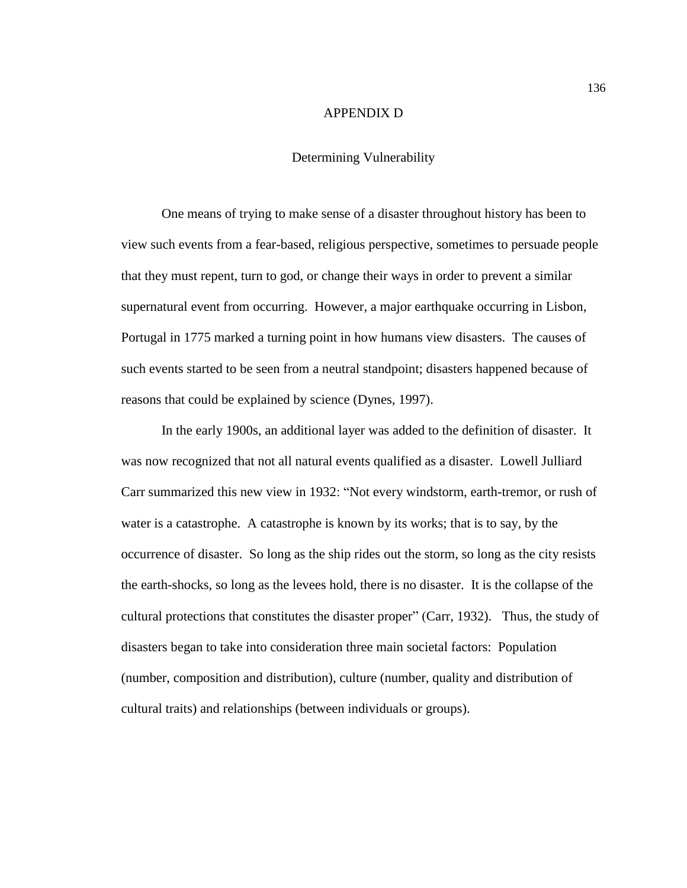# APPENDIX D

## Determining Vulnerability

One means of trying to make sense of a disaster throughout history has been to view such events from a fear-based, religious perspective, sometimes to persuade people that they must repent, turn to god, or change their ways in order to prevent a similar supernatural event from occurring. However, a major earthquake occurring in Lisbon, Portugal in 1775 marked a turning point in how humans view disasters. The causes of such events started to be seen from a neutral standpoint; disasters happened because of reasons that could be explained by science (Dynes, 1997).

In the early 1900s, an additional layer was added to the definition of disaster. It was now recognized that not all natural events qualified as a disaster. Lowell Julliard Carr summarized this new view in 1932: "Not every windstorm, earth-tremor, or rush of water is a catastrophe. A catastrophe is known by its works; that is to say, by the occurrence of disaster. So long as the ship rides out the storm, so long as the city resists the earth-shocks, so long as the levees hold, there is no disaster. It is the collapse of the cultural protections that constitutes the disaster proper" (Carr, 1932). Thus, the study of disasters began to take into consideration three main societal factors: Population (number, composition and distribution), culture (number, quality and distribution of cultural traits) and relationships (between individuals or groups).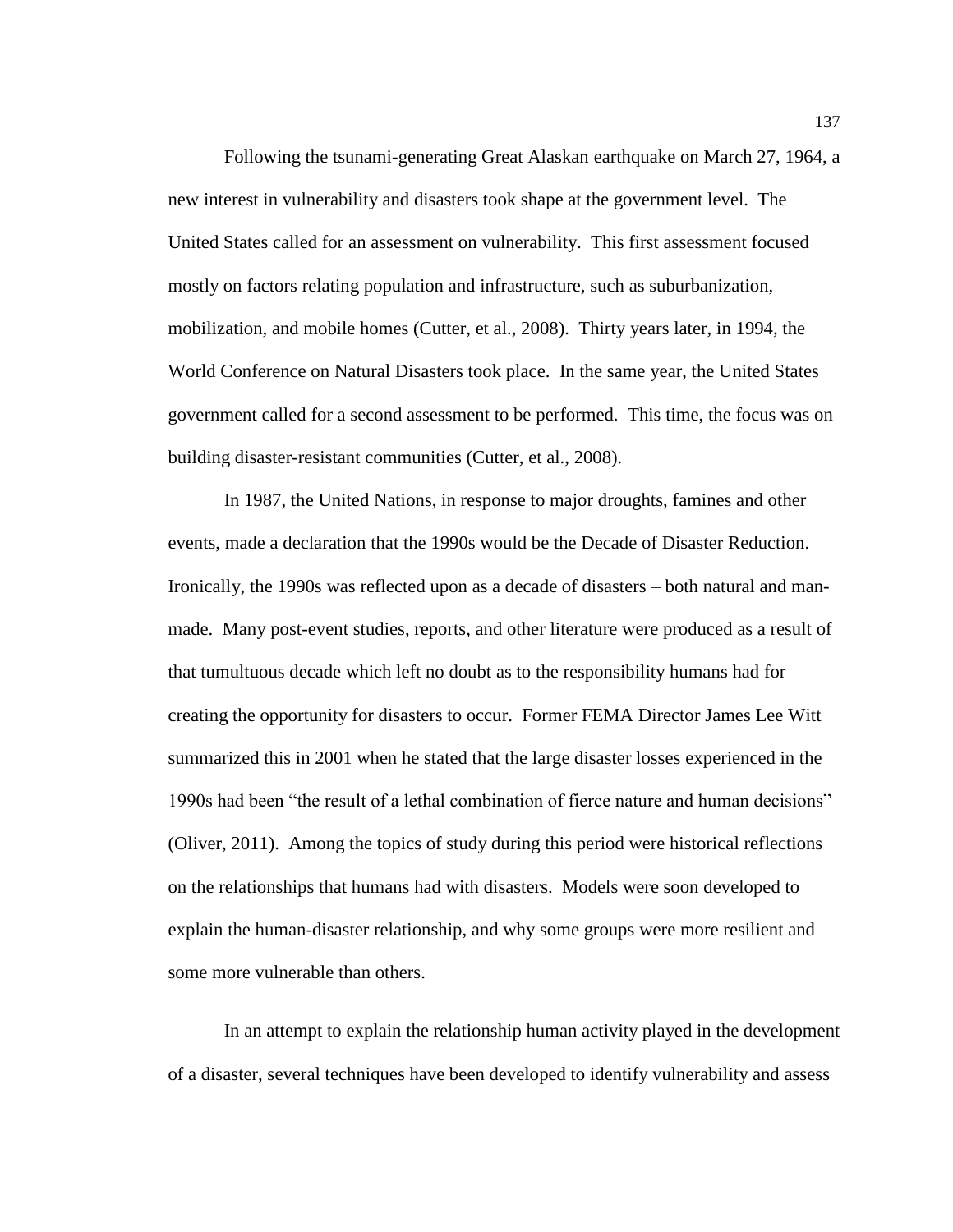Following the tsunami-generating Great Alaskan earthquake on March 27, 1964, a new interest in vulnerability and disasters took shape at the government level. The United States called for an assessment on vulnerability. This first assessment focused mostly on factors relating population and infrastructure, such as suburbanization, mobilization, and mobile homes (Cutter, et al., 2008). Thirty years later, in 1994, the World Conference on Natural Disasters took place. In the same year, the United States government called for a second assessment to be performed. This time, the focus was on building disaster-resistant communities (Cutter, et al., 2008).

In 1987, the United Nations, in response to major droughts, famines and other events, made a declaration that the 1990s would be the Decade of Disaster Reduction. Ironically, the 1990s was reflected upon as a decade of disasters – both natural and man-made. Many post-event studies, reports, and other literature were produced as a result of that tumultuous decade which left no doubt as to the responsibility humans had for creating the opportunity for disasters to occur. Former FEMA Director James Lee Witt summarized this in 2001 when he stated that the large disaster losses experienced in the 1990s had been "the result of a lethal combination of fierce nature and human decisions" (Oliver, 2011). Among the topics of study during this period were historical reflections on the relationships that humans had with disasters. Models were soon developed to explain the human-disaster relationship, and why some groups were more resilient and some more vulnerable than others.

In an attempt to explain the relationship human activity played in the development of a disaster, several techniques have been developed to identify vulnerability and assess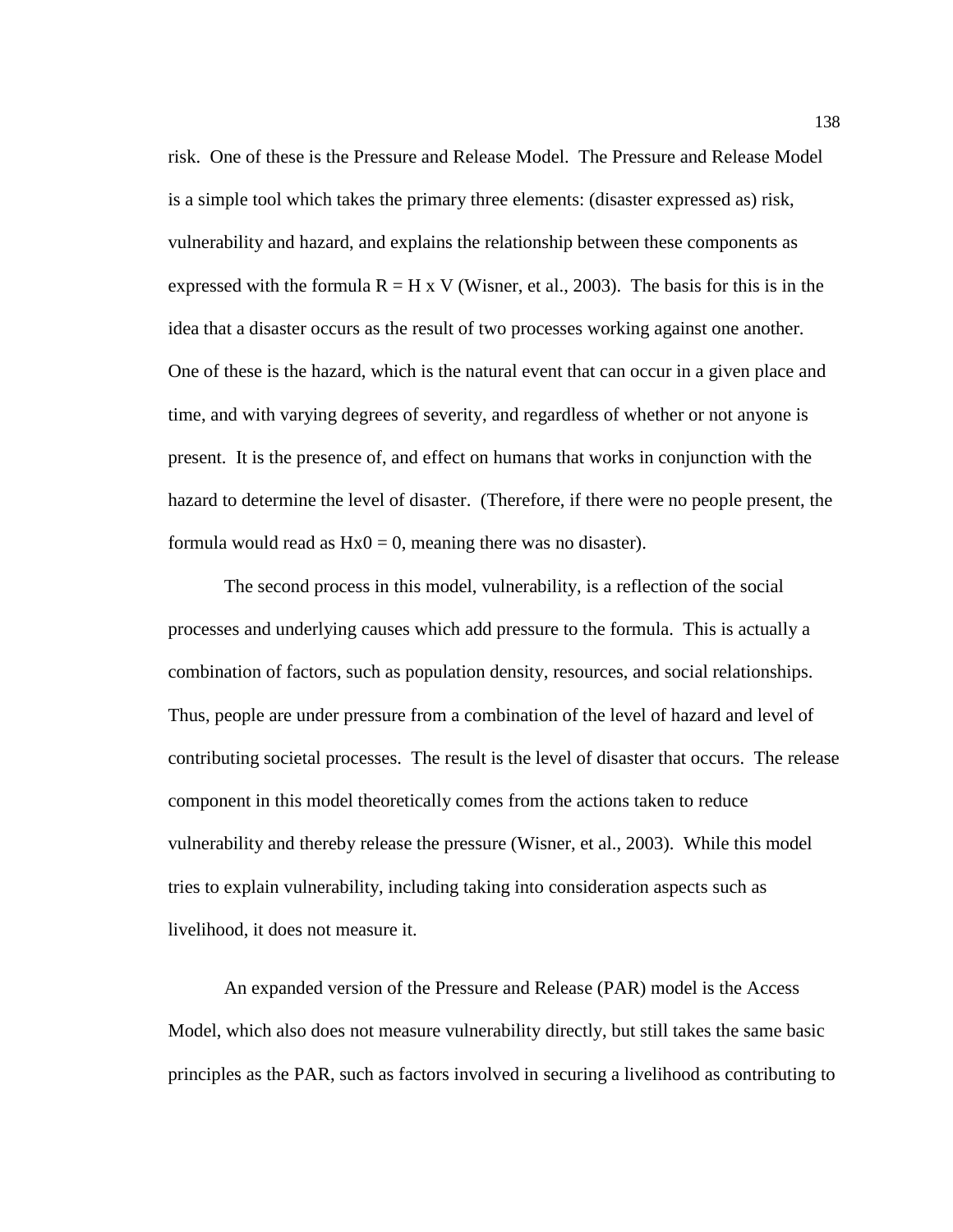risk. One of these is the Pressure and Release Model. The Pressure and Release Model is a simple tool which takes the primary three elements: (disaster expressed as) risk, vulnerability and hazard, and explains the relationship between these components as expressed with the formula $R = H \times V$ (Wisner, et al., 2003). The basis for this is in the idea that a disaster occurs as the result of two processes working against one another. One of these is the hazard, which is the natural event that can occur in a given place and time, and with varying degrees of severity, and regardless of whether or not anyone is present. It is the presence of, and effect on humans that works in conjunction with the hazard to determine the level of disaster. (Therefore, if there were no people present, the formula would read as $H \times 0 = 0$, meaning there was no disaster).

The second process in this model, vulnerability, is a reflection of the social processes and underlying causes which add pressure to the formula. This is actually a combination of factors, such as population density, resources, and social relationships. Thus, people are under pressure from a combination of the level of hazard and level of contributing societal processes. The result is the level of disaster that occurs. The release component in this model theoretically comes from the actions taken to reduce vulnerability and thereby release the pressure (Wisner, et al., 2003). While this model tries to explain vulnerability, including taking into consideration aspects such as livelihood, it does not measure it.

An expanded version of the Pressure and Release (PAR) model is the Access Model, which also does not measure vulnerability directly, but still takes the same basic principles as the PAR, such as factors involved in securing a livelihood as contributing to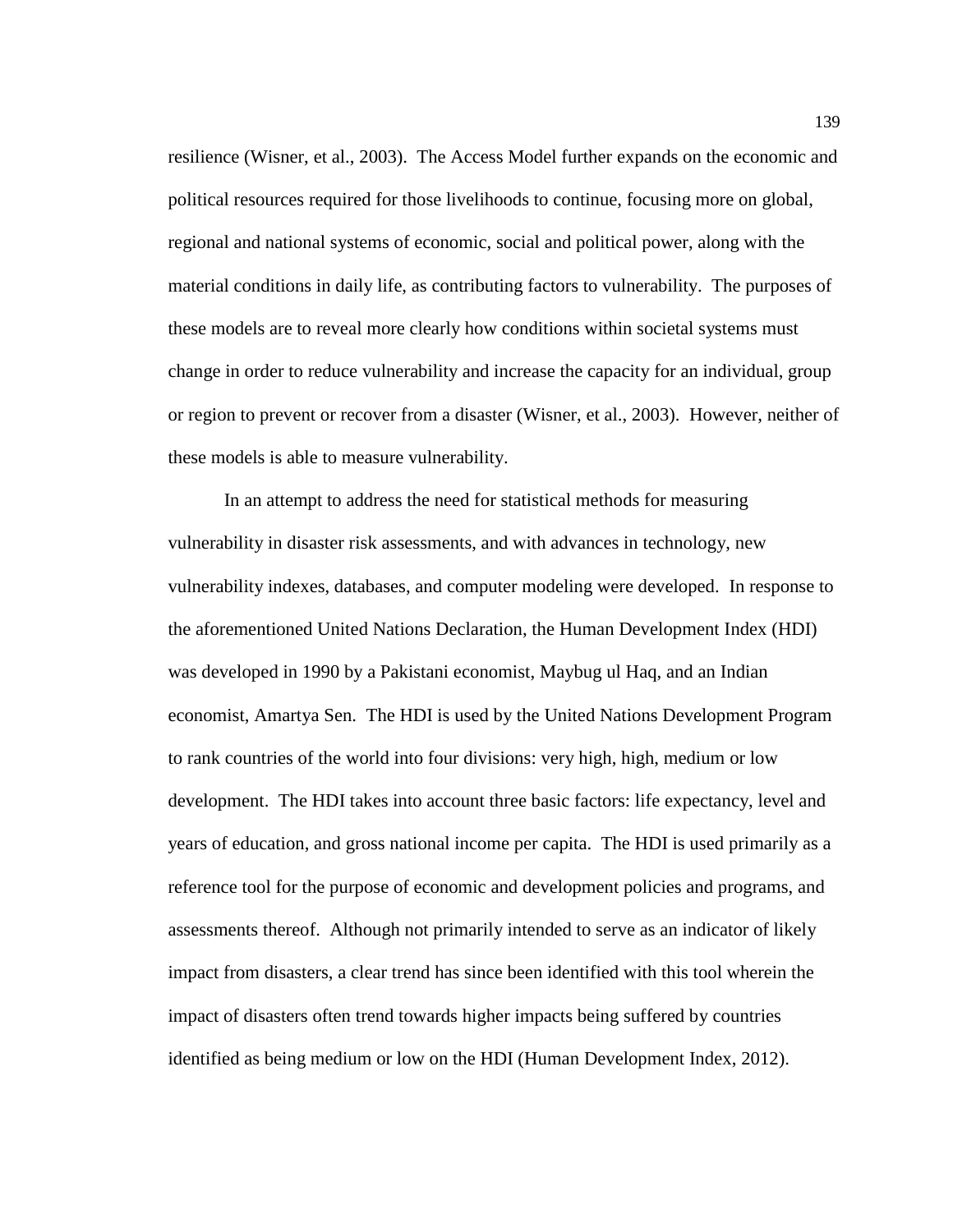resilience (Wisner, et al., 2003). The Access Model further expands on the economic and political resources required for those livelihoods to continue, focusing more on global, regional and national systems of economic, social and political power, along with the material conditions in daily life, as contributing factors to vulnerability. The purposes of these models are to reveal more clearly how conditions within societal systems must change in order to reduce vulnerability and increase the capacity for an individual, group or region to prevent or recover from a disaster (Wisner, et al., 2003). However, neither of these models is able to measure vulnerability.

In an attempt to address the need for statistical methods for measuring vulnerability in disaster risk assessments, and with advances in technology, new vulnerability indexes, databases, and computer modeling were developed. In response to the aforementioned United Nations Declaration, the Human Development Index (HDI) was developed in 1990 by a Pakistani economist, Maybug ul Haq, and an Indian economist, Amartya Sen. The HDI is used by the United Nations Development Program to rank countries of the world into four divisions: very high, high, medium or low development. The HDI takes into account three basic factors: life expectancy, level and years of education, and gross national income per capita. The HDI is used primarily as a reference tool for the purpose of economic and development policies and programs, and assessments thereof. Although not primarily intended to serve as an indicator of likely impact from disasters, a clear trend has since been identified with this tool wherein the impact of disasters often trend towards higher impacts being suffered by countries identified as being medium or low on the HDI (Human Development Index, 2012).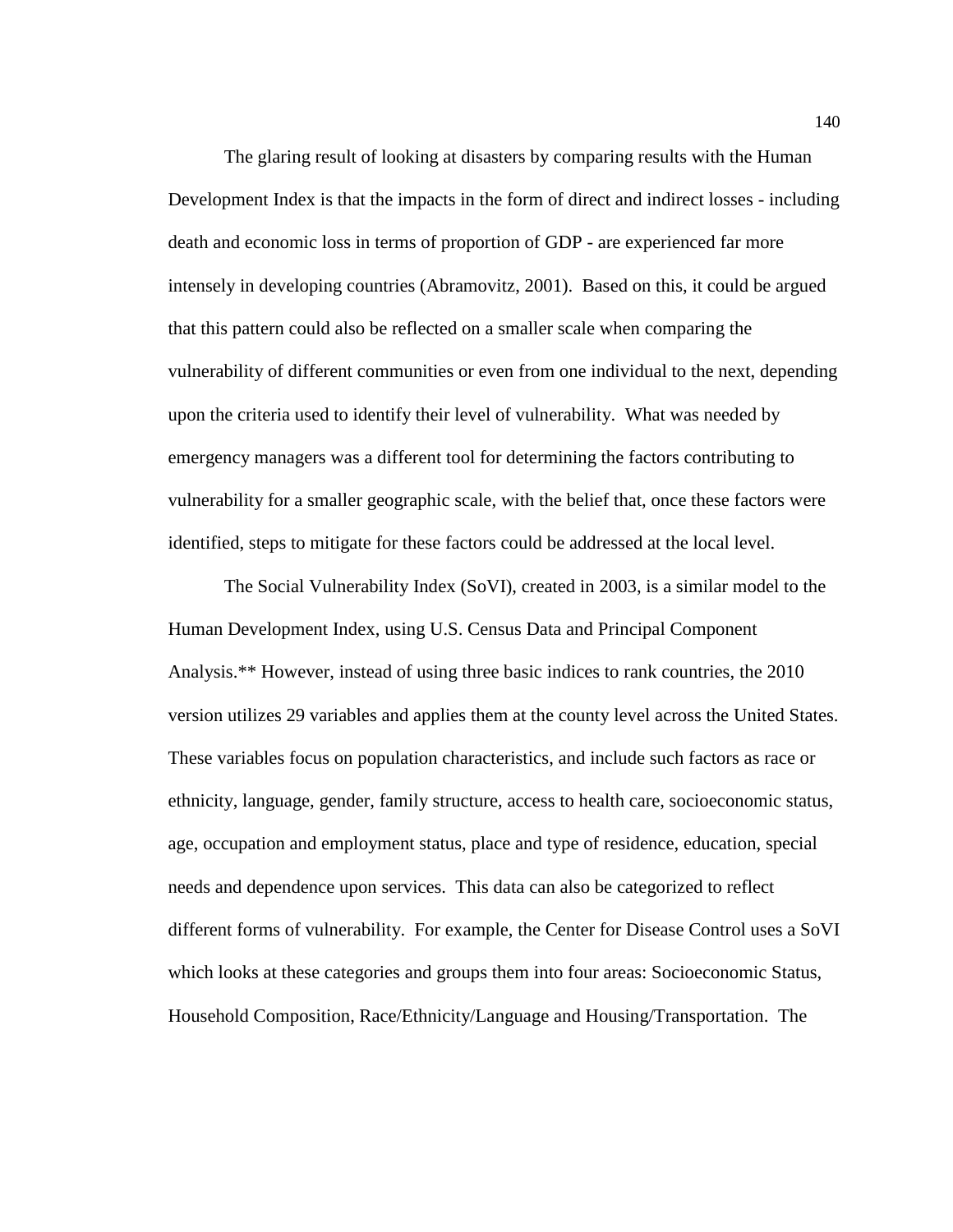The glaring result of looking at disasters by comparing results with the Human Development Index is that the impacts in the form of direct and indirect losses - including death and economic loss in terms of proportion of GDP - are experienced far more intensely in developing countries (Abramovitz, 2001). Based on this, it could be argued that this pattern could also be reflected on a smaller scale when comparing the vulnerability of different communities or even from one individual to the next, depending upon the criteria used to identify their level of vulnerability. What was needed by emergency managers was a different tool for determining the factors contributing to vulnerability for a smaller geographic scale, with the belief that, once these factors were identified, steps to mitigate for these factors could be addressed at the local level.

The Social Vulnerability Index (SoVI), created in 2003, is a similar model to the Human Development Index, using U.S. Census Data and Principal Component Analysis.** However, instead of using three basic indices to rank countries, the 2010 version utilizes 29 variables and applies them at the county level across the United States. These variables focus on population characteristics, and include such factors as race or ethnicity, language, gender, family structure, access to health care, socioeconomic status, age, occupation and employment status, place and type of residence, education, special needs and dependence upon services. This data can also be categorized to reflect different forms of vulnerability. For example, the Center for Disease Control uses a SoVI which looks at these categories and groups them into four areas: Socioeconomic Status, Household Composition, Race/Ethnicity/Language and Housing/Transportation. The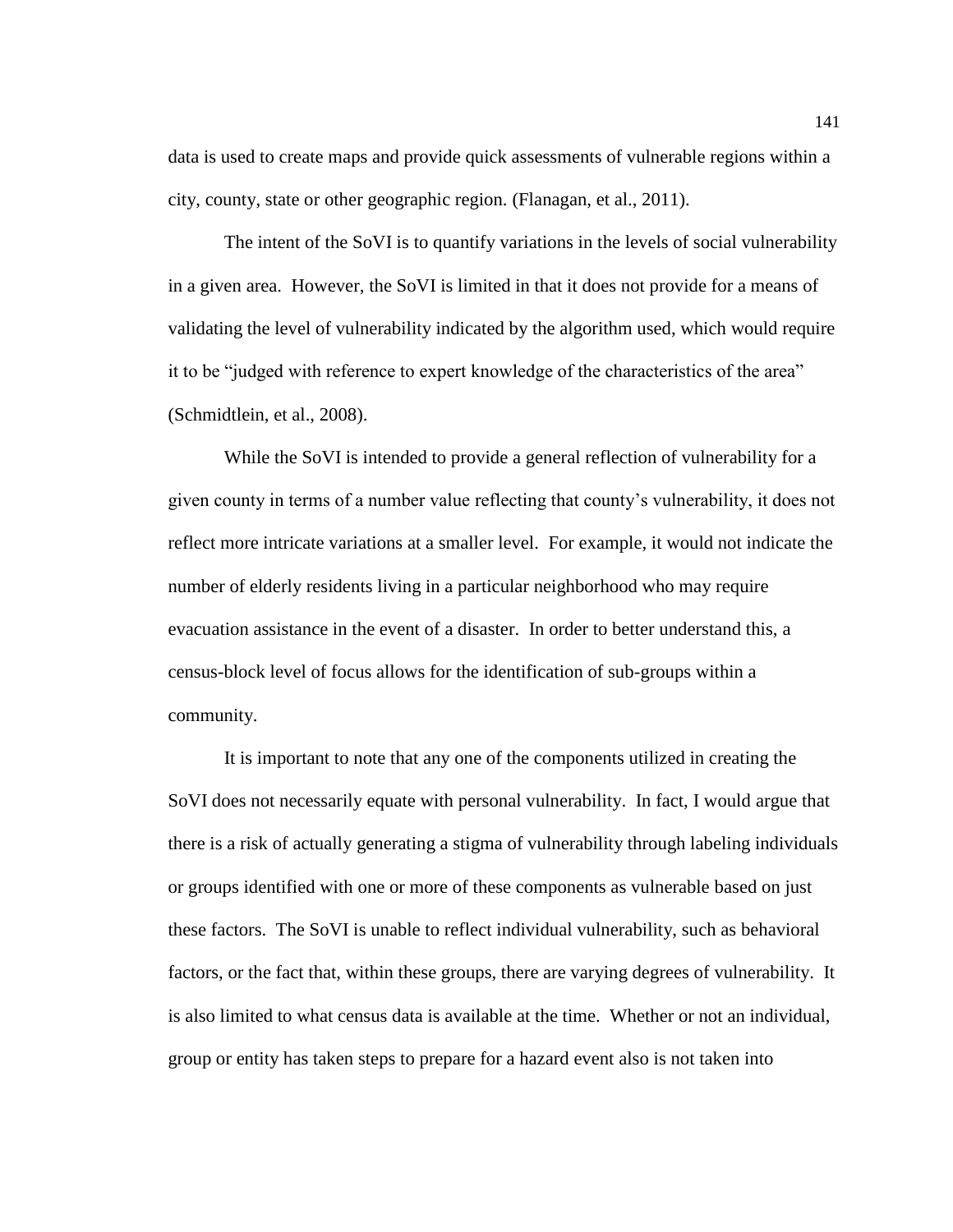data is used to create maps and provide quick assessments of vulnerable regions within a city, county, state or other geographic region. (Flanagan, et al., 2011).

The intent of the SoVI is to quantify variations in the levels of social vulnerability in a given area. However, the SoVI is limited in that it does not provide for a means of validating the level of vulnerability indicated by the algorithm used, which would require it to be "judged with reference to expert knowledge of the characteristics of the area" (Schmidtlein, et al., 2008).

While the SoVI is intended to provide a general reflection of vulnerability for a given county in terms of a number value reflecting that county's vulnerability, it does not reflect more intricate variations at a smaller level. For example, it would not indicate the number of elderly residents living in a particular neighborhood who may require evacuation assistance in the event of a disaster. In order to better understand this, a census-block level of focus allows for the identification of sub-groups within a community.

It is important to note that any one of the components utilized in creating the SoVI does not necessarily equate with personal vulnerability. In fact, I would argue that there is a risk of actually generating a stigma of vulnerability through labeling individuals or groups identified with one or more of these components as vulnerable based on just these factors. The SoVI is unable to reflect individual vulnerability, such as behavioral factors, or the fact that, within these groups, there are varying degrees of vulnerability. It is also limited to what census data is available at the time. Whether or not an individual, group or entity has taken steps to prepare for a hazard event also is not taken into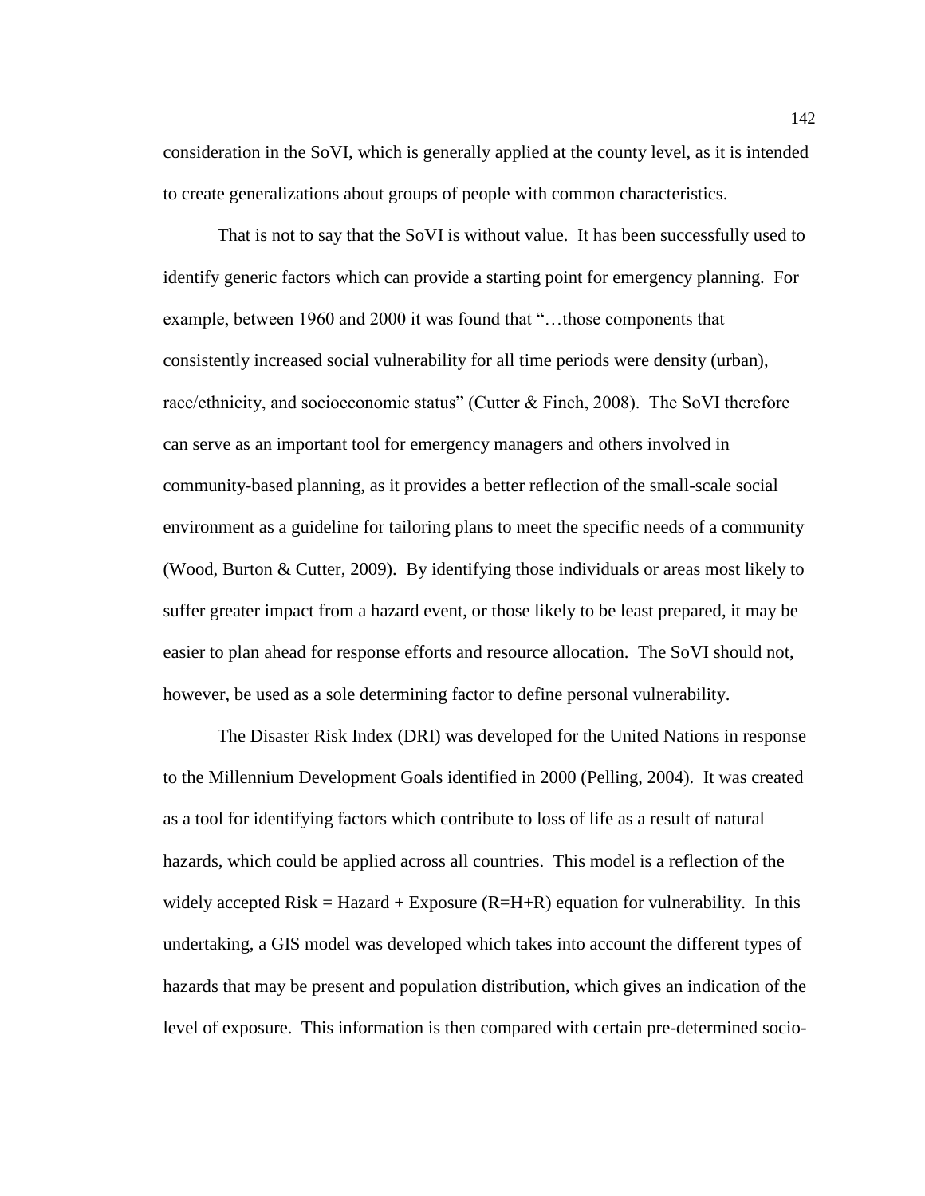consideration in the SoVI, which is generally applied at the county level, as it is intended to create generalizations about groups of people with common characteristics.

That is not to say that the SoVI is without value. It has been successfully used to identify generic factors which can provide a starting point for emergency planning. For example, between 1960 and 2000 it was found that "…those components that consistently increased social vulnerability for all time periods were density (urban), race/ethnicity, and socioeconomic status" (Cutter & Finch, 2008). The SoVI therefore can serve as an important tool for emergency managers and others involved in community-based planning, as it provides a better reflection of the small-scale social environment as a guideline for tailoring plans to meet the specific needs of a community (Wood, Burton & Cutter, 2009). By identifying those individuals or areas most likely to suffer greater impact from a hazard event, or those likely to be least prepared, it may be easier to plan ahead for response efforts and resource allocation. The SoVI should not, however, be used as a sole determining factor to define personal vulnerability.

The Disaster Risk Index (DRI) was developed for the United Nations in response to the Millennium Development Goals identified in 2000 (Pelling, 2004). It was created as a tool for identifying factors which contribute to loss of life as a result of natural hazards, which could be applied across all countries. This model is a reflection of the widely accepted Risk = Hazard + Exposure (R=H+R) equation for vulnerability. In this undertaking, a GIS model was developed which takes into account the different types of hazards that may be present and population distribution, which gives an indication of the level of exposure. This information is then compared with certain pre-determined socio-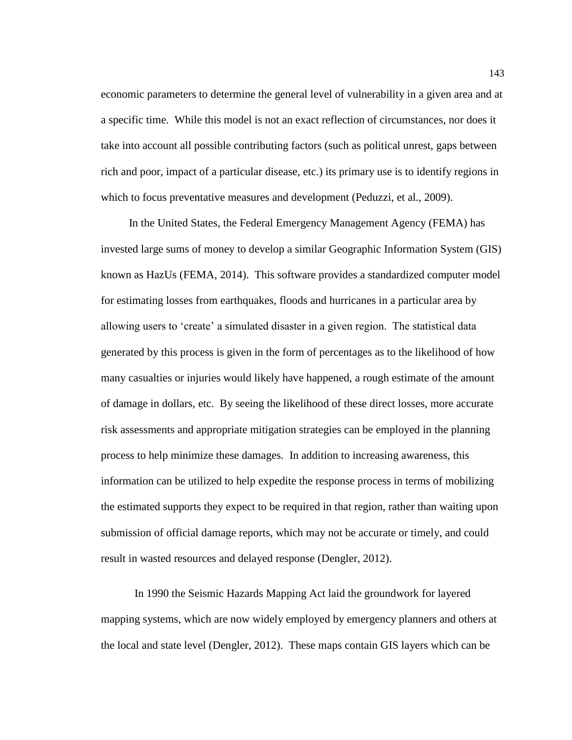economic parameters to determine the general level of vulnerability in a given area and at a specific time. While this model is not an exact reflection of circumstances, nor does it take into account all possible contributing factors (such as political unrest, gaps between rich and poor, impact of a particular disease, etc.) its primary use is to identify regions in which to focus preventative measures and development (Peduzzi, et al., 2009).

In the United States, the Federal Emergency Management Agency (FEMA) has invested large sums of money to develop a similar Geographic Information System (GIS) known as HazUs (FEMA, 2014). This software provides a standardized computer model for estimating losses from earthquakes, floods and hurricanes in a particular area by allowing users to 'create' a simulated disaster in a given region. The statistical data generated by this process is given in the form of percentages as to the likelihood of how many casualties or injuries would likely have happened, a rough estimate of the amount of damage in dollars, etc. By seeing the likelihood of these direct losses, more accurate risk assessments and appropriate mitigation strategies can be employed in the planning process to help minimize these damages. In addition to increasing awareness, this information can be utilized to help expedite the response process in terms of mobilizing the estimated supports they expect to be required in that region, rather than waiting upon submission of official damage reports, which may not be accurate or timely, and could result in wasted resources and delayed response (Dengler, 2012).

In 1990 the Seismic Hazards Mapping Act laid the groundwork for layered mapping systems, which are now widely employed by emergency planners and others at the local and state level (Dengler, 2012). These maps contain GIS layers which can be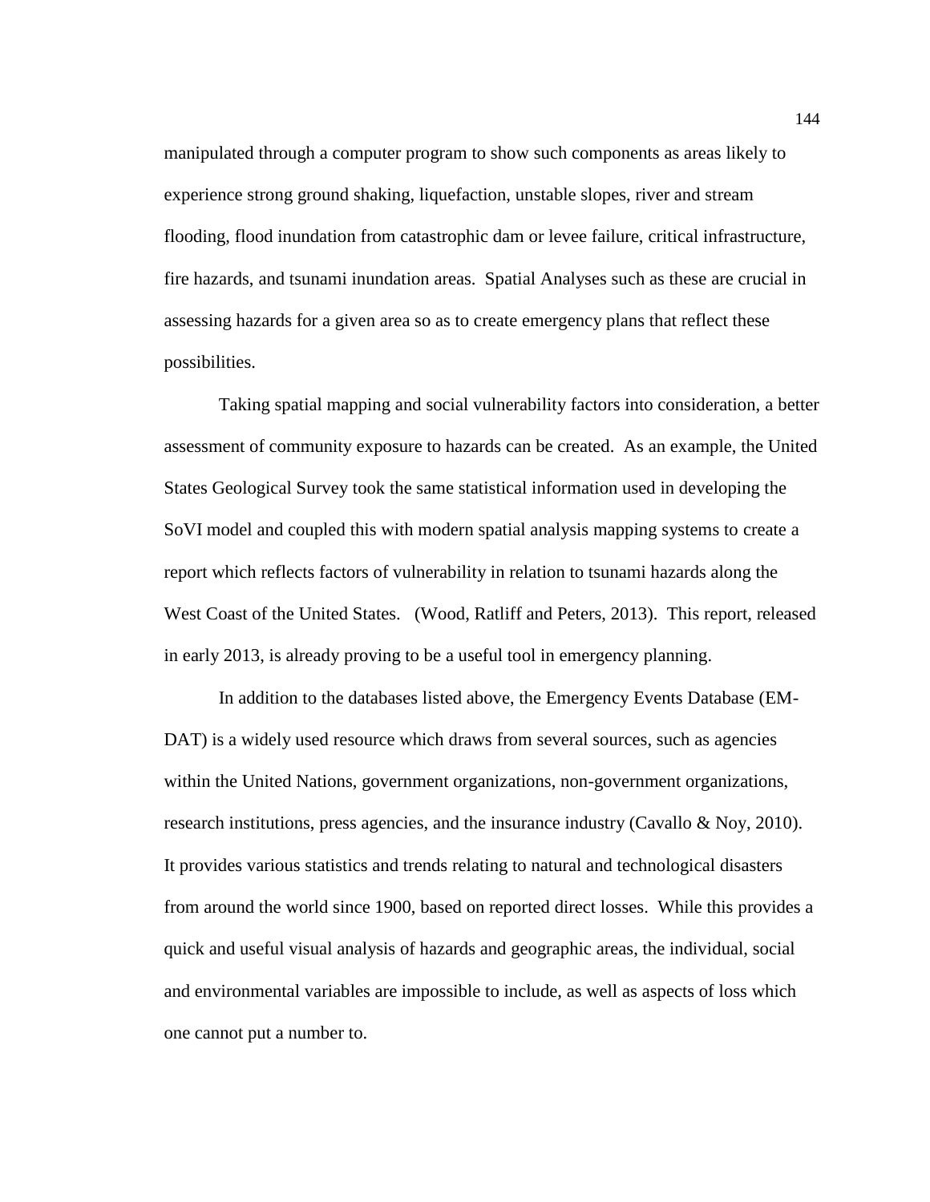manipulated through a computer program to show such components as areas likely to experience strong ground shaking, liquefaction, unstable slopes, river and stream flooding, flood inundation from catastrophic dam or levee failure, critical infrastructure, fire hazards, and tsunami inundation areas. Spatial Analyses such as these are crucial in assessing hazards for a given area so as to create emergency plans that reflect these possibilities.

Taking spatial mapping and social vulnerability factors into consideration, a better assessment of community exposure to hazards can be created. As an example, the United States Geological Survey took the same statistical information used in developing the SoVI model and coupled this with modern spatial analysis mapping systems to create a report which reflects factors of vulnerability in relation to tsunami hazards along the West Coast of the United States. (Wood, Ratliff and Peters, 2013). This report, released in early 2013, is already proving to be a useful tool in emergency planning.

In addition to the databases listed above, the Emergency Events Database (EM-DAT) is a widely used resource which draws from several sources, such as agencies within the United Nations, government organizations, non-government organizations, research institutions, press agencies, and the insurance industry (Cavallo & Noy, 2010). It provides various statistics and trends relating to natural and technological disasters from around the world since 1900, based on reported direct losses. While this provides a quick and useful visual analysis of hazards and geographic areas, the individual, social and environmental variables are impossible to include, as well as aspects of loss which one cannot put a number to.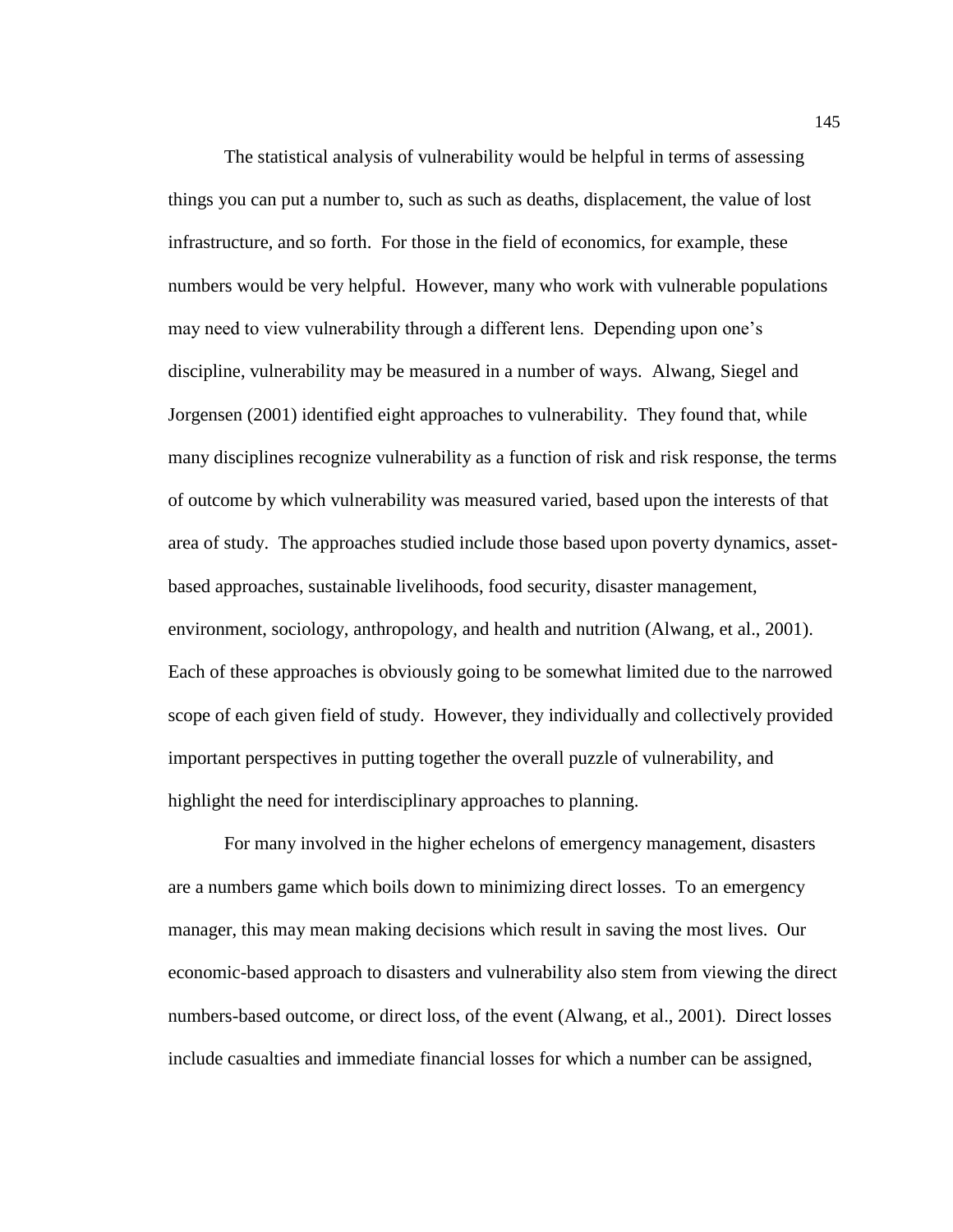The statistical analysis of vulnerability would be helpful in terms of assessing things you can put a number to, such as such as deaths, displacement, the value of lost infrastructure, and so forth. For those in the field of economics, for example, these numbers would be very helpful. However, many who work with vulnerable populations may need to view vulnerability through a different lens. Depending upon one's discipline, vulnerability may be measured in a number of ways. Alwang, Siegel and Jorgensen (2001) identified eight approaches to vulnerability. They found that, while many disciplines recognize vulnerability as a function of risk and risk response, the terms of outcome by which vulnerability was measured varied, based upon the interests of that area of study. The approaches studied include those based upon poverty dynamics, asset-based approaches, sustainable livelihoods, food security, disaster management, environment, sociology, anthropology, and health and nutrition (Alwang, et al., 2001). Each of these approaches is obviously going to be somewhat limited due to the narrowed scope of each given field of study. However, they individually and collectively provided important perspectives in putting together the overall puzzle of vulnerability, and highlight the need for interdisciplinary approaches to planning.

For many involved in the higher echelons of emergency management, disasters are a numbers game which boils down to minimizing direct losses. To an emergency manager, this may mean making decisions which result in saving the most lives. Our economic-based approach to disasters and vulnerability also stem from viewing the direct numbers-based outcome, or direct loss, of the event (Alwang, et al., 2001). Direct losses include casualties and immediate financial losses for which a number can be assigned,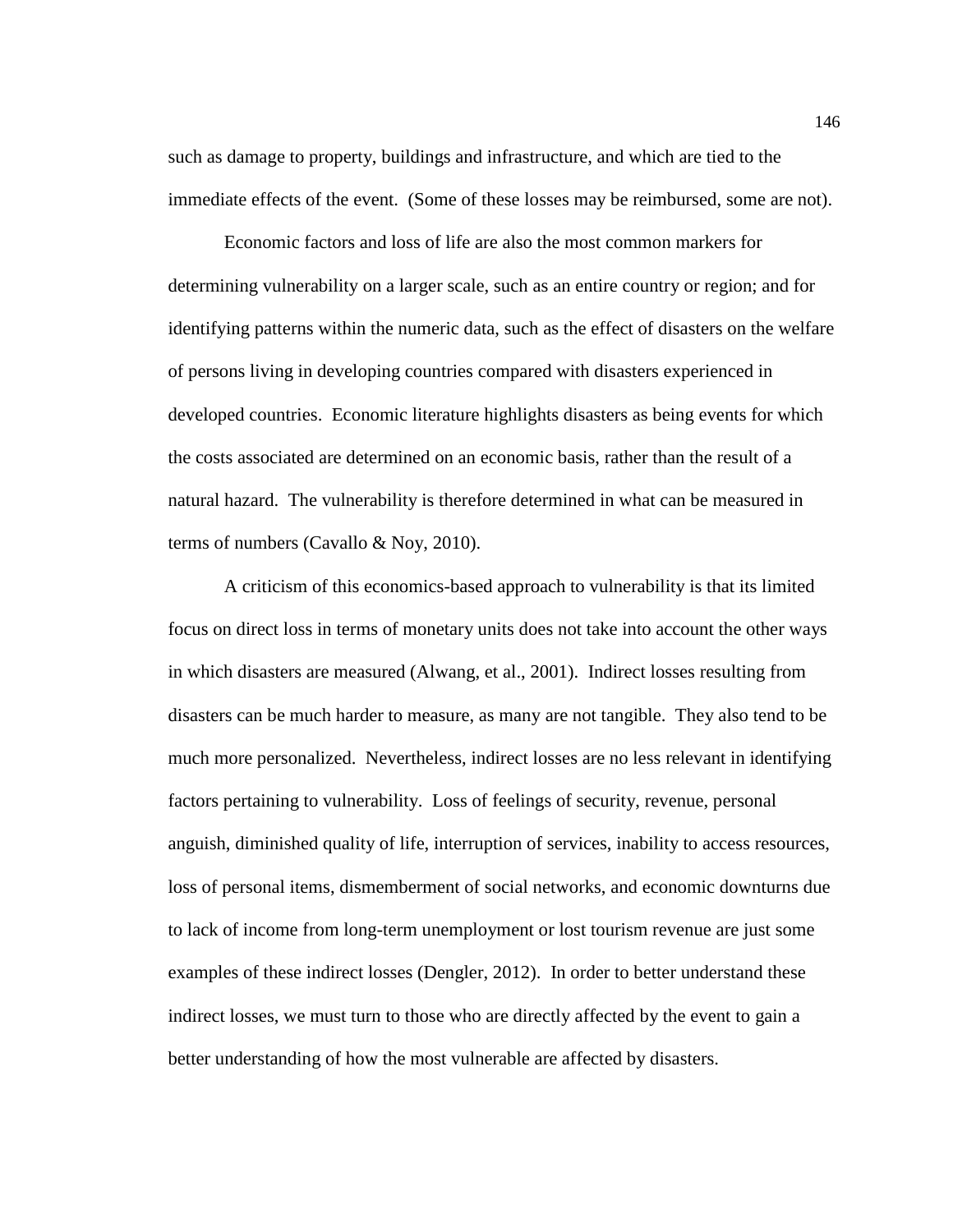such as damage to property, buildings and infrastructure, and which are tied to the immediate effects of the event. (Some of these losses may be reimbursed, some are not).

Economic factors and loss of life are also the most common markers for determining vulnerability on a larger scale, such as an entire country or region; and for identifying patterns within the numeric data, such as the effect of disasters on the welfare of persons living in developing countries compared with disasters experienced in developed countries. Economic literature highlights disasters as being events for which the costs associated are determined on an economic basis, rather than the result of a natural hazard. The vulnerability is therefore determined in what can be measured in terms of numbers (Cavallo & Noy, 2010).

A criticism of this economics-based approach to vulnerability is that its limited focus on direct loss in terms of monetary units does not take into account the other ways in which disasters are measured (Alwang, et al., 2001). Indirect losses resulting from disasters can be much harder to measure, as many are not tangible. They also tend to be much more personalized. Nevertheless, indirect losses are no less relevant in identifying factors pertaining to vulnerability. Loss of feelings of security, revenue, personal anguish, diminished quality of life, interruption of services, inability to access resources, loss of personal items, dismemberment of social networks, and economic downturns due to lack of income from long-term unemployment or lost tourism revenue are just some examples of these indirect losses (Dengler, 2012). In order to better understand these indirect losses, we must turn to those who are directly affected by the event to gain a better understanding of how the most vulnerable are affected by disasters.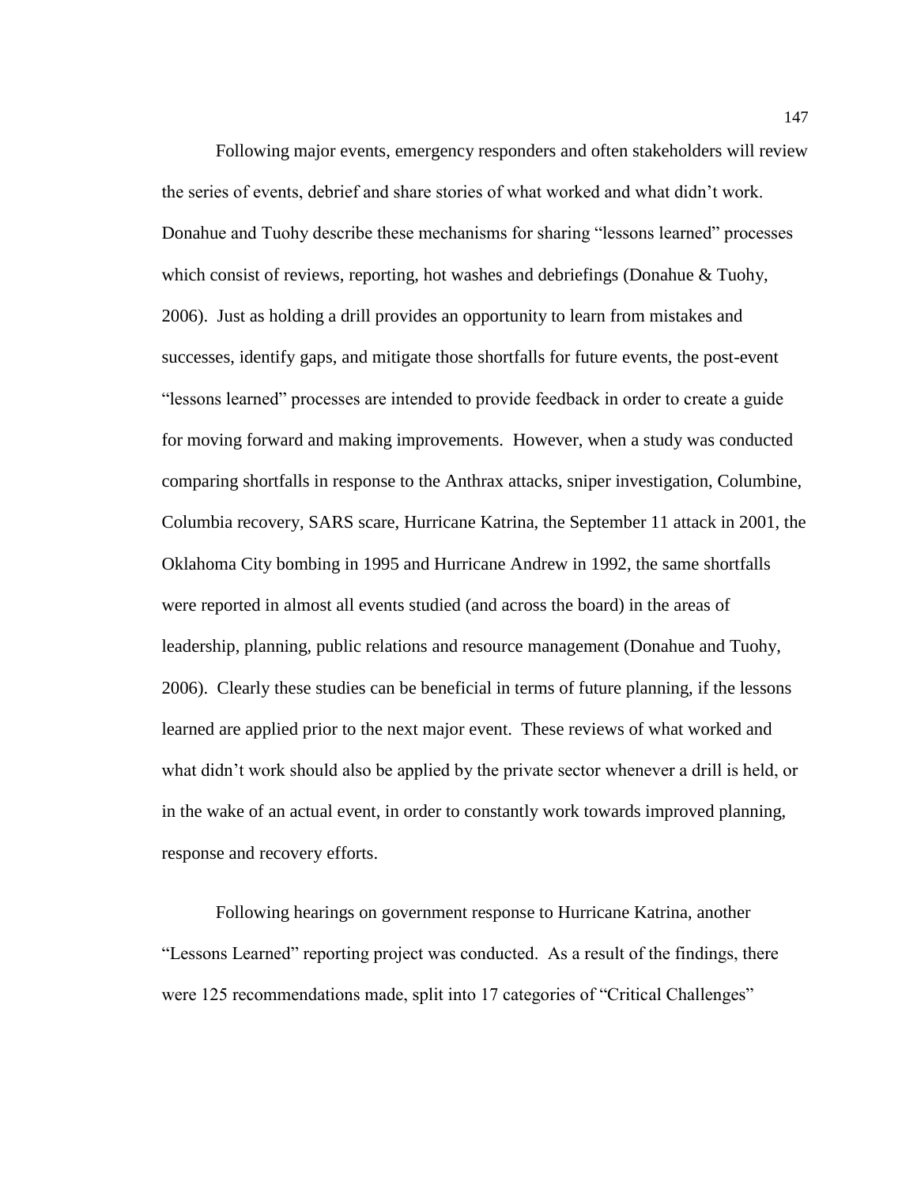Following major events, emergency responders and often stakeholders will review the series of events, debrief and share stories of what worked and what didn't work. Donahue and Tuohy describe these mechanisms for sharing "lessons learned" processes which consist of reviews, reporting, hot washes and debriefings (Donahue & Tuohy, 2006). Just as holding a drill provides an opportunity to learn from mistakes and successes, identify gaps, and mitigate those shortfalls for future events, the post-event "lessons learned" processes are intended to provide feedback in order to create a guide for moving forward and making improvements. However, when a study was conducted comparing shortfalls in response to the Anthrax attacks, sniper investigation, Columbine, Columbia recovery, SARS scare, Hurricane Katrina, the September 11 attack in 2001, the Oklahoma City bombing in 1995 and Hurricane Andrew in 1992, the same shortfalls were reported in almost all events studied (and across the board) in the areas of leadership, planning, public relations and resource management (Donahue and Tuohy, 2006). Clearly these studies can be beneficial in terms of future planning, if the lessons learned are applied prior to the next major event. These reviews of what worked and what didn't work should also be applied by the private sector whenever a drill is held, or in the wake of an actual event, in order to constantly work towards improved planning, response and recovery efforts.

Following hearings on government response to Hurricane Katrina, another "Lessons Learned" reporting project was conducted. As a result of the findings, there were 125 recommendations made, split into 17 categories of "Critical Challenges"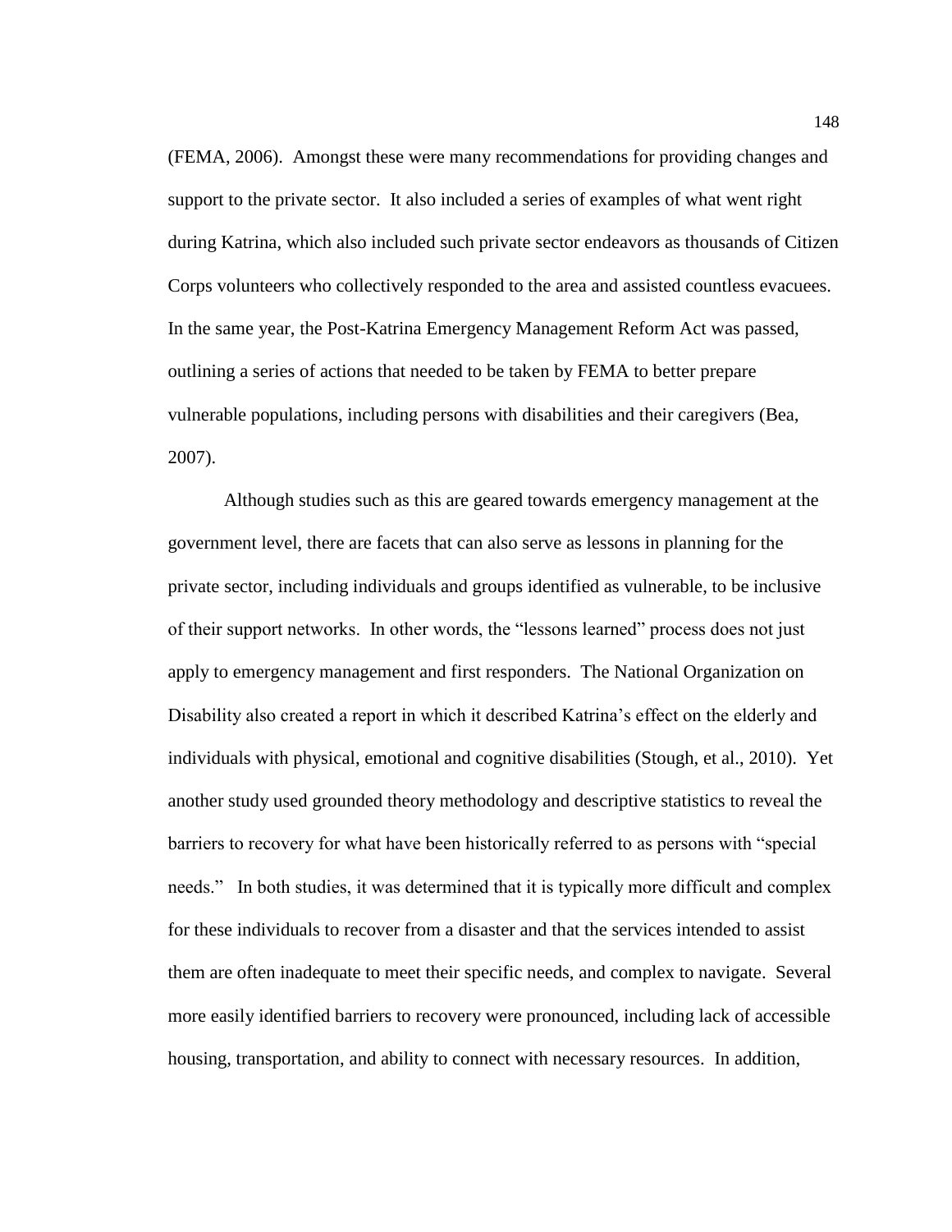(FEMA, 2006). Amongst these were many recommendations for providing changes and support to the private sector. It also included a series of examples of what went right during Katrina, which also included such private sector endeavors as thousands of Citizen Corps volunteers who collectively responded to the area and assisted countless evacuees. In the same year, the Post-Katrina Emergency Management Reform Act was passed, outlining a series of actions that needed to be taken by FEMA to better prepare vulnerable populations, including persons with disabilities and their caregivers (Bea, 2007).

Although studies such as this are geared towards emergency management at the government level, there are facets that can also serve as lessons in planning for the private sector, including individuals and groups identified as vulnerable, to be inclusive of their support networks. In other words, the "lessons learned" process does not just apply to emergency management and first responders. The National Organization on Disability also created a report in which it described Katrina's effect on the elderly and individuals with physical, emotional and cognitive disabilities (Stough, et al., 2010). Yet another study used grounded theory methodology and descriptive statistics to reveal the barriers to recovery for what have been historically referred to as persons with "special needs." In both studies, it was determined that it is typically more difficult and complex for these individuals to recover from a disaster and that the services intended to assist them are often inadequate to meet their specific needs, and complex to navigate. Several more easily identified barriers to recovery were pronounced, including lack of accessible housing, transportation, and ability to connect with necessary resources. In addition,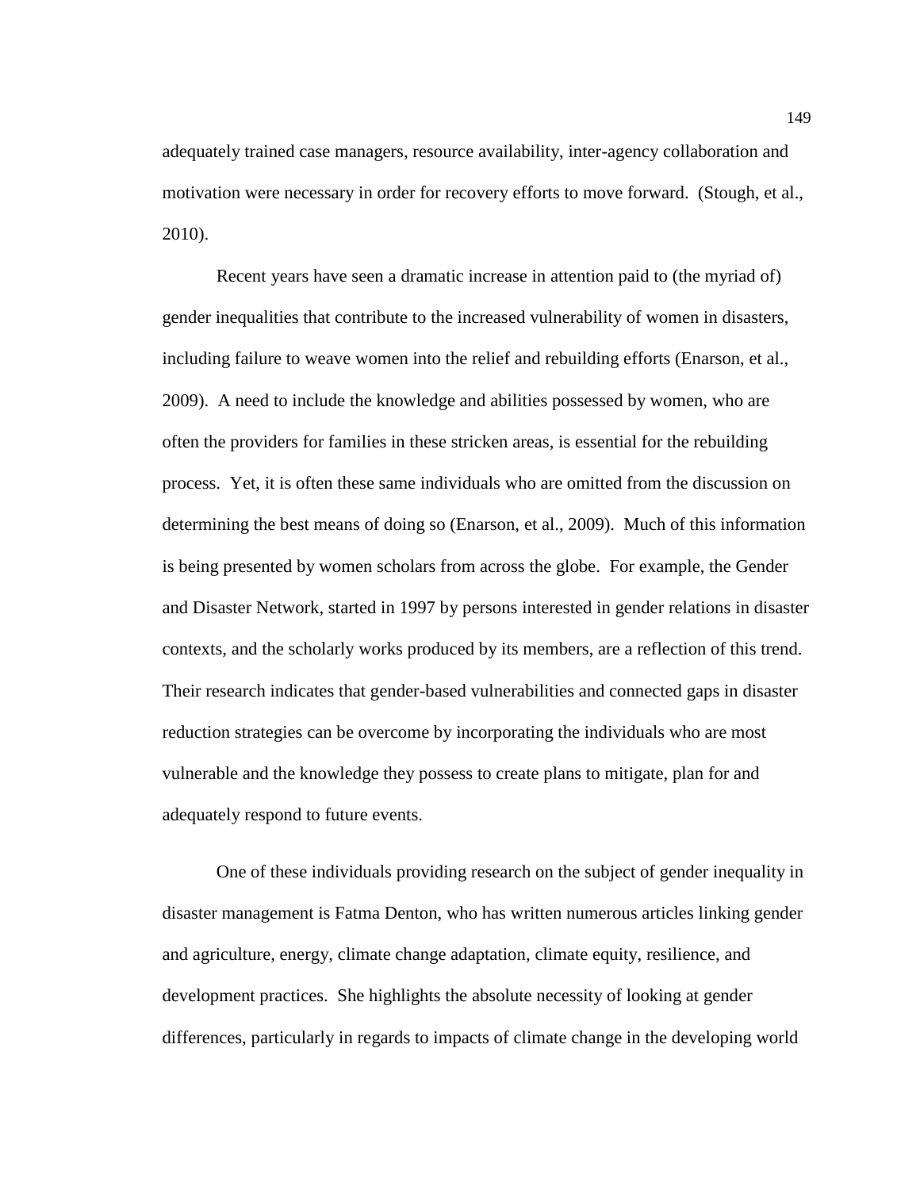adequately trained case managers, resource availability, inter-agency collaboration and motivation were necessary in order for recovery efforts to move forward. (Stough, et al., 2010).

Recent years have seen a dramatic increase in attention paid to (the myriad of) gender inequalities that contribute to the increased vulnerability of women in disasters, including failure to weave women into the relief and rebuilding efforts (Enarson, et al., 2009). A need to include the knowledge and abilities possessed by women, who are often the providers for families in these stricken areas, is essential for the rebuilding process. Yet, it is often these same individuals who are omitted from the discussion on determining the best means of doing so (Enarson, et al., 2009). Much of this information is being presented by women scholars from across the globe. For example, the Gender and Disaster Network, started in 1997 by persons interested in gender relations in disaster contexts, and the scholarly works produced by its members, are a reflection of this trend. Their research indicates that gender-based vulnerabilities and connected gaps in disaster reduction strategies can be overcome by incorporating the individuals who are most vulnerable and the knowledge they possess to create plans to mitigate, plan for and adequately respond to future events.

One of these individuals providing research on the subject of gender inequality in disaster management is Fatma Denton, who has written numerous articles linking gender and agriculture, energy, climate change adaptation, climate equity, resilience, and development practices. She highlights the absolute necessity of looking at gender differences, particularly in regards to impacts of climate change in the developing world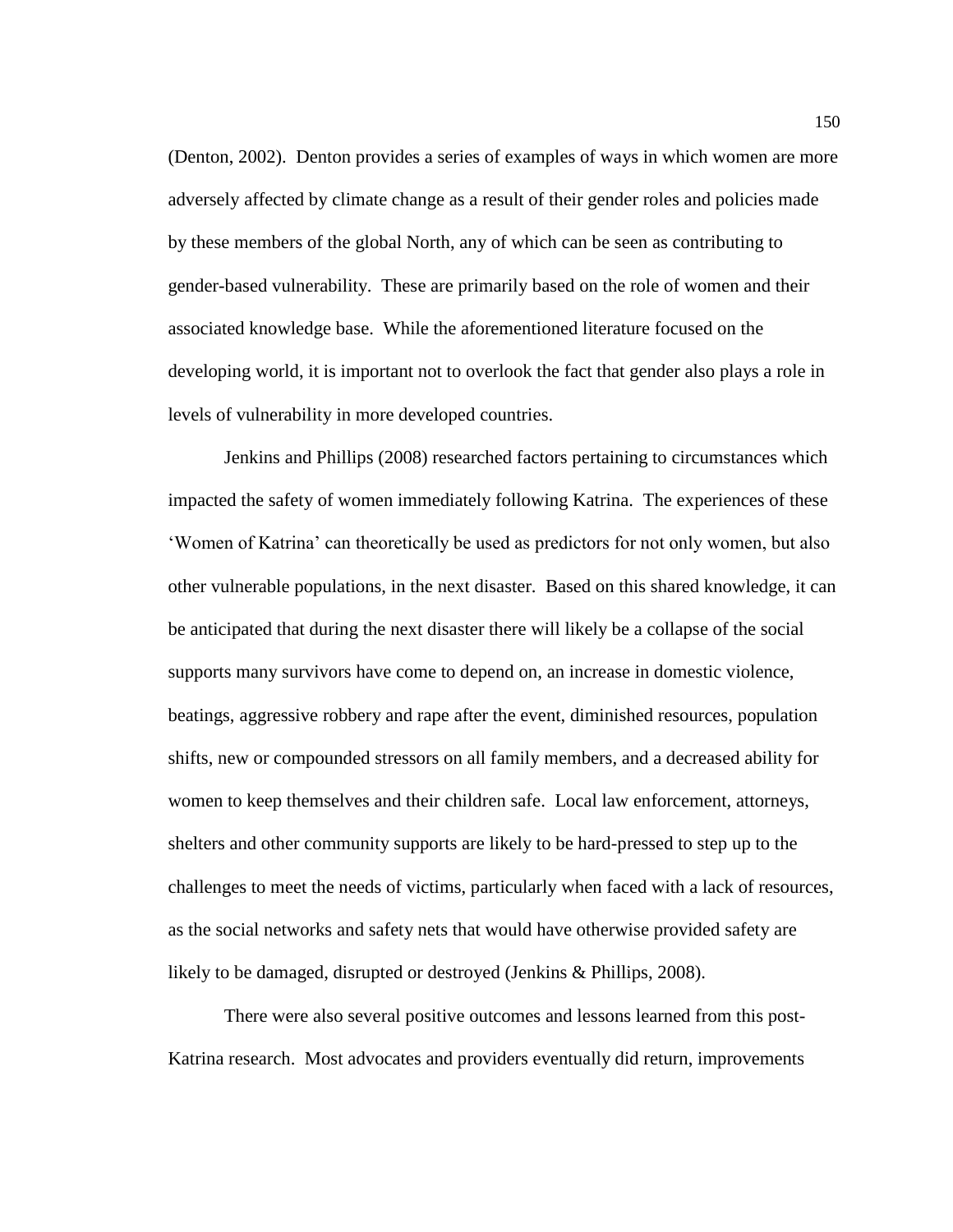(Denton, 2002). Denton provides a series of examples of ways in which women are more adversely affected by climate change as a result of their gender roles and policies made by these members of the global North, any of which can be seen as contributing to gender-based vulnerability. These are primarily based on the role of women and their associated knowledge base. While the aforementioned literature focused on the developing world, it is important not to overlook the fact that gender also plays a role in levels of vulnerability in more developed countries.

Jenkins and Phillips (2008) researched factors pertaining to circumstances which impacted the safety of women immediately following Katrina. The experiences of these 'Women of Katrina' can theoretically be used as predictors for not only women, but also other vulnerable populations, in the next disaster. Based on this shared knowledge, it can be anticipated that during the next disaster there will likely be a collapse of the social supports many survivors have come to depend on, an increase in domestic violence, beatings, aggressive robbery and rape after the event, diminished resources, population shifts, new or compounded stressors on all family members, and a decreased ability for women to keep themselves and their children safe. Local law enforcement, attorneys, shelters and other community supports are likely to be hard-pressed to step up to the challenges to meet the needs of victims, particularly when faced with a lack of resources, as the social networks and safety nets that would have otherwise provided safety are likely to be damaged, disrupted or destroyed (Jenkins & Phillips, 2008).

There were also several positive outcomes and lessons learned from this post-Katrina research. Most advocates and providers eventually did return, improvements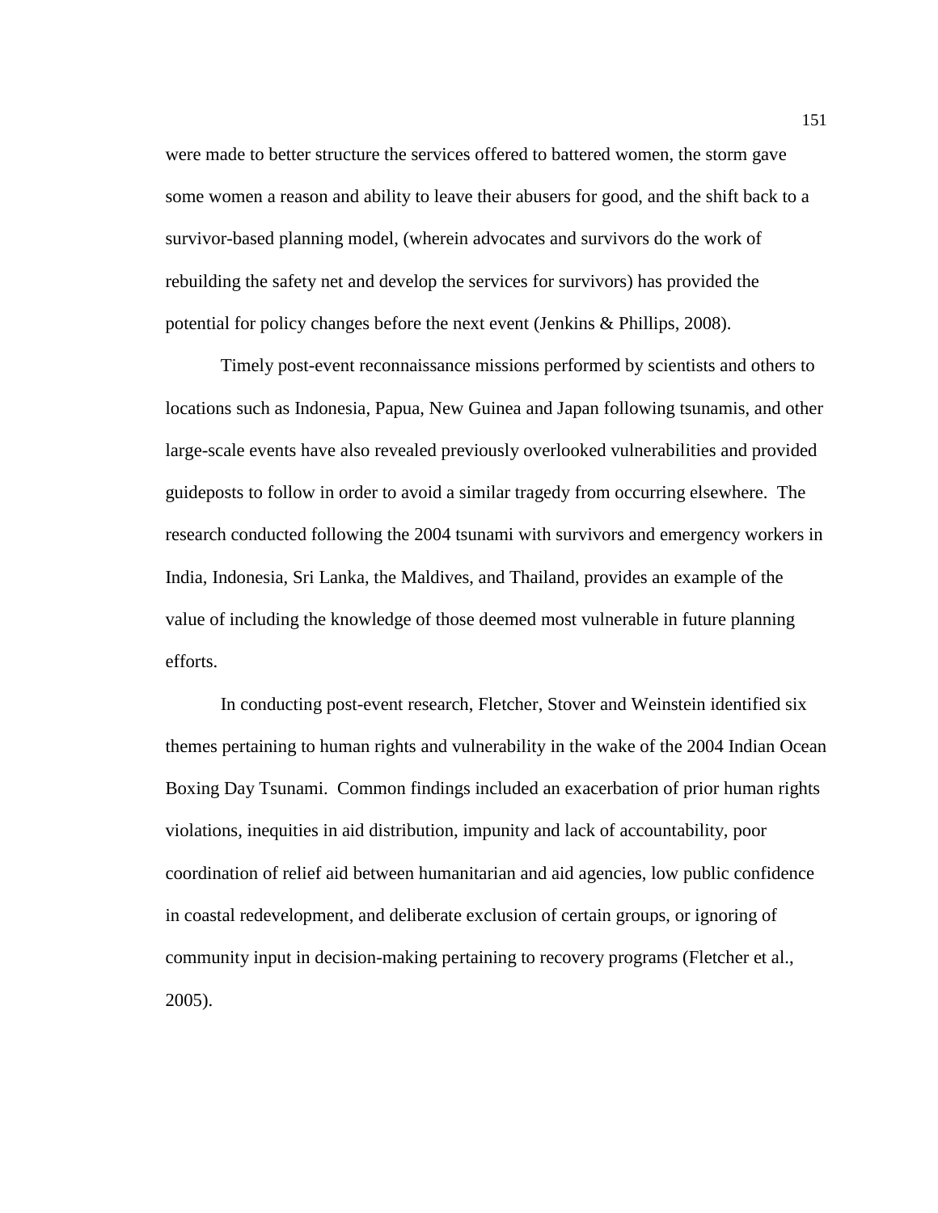were made to better structure the services offered to battered women, the storm gave some women a reason and ability to leave their abusers for good, and the shift back to a survivor-based planning model, (wherein advocates and survivors do the work of rebuilding the safety net and develop the services for survivors) has provided the potential for policy changes before the next event (Jenkins & Phillips, 2008).

Timely post-event reconnaissance missions performed by scientists and others to locations such as Indonesia, Papua, New Guinea and Japan following tsunamis, and other large-scale events have also revealed previously overlooked vulnerabilities and provided guideposts to follow in order to avoid a similar tragedy from occurring elsewhere. The research conducted following the 2004 tsunami with survivors and emergency workers in India, Indonesia, Sri Lanka, the Maldives, and Thailand, provides an example of the value of including the knowledge of those deemed most vulnerable in future planning efforts.

In conducting post-event research, Fletcher, Stover and Weinstein identified six themes pertaining to human rights and vulnerability in the wake of the 2004 Indian Ocean Boxing Day Tsunami. Common findings included an exacerbation of prior human rights violations, inequities in aid distribution, impunity and lack of accountability, poor coordination of relief aid between humanitarian and aid agencies, low public confidence in coastal redevelopment, and deliberate exclusion of certain groups, or ignoring of community input in decision-making pertaining to recovery programs (Fletcher et al., 2005).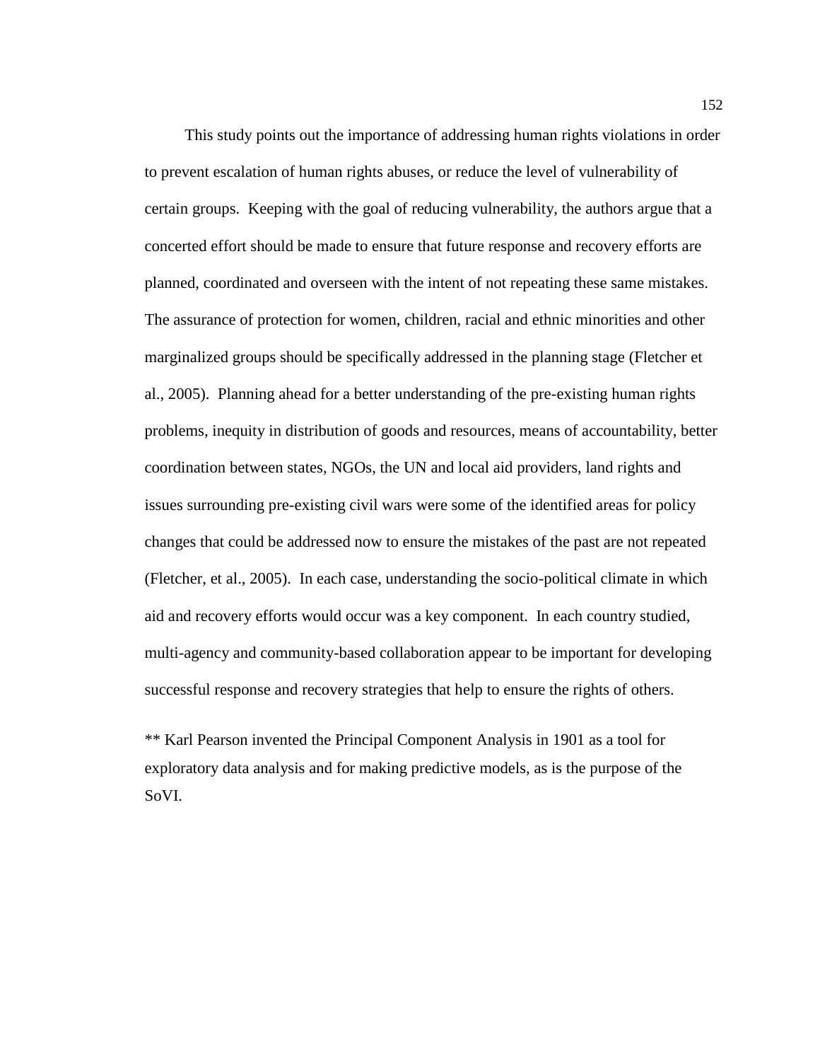This study points out the importance of addressing human rights violations in order to prevent escalation of human rights abuses, or reduce the level of vulnerability of certain groups. Keeping with the goal of reducing vulnerability, the authors argue that a concerted effort should be made to ensure that future response and recovery efforts are planned, coordinated and overseen with the intent of not repeating these same mistakes. The assurance of protection for women, children, racial and ethnic minorities and other marginalized groups should be specifically addressed in the planning stage (Fletcher et al., 2005). Planning ahead for a better understanding of the pre-existing human rights problems, inequity in distribution of goods and resources, means of accountability, better coordination between states, NGOs, the UN and local aid providers, land rights and issues surrounding pre-existing civil wars were some of the identified areas for policy changes that could be addressed now to ensure the mistakes of the past are not repeated (Fletcher, et al., 2005). In each case, understanding the socio-political climate in which aid and recovery efforts would occur was a key component. In each country studied, multi-agency and community-based collaboration appear to be important for developing successful response and recovery strategies that help to ensure the rights of others.

** Karl Pearson invented the Principal Component Analysis in 1901 as a tool for exploratory data analysis and for making predictive models, as is the purpose of the SoVI.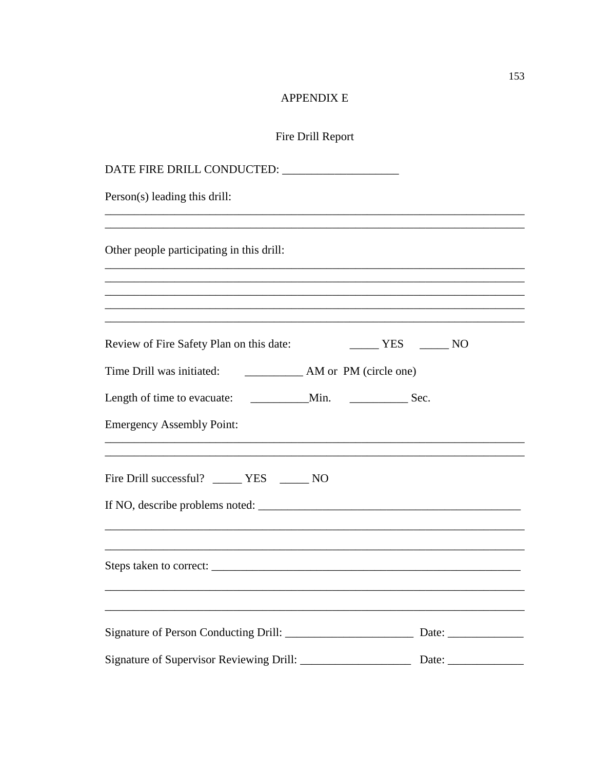# APPENDIX E

## Fire Drill Report

DATE FIRE DRILL CONDUCTED: ____________________

Person(s) leading this drill:

_________________________________________________________________________

_________________________________________________________________________

Other people participating in this drill:

_________________________________________________________________________

_________________________________________________________________________

_________________________________________________________________________

_________________________________________________________________________

_________________________________________________________________________

Review of Fire Safety Plan on this date: _____ YES _____ NO

Time Drill was initiated: __________ AM or PM (circle one)

Length of time to evacuate: __________Min. __________ Sec.

Emergency Assembly Point:

_________________________________________________________________________

_________________________________________________________________________

Fire Drill successful? _____ YES _____ NO

If NO, describe problems noted: _____________________________________________

_________________________________________________________________________

_________________________________________________________________________

Steps taken to correct: ______________________________________________________

_________________________________________________________________________

_________________________________________________________________________

Signature of Person Conducting Drill: ______________________ Date: _____________

Signature of Supervisor Reviewing Drill: ___________________ Date: _____________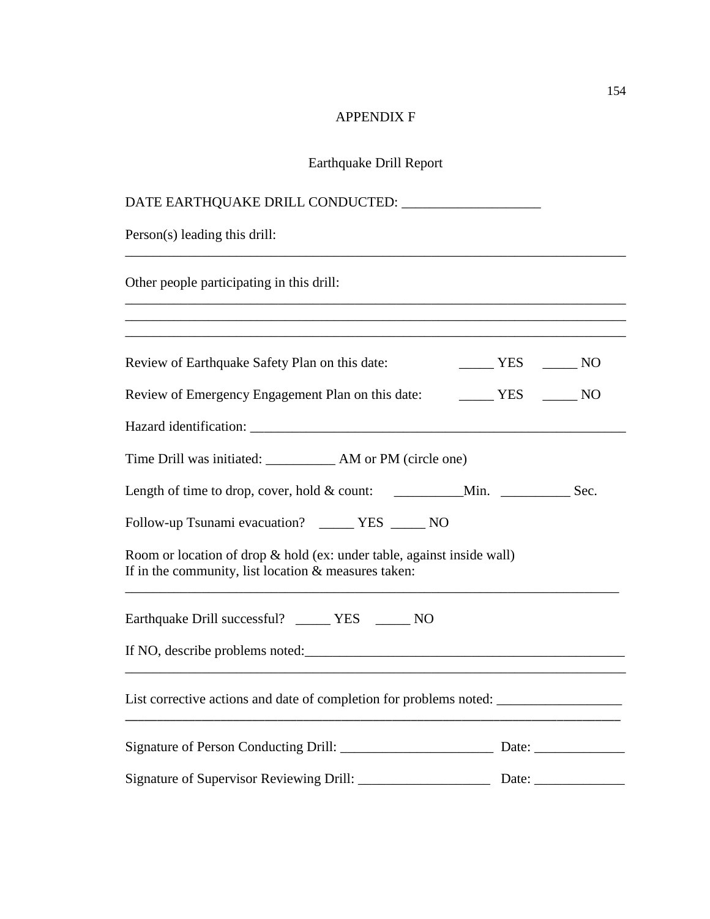# APPENDIX F

## Earthquake Drill Report

DATE EARTHQUAKE DRILL CONDUCTED: ____________________

Person(s) leading this drill:

___________________________________________________________________________

Other people participating in this drill:

___________________________________________________________________________
___________________________________________________________________________
___________________________________________________________________________

Review of Earthquake Safety Plan on this date: _____ YES _____ NO

Review of Emergency Engagement Plan on this date: _____ YES _____ NO

Hazard identification: ___________________________________________________

Time Drill was initiated: __________ AM or PM (circle one)

Length of time to drop, cover, hold & count: __________Min. __________ Sec.

Follow-up Tsunami evacuation? _____ YES _____ NO

Room or location of drop & hold (ex: under table, against inside wall)
If in the community, list location & measures taken:

__________________________________________________________________________

Earthquake Drill successful? _____ YES _____ NO

If NO, describe problems noted:_____________________________________________

___________________________________________________________________________

List corrective actions and date of completion for problems noted: _________________

__________________________________________________________________________

Signature of Person Conducting Drill: ______________________ Date: _____________

Signature of Supervisor Reviewing Drill: ___________________ Date: _____________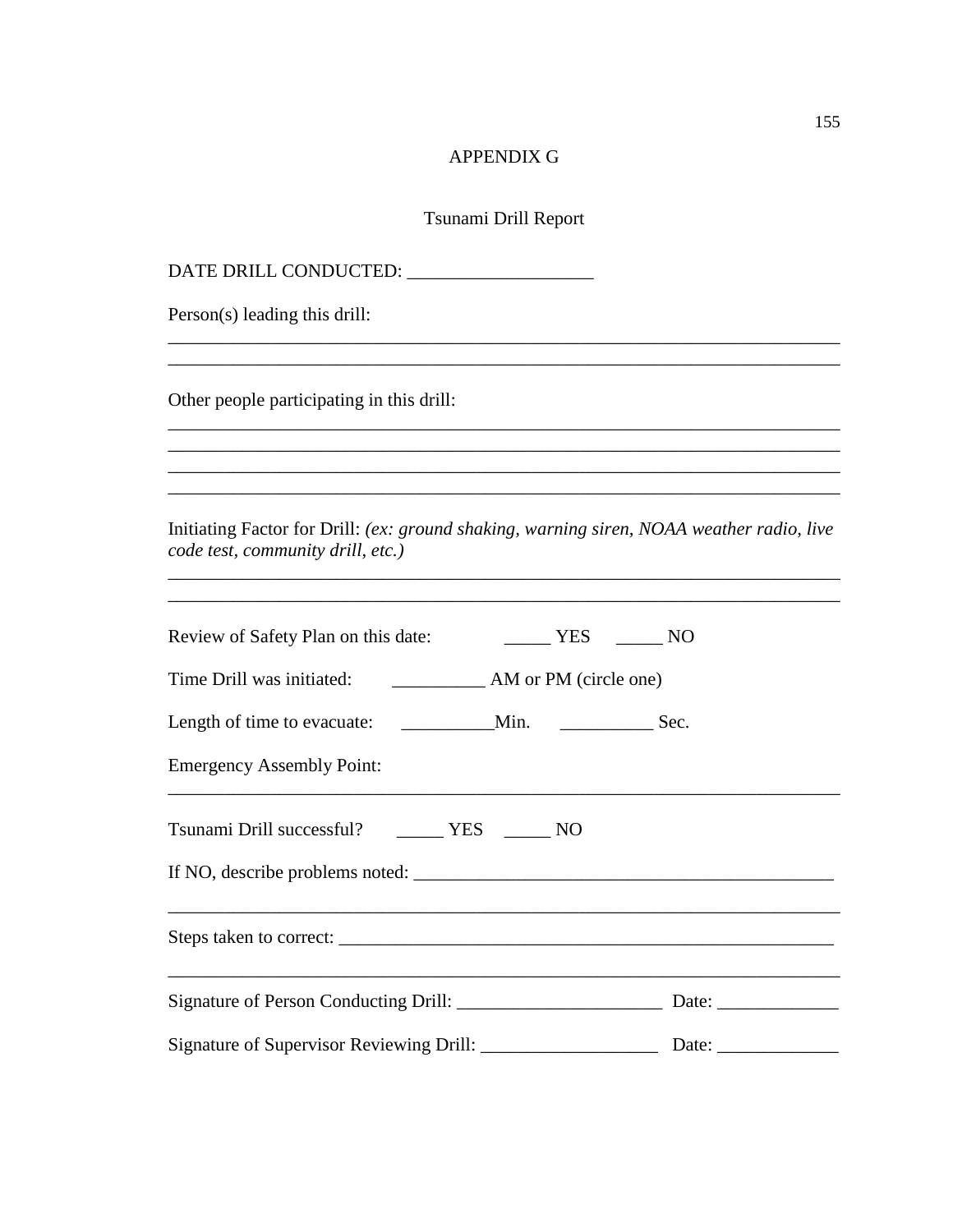# APPENDIX G

## Tsunami Drill Report

DATE DRILL CONDUCTED: ____________________

Person(s) leading this drill:

_________________________________________________________________________

_________________________________________________________________________

Other people participating in this drill:

_________________________________________________________________________

_________________________________________________________________________

_________________________________________________________________________

_________________________________________________________________________

Initiating Factor for Drill: *(ex: ground shaking, warning siren, NOAA weather radio, live code test, community drill, etc.)*

_________________________________________________________________________

_________________________________________________________________________

Review of Safety Plan on this date: _____ YES _____ NO

Time Drill was initiated: __________ AM or PM (circle one)

Length of time to evacuate: __________Min. __________ Sec.

Emergency Assembly Point:

_________________________________________________________________________

Tsunami Drill successful? _____ YES _____ NO

If NO, describe problems noted: _____________________________________________

_________________________________________________________________________

Steps taken to correct: _______________________________________________________

_________________________________________________________________________

Signature of Person Conducting Drill: ______________________ Date: _____________

Signature of Supervisor Reviewing Drill: ___________________ Date: _____________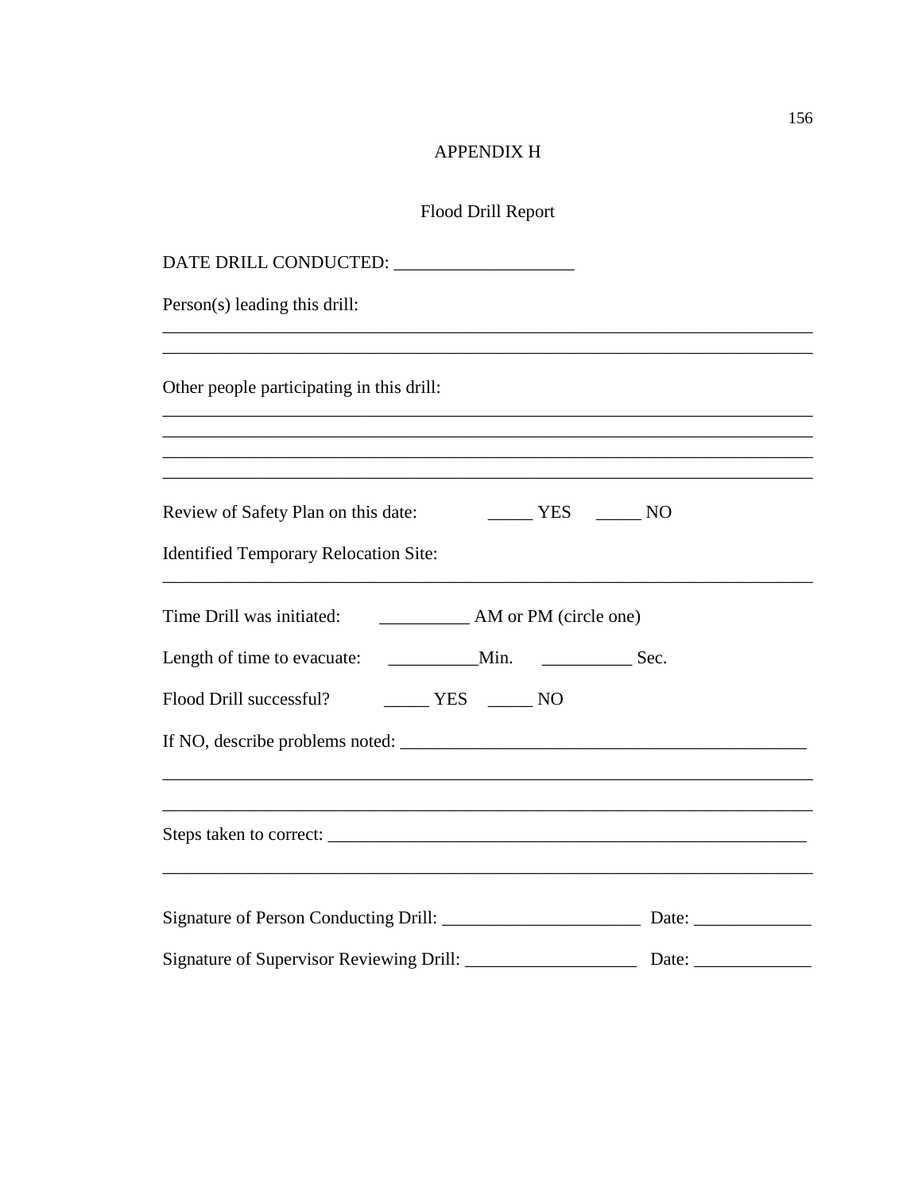# APPENDIX H

## Flood Drill Report

DATE DRILL CONDUCTED: ____________________

Person(s) leading this drill:

____________________________________________________________________________

____________________________________________________________________________

Other people participating in this drill:

____________________________________________________________________________

____________________________________________________________________________

____________________________________________________________________________

____________________________________________________________________________

Review of Safety Plan on this date: _____ YES _____ NO

Identified Temporary Relocation Site:

____________________________________________________________________________

Time Drill was initiated: __________ AM or PM (circle one)

Length of time to evacuate: __________Min. __________ Sec.

Flood Drill successful? _____ YES _____ NO

If NO, describe problems noted: ______________________________________________

____________________________________________________________________________

____________________________________________________________________________

Steps taken to correct: ______________________________________________________

____________________________________________________________________________

Signature of Person Conducting Drill: ______________________ Date: _____________

Signature of Supervisor Reviewing Drill: ___________________ Date: _____________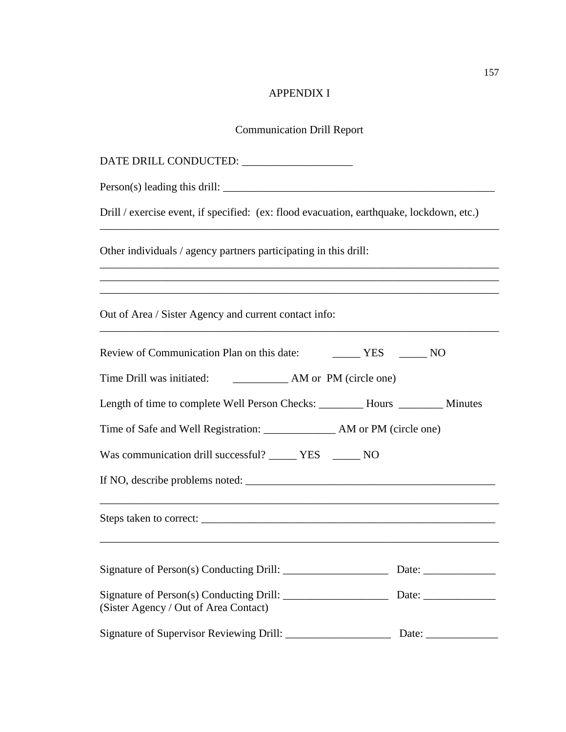# APPENDIX I

## Communication Drill Report

DATE DRILL CONDUCTED: ____________________

Person(s) leading this drill: ___________________________________________________

Drill / exercise event, if specified: (ex: flood evacuation, earthquake, lockdown, etc.)
_____________________________________________________________________________

Other individuals / agency partners participating in this drill:
_____________________________________________________________________________
_____________________________________________________________________________
_____________________________________________________________________________

Out of Area / Sister Agency and current contact info:
_____________________________________________________________________________

Review of Communication Plan on this date: _____ YES _____ NO

Time Drill was initiated: __________ AM or PM (circle one)

Length of time to complete Well Person Checks: ________ Hours ________ Minutes

Time of Safe and Well Registration: _____________ AM or PM (circle one)

Was communication drill successful? _____ YES _____ NO

If NO, describe problems noted: ______________________________________________
_____________________________________________________________________________

Steps taken to correct: ______________________________________________________
_____________________________________________________________________________

Signature of Person(s) Conducting Drill: ___________________ Date: _____________

Signature of Person(s) Conducting Drill: ___________________ Date: _____________
(Sister Agency / Out of Area Contact)

Signature of Supervisor Reviewing Drill: ___________________ Date: _____________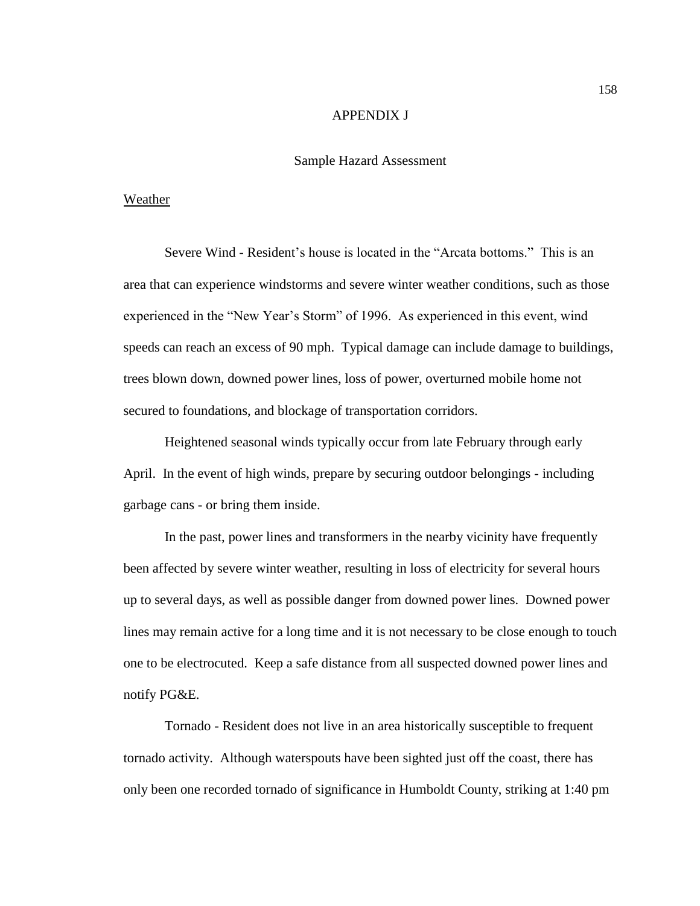# APPENDIX J

## Sample Hazard Assessment

<u>Weather</u>

Severe Wind - Resident's house is located in the "Arcata bottoms." This is an area that can experience windstorms and severe winter weather conditions, such as those experienced in the "New Year's Storm" of 1996. As experienced in this event, wind speeds can reach an excess of 90 mph. Typical damage can include damage to buildings, trees blown down, downed power lines, loss of power, overturned mobile home not secured to foundations, and blockage of transportation corridors.

Heightened seasonal winds typically occur from late February through early April. In the event of high winds, prepare by securing outdoor belongings - including garbage cans - or bring them inside.

In the past, power lines and transformers in the nearby vicinity have frequently been affected by severe winter weather, resulting in loss of electricity for several hours up to several days, as well as possible danger from downed power lines. Downed power lines may remain active for a long time and it is not necessary to be close enough to touch one to be electrocuted. Keep a safe distance from all suspected downed power lines and notify PG&E.

Tornado - Resident does not live in an area historically susceptible to frequent tornado activity. Although waterspouts have been sighted just off the coast, there has only been one recorded tornado of significance in Humboldt County, striking at 1:40 pm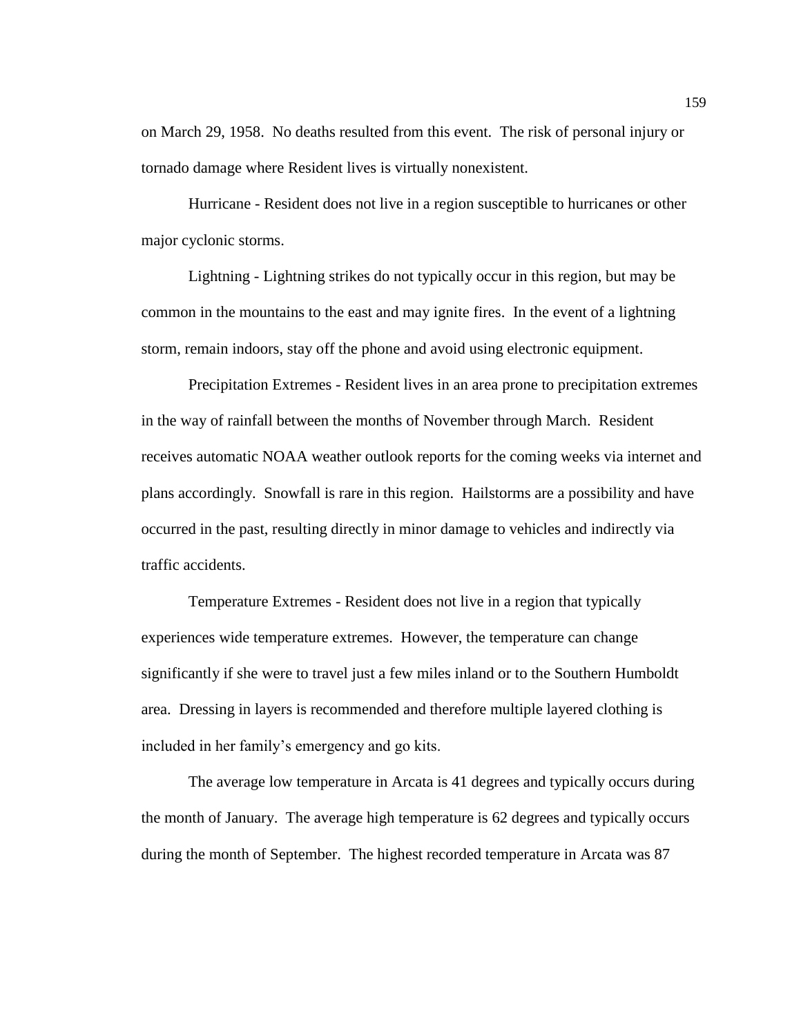on March 29, 1958. No deaths resulted from this event. The risk of personal injury or tornado damage where Resident lives is virtually nonexistent.

Hurricane - Resident does not live in a region susceptible to hurricanes or other major cyclonic storms.

Lightning - Lightning strikes do not typically occur in this region, but may be common in the mountains to the east and may ignite fires. In the event of a lightning storm, remain indoors, stay off the phone and avoid using electronic equipment.

Precipitation Extremes - Resident lives in an area prone to precipitation extremes in the way of rainfall between the months of November through March. Resident receives automatic NOAA weather outlook reports for the coming weeks via internet and plans accordingly. Snowfall is rare in this region. Hailstorms are a possibility and have occurred in the past, resulting directly in minor damage to vehicles and indirectly via traffic accidents.

Temperature Extremes - Resident does not live in a region that typically experiences wide temperature extremes. However, the temperature can change significantly if she were to travel just a few miles inland or to the Southern Humboldt area. Dressing in layers is recommended and therefore multiple layered clothing is included in her family's emergency and go kits.

The average low temperature in Arcata is 41 degrees and typically occurs during the month of January. The average high temperature is 62 degrees and typically occurs during the month of September. The highest recorded temperature in Arcata was 87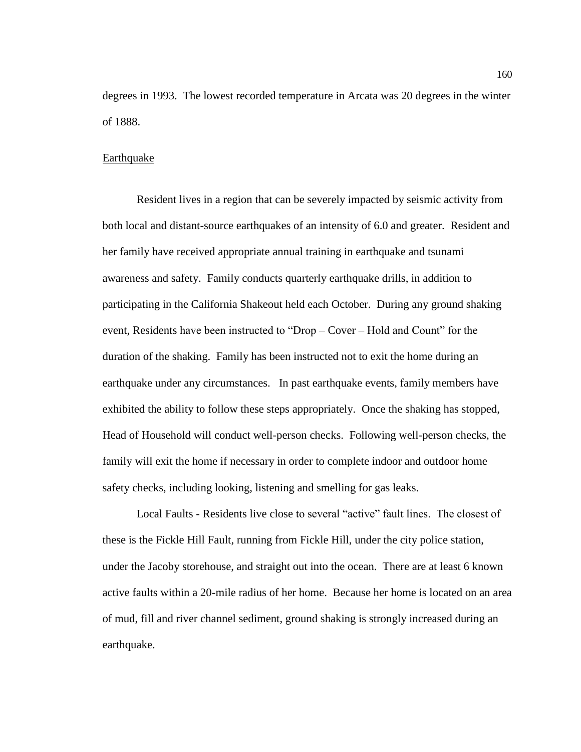degrees in 1993. The lowest recorded temperature in Arcata was 20 degrees in the winter of 1888.

<u>Earthquake</u>

Resident lives in a region that can be severely impacted by seismic activity from both local and distant-source earthquakes of an intensity of 6.0 and greater. Resident and her family have received appropriate annual training in earthquake and tsunami awareness and safety. Family conducts quarterly earthquake drills, in addition to participating in the California Shakeout held each October. During any ground shaking event, Residents have been instructed to "Drop – Cover – Hold and Count" for the duration of the shaking. Family has been instructed not to exit the home during an earthquake under any circumstances. In past earthquake events, family members have exhibited the ability to follow these steps appropriately. Once the shaking has stopped, Head of Household will conduct well-person checks. Following well-person checks, the family will exit the home if necessary in order to complete indoor and outdoor home safety checks, including looking, listening and smelling for gas leaks.

Local Faults - Residents live close to several "active" fault lines. The closest of these is the Fickle Hill Fault, running from Fickle Hill, under the city police station, under the Jacoby storehouse, and straight out into the ocean. There are at least 6 known active faults within a 20-mile radius of her home. Because her home is located on an area of mud, fill and river channel sediment, ground shaking is strongly increased during an earthquake.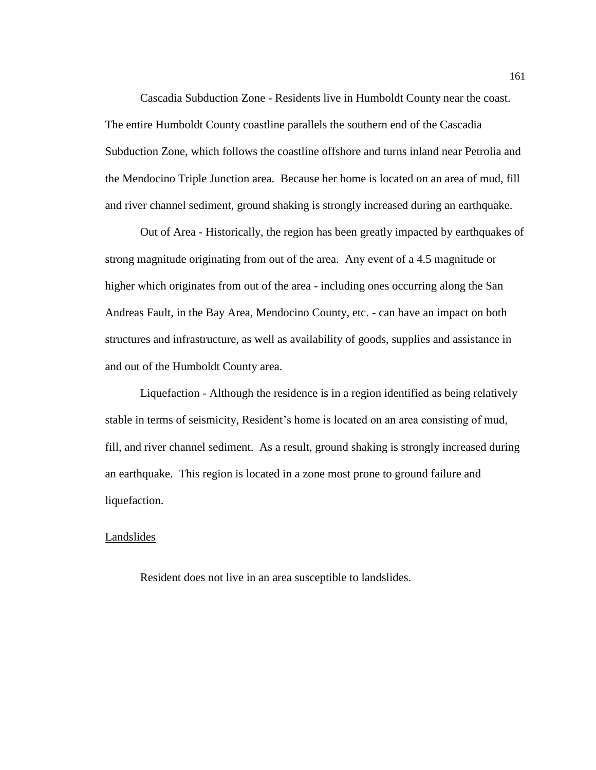Cascadia Subduction Zone - Residents live in Humboldt County near the coast. The entire Humboldt County coastline parallels the southern end of the Cascadia Subduction Zone, which follows the coastline offshore and turns inland near Petrolia and the Mendocino Triple Junction area. Because her home is located on an area of mud, fill and river channel sediment, ground shaking is strongly increased during an earthquake.

Out of Area - Historically, the region has been greatly impacted by earthquakes of strong magnitude originating from out of the area. Any event of a 4.5 magnitude or higher which originates from out of the area - including ones occurring along the San Andreas Fault, in the Bay Area, Mendocino County, etc. - can have an impact on both structures and infrastructure, as well as availability of goods, supplies and assistance in and out of the Humboldt County area.

Liquefaction - Although the residence is in a region identified as being relatively stable in terms of seismicity, Resident's home is located on an area consisting of mud, fill, and river channel sediment. As a result, ground shaking is strongly increased during an earthquake. This region is located in a zone most prone to ground failure and liquefaction.

Landslides

Resident does not live in an area susceptible to landslides.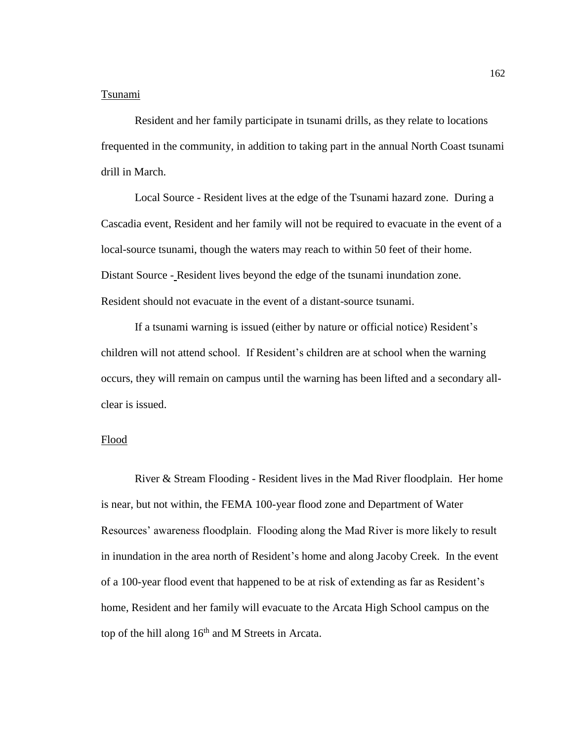Tsunami

Resident and her family participate in tsunami drills, as they relate to locations frequented in the community, in addition to taking part in the annual North Coast tsunami drill in March.

Local Source - Resident lives at the edge of the Tsunami hazard zone. During a Cascadia event, Resident and her family will not be required to evacuate in the event of a local-source tsunami, though the waters may reach to within 50 feet of their home. Distant Source - Resident lives beyond the edge of the tsunami inundation zone. Resident should not evacuate in the event of a distant-source tsunami.

If a tsunami warning is issued (either by nature or official notice) Resident's children will not attend school. If Resident's children are at school when the warning occurs, they will remain on campus until the warning has been lifted and a secondary all-clear is issued.

Flood

River & Stream Flooding - Resident lives in the Mad River floodplain. Her home is near, but not within, the FEMA 100-year flood zone and Department of Water Resources' awareness floodplain. Flooding along the Mad River is more likely to result in inundation in the area north of Resident's home and along Jacoby Creek. In the event of a 100-year flood event that happened to be at risk of extending as far as Resident's home, Resident and her family will evacuate to the Arcata High School campus on the top of the hill along 16th and M Streets in Arcata.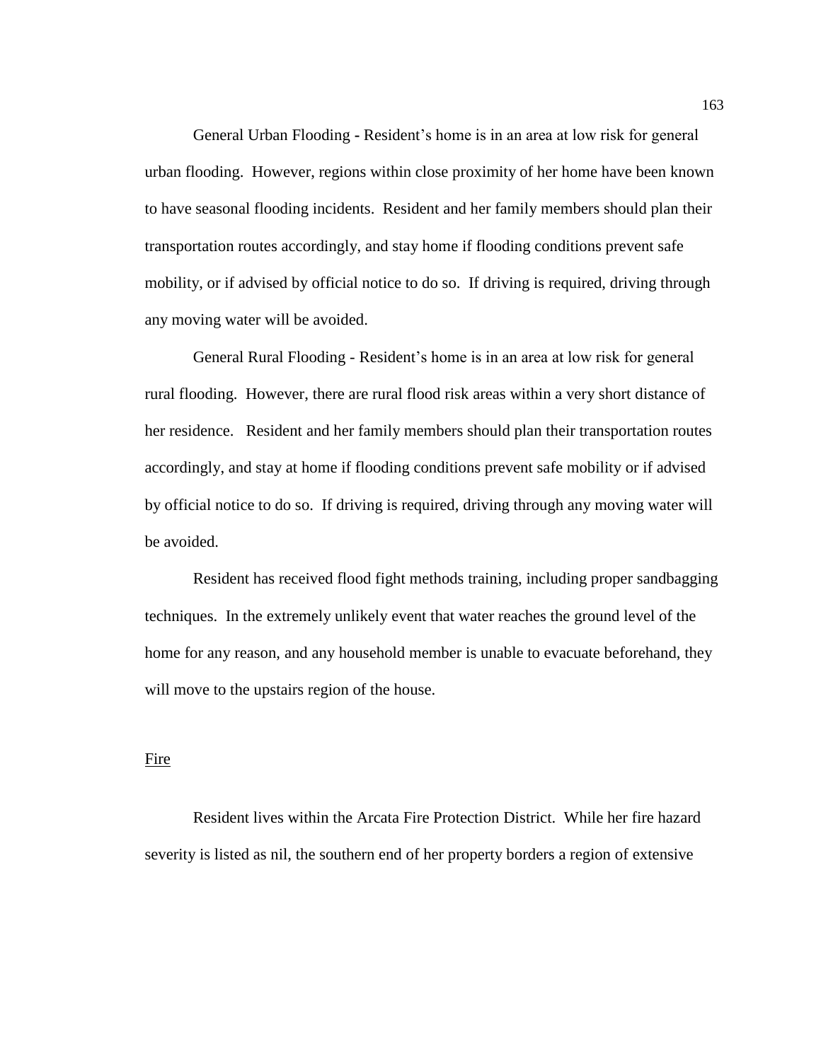General Urban Flooding - Resident's home is in an area at low risk for general urban flooding. However, regions within close proximity of her home have been known to have seasonal flooding incidents. Resident and her family members should plan their transportation routes accordingly, and stay home if flooding conditions prevent safe mobility, or if advised by official notice to do so. If driving is required, driving through any moving water will be avoided.

General Rural Flooding - Resident's home is in an area at low risk for general rural flooding. However, there are rural flood risk areas within a very short distance of her residence. Resident and her family members should plan their transportation routes accordingly, and stay at home if flooding conditions prevent safe mobility or if advised by official notice to do so. If driving is required, driving through any moving water will be avoided.

Resident has received flood fight methods training, including proper sandbagging techniques. In the extremely unlikely event that water reaches the ground level of the home for any reason, and any household member is unable to evacuate beforehand, they will move to the upstairs region of the house.

Fire

Resident lives within the Arcata Fire Protection District. While her fire hazard severity is listed as nil, the southern end of her property borders a region of extensive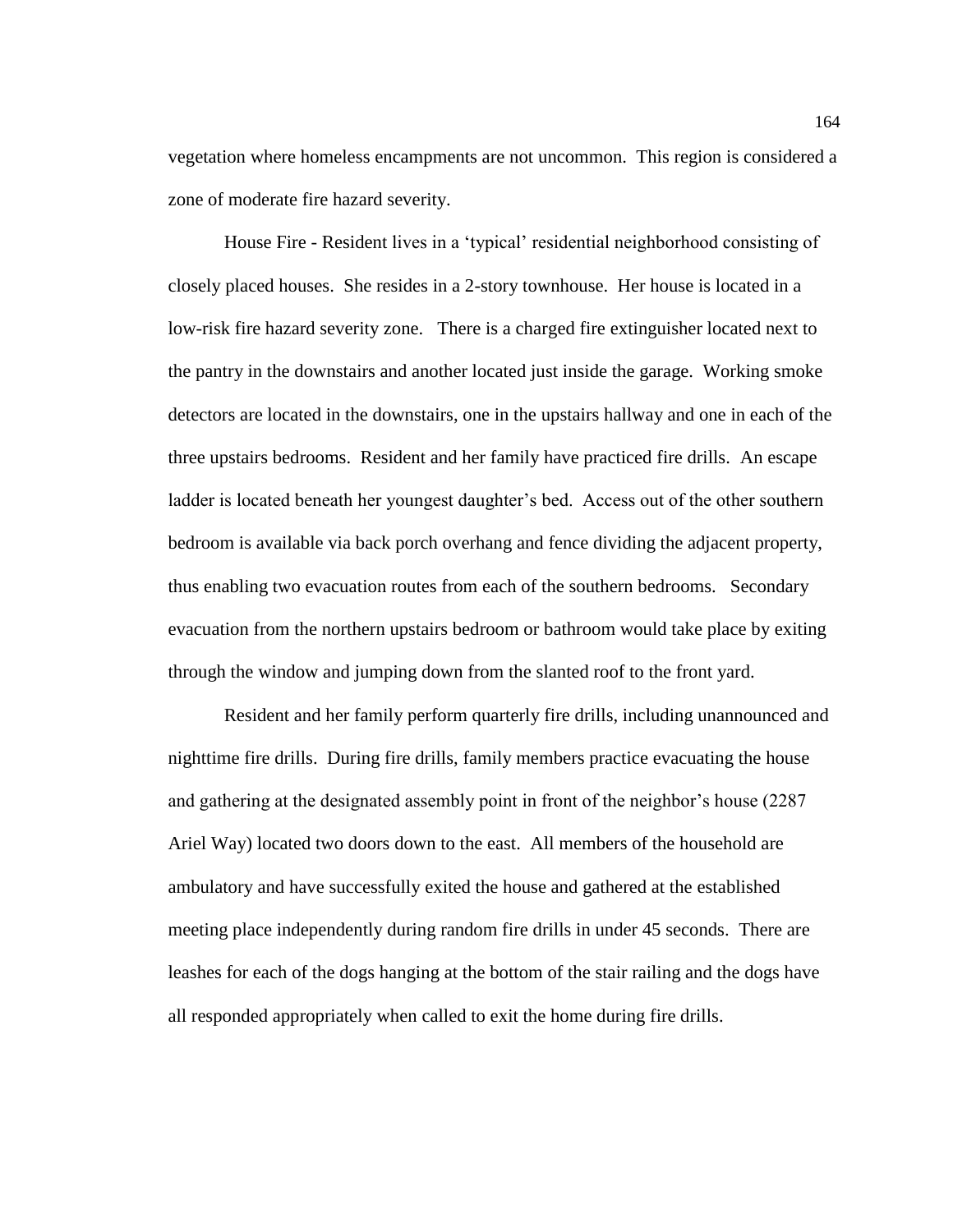vegetation where homeless encampments are not uncommon. This region is considered a zone of moderate fire hazard severity.

House Fire - Resident lives in a 'typical' residential neighborhood consisting of closely placed houses. She resides in a 2-story townhouse. Her house is located in a low-risk fire hazard severity zone. There is a charged fire extinguisher located next to the pantry in the downstairs and another located just inside the garage. Working smoke detectors are located in the downstairs, one in the upstairs hallway and one in each of the three upstairs bedrooms. Resident and her family have practiced fire drills. An escape ladder is located beneath her youngest daughter's bed. Access out of the other southern bedroom is available via back porch overhang and fence dividing the adjacent property, thus enabling two evacuation routes from each of the southern bedrooms. Secondary evacuation from the northern upstairs bedroom or bathroom would take place by exiting through the window and jumping down from the slanted roof to the front yard.

Resident and her family perform quarterly fire drills, including unannounced and nighttime fire drills. During fire drills, family members practice evacuating the house and gathering at the designated assembly point in front of the neighbor's house (2287 Ariel Way) located two doors down to the east. All members of the household are ambulatory and have successfully exited the house and gathered at the established meeting place independently during random fire drills in under 45 seconds. There are leashes for each of the dogs hanging at the bottom of the stair railing and the dogs have all responded appropriately when called to exit the home during fire drills.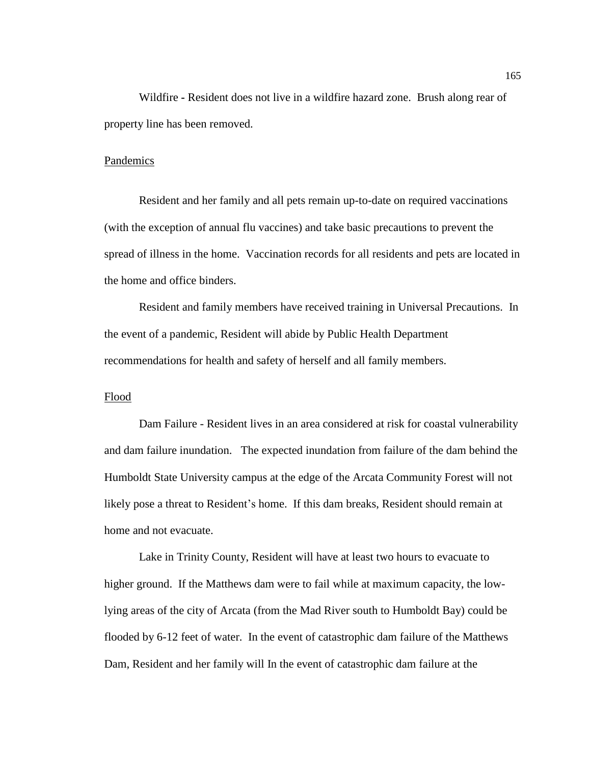Wildfire - Resident does not live in a wildfire hazard zone. Brush along rear of property line has been removed.

Pandemics

Resident and her family and all pets remain up-to-date on required vaccinations (with the exception of annual flu vaccines) and take basic precautions to prevent the spread of illness in the home. Vaccination records for all residents and pets are located in the home and office binders.

Resident and family members have received training in Universal Precautions. In the event of a pandemic, Resident will abide by Public Health Department recommendations for health and safety of herself and all family members.

Flood

Dam Failure - Resident lives in an area considered at risk for coastal vulnerability and dam failure inundation. The expected inundation from failure of the dam behind the Humboldt State University campus at the edge of the Arcata Community Forest will not likely pose a threat to Resident's home. If this dam breaks, Resident should remain at home and not evacuate.

Lake in Trinity County, Resident will have at least two hours to evacuate to higher ground. If the Matthews dam were to fail while at maximum capacity, the low-lying areas of the city of Arcata (from the Mad River south to Humboldt Bay) could be flooded by 6-12 feet of water. In the event of catastrophic dam failure of the Matthews Dam, Resident and her family will In the event of catastrophic dam failure at the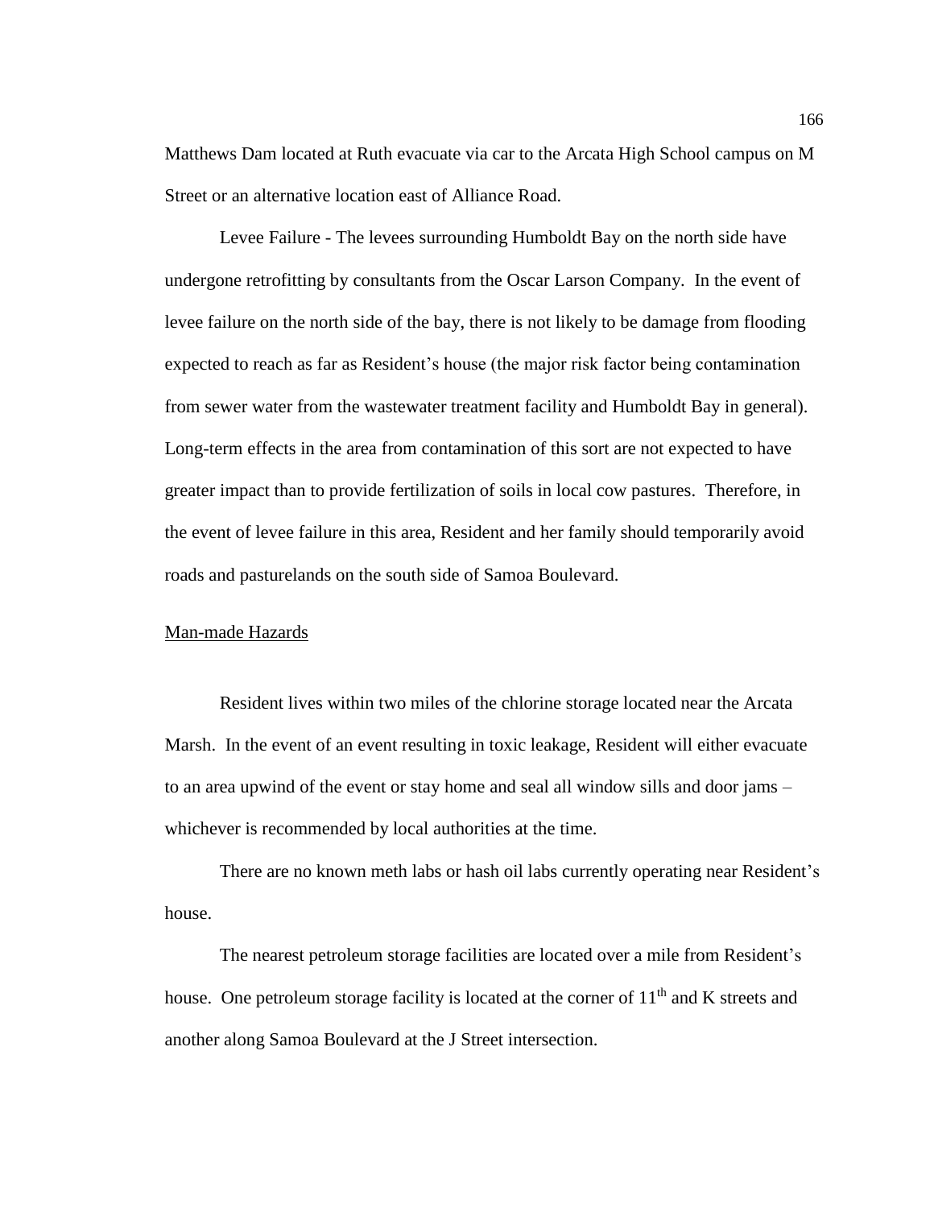Matthews Dam located at Ruth evacuate via car to the Arcata High School campus on M Street or an alternative location east of Alliance Road.

Levee Failure - The levees surrounding Humboldt Bay on the north side have undergone retrofitting by consultants from the Oscar Larson Company. In the event of levee failure on the north side of the bay, there is not likely to be damage from flooding expected to reach as far as Resident's house (the major risk factor being contamination from sewer water from the wastewater treatment facility and Humboldt Bay in general). Long-term effects in the area from contamination of this sort are not expected to have greater impact than to provide fertilization of soils in local cow pastures. Therefore, in the event of levee failure in this area, Resident and her family should temporarily avoid roads and pasturelands on the south side of Samoa Boulevard.

<u>Man-made Hazards</u>

Resident lives within two miles of the chlorine storage located near the Arcata Marsh. In the event of an event resulting in toxic leakage, Resident will either evacuate to an area upwind of the event or stay home and seal all window sills and door jams – whichever is recommended by local authorities at the time.

There are no known meth labs or hash oil labs currently operating near Resident's house.

The nearest petroleum storage facilities are located over a mile from Resident's house. One petroleum storage facility is located at the corner of 11th and K streets and another along Samoa Boulevard at the J Street intersection.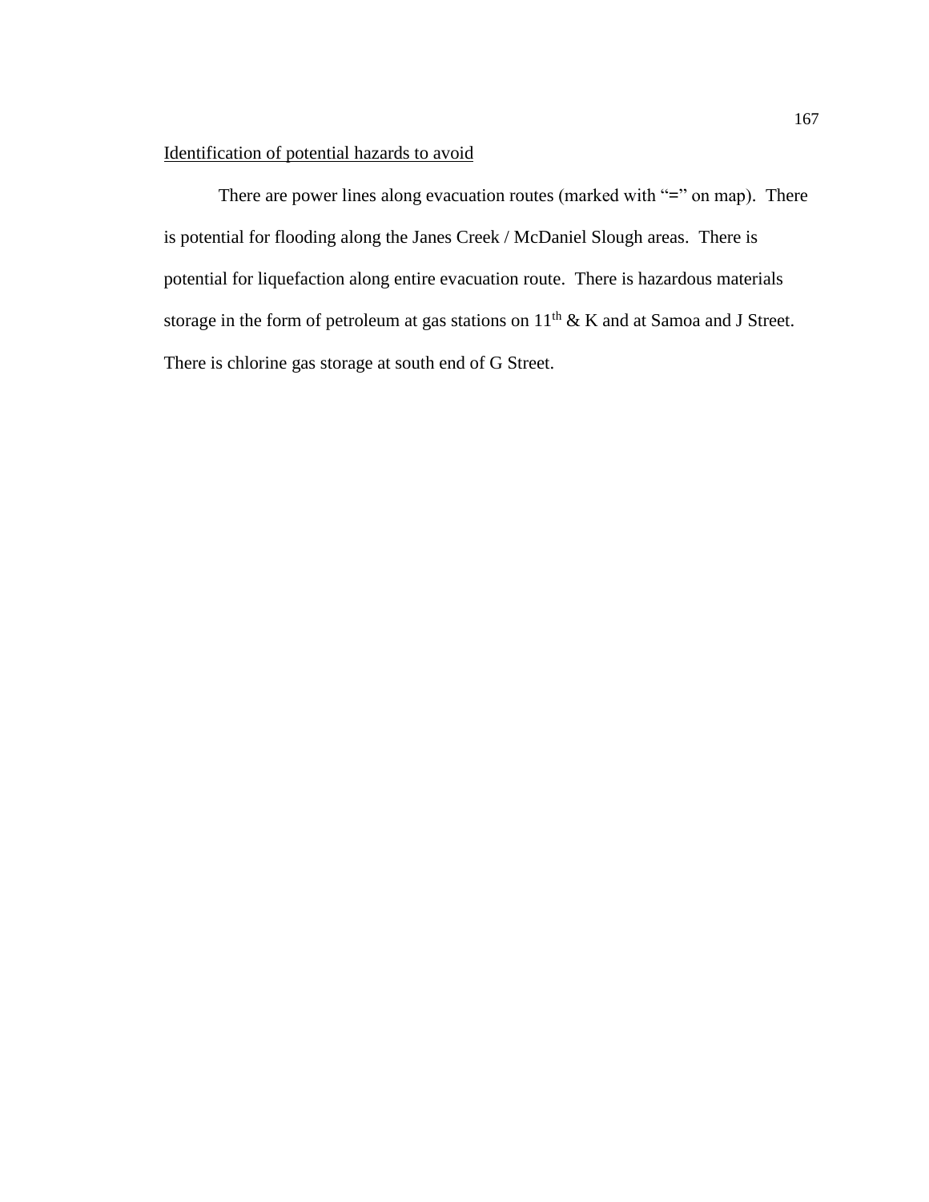Identification of potential hazards to avoid

There are power lines along evacuation routes (marked with "=" on map). There is potential for flooding along the Janes Creek / McDaniel Slough areas. There is potential for liquefaction along entire evacuation route. There is hazardous materials storage in the form of petroleum at gas stations on 11th & K and at Samoa and J Street. There is chlorine gas storage at south end of G Street.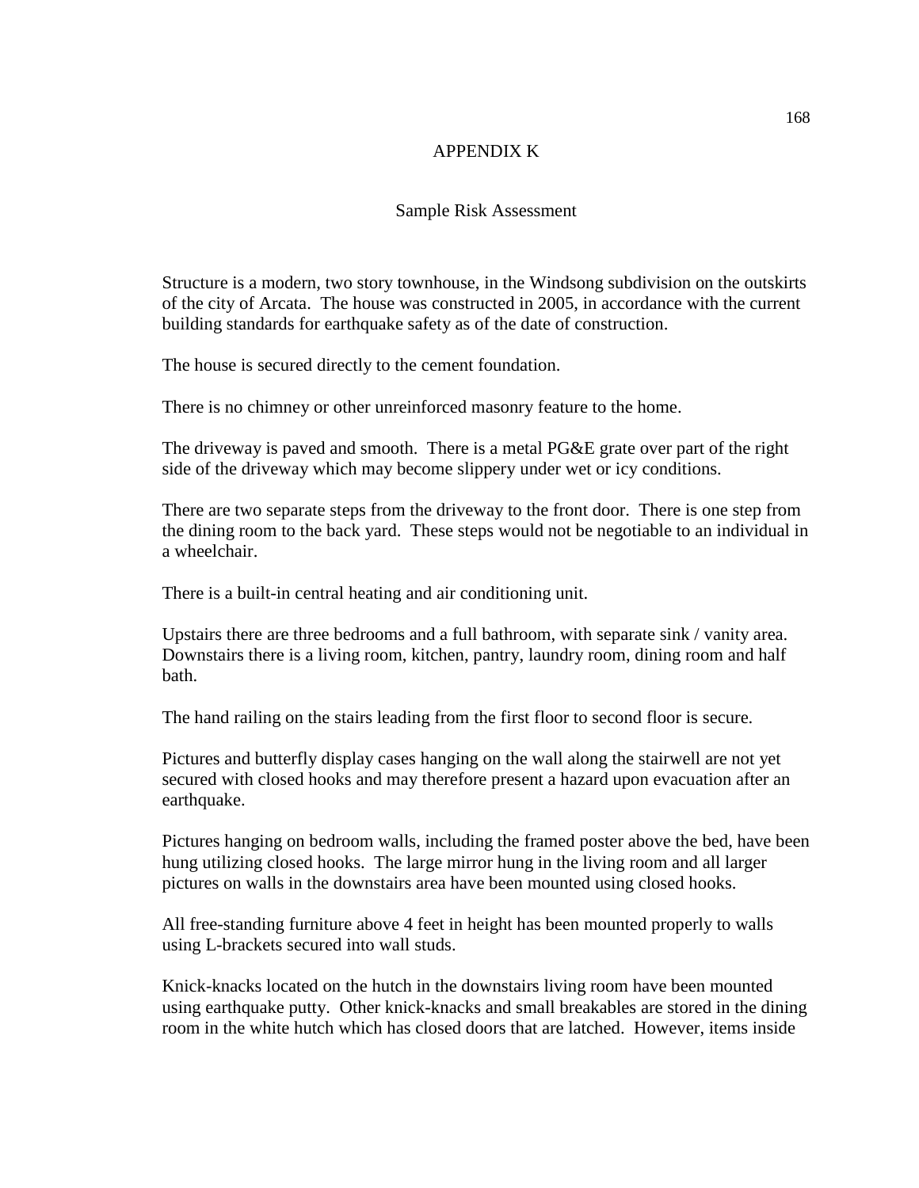# APPENDIX K

## Sample Risk Assessment

Structure is a modern, two story townhouse, in the Windsong subdivision on the outskirts of the city of Arcata. The house was constructed in 2005, in accordance with the current building standards for earthquake safety as of the date of construction.

The house is secured directly to the cement foundation.

There is no chimney or other unreinforced masonry feature to the home.

The driveway is paved and smooth. There is a metal PG&E grate over part of the right side of the driveway which may become slippery under wet or icy conditions.

There are two separate steps from the driveway to the front door. There is one step from the dining room to the back yard. These steps would not be negotiable to an individual in a wheelchair.

There is a built-in central heating and air conditioning unit.

Upstairs there are three bedrooms and a full bathroom, with separate sink / vanity area. Downstairs there is a living room, kitchen, pantry, laundry room, dining room and half bath.

The hand railing on the stairs leading from the first floor to second floor is secure.

Pictures and butterfly display cases hanging on the wall along the stairwell are not yet secured with closed hooks and may therefore present a hazard upon evacuation after an earthquake.

Pictures hanging on bedroom walls, including the framed poster above the bed, have been hung utilizing closed hooks. The large mirror hung in the living room and all larger pictures on walls in the downstairs area have been mounted using closed hooks.

All free-standing furniture above 4 feet in height has been mounted properly to walls using L-brackets secured into wall studs.

Knick-knacks located on the hutch in the downstairs living room have been mounted using earthquake putty. Other knick-knacks and small breakables are stored in the dining room in the white hutch which has closed doors that are latched. However, items inside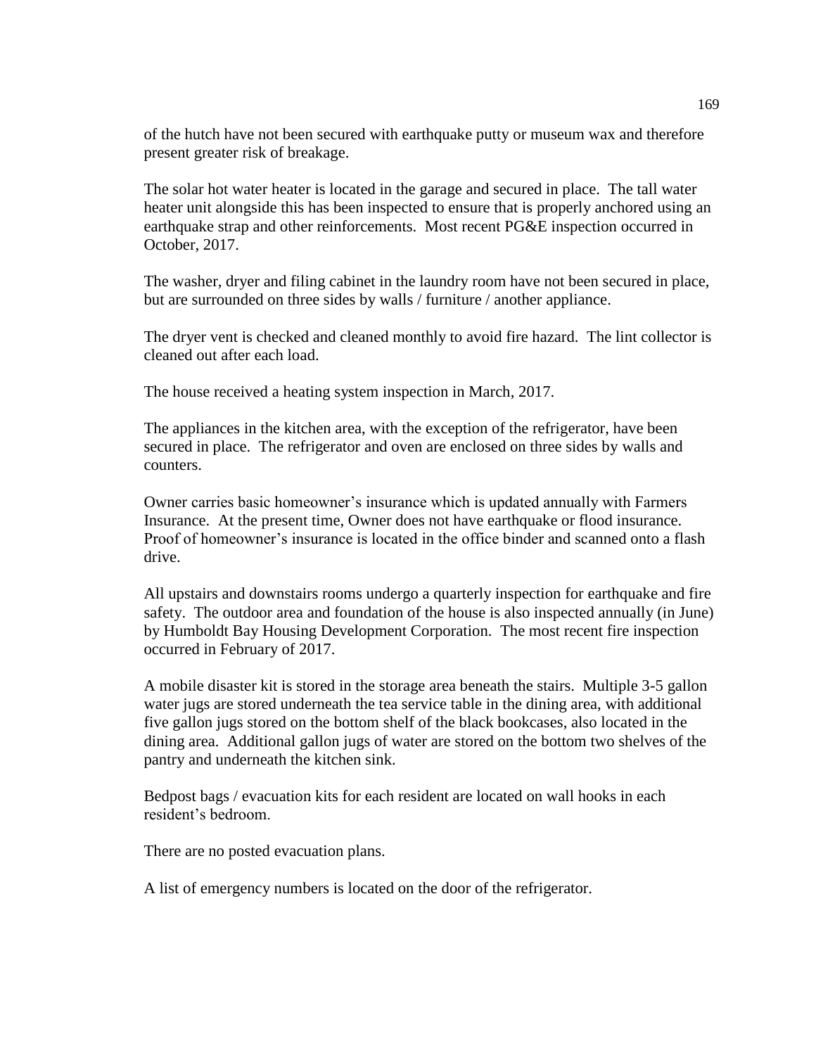of the hutch have not been secured with earthquake putty or museum wax and therefore present greater risk of breakage.

The solar hot water heater is located in the garage and secured in place. The tall water heater unit alongside this has been inspected to ensure that is properly anchored using an earthquake strap and other reinforcements. Most recent PG&E inspection occurred in October, 2017.

The washer, dryer and filing cabinet in the laundry room have not been secured in place, but are surrounded on three sides by walls / furniture / another appliance.

The dryer vent is checked and cleaned monthly to avoid fire hazard. The lint collector is cleaned out after each load.

The house received a heating system inspection in March, 2017.

The appliances in the kitchen area, with the exception of the refrigerator, have been secured in place. The refrigerator and oven are enclosed on three sides by walls and counters.

Owner carries basic homeowner's insurance which is updated annually with Farmers Insurance. At the present time, Owner does not have earthquake or flood insurance. Proof of homeowner's insurance is located in the office binder and scanned onto a flash drive.

All upstairs and downstairs rooms undergo a quarterly inspection for earthquake and fire safety. The outdoor area and foundation of the house is also inspected annually (in June) by Humboldt Bay Housing Development Corporation. The most recent fire inspection occurred in February of 2017.

A mobile disaster kit is stored in the storage area beneath the stairs. Multiple 3-5 gallon water jugs are stored underneath the tea service table in the dining area, with additional five gallon jugs stored on the bottom shelf of the black bookcases, also located in the dining area. Additional gallon jugs of water are stored on the bottom two shelves of the pantry and underneath the kitchen sink.

Bedpost bags / evacuation kits for each resident are located on wall hooks in each resident's bedroom.

There are no posted evacuation plans.

A list of emergency numbers is located on the door of the refrigerator.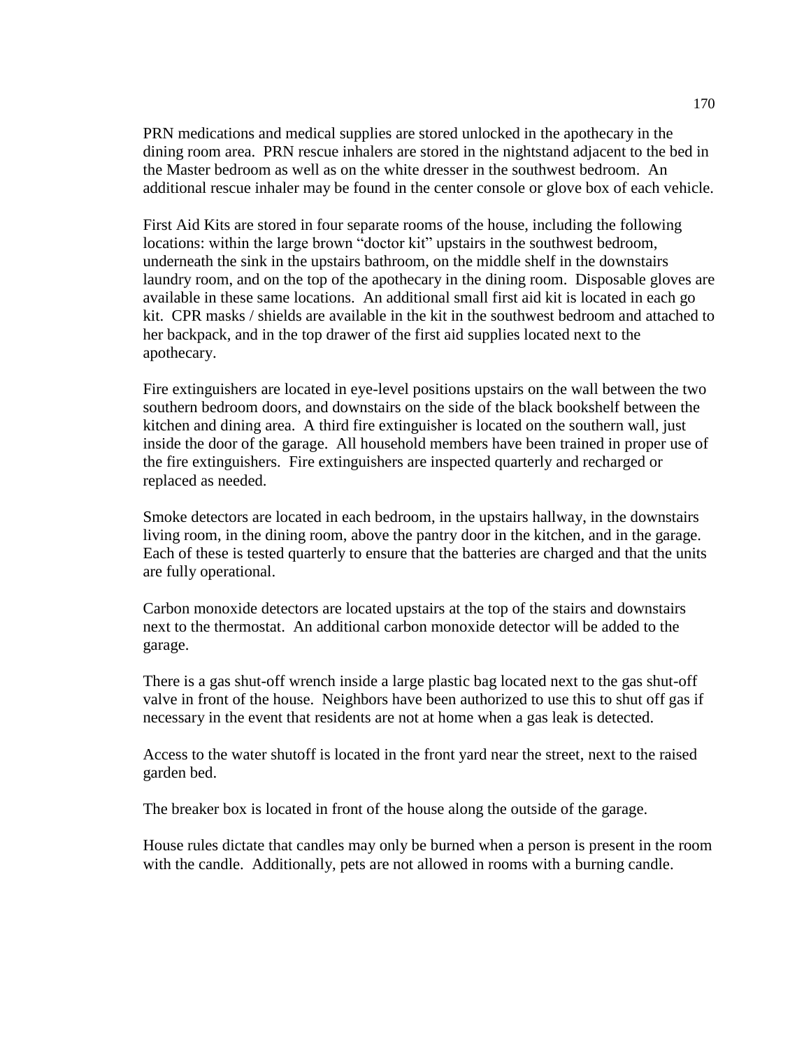PRN medications and medical supplies are stored unlocked in the apothecary in the dining room area. PRN rescue inhalers are stored in the nightstand adjacent to the bed in the Master bedroom as well as on the white dresser in the southwest bedroom. An additional rescue inhaler may be found in the center console or glove box of each vehicle.

First Aid Kits are stored in four separate rooms of the house, including the following locations: within the large brown "doctor kit" upstairs in the southwest bedroom, underneath the sink in the upstairs bathroom, on the middle shelf in the downstairs laundry room, and on the top of the apothecary in the dining room. Disposable gloves are available in these same locations. An additional small first aid kit is located in each go kit. CPR masks / shields are available in the kit in the southwest bedroom and attached to her backpack, and in the top drawer of the first aid supplies located next to the apothecary.

Fire extinguishers are located in eye-level positions upstairs on the wall between the two southern bedroom doors, and downstairs on the side of the black bookshelf between the kitchen and dining area. A third fire extinguisher is located on the southern wall, just inside the door of the garage. All household members have been trained in proper use of the fire extinguishers. Fire extinguishers are inspected quarterly and recharged or replaced as needed.

Smoke detectors are located in each bedroom, in the upstairs hallway, in the downstairs living room, in the dining room, above the pantry door in the kitchen, and in the garage. Each of these is tested quarterly to ensure that the batteries are charged and that the units are fully operational.

Carbon monoxide detectors are located upstairs at the top of the stairs and downstairs next to the thermostat. An additional carbon monoxide detector will be added to the garage.

There is a gas shut-off wrench inside a large plastic bag located next to the gas shut-off valve in front of the house. Neighbors have been authorized to use this to shut off gas if necessary in the event that residents are not at home when a gas leak is detected.

Access to the water shutoff is located in the front yard near the street, next to the raised garden bed.

The breaker box is located in front of the house along the outside of the garage.

House rules dictate that candles may only be burned when a person is present in the room with the candle. Additionally, pets are not allowed in rooms with a burning candle.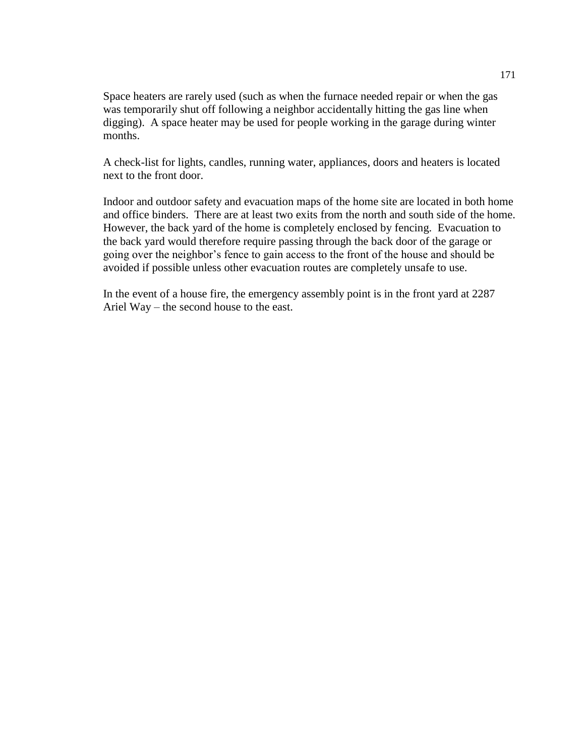Space heaters are rarely used (such as when the furnace needed repair or when the gas was temporarily shut off following a neighbor accidentally hitting the gas line when digging). A space heater may be used for people working in the garage during winter months.

A check-list for lights, candles, running water, appliances, doors and heaters is located next to the front door.

Indoor and outdoor safety and evacuation maps of the home site are located in both home and office binders. There are at least two exits from the north and south side of the home. However, the back yard of the home is completely enclosed by fencing. Evacuation to the back yard would therefore require passing through the back door of the garage or going over the neighbor's fence to gain access to the front of the house and should be avoided if possible unless other evacuation routes are completely unsafe to use.

In the event of a house fire, the emergency assembly point is in the front yard at 2287 Ariel Way – the second house to the east.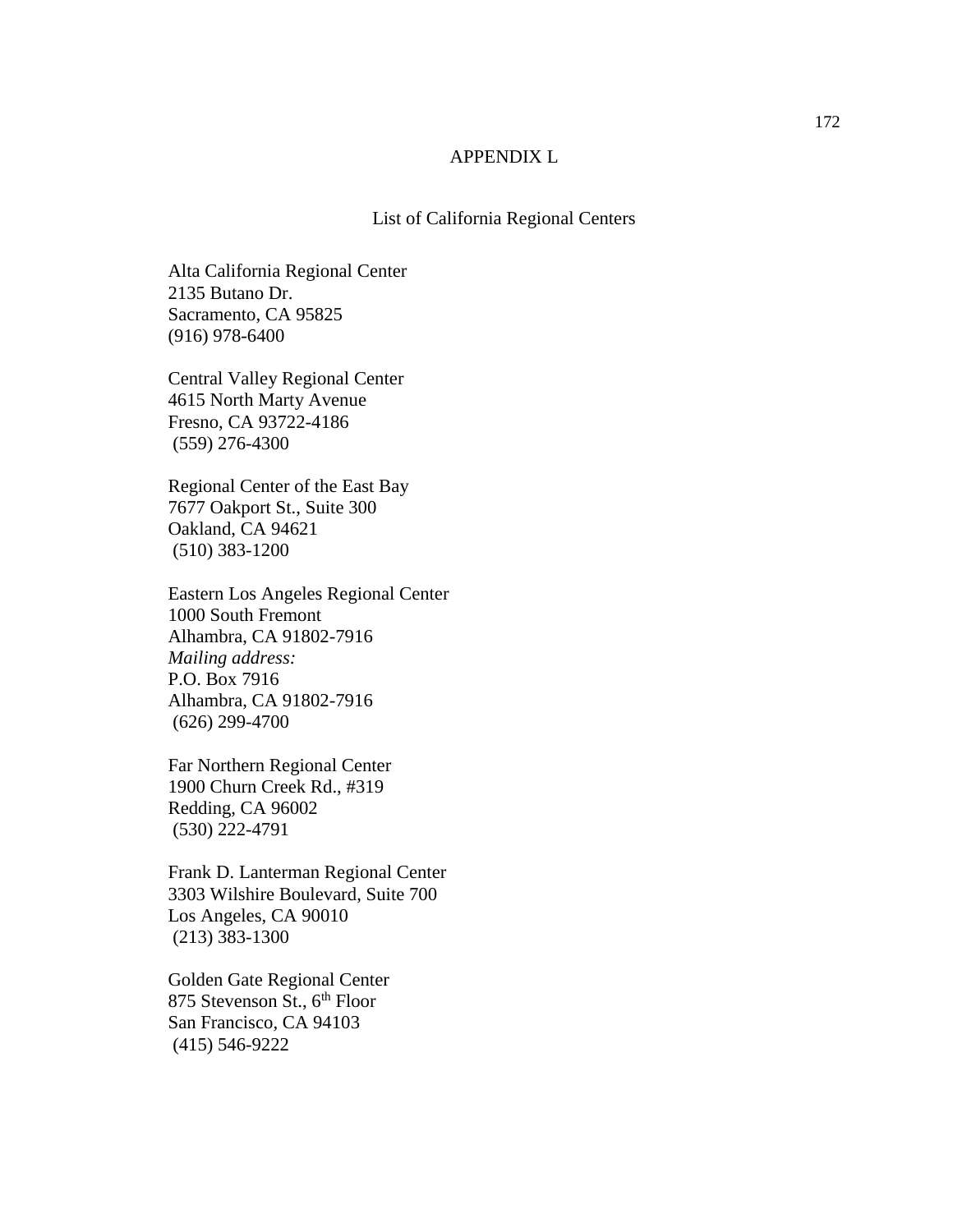# APPENDIX L

## List of California Regional Centers

Alta California Regional Center  
2135 Butano Dr.  
Sacramento, CA 95825  
(916) 978-6400

Central Valley Regional Center  
4615 North Marty Avenue  
Fresno, CA 93722-4186  
(559) 276-4300

Regional Center of the East Bay  
7677 Oakport St., Suite 300  
Oakland, CA 94621  
(510) 383-1200

Eastern Los Angeles Regional Center  
1000 South Fremont  
Alhambra, CA 91802-7916  
*Mailing address:*  
P.O. Box 7916  
Alhambra, CA 91802-7916  
(626) 299-4700

Far Northern Regional Center  
1900 Churn Creek Rd., #319  
Redding, CA 96002  
(530) 222-4791

Frank D. Lanterman Regional Center  
3303 Wilshire Boulevard, Suite 700  
Los Angeles, CA 90010  
(213) 383-1300

Golden Gate Regional Center  
875 Stevenson St., 6th Floor  
San Francisco, CA 94103  
(415) 546-9222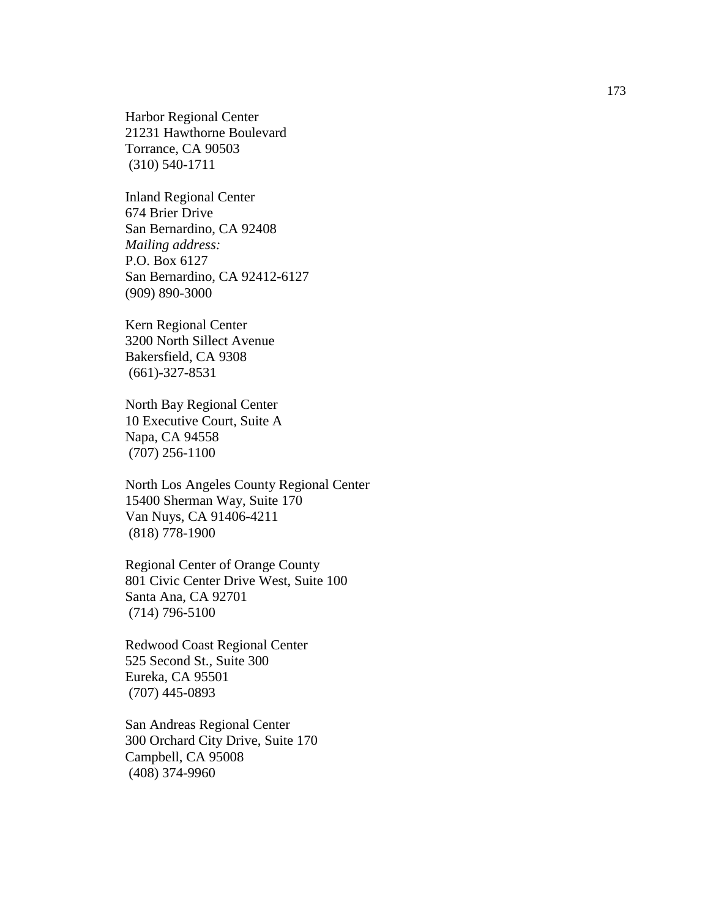Harbor Regional Center
21231 Hawthorne Boulevard
Torrance, CA 90503
(310) 540-1711

Inland Regional Center
674 Brier Drive
San Bernardino, CA 92408
*Mailing address:*
P.O. Box 6127
San Bernardino, CA 92412-6127
(909) 890-3000

Kern Regional Center
3200 North Sillect Avenue
Bakersfield, CA 9308
(661)-327-8531

North Bay Regional Center
10 Executive Court, Suite A
Napa, CA 94558
(707) 256-1100

North Los Angeles County Regional Center
15400 Sherman Way, Suite 170
Van Nuys, CA 91406-4211
(818) 778-1900

Regional Center of Orange County
801 Civic Center Drive West, Suite 100
Santa Ana, CA 92701
(714) 796-5100

Redwood Coast Regional Center
525 Second St., Suite 300
Eureka, CA 95501
(707) 445-0893

San Andreas Regional Center
300 Orchard City Drive, Suite 170
Campbell, CA 95008
(408) 374-9960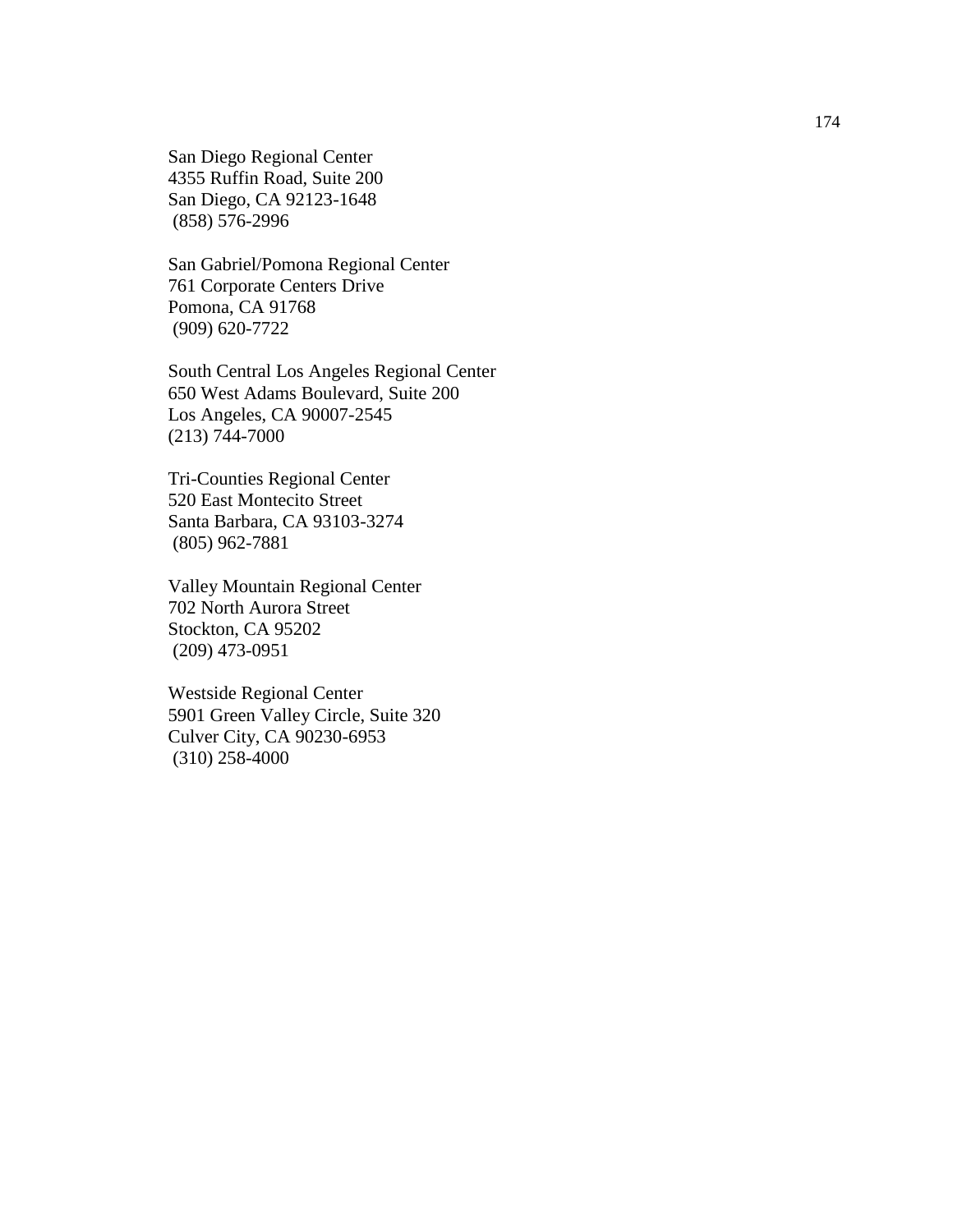San Diego Regional Center
4355 Ruffin Road, Suite 200
San Diego, CA 92123-1648
(858) 576-2996

San Gabriel/Pomona Regional Center
761 Corporate Centers Drive
Pomona, CA 91768
(909) 620-7722

South Central Los Angeles Regional Center
650 West Adams Boulevard, Suite 200
Los Angeles, CA 90007-2545
(213) 744-7000

Tri-Counties Regional Center
520 East Montecito Street
Santa Barbara, CA 93103-3274
(805) 962-7881

Valley Mountain Regional Center
702 North Aurora Street
Stockton, CA 95202
(209) 473-0951

Westside Regional Center
5901 Green Valley Circle, Suite 320
Culver City, CA 90230-6953
(310) 258-4000